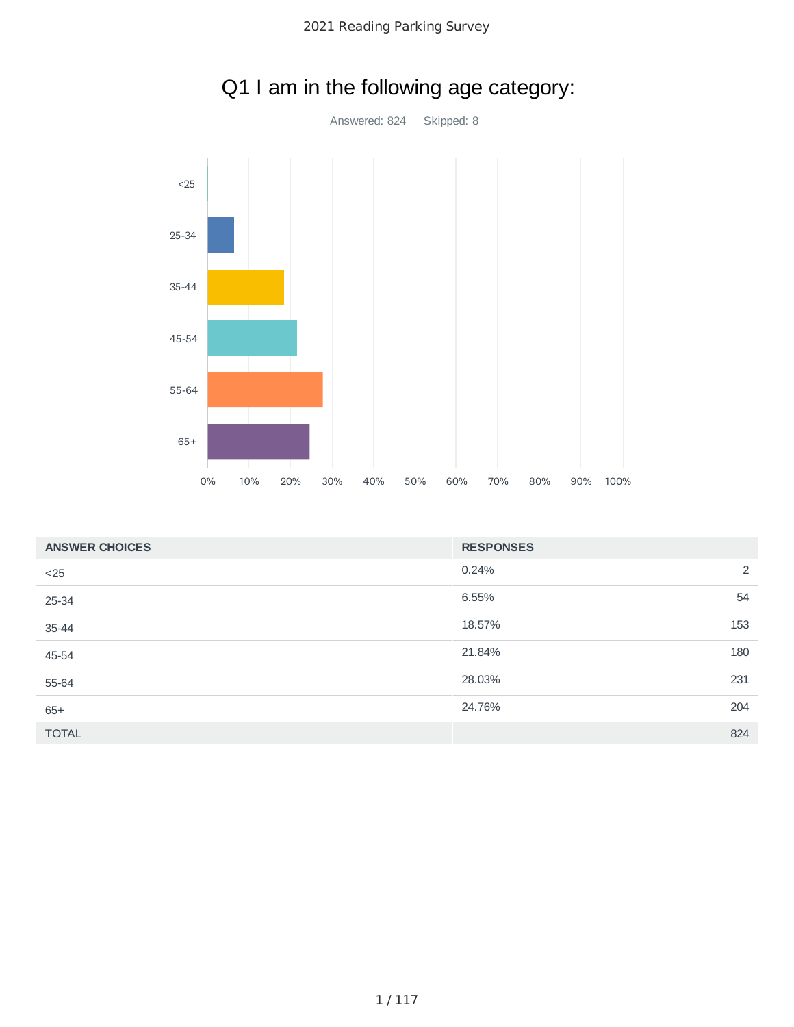# Q1 I am in the following age category:

Answered: 824    Skipped: 8

| ANSWER CHOICES | RESPONSES | |
|---|---|---|
| <25 | 0.24% | 2 |
| 25-34 | 6.55% | 54 |
| 35-44 | 18.57% | 153 |
| 45-54 | 21.84% | 180 |
| 55-64 | 28.03% | 231 |
| 65+ | 24.76% | 204 |
| TOTAL | | 824 |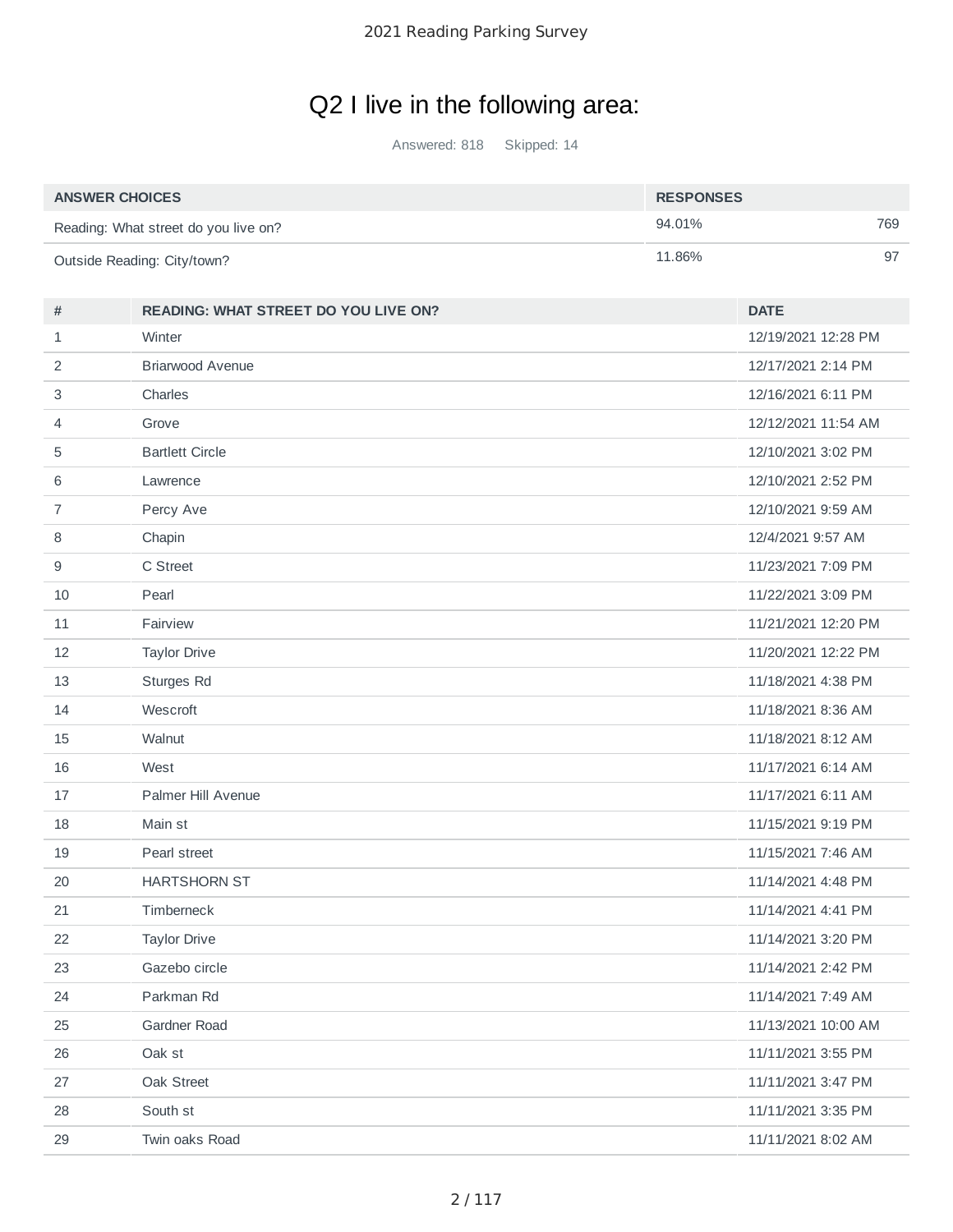# Q2 I live in the following area:

Answered: 818 Skipped: 14

| ANSWER CHOICES | RESPONSES | |
|---|---|---|
| Reading: What street do you live on? | 94.01% | 769 |
| Outside Reading: City/town? | 11.86% | 97 |

| # | READING: WHAT STREET DO YOU LIVE ON? | DATE |
|---|---|---|
| 1 | Winter | 12/19/2021 12:28 PM |
| 2 | Briarwood Avenue | 12/17/2021 2:14 PM |
| 3 | Charles | 12/16/2021 6:11 PM |
| 4 | Grove | 12/12/2021 11:54 AM |
| 5 | Bartlett Circle | 12/10/2021 3:02 PM |
| 6 | Lawrence | 12/10/2021 2:52 PM |
| 7 | Percy Ave | 12/10/2021 9:59 AM |
| 8 | Chapin | 12/4/2021 9:57 AM |
| 9 | C Street | 11/23/2021 7:09 PM |
| 10 | Pearl | 11/22/2021 3:09 PM |
| 11 | Fairview | 11/21/2021 12:20 PM |
| 12 | Taylor Drive | 11/20/2021 12:22 PM |
| 13 | Sturges Rd | 11/18/2021 4:38 PM |
| 14 | Wescroft | 11/18/2021 8:36 AM |
| 15 | Walnut | 11/18/2021 8:12 AM |
| 16 | West | 11/17/2021 6:14 AM |
| 17 | Palmer Hill Avenue | 11/17/2021 6:11 AM |
| 18 | Main st | 11/15/2021 9:19 PM |
| 19 | Pearl street | 11/15/2021 7:46 AM |
| 20 | HARTSHORN ST | 11/14/2021 4:48 PM |
| 21 | Timberneck | 11/14/2021 4:41 PM |
| 22 | Taylor Drive | 11/14/2021 3:20 PM |
| 23 | Gazebo circle | 11/14/2021 2:42 PM |
| 24 | Parkman Rd | 11/14/2021 7:49 AM |
| 25 | Gardner Road | 11/13/2021 10:00 AM |
| 26 | Oak st | 11/11/2021 3:55 PM |
| 27 | Oak Street | 11/11/2021 3:47 PM |
| 28 | South st | 11/11/2021 3:35 PM |
| 29 | Twin oaks Road | 11/11/2021 8:02 AM |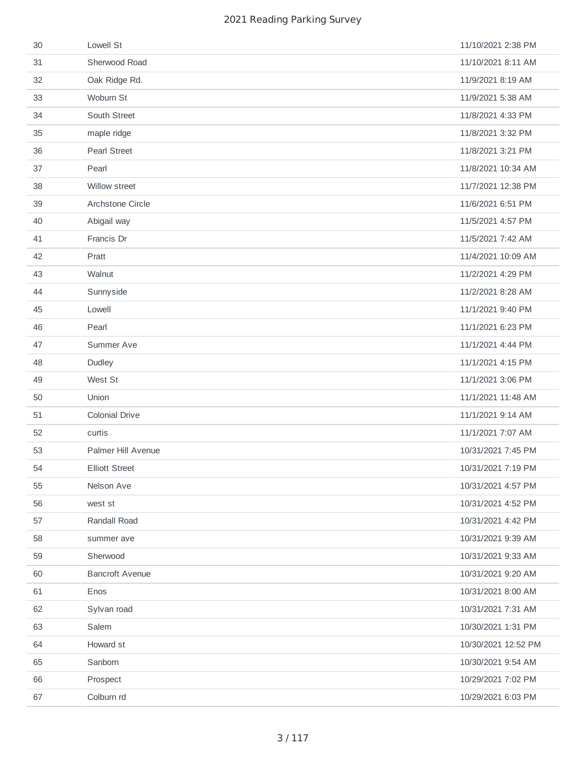| | | |
|---|---|---|
| 30 | Lowell St | 11/10/2021 2:38 PM |
| 31 | Sherwood Road | 11/10/2021 8:11 AM |
| 32 | Oak Ridge Rd. | 11/9/2021 8:19 AM |
| 33 | Woburn St | 11/9/2021 5:38 AM |
| 34 | South Street | 11/8/2021 4:33 PM |
| 35 | maple ridge | 11/8/2021 3:32 PM |
| 36 | Pearl Street | 11/8/2021 3:21 PM |
| 37 | Pearl | 11/8/2021 10:34 AM |
| 38 | Willow street | 11/7/2021 12:38 PM |
| 39 | Archstone Circle | 11/6/2021 6:51 PM |
| 40 | Abigail way | 11/5/2021 4:57 PM |
| 41 | Francis Dr | 11/5/2021 7:42 AM |
| 42 | Pratt | 11/4/2021 10:09 AM |
| 43 | Walnut | 11/2/2021 4:29 PM |
| 44 | Sunnyside | 11/2/2021 8:28 AM |
| 45 | Lowell | 11/1/2021 9:40 PM |
| 46 | Pearl | 11/1/2021 6:23 PM |
| 47 | Summer Ave | 11/1/2021 4:44 PM |
| 48 | Dudley | 11/1/2021 4:15 PM |
| 49 | West St | 11/1/2021 3:06 PM |
| 50 | Union | 11/1/2021 11:48 AM |
| 51 | Colonial Drive | 11/1/2021 9:14 AM |
| 52 | curtis | 11/1/2021 7:07 AM |
| 53 | Palmer Hill Avenue | 10/31/2021 7:45 PM |
| 54 | Elliott Street | 10/31/2021 7:19 PM |
| 55 | Nelson Ave | 10/31/2021 4:57 PM |
| 56 | west st | 10/31/2021 4:52 PM |
| 57 | Randall Road | 10/31/2021 4:42 PM |
| 58 | summer ave | 10/31/2021 9:39 AM |
| 59 | Sherwood | 10/31/2021 9:33 AM |
| 60 | Bancroft Avenue | 10/31/2021 9:20 AM |
| 61 | Enos | 10/31/2021 8:00 AM |
| 62 | Sylvan road | 10/31/2021 7:31 AM |
| 63 | Salem | 10/30/2021 1:31 PM |
| 64 | Howard st | 10/30/2021 12:52 PM |
| 65 | Sanborn | 10/30/2021 9:54 AM |
| 66 | Prospect | 10/29/2021 7:02 PM |
| 67 | Colburn rd | 10/29/2021 6:03 PM |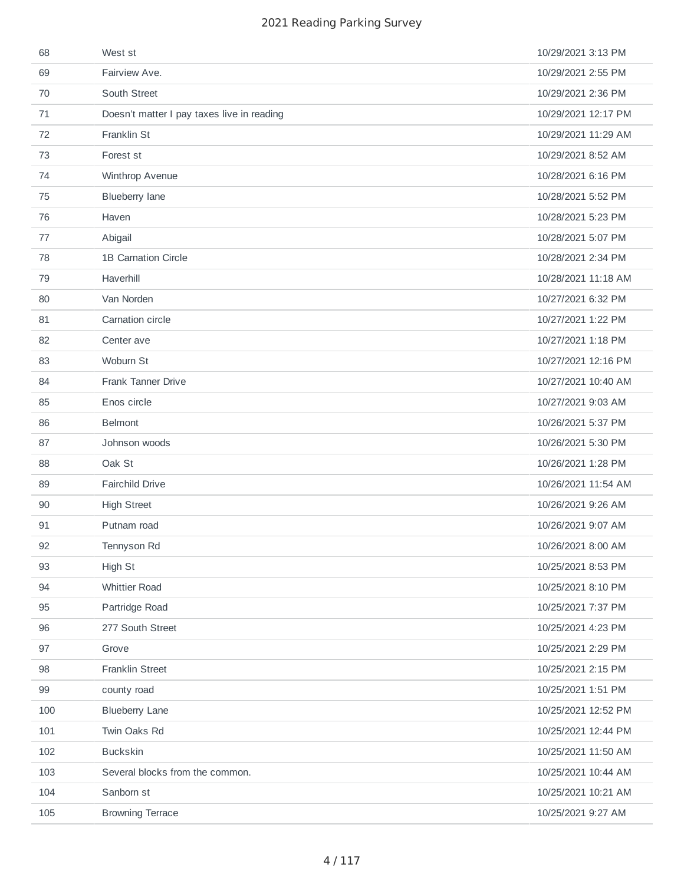| | | |
|---|---|---|
| 68 | West st | 10/29/2021 3:13 PM |
| 69 | Fairview Ave. | 10/29/2021 2:55 PM |
| 70 | South Street | 10/29/2021 2:36 PM |
| 71 | Doesn't matter I pay taxes live in reading | 10/29/2021 12:17 PM |
| 72 | Franklin St | 10/29/2021 11:29 AM |
| 73 | Forest st | 10/29/2021 8:52 AM |
| 74 | Winthrop Avenue | 10/28/2021 6:16 PM |
| 75 | Blueberry lane | 10/28/2021 5:52 PM |
| 76 | Haven | 10/28/2021 5:23 PM |
| 77 | Abigail | 10/28/2021 5:07 PM |
| 78 | 1B Carnation Circle | 10/28/2021 2:34 PM |
| 79 | Haverhill | 10/28/2021 11:18 AM |
| 80 | Van Norden | 10/27/2021 6:32 PM |
| 81 | Carnation circle | 10/27/2021 1:22 PM |
| 82 | Center ave | 10/27/2021 1:18 PM |
| 83 | Woburn St | 10/27/2021 12:16 PM |
| 84 | Frank Tanner Drive | 10/27/2021 10:40 AM |
| 85 | Enos circle | 10/27/2021 9:03 AM |
| 86 | Belmont | 10/26/2021 5:37 PM |
| 87 | Johnson woods | 10/26/2021 5:30 PM |
| 88 | Oak St | 10/26/2021 1:28 PM |
| 89 | Fairchild Drive | 10/26/2021 11:54 AM |
| 90 | High Street | 10/26/2021 9:26 AM |
| 91 | Putnam road | 10/26/2021 9:07 AM |
| 92 | Tennyson Rd | 10/26/2021 8:00 AM |
| 93 | High St | 10/25/2021 8:53 PM |
| 94 | Whittier Road | 10/25/2021 8:10 PM |
| 95 | Partridge Road | 10/25/2021 7:37 PM |
| 96 | 277 South Street | 10/25/2021 4:23 PM |
| 97 | Grove | 10/25/2021 2:29 PM |
| 98 | Franklin Street | 10/25/2021 2:15 PM |
| 99 | county road | 10/25/2021 1:51 PM |
| 100 | Blueberry Lane | 10/25/2021 12:52 PM |
| 101 | Twin Oaks Rd | 10/25/2021 12:44 PM |
| 102 | Buckskin | 10/25/2021 11:50 AM |
| 103 | Several blocks from the common. | 10/25/2021 10:44 AM |
| 104 | Sanborn st | 10/25/2021 10:21 AM |
| 105 | Browning Terrace | 10/25/2021 9:27 AM |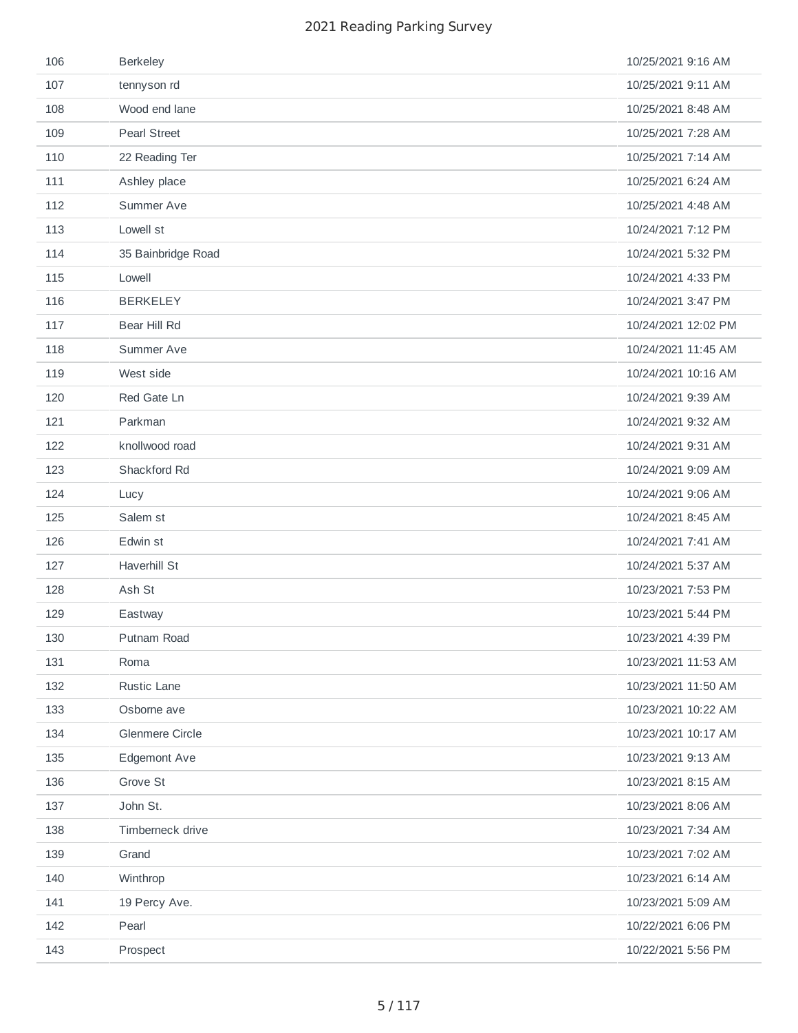| | | |
|---|---|---|
| 106 | Berkeley | 10/25/2021 9:16 AM |
| 107 | tennyson rd | 10/25/2021 9:11 AM |
| 108 | Wood end lane | 10/25/2021 8:48 AM |
| 109 | Pearl Street | 10/25/2021 7:28 AM |
| 110 | 22 Reading Ter | 10/25/2021 7:14 AM |
| 111 | Ashley place | 10/25/2021 6:24 AM |
| 112 | Summer Ave | 10/25/2021 4:48 AM |
| 113 | Lowell st | 10/24/2021 7:12 PM |
| 114 | 35 Bainbridge Road | 10/24/2021 5:32 PM |
| 115 | Lowell | 10/24/2021 4:33 PM |
| 116 | BERKELEY | 10/24/2021 3:47 PM |
| 117 | Bear Hill Rd | 10/24/2021 12:02 PM |
| 118 | Summer Ave | 10/24/2021 11:45 AM |
| 119 | West side | 10/24/2021 10:16 AM |
| 120 | Red Gate Ln | 10/24/2021 9:39 AM |
| 121 | Parkman | 10/24/2021 9:32 AM |
| 122 | knollwood road | 10/24/2021 9:31 AM |
| 123 | Shackford Rd | 10/24/2021 9:09 AM |
| 124 | Lucy | 10/24/2021 9:06 AM |
| 125 | Salem st | 10/24/2021 8:45 AM |
| 126 | Edwin st | 10/24/2021 7:41 AM |
| 127 | Haverhill St | 10/24/2021 5:37 AM |
| 128 | Ash St | 10/23/2021 7:53 PM |
| 129 | Eastway | 10/23/2021 5:44 PM |
| 130 | Putnam Road | 10/23/2021 4:39 PM |
| 131 | Roma | 10/23/2021 11:53 AM |
| 132 | Rustic Lane | 10/23/2021 11:50 AM |
| 133 | Osborne ave | 10/23/2021 10:22 AM |
| 134 | Glenmere Circle | 10/23/2021 10:17 AM |
| 135 | Edgemont Ave | 10/23/2021 9:13 AM |
| 136 | Grove St | 10/23/2021 8:15 AM |
| 137 | John St. | 10/23/2021 8:06 AM |
| 138 | Timberneck drive | 10/23/2021 7:34 AM |
| 139 | Grand | 10/23/2021 7:02 AM |
| 140 | Winthrop | 10/23/2021 6:14 AM |
| 141 | 19 Percy Ave. | 10/23/2021 5:09 AM |
| 142 | Pearl | 10/22/2021 6:06 PM |
| 143 | Prospect | 10/22/2021 5:56 PM |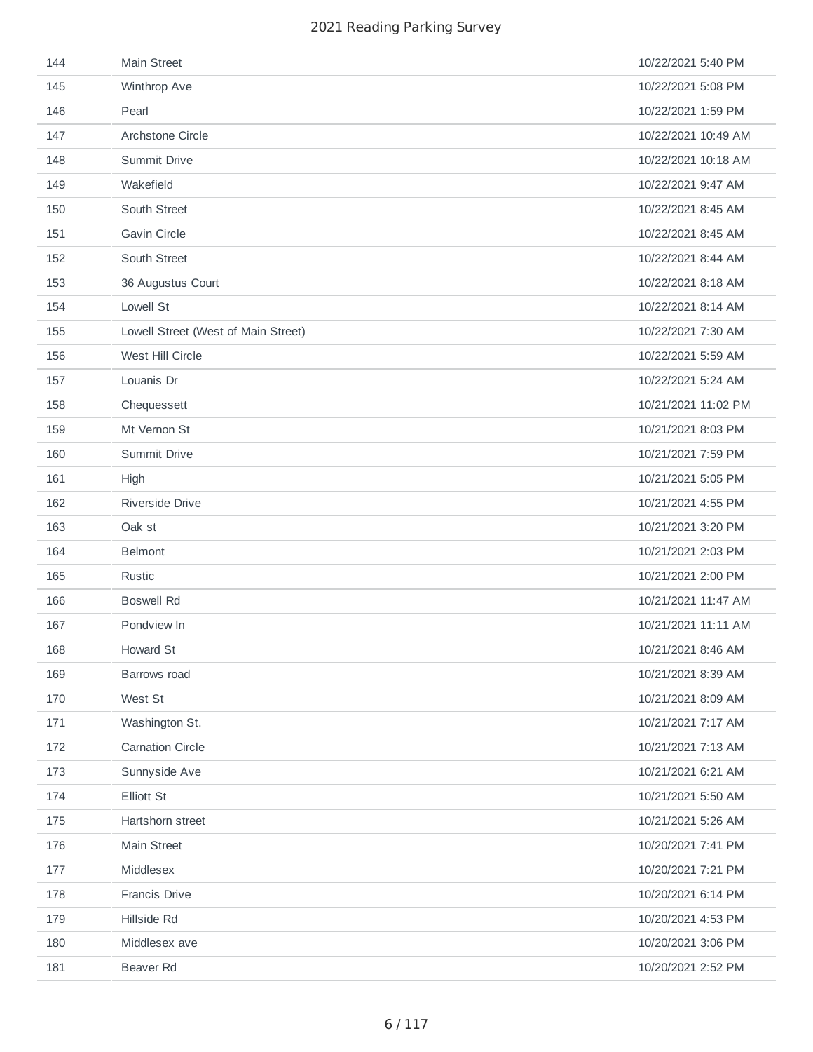| | | |
|---|---|---|
| 144 | Main Street | 10/22/2021 5:40 PM |
| 145 | Winthrop Ave | 10/22/2021 5:08 PM |
| 146 | Pearl | 10/22/2021 1:59 PM |
| 147 | Archstone Circle | 10/22/2021 10:49 AM |
| 148 | Summit Drive | 10/22/2021 10:18 AM |
| 149 | Wakefield | 10/22/2021 9:47 AM |
| 150 | South Street | 10/22/2021 8:45 AM |
| 151 | Gavin Circle | 10/22/2021 8:45 AM |
| 152 | South Street | 10/22/2021 8:44 AM |
| 153 | 36 Augustus Court | 10/22/2021 8:18 AM |
| 154 | Lowell St | 10/22/2021 8:14 AM |
| 155 | Lowell Street (West of Main Street) | 10/22/2021 7:30 AM |
| 156 | West Hill Circle | 10/22/2021 5:59 AM |
| 157 | Louanis Dr | 10/22/2021 5:24 AM |
| 158 | Chequessett | 10/21/2021 11:02 PM |
| 159 | Mt Vernon St | 10/21/2021 8:03 PM |
| 160 | Summit Drive | 10/21/2021 7:59 PM |
| 161 | High | 10/21/2021 5:05 PM |
| 162 | Riverside Drive | 10/21/2021 4:55 PM |
| 163 | Oak st | 10/21/2021 3:20 PM |
| 164 | Belmont | 10/21/2021 2:03 PM |
| 165 | Rustic | 10/21/2021 2:00 PM |
| 166 | Boswell Rd | 10/21/2021 11:47 AM |
| 167 | Pondview ln | 10/21/2021 11:11 AM |
| 168 | Howard St | 10/21/2021 8:46 AM |
| 169 | Barrows road | 10/21/2021 8:39 AM |
| 170 | West St | 10/21/2021 8:09 AM |
| 171 | Washington St. | 10/21/2021 7:17 AM |
| 172 | Carnation Circle | 10/21/2021 7:13 AM |
| 173 | Sunnyside Ave | 10/21/2021 6:21 AM |
| 174 | Elliott St | 10/21/2021 5:50 AM |
| 175 | Hartshorn street | 10/21/2021 5:26 AM |
| 176 | Main Street | 10/20/2021 7:41 PM |
| 177 | Middlesex | 10/20/2021 7:21 PM |
| 178 | Francis Drive | 10/20/2021 6:14 PM |
| 179 | Hillside Rd | 10/20/2021 4:53 PM |
| 180 | Middlesex ave | 10/20/2021 3:06 PM |
| 181 | Beaver Rd | 10/20/2021 2:52 PM |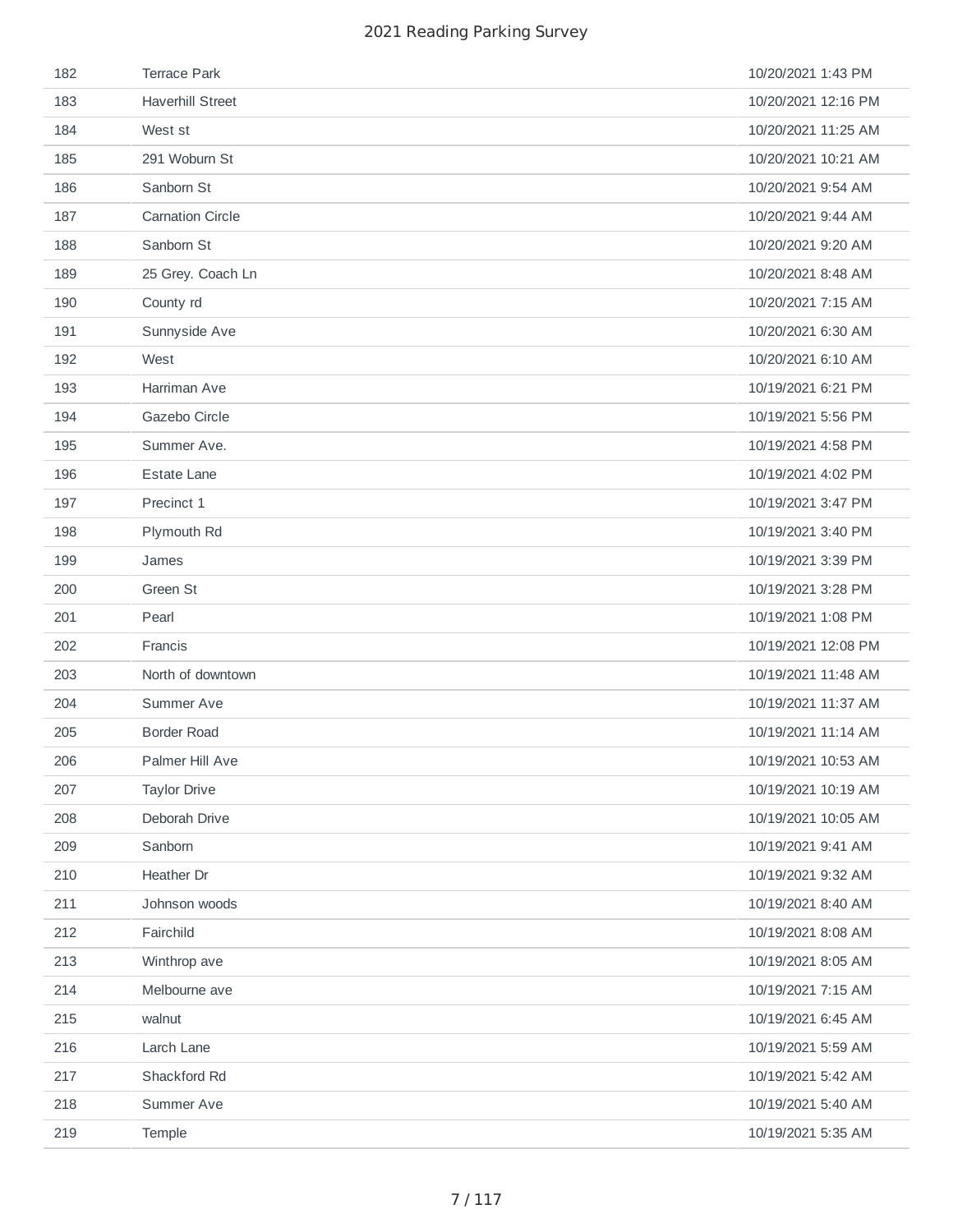| 182 | Terrace Park | 10/20/2021 1:43 PM |
|---|---|---|
| 183 | Haverhill Street | 10/20/2021 12:16 PM |
| 184 | West st | 10/20/2021 11:25 AM |
| 185 | 291 Woburn St | 10/20/2021 10:21 AM |
| 186 | Sanborn St | 10/20/2021 9:54 AM |
| 187 | Carnation Circle | 10/20/2021 9:44 AM |
| 188 | Sanborn St | 10/20/2021 9:20 AM |
| 189 | 25 Grey. Coach Ln | 10/20/2021 8:48 AM |
| 190 | County rd | 10/20/2021 7:15 AM |
| 191 | Sunnyside Ave | 10/20/2021 6:30 AM |
| 192 | West | 10/20/2021 6:10 AM |
| 193 | Harriman Ave | 10/19/2021 6:21 PM |
| 194 | Gazebo Circle | 10/19/2021 5:56 PM |
| 195 | Summer Ave. | 10/19/2021 4:58 PM |
| 196 | Estate Lane | 10/19/2021 4:02 PM |
| 197 | Precinct 1 | 10/19/2021 3:47 PM |
| 198 | Plymouth Rd | 10/19/2021 3:40 PM |
| 199 | James | 10/19/2021 3:39 PM |
| 200 | Green St | 10/19/2021 3:28 PM |
| 201 | Pearl | 10/19/2021 1:08 PM |
| 202 | Francis | 10/19/2021 12:08 PM |
| 203 | North of downtown | 10/19/2021 11:48 AM |
| 204 | Summer Ave | 10/19/2021 11:37 AM |
| 205 | Border Road | 10/19/2021 11:14 AM |
| 206 | Palmer Hill Ave | 10/19/2021 10:53 AM |
| 207 | Taylor Drive | 10/19/2021 10:19 AM |
| 208 | Deborah Drive | 10/19/2021 10:05 AM |
| 209 | Sanborn | 10/19/2021 9:41 AM |
| 210 | Heather Dr | 10/19/2021 9:32 AM |
| 211 | Johnson woods | 10/19/2021 8:40 AM |
| 212 | Fairchild | 10/19/2021 8:08 AM |
| 213 | Winthrop ave | 10/19/2021 8:05 AM |
| 214 | Melbourne ave | 10/19/2021 7:15 AM |
| 215 | walnut | 10/19/2021 6:45 AM |
| 216 | Larch Lane | 10/19/2021 5:59 AM |
| 217 | Shackford Rd | 10/19/2021 5:42 AM |
| 218 | Summer Ave | 10/19/2021 5:40 AM |
| 219 | Temple | 10/19/2021 5:35 AM |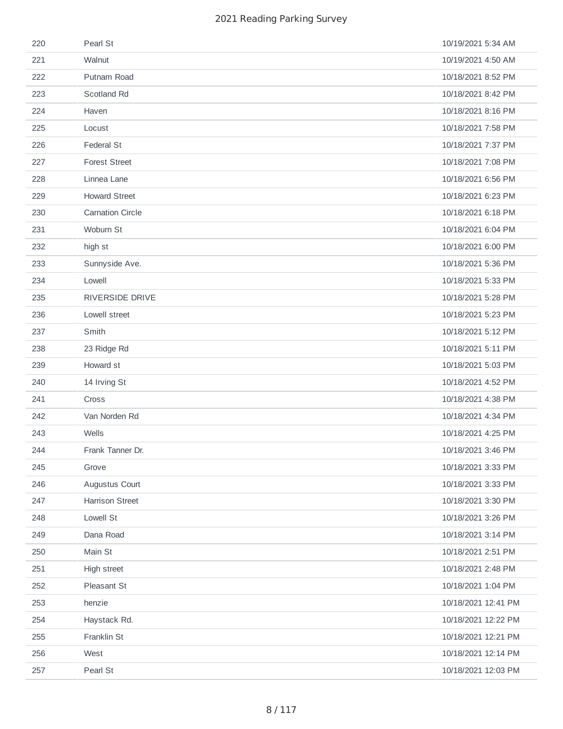| | | |
|---|---|---|
| 220 | Pearl St | 10/19/2021 5:34 AM |
| 221 | Walnut | 10/19/2021 4:50 AM |
| 222 | Putnam Road | 10/18/2021 8:52 PM |
| 223 | Scotland Rd | 10/18/2021 8:42 PM |
| 224 | Haven | 10/18/2021 8:16 PM |
| 225 | Locust | 10/18/2021 7:58 PM |
| 226 | Federal St | 10/18/2021 7:37 PM |
| 227 | Forest Street | 10/18/2021 7:08 PM |
| 228 | Linnea Lane | 10/18/2021 6:56 PM |
| 229 | Howard Street | 10/18/2021 6:23 PM |
| 230 | Carnation Circle | 10/18/2021 6:18 PM |
| 231 | Woburn St | 10/18/2021 6:04 PM |
| 232 | high st | 10/18/2021 6:00 PM |
| 233 | Sunnyside Ave. | 10/18/2021 5:36 PM |
| 234 | Lowell | 10/18/2021 5:33 PM |
| 235 | RIVERSIDE DRIVE | 10/18/2021 5:28 PM |
| 236 | Lowell street | 10/18/2021 5:23 PM |
| 237 | Smith | 10/18/2021 5:12 PM |
| 238 | 23 Ridge Rd | 10/18/2021 5:11 PM |
| 239 | Howard st | 10/18/2021 5:03 PM |
| 240 | 14 Irving St | 10/18/2021 4:52 PM |
| 241 | Cross | 10/18/2021 4:38 PM |
| 242 | Van Norden Rd | 10/18/2021 4:34 PM |
| 243 | Wells | 10/18/2021 4:25 PM |
| 244 | Frank Tanner Dr. | 10/18/2021 3:46 PM |
| 245 | Grove | 10/18/2021 3:33 PM |
| 246 | Augustus Court | 10/18/2021 3:33 PM |
| 247 | Harrison Street | 10/18/2021 3:30 PM |
| 248 | Lowell St | 10/18/2021 3:26 PM |
| 249 | Dana Road | 10/18/2021 3:14 PM |
| 250 | Main St | 10/18/2021 2:51 PM |
| 251 | High street | 10/18/2021 2:48 PM |
| 252 | Pleasant St | 10/18/2021 1:04 PM |
| 253 | henzie | 10/18/2021 12:41 PM |
| 254 | Haystack Rd. | 10/18/2021 12:22 PM |
| 255 | Franklin St | 10/18/2021 12:21 PM |
| 256 | West | 10/18/2021 12:14 PM |
| 257 | Pearl St | 10/18/2021 12:03 PM |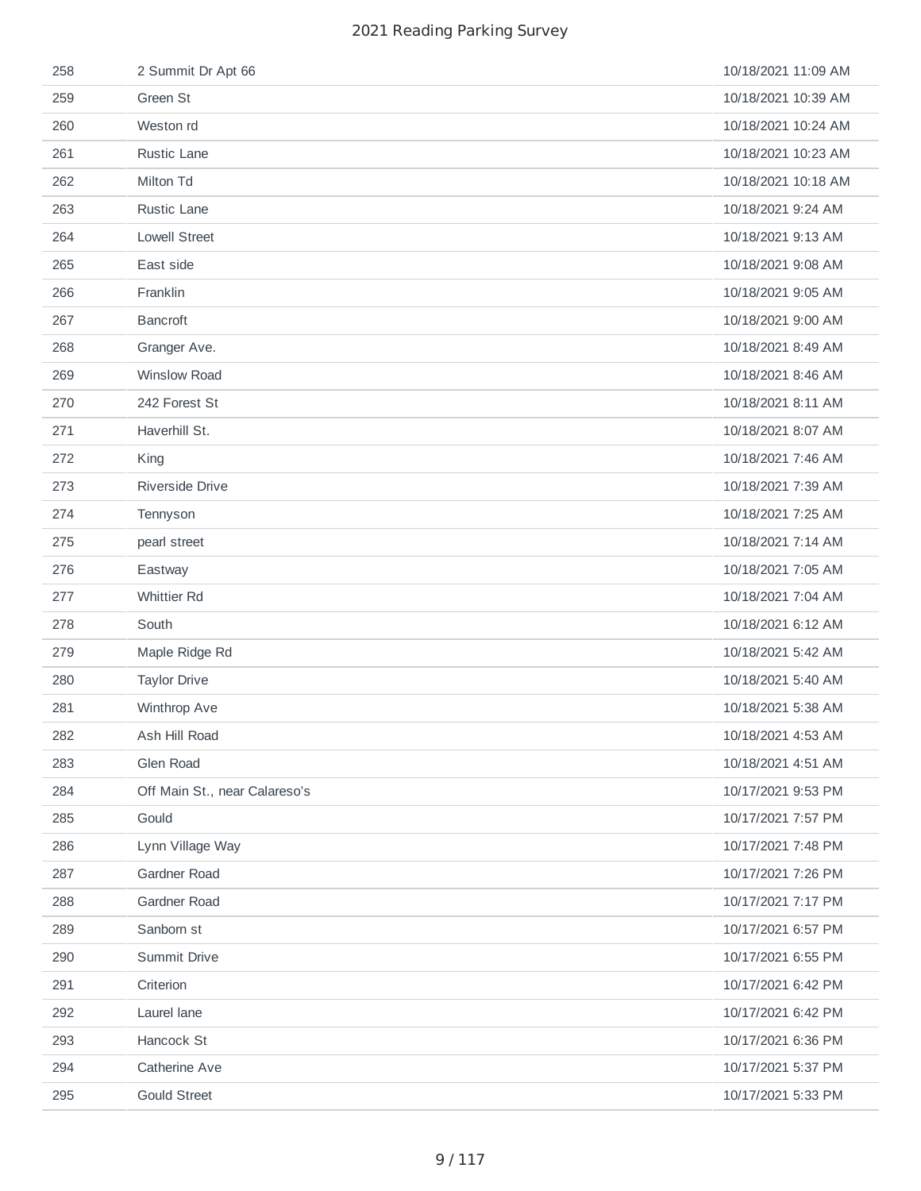| | | |
|---|---|---|
| 258 | 2 Summit Dr Apt 66 | 10/18/2021 11:09 AM |
| 259 | Green St | 10/18/2021 10:39 AM |
| 260 | Weston rd | 10/18/2021 10:24 AM |
| 261 | Rustic Lane | 10/18/2021 10:23 AM |
| 262 | Milton Td | 10/18/2021 10:18 AM |
| 263 | Rustic Lane | 10/18/2021 9:24 AM |
| 264 | Lowell Street | 10/18/2021 9:13 AM |
| 265 | East side | 10/18/2021 9:08 AM |
| 266 | Franklin | 10/18/2021 9:05 AM |
| 267 | Bancroft | 10/18/2021 9:00 AM |
| 268 | Granger Ave. | 10/18/2021 8:49 AM |
| 269 | Winslow Road | 10/18/2021 8:46 AM |
| 270 | 242 Forest St | 10/18/2021 8:11 AM |
| 271 | Haverhill St. | 10/18/2021 8:07 AM |
| 272 | King | 10/18/2021 7:46 AM |
| 273 | Riverside Drive | 10/18/2021 7:39 AM |
| 274 | Tennyson | 10/18/2021 7:25 AM |
| 275 | pearl street | 10/18/2021 7:14 AM |
| 276 | Eastway | 10/18/2021 7:05 AM |
| 277 | Whittier Rd | 10/18/2021 7:04 AM |
| 278 | South | 10/18/2021 6:12 AM |
| 279 | Maple Ridge Rd | 10/18/2021 5:42 AM |
| 280 | Taylor Drive | 10/18/2021 5:40 AM |
| 281 | Winthrop Ave | 10/18/2021 5:38 AM |
| 282 | Ash Hill Road | 10/18/2021 4:53 AM |
| 283 | Glen Road | 10/18/2021 4:51 AM |
| 284 | Off Main St., near Calareso's | 10/17/2021 9:53 PM |
| 285 | Gould | 10/17/2021 7:57 PM |
| 286 | Lynn Village Way | 10/17/2021 7:48 PM |
| 287 | Gardner Road | 10/17/2021 7:26 PM |
| 288 | Gardner Road | 10/17/2021 7:17 PM |
| 289 | Sanborn st | 10/17/2021 6:57 PM |
| 290 | Summit Drive | 10/17/2021 6:55 PM |
| 291 | Criterion | 10/17/2021 6:42 PM |
| 292 | Laurel lane | 10/17/2021 6:42 PM |
| 293 | Hancock St | 10/17/2021 6:36 PM |
| 294 | Catherine Ave | 10/17/2021 5:37 PM |
| 295 | Gould Street | 10/17/2021 5:33 PM |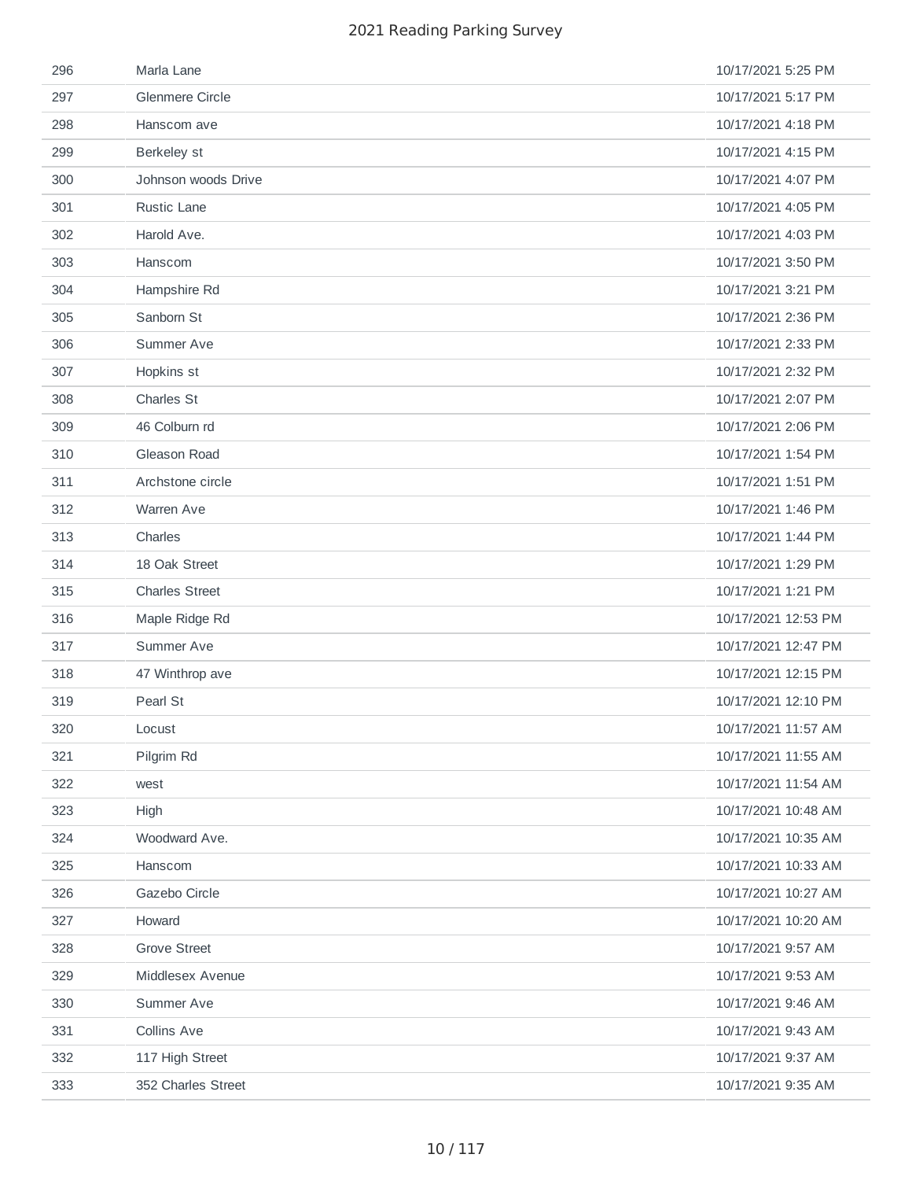| | | |
|---|---|---|
| 296 | Marla Lane | 10/17/2021 5:25 PM |
| 297 | Glenmere Circle | 10/17/2021 5:17 PM |
| 298 | Hanscom ave | 10/17/2021 4:18 PM |
| 299 | Berkeley st | 10/17/2021 4:15 PM |
| 300 | Johnson woods Drive | 10/17/2021 4:07 PM |
| 301 | Rustic Lane | 10/17/2021 4:05 PM |
| 302 | Harold Ave. | 10/17/2021 4:03 PM |
| 303 | Hanscom | 10/17/2021 3:50 PM |
| 304 | Hampshire Rd | 10/17/2021 3:21 PM |
| 305 | Sanborn St | 10/17/2021 2:36 PM |
| 306 | Summer Ave | 10/17/2021 2:33 PM |
| 307 | Hopkins st | 10/17/2021 2:32 PM |
| 308 | Charles St | 10/17/2021 2:07 PM |
| 309 | 46 Colburn rd | 10/17/2021 2:06 PM |
| 310 | Gleason Road | 10/17/2021 1:54 PM |
| 311 | Archstone circle | 10/17/2021 1:51 PM |
| 312 | Warren Ave | 10/17/2021 1:46 PM |
| 313 | Charles | 10/17/2021 1:44 PM |
| 314 | 18 Oak Street | 10/17/2021 1:29 PM |
| 315 | Charles Street | 10/17/2021 1:21 PM |
| 316 | Maple Ridge Rd | 10/17/2021 12:53 PM |
| 317 | Summer Ave | 10/17/2021 12:47 PM |
| 318 | 47 Winthrop ave | 10/17/2021 12:15 PM |
| 319 | Pearl St | 10/17/2021 12:10 PM |
| 320 | Locust | 10/17/2021 11:57 AM |
| 321 | Pilgrim Rd | 10/17/2021 11:55 AM |
| 322 | west | 10/17/2021 11:54 AM |
| 323 | High | 10/17/2021 10:48 AM |
| 324 | Woodward Ave. | 10/17/2021 10:35 AM |
| 325 | Hanscom | 10/17/2021 10:33 AM |
| 326 | Gazebo Circle | 10/17/2021 10:27 AM |
| 327 | Howard | 10/17/2021 10:20 AM |
| 328 | Grove Street | 10/17/2021 9:57 AM |
| 329 | Middlesex Avenue | 10/17/2021 9:53 AM |
| 330 | Summer Ave | 10/17/2021 9:46 AM |
| 331 | Collins Ave | 10/17/2021 9:43 AM |
| 332 | 117 High Street | 10/17/2021 9:37 AM |
| 333 | 352 Charles Street | 10/17/2021 9:35 AM |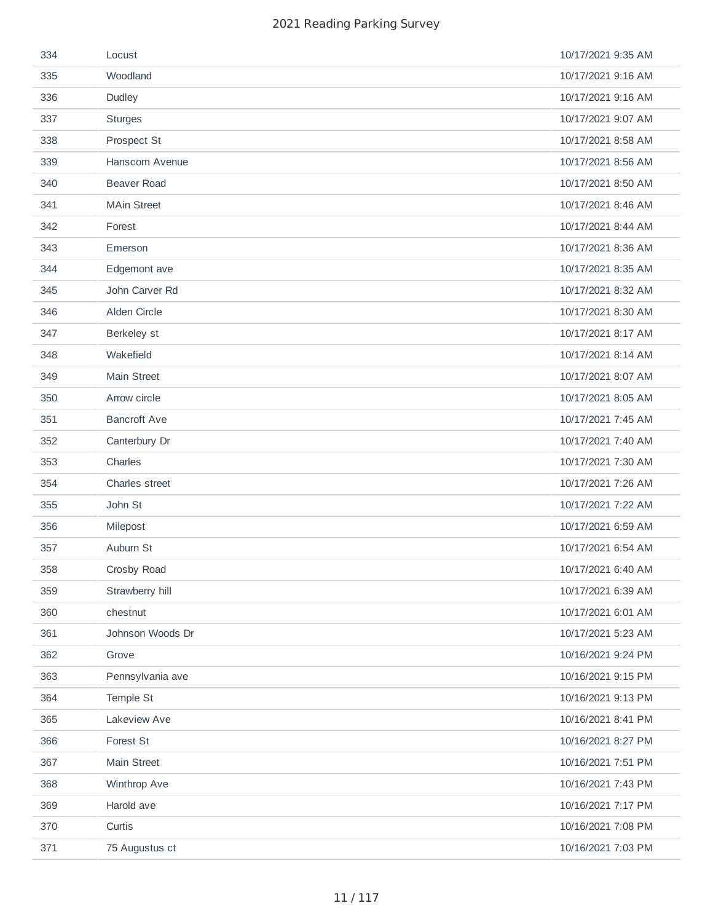| | | |
|---|---|---|
| 334 | Locust | 10/17/2021 9:35 AM |
| 335 | Woodland | 10/17/2021 9:16 AM |
| 336 | Dudley | 10/17/2021 9:16 AM |
| 337 | Sturges | 10/17/2021 9:07 AM |
| 338 | Prospect St | 10/17/2021 8:58 AM |
| 339 | Hanscom Avenue | 10/17/2021 8:56 AM |
| 340 | Beaver Road | 10/17/2021 8:50 AM |
| 341 | MAin Street | 10/17/2021 8:46 AM |
| 342 | Forest | 10/17/2021 8:44 AM |
| 343 | Emerson | 10/17/2021 8:36 AM |
| 344 | Edgemont ave | 10/17/2021 8:35 AM |
| 345 | John Carver Rd | 10/17/2021 8:32 AM |
| 346 | Alden Circle | 10/17/2021 8:30 AM |
| 347 | Berkeley st | 10/17/2021 8:17 AM |
| 348 | Wakefield | 10/17/2021 8:14 AM |
| 349 | Main Street | 10/17/2021 8:07 AM |
| 350 | Arrow circle | 10/17/2021 8:05 AM |
| 351 | Bancroft Ave | 10/17/2021 7:45 AM |
| 352 | Canterbury Dr | 10/17/2021 7:40 AM |
| 353 | Charles | 10/17/2021 7:30 AM |
| 354 | Charles street | 10/17/2021 7:26 AM |
| 355 | John St | 10/17/2021 7:22 AM |
| 356 | Milepost | 10/17/2021 6:59 AM |
| 357 | Auburn St | 10/17/2021 6:54 AM |
| 358 | Crosby Road | 10/17/2021 6:40 AM |
| 359 | Strawberry hill | 10/17/2021 6:39 AM |
| 360 | chestnut | 10/17/2021 6:01 AM |
| 361 | Johnson Woods Dr | 10/17/2021 5:23 AM |
| 362 | Grove | 10/16/2021 9:24 PM |
| 363 | Pennsylvania ave | 10/16/2021 9:15 PM |
| 364 | Temple St | 10/16/2021 9:13 PM |
| 365 | Lakeview Ave | 10/16/2021 8:41 PM |
| 366 | Forest St | 10/16/2021 8:27 PM |
| 367 | Main Street | 10/16/2021 7:51 PM |
| 368 | Winthrop Ave | 10/16/2021 7:43 PM |
| 369 | Harold ave | 10/16/2021 7:17 PM |
| 370 | Curtis | 10/16/2021 7:08 PM |
| 371 | 75 Augustus ct | 10/16/2021 7:03 PM |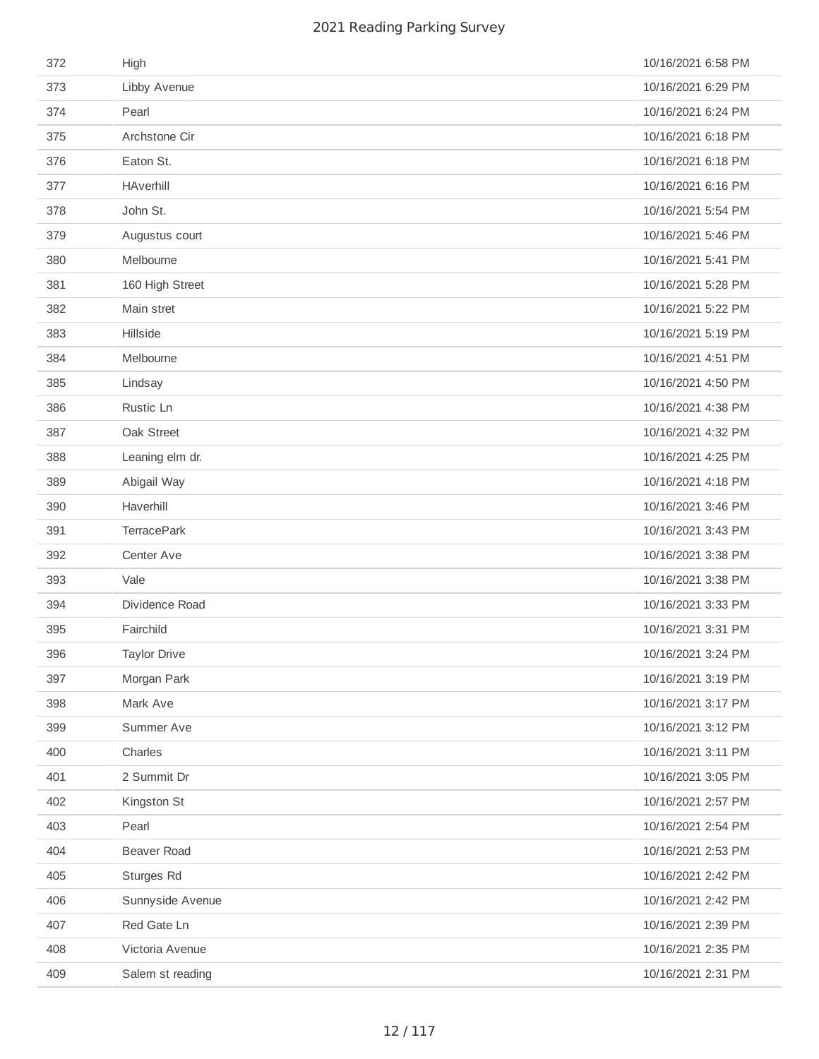| | | |
|---|---|---|
| 372 | High | 10/16/2021 6:58 PM |
| 373 | Libby Avenue | 10/16/2021 6:29 PM |
| 374 | Pearl | 10/16/2021 6:24 PM |
| 375 | Archstone Cir | 10/16/2021 6:18 PM |
| 376 | Eaton St. | 10/16/2021 6:18 PM |
| 377 | HAverhill | 10/16/2021 6:16 PM |
| 378 | John St. | 10/16/2021 5:54 PM |
| 379 | Augustus court | 10/16/2021 5:46 PM |
| 380 | Melbourne | 10/16/2021 5:41 PM |
| 381 | 160 High Street | 10/16/2021 5:28 PM |
| 382 | Main stret | 10/16/2021 5:22 PM |
| 383 | Hillside | 10/16/2021 5:19 PM |
| 384 | Melbourne | 10/16/2021 4:51 PM |
| 385 | Lindsay | 10/16/2021 4:50 PM |
| 386 | Rustic Ln | 10/16/2021 4:38 PM |
| 387 | Oak Street | 10/16/2021 4:32 PM |
| 388 | Leaning elm dr. | 10/16/2021 4:25 PM |
| 389 | Abigail Way | 10/16/2021 4:18 PM |
| 390 | Haverhill | 10/16/2021 3:46 PM |
| 391 | TerracePark | 10/16/2021 3:43 PM |
| 392 | Center Ave | 10/16/2021 3:38 PM |
| 393 | Vale | 10/16/2021 3:38 PM |
| 394 | Dividence Road | 10/16/2021 3:33 PM |
| 395 | Fairchild | 10/16/2021 3:31 PM |
| 396 | Taylor Drive | 10/16/2021 3:24 PM |
| 397 | Morgan Park | 10/16/2021 3:19 PM |
| 398 | Mark Ave | 10/16/2021 3:17 PM |
| 399 | Summer Ave | 10/16/2021 3:12 PM |
| 400 | Charles | 10/16/2021 3:11 PM |
| 401 | 2 Summit Dr | 10/16/2021 3:05 PM |
| 402 | Kingston St | 10/16/2021 2:57 PM |
| 403 | Pearl | 10/16/2021 2:54 PM |
| 404 | Beaver Road | 10/16/2021 2:53 PM |
| 405 | Sturges Rd | 10/16/2021 2:42 PM |
| 406 | Sunnyside Avenue | 10/16/2021 2:42 PM |
| 407 | Red Gate Ln | 10/16/2021 2:39 PM |
| 408 | Victoria Avenue | 10/16/2021 2:35 PM |
| 409 | Salem st reading | 10/16/2021 2:31 PM |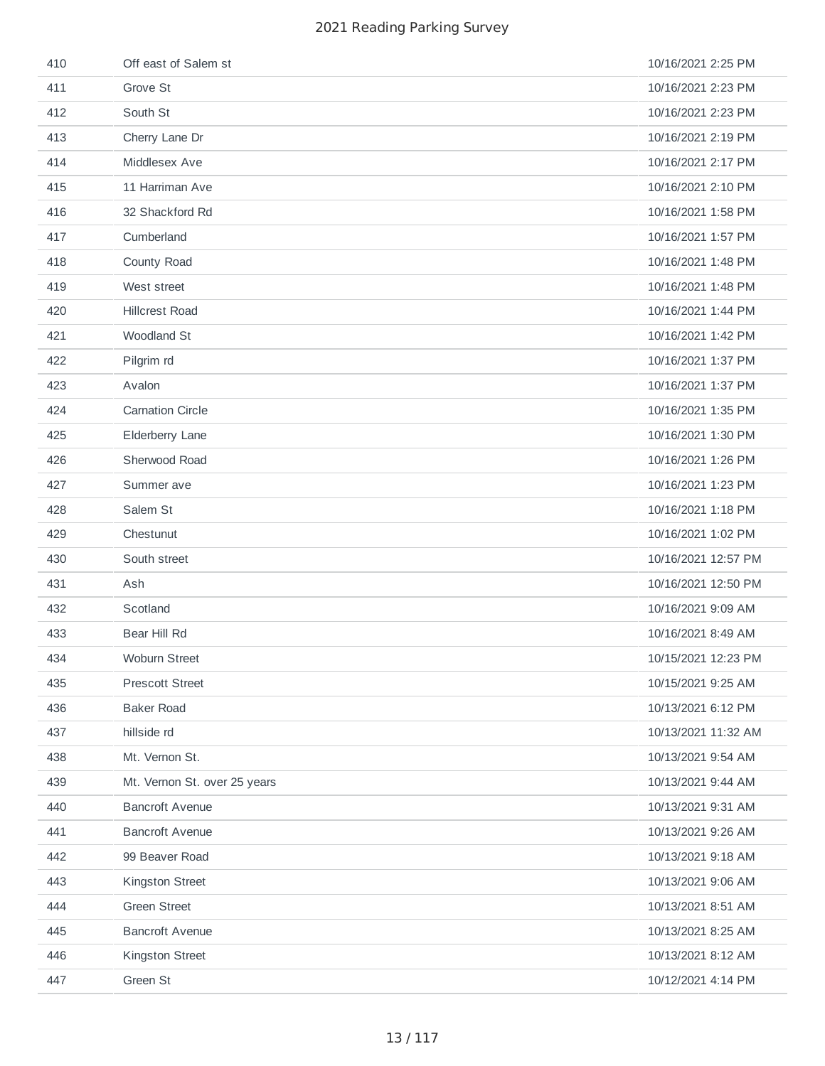| | | |
|---|---|---|
| 410 | Off east of Salem st | 10/16/2021 2:25 PM |
| 411 | Grove St | 10/16/2021 2:23 PM |
| 412 | South St | 10/16/2021 2:23 PM |
| 413 | Cherry Lane Dr | 10/16/2021 2:19 PM |
| 414 | Middlesex Ave | 10/16/2021 2:17 PM |
| 415 | 11 Harriman Ave | 10/16/2021 2:10 PM |
| 416 | 32 Shackford Rd | 10/16/2021 1:58 PM |
| 417 | Cumberland | 10/16/2021 1:57 PM |
| 418 | County Road | 10/16/2021 1:48 PM |
| 419 | West street | 10/16/2021 1:48 PM |
| 420 | Hillcrest Road | 10/16/2021 1:44 PM |
| 421 | Woodland St | 10/16/2021 1:42 PM |
| 422 | Pilgrim rd | 10/16/2021 1:37 PM |
| 423 | Avalon | 10/16/2021 1:37 PM |
| 424 | Carnation Circle | 10/16/2021 1:35 PM |
| 425 | Elderberry Lane | 10/16/2021 1:30 PM |
| 426 | Sherwood Road | 10/16/2021 1:26 PM |
| 427 | Summer ave | 10/16/2021 1:23 PM |
| 428 | Salem St | 10/16/2021 1:18 PM |
| 429 | Chestunut | 10/16/2021 1:02 PM |
| 430 | South street | 10/16/2021 12:57 PM |
| 431 | Ash | 10/16/2021 12:50 PM |
| 432 | Scotland | 10/16/2021 9:09 AM |
| 433 | Bear Hill Rd | 10/16/2021 8:49 AM |
| 434 | Woburn Street | 10/15/2021 12:23 PM |
| 435 | Prescott Street | 10/15/2021 9:25 AM |
| 436 | Baker Road | 10/13/2021 6:12 PM |
| 437 | hillside rd | 10/13/2021 11:32 AM |
| 438 | Mt. Vernon St. | 10/13/2021 9:54 AM |
| 439 | Mt. Vernon St. over 25 years | 10/13/2021 9:44 AM |
| 440 | Bancroft Avenue | 10/13/2021 9:31 AM |
| 441 | Bancroft Avenue | 10/13/2021 9:26 AM |
| 442 | 99 Beaver Road | 10/13/2021 9:18 AM |
| 443 | Kingston Street | 10/13/2021 9:06 AM |
| 444 | Green Street | 10/13/2021 8:51 AM |
| 445 | Bancroft Avenue | 10/13/2021 8:25 AM |
| 446 | Kingston Street | 10/13/2021 8:12 AM |
| 447 | Green St | 10/12/2021 4:14 PM |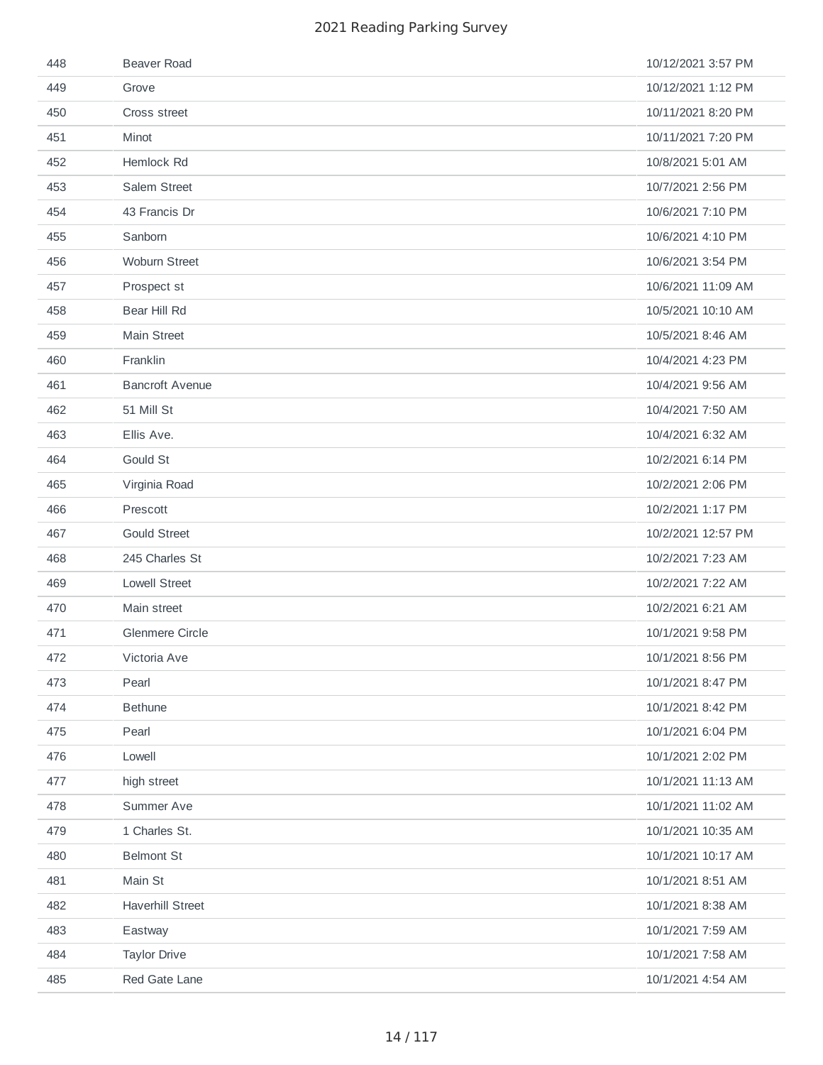| 448 | Beaver Road | 10/12/2021 3:57 PM |
|---|---|---|
| 449 | Grove | 10/12/2021 1:12 PM |
| 450 | Cross street | 10/11/2021 8:20 PM |
| 451 | Minot | 10/11/2021 7:20 PM |
| 452 | Hemlock Rd | 10/8/2021 5:01 AM |
| 453 | Salem Street | 10/7/2021 2:56 PM |
| 454 | 43 Francis Dr | 10/6/2021 7:10 PM |
| 455 | Sanborn | 10/6/2021 4:10 PM |
| 456 | Woburn Street | 10/6/2021 3:54 PM |
| 457 | Prospect st | 10/6/2021 11:09 AM |
| 458 | Bear Hill Rd | 10/5/2021 10:10 AM |
| 459 | Main Street | 10/5/2021 8:46 AM |
| 460 | Franklin | 10/4/2021 4:23 PM |
| 461 | Bancroft Avenue | 10/4/2021 9:56 AM |
| 462 | 51 Mill St | 10/4/2021 7:50 AM |
| 463 | Ellis Ave. | 10/4/2021 6:32 AM |
| 464 | Gould St | 10/2/2021 6:14 PM |
| 465 | Virginia Road | 10/2/2021 2:06 PM |
| 466 | Prescott | 10/2/2021 1:17 PM |
| 467 | Gould Street | 10/2/2021 12:57 PM |
| 468 | 245 Charles St | 10/2/2021 7:23 AM |
| 469 | Lowell Street | 10/2/2021 7:22 AM |
| 470 | Main street | 10/2/2021 6:21 AM |
| 471 | Glenmere Circle | 10/1/2021 9:58 PM |
| 472 | Victoria Ave | 10/1/2021 8:56 PM |
| 473 | Pearl | 10/1/2021 8:47 PM |
| 474 | Bethune | 10/1/2021 8:42 PM |
| 475 | Pearl | 10/1/2021 6:04 PM |
| 476 | Lowell | 10/1/2021 2:02 PM |
| 477 | high street | 10/1/2021 11:13 AM |
| 478 | Summer Ave | 10/1/2021 11:02 AM |
| 479 | 1 Charles St. | 10/1/2021 10:35 AM |
| 480 | Belmont St | 10/1/2021 10:17 AM |
| 481 | Main St | 10/1/2021 8:51 AM |
| 482 | Haverhill Street | 10/1/2021 8:38 AM |
| 483 | Eastway | 10/1/2021 7:59 AM |
| 484 | Taylor Drive | 10/1/2021 7:58 AM |
| 485 | Red Gate Lane | 10/1/2021 4:54 AM |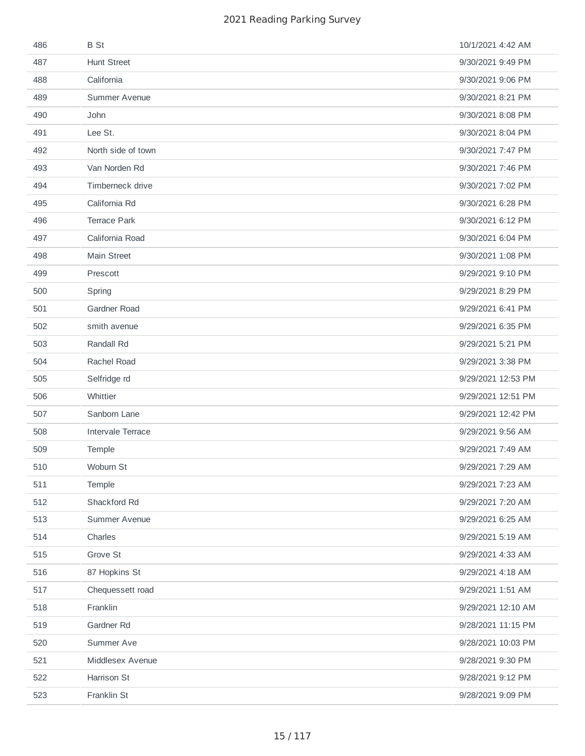| | | |
|---|---|---|
| 486 | B St | 10/1/2021 4:42 AM |
| 487 | Hunt Street | 9/30/2021 9:49 PM |
| 488 | California | 9/30/2021 9:06 PM |
| 489 | Summer Avenue | 9/30/2021 8:21 PM |
| 490 | John | 9/30/2021 8:08 PM |
| 491 | Lee St. | 9/30/2021 8:04 PM |
| 492 | North side of town | 9/30/2021 7:47 PM |
| 493 | Van Norden Rd | 9/30/2021 7:46 PM |
| 494 | Timberneck drive | 9/30/2021 7:02 PM |
| 495 | California Rd | 9/30/2021 6:28 PM |
| 496 | Terrace Park | 9/30/2021 6:12 PM |
| 497 | California Road | 9/30/2021 6:04 PM |
| 498 | Main Street | 9/30/2021 1:08 PM |
| 499 | Prescott | 9/29/2021 9:10 PM |
| 500 | Spring | 9/29/2021 8:29 PM |
| 501 | Gardner Road | 9/29/2021 6:41 PM |
| 502 | smith avenue | 9/29/2021 6:35 PM |
| 503 | Randall Rd | 9/29/2021 5:21 PM |
| 504 | Rachel Road | 9/29/2021 3:38 PM |
| 505 | Selfridge rd | 9/29/2021 12:53 PM |
| 506 | Whittier | 9/29/2021 12:51 PM |
| 507 | Sanborn Lane | 9/29/2021 12:42 PM |
| 508 | Intervale Terrace | 9/29/2021 9:56 AM |
| 509 | Temple | 9/29/2021 7:49 AM |
| 510 | Woburn St | 9/29/2021 7:29 AM |
| 511 | Temple | 9/29/2021 7:23 AM |
| 512 | Shackford Rd | 9/29/2021 7:20 AM |
| 513 | Summer Avenue | 9/29/2021 6:25 AM |
| 514 | Charles | 9/29/2021 5:19 AM |
| 515 | Grove St | 9/29/2021 4:33 AM |
| 516 | 87 Hopkins St | 9/29/2021 4:18 AM |
| 517 | Chequessett road | 9/29/2021 1:51 AM |
| 518 | Franklin | 9/29/2021 12:10 AM |
| 519 | Gardner Rd | 9/28/2021 11:15 PM |
| 520 | Summer Ave | 9/28/2021 10:03 PM |
| 521 | Middlesex Avenue | 9/28/2021 9:30 PM |
| 522 | Harrison St | 9/28/2021 9:12 PM |
| 523 | Franklin St | 9/28/2021 9:09 PM |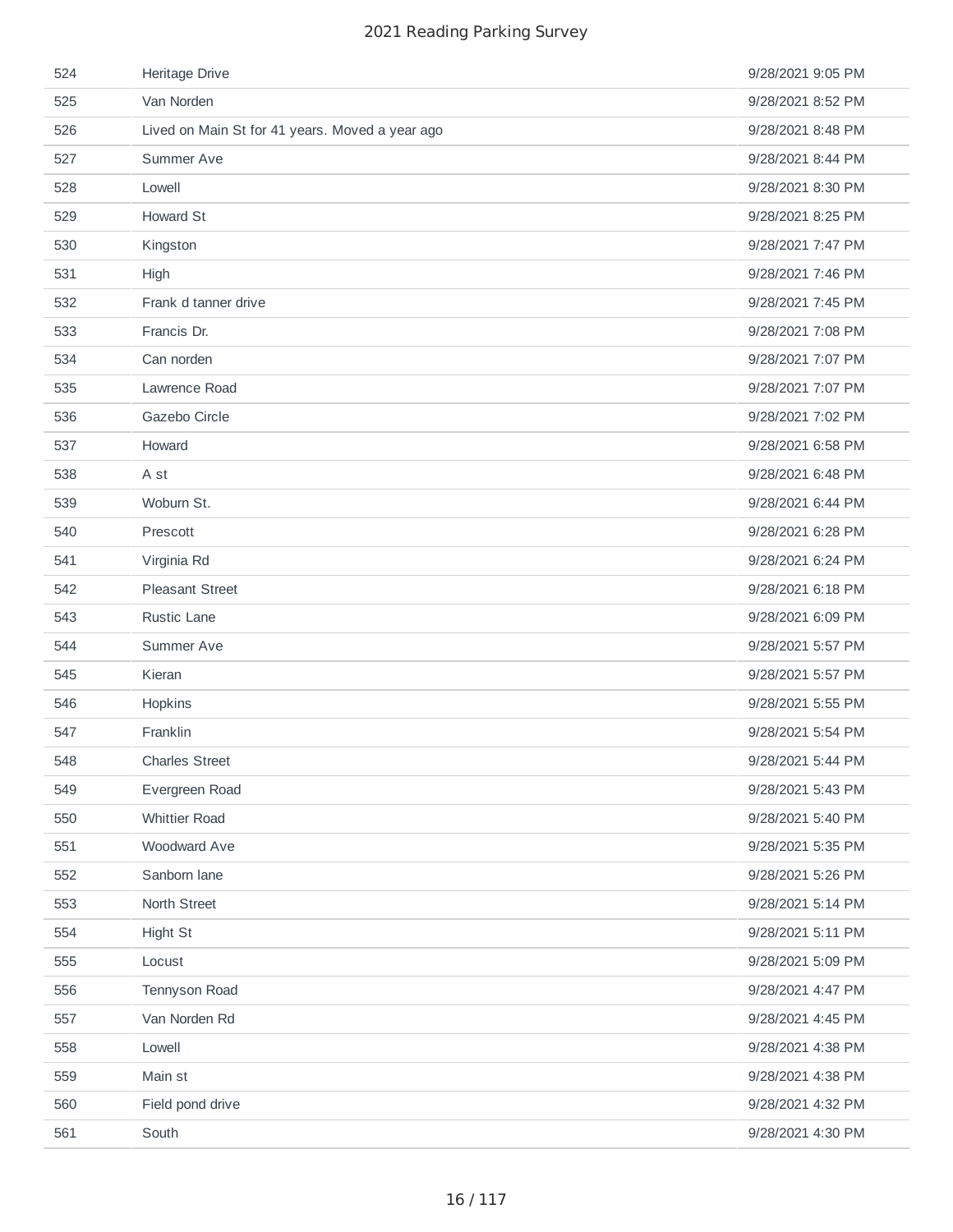| | | |
|---|---|---|
| 524 | Heritage Drive | 9/28/2021 9:05 PM |
| 525 | Van Norden | 9/28/2021 8:52 PM |
| 526 | Lived on Main St for 41 years. Moved a year ago | 9/28/2021 8:48 PM |
| 527 | Summer Ave | 9/28/2021 8:44 PM |
| 528 | Lowell | 9/28/2021 8:30 PM |
| 529 | Howard St | 9/28/2021 8:25 PM |
| 530 | Kingston | 9/28/2021 7:47 PM |
| 531 | High | 9/28/2021 7:46 PM |
| 532 | Frank d tanner drive | 9/28/2021 7:45 PM |
| 533 | Francis Dr. | 9/28/2021 7:08 PM |
| 534 | Can norden | 9/28/2021 7:07 PM |
| 535 | Lawrence Road | 9/28/2021 7:07 PM |
| 536 | Gazebo Circle | 9/28/2021 7:02 PM |
| 537 | Howard | 9/28/2021 6:58 PM |
| 538 | A st | 9/28/2021 6:48 PM |
| 539 | Woburn St. | 9/28/2021 6:44 PM |
| 540 | Prescott | 9/28/2021 6:28 PM |
| 541 | Virginia Rd | 9/28/2021 6:24 PM |
| 542 | Pleasant Street | 9/28/2021 6:18 PM |
| 543 | Rustic Lane | 9/28/2021 6:09 PM |
| 544 | Summer Ave | 9/28/2021 5:57 PM |
| 545 | Kieran | 9/28/2021 5:57 PM |
| 546 | Hopkins | 9/28/2021 5:55 PM |
| 547 | Franklin | 9/28/2021 5:54 PM |
| 548 | Charles Street | 9/28/2021 5:44 PM |
| 549 | Evergreen Road | 9/28/2021 5:43 PM |
| 550 | Whittier Road | 9/28/2021 5:40 PM |
| 551 | Woodward Ave | 9/28/2021 5:35 PM |
| 552 | Sanborn lane | 9/28/2021 5:26 PM |
| 553 | North Street | 9/28/2021 5:14 PM |
| 554 | Hight St | 9/28/2021 5:11 PM |
| 555 | Locust | 9/28/2021 5:09 PM |
| 556 | Tennyson Road | 9/28/2021 4:47 PM |
| 557 | Van Norden Rd | 9/28/2021 4:45 PM |
| 558 | Lowell | 9/28/2021 4:38 PM |
| 559 | Main st | 9/28/2021 4:38 PM |
| 560 | Field pond drive | 9/28/2021 4:32 PM |
| 561 | South | 9/28/2021 4:30 PM |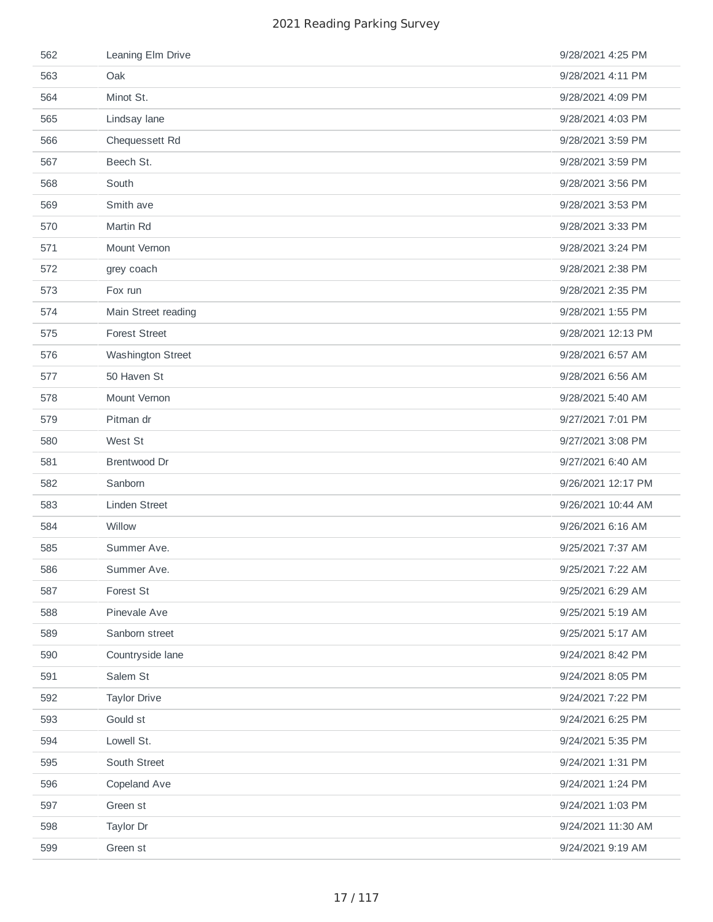| | | |
|---|---|---|
| 562 | Leaning Elm Drive | 9/28/2021 4:25 PM |
| 563 | Oak | 9/28/2021 4:11 PM |
| 564 | Minot St. | 9/28/2021 4:09 PM |
| 565 | Lindsay lane | 9/28/2021 4:03 PM |
| 566 | Chequessett Rd | 9/28/2021 3:59 PM |
| 567 | Beech St. | 9/28/2021 3:59 PM |
| 568 | South | 9/28/2021 3:56 PM |
| 569 | Smith ave | 9/28/2021 3:53 PM |
| 570 | Martin Rd | 9/28/2021 3:33 PM |
| 571 | Mount Vernon | 9/28/2021 3:24 PM |
| 572 | grey coach | 9/28/2021 2:38 PM |
| 573 | Fox run | 9/28/2021 2:35 PM |
| 574 | Main Street reading | 9/28/2021 1:55 PM |
| 575 | Forest Street | 9/28/2021 12:13 PM |
| 576 | Washington Street | 9/28/2021 6:57 AM |
| 577 | 50 Haven St | 9/28/2021 6:56 AM |
| 578 | Mount Vernon | 9/28/2021 5:40 AM |
| 579 | Pitman dr | 9/27/2021 7:01 PM |
| 580 | West St | 9/27/2021 3:08 PM |
| 581 | Brentwood Dr | 9/27/2021 6:40 AM |
| 582 | Sanborn | 9/26/2021 12:17 PM |
| 583 | Linden Street | 9/26/2021 10:44 AM |
| 584 | Willow | 9/26/2021 6:16 AM |
| 585 | Summer Ave. | 9/25/2021 7:37 AM |
| 586 | Summer Ave. | 9/25/2021 7:22 AM |
| 587 | Forest St | 9/25/2021 6:29 AM |
| 588 | Pinevale Ave | 9/25/2021 5:19 AM |
| 589 | Sanborn street | 9/25/2021 5:17 AM |
| 590 | Countryside lane | 9/24/2021 8:42 PM |
| 591 | Salem St | 9/24/2021 8:05 PM |
| 592 | Taylor Drive | 9/24/2021 7:22 PM |
| 593 | Gould st | 9/24/2021 6:25 PM |
| 594 | Lowell St. | 9/24/2021 5:35 PM |
| 595 | South Street | 9/24/2021 1:31 PM |
| 596 | Copeland Ave | 9/24/2021 1:24 PM |
| 597 | Green st | 9/24/2021 1:03 PM |
| 598 | Taylor Dr | 9/24/2021 11:30 AM |
| 599 | Green st | 9/24/2021 9:19 AM |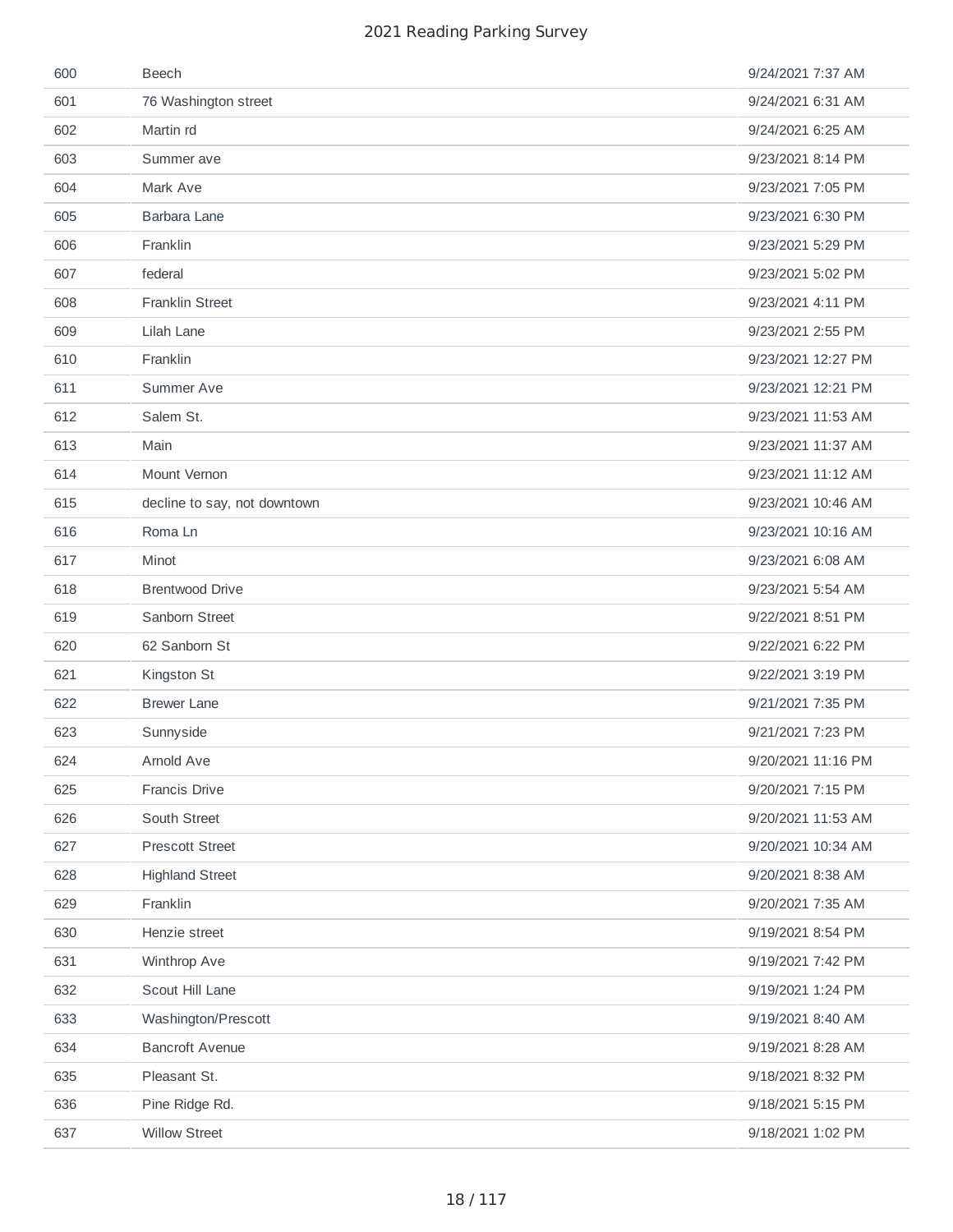| | | |
|---|---|---|
| 600 | Beech | 9/24/2021 7:37 AM |
| 601 | 76 Washington street | 9/24/2021 6:31 AM |
| 602 | Martin rd | 9/24/2021 6:25 AM |
| 603 | Summer ave | 9/23/2021 8:14 PM |
| 604 | Mark Ave | 9/23/2021 7:05 PM |
| 605 | Barbara Lane | 9/23/2021 6:30 PM |
| 606 | Franklin | 9/23/2021 5:29 PM |
| 607 | federal | 9/23/2021 5:02 PM |
| 608 | Franklin Street | 9/23/2021 4:11 PM |
| 609 | Lilah Lane | 9/23/2021 2:55 PM |
| 610 | Franklin | 9/23/2021 12:27 PM |
| 611 | Summer Ave | 9/23/2021 12:21 PM |
| 612 | Salem St. | 9/23/2021 11:53 AM |
| 613 | Main | 9/23/2021 11:37 AM |
| 614 | Mount Vernon | 9/23/2021 11:12 AM |
| 615 | decline to say, not downtown | 9/23/2021 10:46 AM |
| 616 | Roma Ln | 9/23/2021 10:16 AM |
| 617 | Minot | 9/23/2021 6:08 AM |
| 618 | Brentwood Drive | 9/23/2021 5:54 AM |
| 619 | Sanborn Street | 9/22/2021 8:51 PM |
| 620 | 62 Sanborn St | 9/22/2021 6:22 PM |
| 621 | Kingston St | 9/22/2021 3:19 PM |
| 622 | Brewer Lane | 9/21/2021 7:35 PM |
| 623 | Sunnyside | 9/21/2021 7:23 PM |
| 624 | Arnold Ave | 9/20/2021 11:16 PM |
| 625 | Francis Drive | 9/20/2021 7:15 PM |
| 626 | South Street | 9/20/2021 11:53 AM |
| 627 | Prescott Street | 9/20/2021 10:34 AM |
| 628 | Highland Street | 9/20/2021 8:38 AM |
| 629 | Franklin | 9/20/2021 7:35 AM |
| 630 | Henzie street | 9/19/2021 8:54 PM |
| 631 | Winthrop Ave | 9/19/2021 7:42 PM |
| 632 | Scout Hill Lane | 9/19/2021 1:24 PM |
| 633 | Washington/Prescott | 9/19/2021 8:40 AM |
| 634 | Bancroft Avenue | 9/19/2021 8:28 AM |
| 635 | Pleasant St. | 9/18/2021 8:32 PM |
| 636 | Pine Ridge Rd. | 9/18/2021 5:15 PM |
| 637 | Willow Street | 9/18/2021 1:02 PM |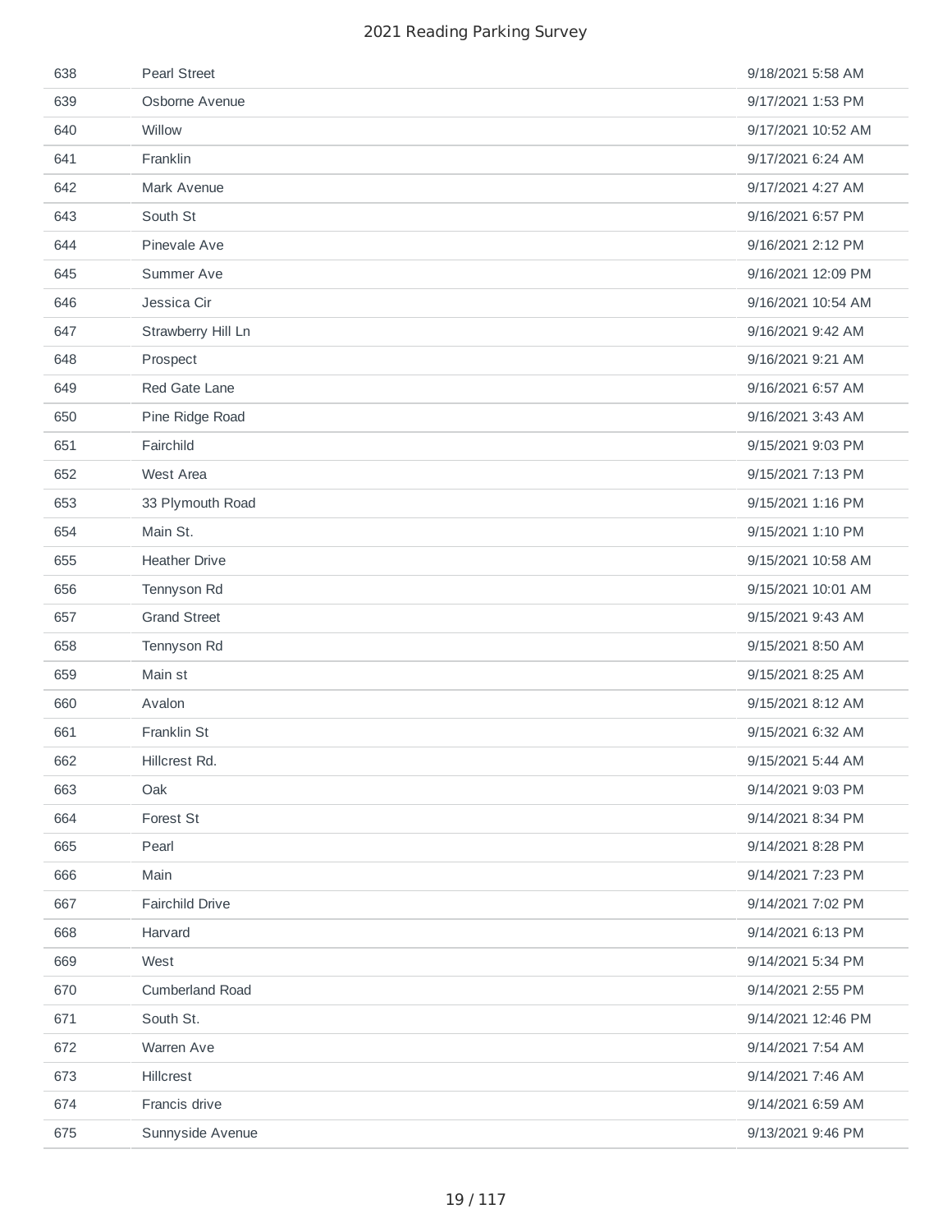| | | |
|---|---|---|
| 638 | Pearl Street | 9/18/2021 5:58 AM |
| 639 | Osborne Avenue | 9/17/2021 1:53 PM |
| 640 | Willow | 9/17/2021 10:52 AM |
| 641 | Franklin | 9/17/2021 6:24 AM |
| 642 | Mark Avenue | 9/17/2021 4:27 AM |
| 643 | South St | 9/16/2021 6:57 PM |
| 644 | Pinevale Ave | 9/16/2021 2:12 PM |
| 645 | Summer Ave | 9/16/2021 12:09 PM |
| 646 | Jessica Cir | 9/16/2021 10:54 AM |
| 647 | Strawberry Hill Ln | 9/16/2021 9:42 AM |
| 648 | Prospect | 9/16/2021 9:21 AM |
| 649 | Red Gate Lane | 9/16/2021 6:57 AM |
| 650 | Pine Ridge Road | 9/16/2021 3:43 AM |
| 651 | Fairchild | 9/15/2021 9:03 PM |
| 652 | West Area | 9/15/2021 7:13 PM |
| 653 | 33 Plymouth Road | 9/15/2021 1:16 PM |
| 654 | Main St. | 9/15/2021 1:10 PM |
| 655 | Heather Drive | 9/15/2021 10:58 AM |
| 656 | Tennyson Rd | 9/15/2021 10:01 AM |
| 657 | Grand Street | 9/15/2021 9:43 AM |
| 658 | Tennyson Rd | 9/15/2021 8:50 AM |
| 659 | Main st | 9/15/2021 8:25 AM |
| 660 | Avalon | 9/15/2021 8:12 AM |
| 661 | Franklin St | 9/15/2021 6:32 AM |
| 662 | Hillcrest Rd. | 9/15/2021 5:44 AM |
| 663 | Oak | 9/14/2021 9:03 PM |
| 664 | Forest St | 9/14/2021 8:34 PM |
| 665 | Pearl | 9/14/2021 8:28 PM |
| 666 | Main | 9/14/2021 7:23 PM |
| 667 | Fairchild Drive | 9/14/2021 7:02 PM |
| 668 | Harvard | 9/14/2021 6:13 PM |
| 669 | West | 9/14/2021 5:34 PM |
| 670 | Cumberland Road | 9/14/2021 2:55 PM |
| 671 | South St. | 9/14/2021 12:46 PM |
| 672 | Warren Ave | 9/14/2021 7:54 AM |
| 673 | Hillcrest | 9/14/2021 7:46 AM |
| 674 | Francis drive | 9/14/2021 6:59 AM |
| 675 | Sunnyside Avenue | 9/13/2021 9:46 PM |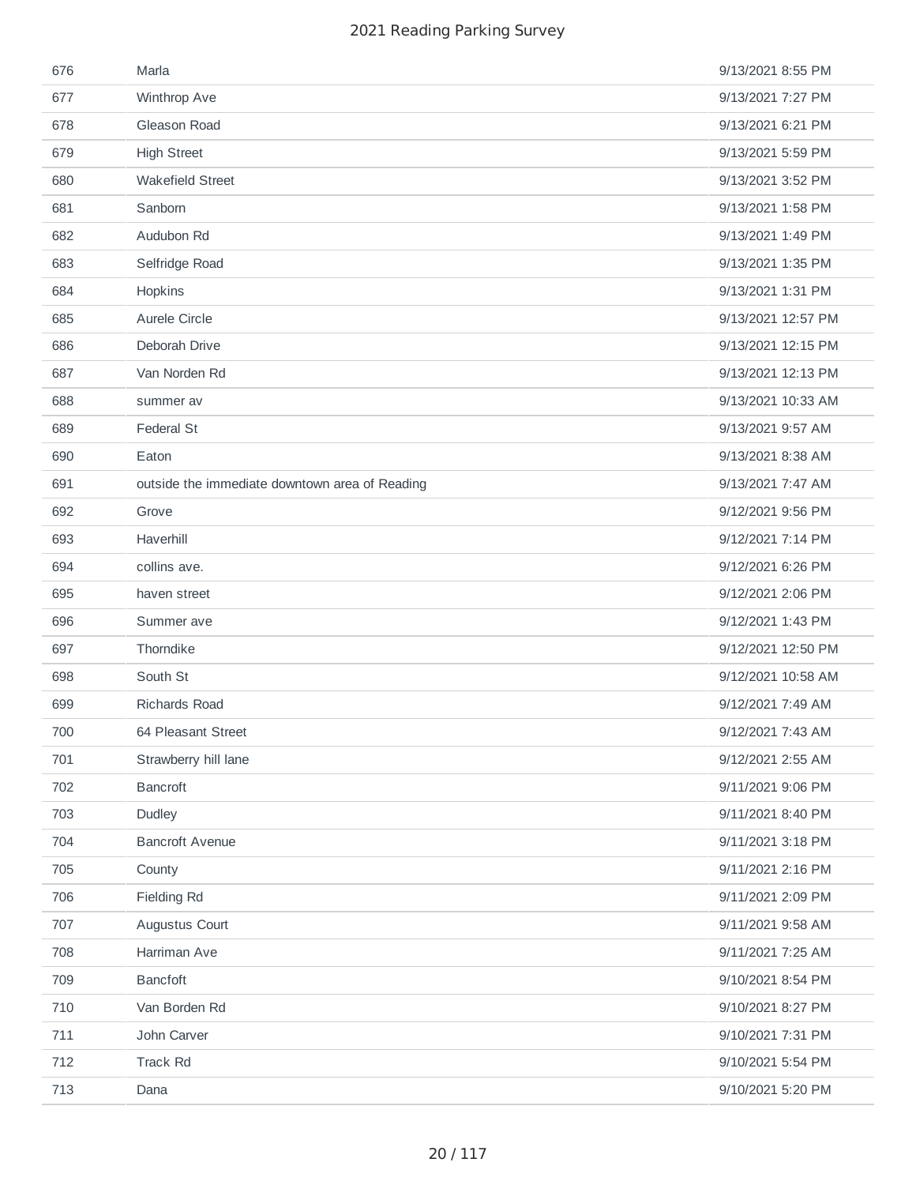| | | |
|---|---|---|
| 676 | Marla | 9/13/2021 8:55 PM |
| 677 | Winthrop Ave | 9/13/2021 7:27 PM |
| 678 | Gleason Road | 9/13/2021 6:21 PM |
| 679 | High Street | 9/13/2021 5:59 PM |
| 680 | Wakefield Street | 9/13/2021 3:52 PM |
| 681 | Sanborn | 9/13/2021 1:58 PM |
| 682 | Audubon Rd | 9/13/2021 1:49 PM |
| 683 | Selfridge Road | 9/13/2021 1:35 PM |
| 684 | Hopkins | 9/13/2021 1:31 PM |
| 685 | Aurele Circle | 9/13/2021 12:57 PM |
| 686 | Deborah Drive | 9/13/2021 12:15 PM |
| 687 | Van Norden Rd | 9/13/2021 12:13 PM |
| 688 | summer av | 9/13/2021 10:33 AM |
| 689 | Federal St | 9/13/2021 9:57 AM |
| 690 | Eaton | 9/13/2021 8:38 AM |
| 691 | outside the immediate downtown area of Reading | 9/13/2021 7:47 AM |
| 692 | Grove | 9/12/2021 9:56 PM |
| 693 | Haverhill | 9/12/2021 7:14 PM |
| 694 | collins ave. | 9/12/2021 6:26 PM |
| 695 | haven street | 9/12/2021 2:06 PM |
| 696 | Summer ave | 9/12/2021 1:43 PM |
| 697 | Thorndike | 9/12/2021 12:50 PM |
| 698 | South St | 9/12/2021 10:58 AM |
| 699 | Richards Road | 9/12/2021 7:49 AM |
| 700 | 64 Pleasant Street | 9/12/2021 7:43 AM |
| 701 | Strawberry hill lane | 9/12/2021 2:55 AM |
| 702 | Bancroft | 9/11/2021 9:06 PM |
| 703 | Dudley | 9/11/2021 8:40 PM |
| 704 | Bancroft Avenue | 9/11/2021 3:18 PM |
| 705 | County | 9/11/2021 2:16 PM |
| 706 | Fielding Rd | 9/11/2021 2:09 PM |
| 707 | Augustus Court | 9/11/2021 9:58 AM |
| 708 | Harriman Ave | 9/11/2021 7:25 AM |
| 709 | Bancfoft | 9/10/2021 8:54 PM |
| 710 | Van Borden Rd | 9/10/2021 8:27 PM |
| 711 | John Carver | 9/10/2021 7:31 PM |
| 712 | Track Rd | 9/10/2021 5:54 PM |
| 713 | Dana | 9/10/2021 5:20 PM |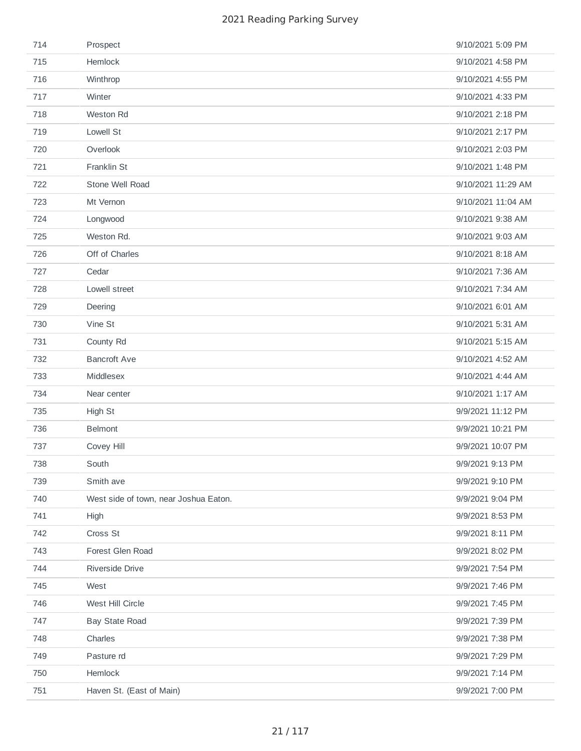| | | |
|---|---|---|
| 714 | Prospect | 9/10/2021 5:09 PM |
| 715 | Hemlock | 9/10/2021 4:58 PM |
| 716 | Winthrop | 9/10/2021 4:55 PM |
| 717 | Winter | 9/10/2021 4:33 PM |
| 718 | Weston Rd | 9/10/2021 2:18 PM |
| 719 | Lowell St | 9/10/2021 2:17 PM |
| 720 | Overlook | 9/10/2021 2:03 PM |
| 721 | Franklin St | 9/10/2021 1:48 PM |
| 722 | Stone Well Road | 9/10/2021 11:29 AM |
| 723 | Mt Vernon | 9/10/2021 11:04 AM |
| 724 | Longwood | 9/10/2021 9:38 AM |
| 725 | Weston Rd. | 9/10/2021 9:03 AM |
| 726 | Off of Charles | 9/10/2021 8:18 AM |
| 727 | Cedar | 9/10/2021 7:36 AM |
| 728 | Lowell street | 9/10/2021 7:34 AM |
| 729 | Deering | 9/10/2021 6:01 AM |
| 730 | Vine St | 9/10/2021 5:31 AM |
| 731 | County Rd | 9/10/2021 5:15 AM |
| 732 | Bancroft Ave | 9/10/2021 4:52 AM |
| 733 | Middlesex | 9/10/2021 4:44 AM |
| 734 | Near center | 9/10/2021 1:17 AM |
| 735 | High St | 9/9/2021 11:12 PM |
| 736 | Belmont | 9/9/2021 10:21 PM |
| 737 | Covey Hill | 9/9/2021 10:07 PM |
| 738 | South | 9/9/2021 9:13 PM |
| 739 | Smith ave | 9/9/2021 9:10 PM |
| 740 | West side of town, near Joshua Eaton. | 9/9/2021 9:04 PM |
| 741 | High | 9/9/2021 8:53 PM |
| 742 | Cross St | 9/9/2021 8:11 PM |
| 743 | Forest Glen Road | 9/9/2021 8:02 PM |
| 744 | Riverside Drive | 9/9/2021 7:54 PM |
| 745 | West | 9/9/2021 7:46 PM |
| 746 | West Hill Circle | 9/9/2021 7:45 PM |
| 747 | Bay State Road | 9/9/2021 7:39 PM |
| 748 | Charles | 9/9/2021 7:38 PM |
| 749 | Pasture rd | 9/9/2021 7:29 PM |
| 750 | Hemlock | 9/9/2021 7:14 PM |
| 751 | Haven St. (East of Main) | 9/9/2021 7:00 PM |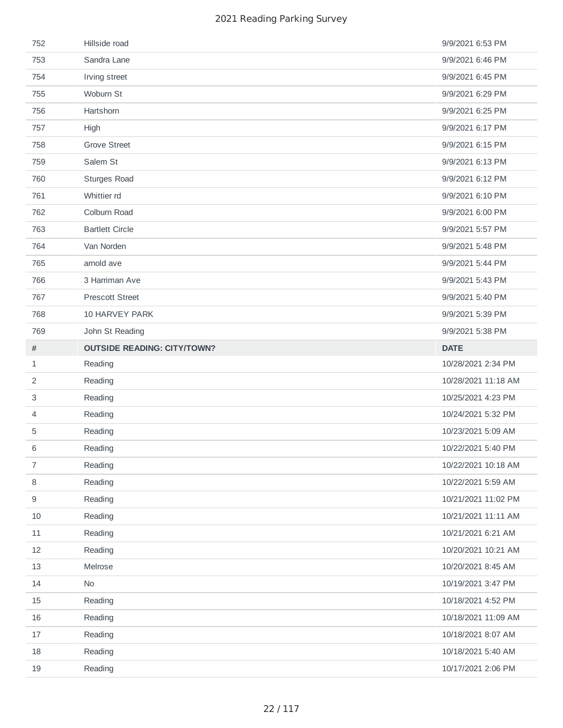| | | |
|---|---|---|
| 752 | Hillside road | 9/9/2021 6:53 PM |
| 753 | Sandra Lane | 9/9/2021 6:46 PM |
| 754 | Irving street | 9/9/2021 6:45 PM |
| 755 | Woburn St | 9/9/2021 6:29 PM |
| 756 | Hartshorn | 9/9/2021 6:25 PM |
| 757 | High | 9/9/2021 6:17 PM |
| 758 | Grove Street | 9/9/2021 6:15 PM |
| 759 | Salem St | 9/9/2021 6:13 PM |
| 760 | Sturges Road | 9/9/2021 6:12 PM |
| 761 | Whittier rd | 9/9/2021 6:10 PM |
| 762 | Colburn Road | 9/9/2021 6:00 PM |
| 763 | Bartlett Circle | 9/9/2021 5:57 PM |
| 764 | Van Norden | 9/9/2021 5:48 PM |
| 765 | arnold ave | 9/9/2021 5:44 PM |
| 766 | 3 Harriman Ave | 9/9/2021 5:43 PM |
| 767 | Prescott Street | 9/9/2021 5:40 PM |
| 768 | 10 HARVEY PARK | 9/9/2021 5:39 PM |
| 769 | John St Reading | 9/9/2021 5:38 PM |

| # | OUTSIDE READING: CITY/TOWN? | DATE |
|---|---|---|
| 1 | Reading | 10/28/2021 2:34 PM |
| 2 | Reading | 10/28/2021 11:18 AM |
| 3 | Reading | 10/25/2021 4:23 PM |
| 4 | Reading | 10/24/2021 5:32 PM |
| 5 | Reading | 10/23/2021 5:09 AM |
| 6 | Reading | 10/22/2021 5:40 PM |
| 7 | Reading | 10/22/2021 10:18 AM |
| 8 | Reading | 10/22/2021 5:59 AM |
| 9 | Reading | 10/21/2021 11:02 PM |
| 10 | Reading | 10/21/2021 11:11 AM |
| 11 | Reading | 10/21/2021 6:21 AM |
| 12 | Reading | 10/20/2021 10:21 AM |
| 13 | Melrose | 10/20/2021 8:45 AM |
| 14 | No | 10/19/2021 3:47 PM |
| 15 | Reading | 10/18/2021 4:52 PM |
| 16 | Reading | 10/18/2021 11:09 AM |
| 17 | Reading | 10/18/2021 8:07 AM |
| 18 | Reading | 10/18/2021 5:40 AM |
| 19 | Reading | 10/17/2021 2:06 PM |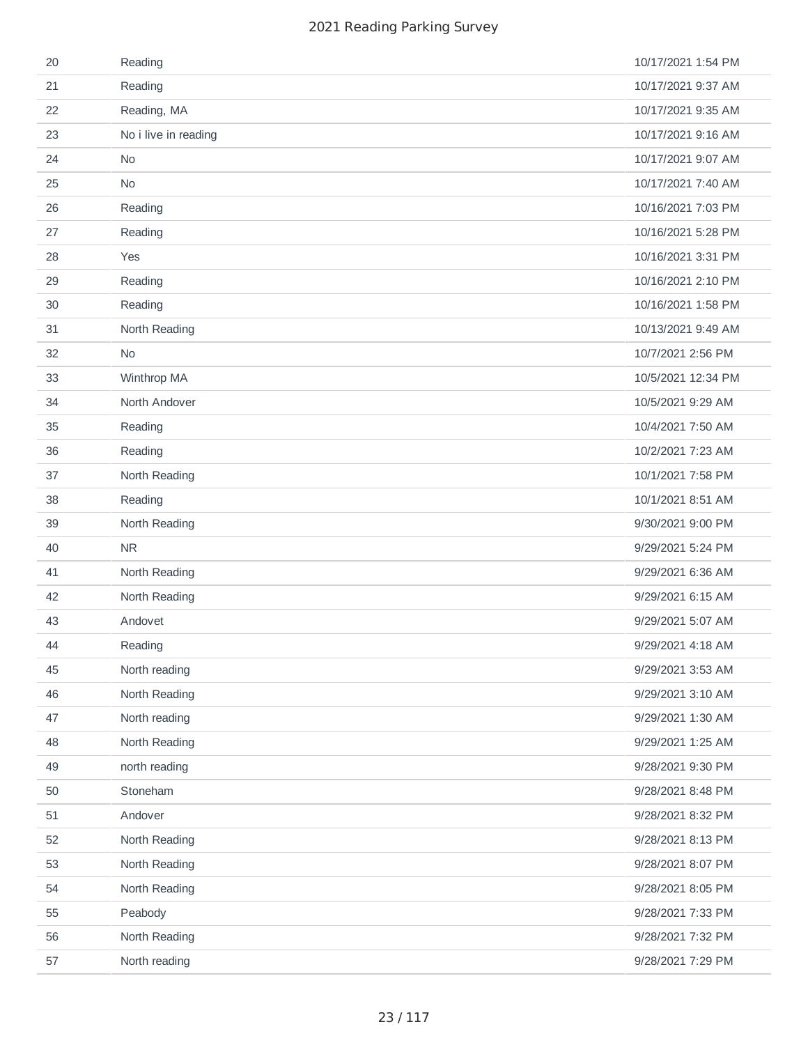| | | |
|---|---|---|
| 20 | Reading | 10/17/2021 1:54 PM |
| 21 | Reading | 10/17/2021 9:37 AM |
| 22 | Reading, MA | 10/17/2021 9:35 AM |
| 23 | No i live in reading | 10/17/2021 9:16 AM |
| 24 | No | 10/17/2021 9:07 AM |
| 25 | No | 10/17/2021 7:40 AM |
| 26 | Reading | 10/16/2021 7:03 PM |
| 27 | Reading | 10/16/2021 5:28 PM |
| 28 | Yes | 10/16/2021 3:31 PM |
| 29 | Reading | 10/16/2021 2:10 PM |
| 30 | Reading | 10/16/2021 1:58 PM |
| 31 | North Reading | 10/13/2021 9:49 AM |
| 32 | No | 10/7/2021 2:56 PM |
| 33 | Winthrop MA | 10/5/2021 12:34 PM |
| 34 | North Andover | 10/5/2021 9:29 AM |
| 35 | Reading | 10/4/2021 7:50 AM |
| 36 | Reading | 10/2/2021 7:23 AM |
| 37 | North Reading | 10/1/2021 7:58 PM |
| 38 | Reading | 10/1/2021 8:51 AM |
| 39 | North Reading | 9/30/2021 9:00 PM |
| 40 | NR | 9/29/2021 5:24 PM |
| 41 | North Reading | 9/29/2021 6:36 AM |
| 42 | North Reading | 9/29/2021 6:15 AM |
| 43 | Andovet | 9/29/2021 5:07 AM |
| 44 | Reading | 9/29/2021 4:18 AM |
| 45 | North reading | 9/29/2021 3:53 AM |
| 46 | North Reading | 9/29/2021 3:10 AM |
| 47 | North reading | 9/29/2021 1:30 AM |
| 48 | North Reading | 9/29/2021 1:25 AM |
| 49 | north reading | 9/28/2021 9:30 PM |
| 50 | Stoneham | 9/28/2021 8:48 PM |
| 51 | Andover | 9/28/2021 8:32 PM |
| 52 | North Reading | 9/28/2021 8:13 PM |
| 53 | North Reading | 9/28/2021 8:07 PM |
| 54 | North Reading | 9/28/2021 8:05 PM |
| 55 | Peabody | 9/28/2021 7:33 PM |
| 56 | North Reading | 9/28/2021 7:32 PM |
| 57 | North reading | 9/28/2021 7:29 PM |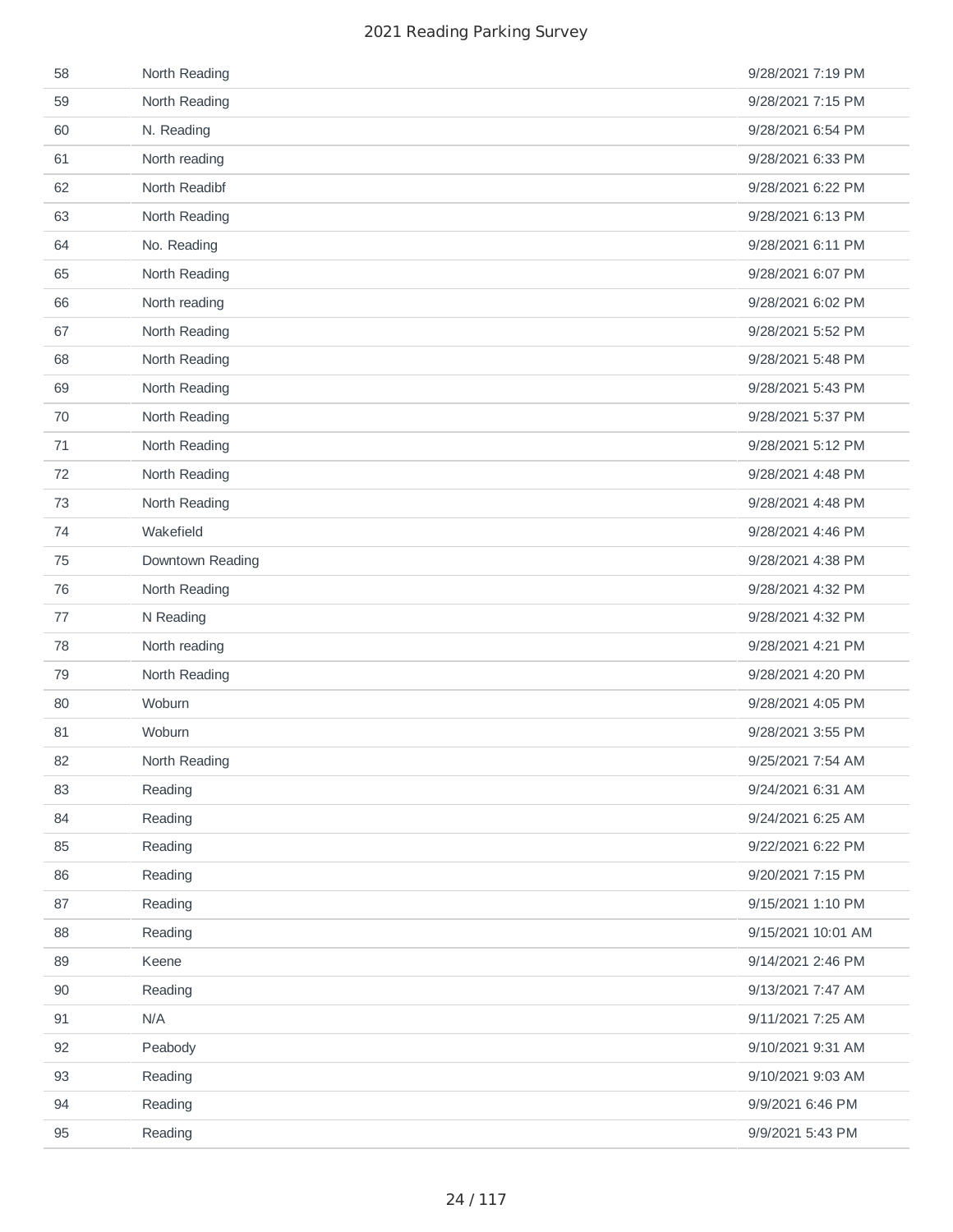| | | |
|---|---|---|
| 58 | North Reading | 9/28/2021 7:19 PM |
| 59 | North Reading | 9/28/2021 7:15 PM |
| 60 | N. Reading | 9/28/2021 6:54 PM |
| 61 | North reading | 9/28/2021 6:33 PM |
| 62 | North Readibf | 9/28/2021 6:22 PM |
| 63 | North Reading | 9/28/2021 6:13 PM |
| 64 | No. Reading | 9/28/2021 6:11 PM |
| 65 | North Reading | 9/28/2021 6:07 PM |
| 66 | North reading | 9/28/2021 6:02 PM |
| 67 | North Reading | 9/28/2021 5:52 PM |
| 68 | North Reading | 9/28/2021 5:48 PM |
| 69 | North Reading | 9/28/2021 5:43 PM |
| 70 | North Reading | 9/28/2021 5:37 PM |
| 71 | North Reading | 9/28/2021 5:12 PM |
| 72 | North Reading | 9/28/2021 4:48 PM |
| 73 | North Reading | 9/28/2021 4:48 PM |
| 74 | Wakefield | 9/28/2021 4:46 PM |
| 75 | Downtown Reading | 9/28/2021 4:38 PM |
| 76 | North Reading | 9/28/2021 4:32 PM |
| 77 | N Reading | 9/28/2021 4:32 PM |
| 78 | North reading | 9/28/2021 4:21 PM |
| 79 | North Reading | 9/28/2021 4:20 PM |
| 80 | Woburn | 9/28/2021 4:05 PM |
| 81 | Woburn | 9/28/2021 3:55 PM |
| 82 | North Reading | 9/25/2021 7:54 AM |
| 83 | Reading | 9/24/2021 6:31 AM |
| 84 | Reading | 9/24/2021 6:25 AM |
| 85 | Reading | 9/22/2021 6:22 PM |
| 86 | Reading | 9/20/2021 7:15 PM |
| 87 | Reading | 9/15/2021 1:10 PM |
| 88 | Reading | 9/15/2021 10:01 AM |
| 89 | Keene | 9/14/2021 2:46 PM |
| 90 | Reading | 9/13/2021 7:47 AM |
| 91 | N/A | 9/11/2021 7:25 AM |
| 92 | Peabody | 9/10/2021 9:31 AM |
| 93 | Reading | 9/10/2021 9:03 AM |
| 94 | Reading | 9/9/2021 6:46 PM |
| 95 | Reading | 9/9/2021 5:43 PM |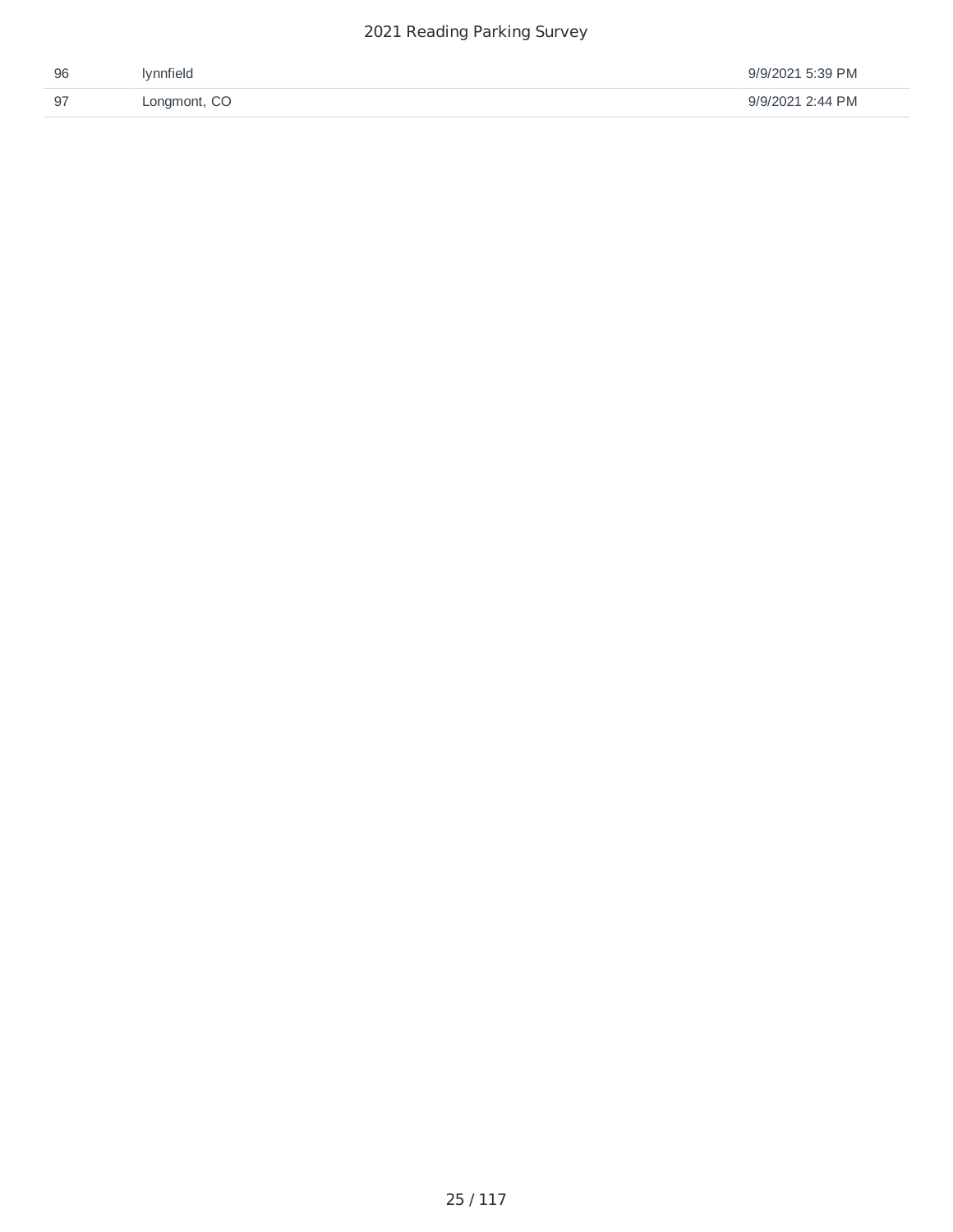| | | |
|---|---|---|
| 96 | lynnfield | 9/9/2021 5:39 PM |
| 97 | Longmont, CO | 9/9/2021 2:44 PM |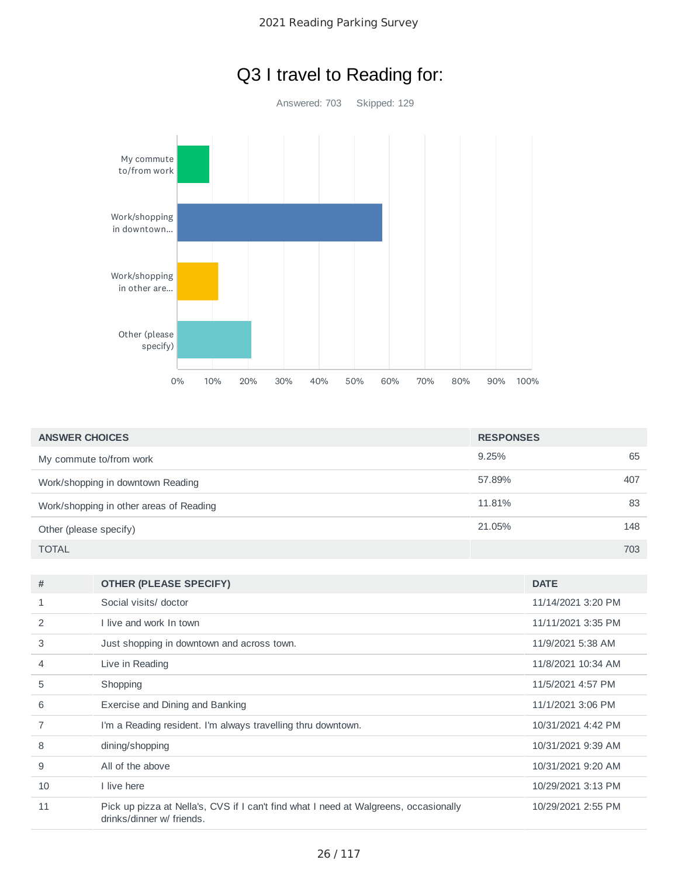# Q3 I travel to Reading for:

Answered: 703 Skipped: 129

| ANSWER CHOICES | RESPONSES | |
|---|---|---|
| My commute to/from work | 9.25% | 65 |
| Work/shopping in downtown Reading | 57.89% | 407 |
| Work/shopping in other areas of Reading | 11.81% | 83 |
| Other (please specify) | 21.05% | 148 |
| TOTAL | | 703 |

| # | OTHER (PLEASE SPECIFY) | DATE |
|---|---|---|
| 1 | Social visits/ doctor | 11/14/2021 3:20 PM |
| 2 | I live and work In town | 11/11/2021 3:35 PM |
| 3 | Just shopping in downtown and across town. | 11/9/2021 5:38 AM |
| 4 | Live in Reading | 11/8/2021 10:34 AM |
| 5 | Shopping | 11/5/2021 4:57 PM |
| 6 | Exercise and Dining and Banking | 11/1/2021 3:06 PM |
| 7 | I'm a Reading resident. I'm always travelling thru downtown. | 10/31/2021 4:42 PM |
| 8 | dining/shopping | 10/31/2021 9:39 AM |
| 9 | All of the above | 10/31/2021 9:20 AM |
| 10 | I live here | 10/29/2021 3:13 PM |
| 11 | Pick up pizza at Nella's, CVS if I can't find what I need at Walgreens, occasionally drinks/dinner w/ friends. | 10/29/2021 2:55 PM |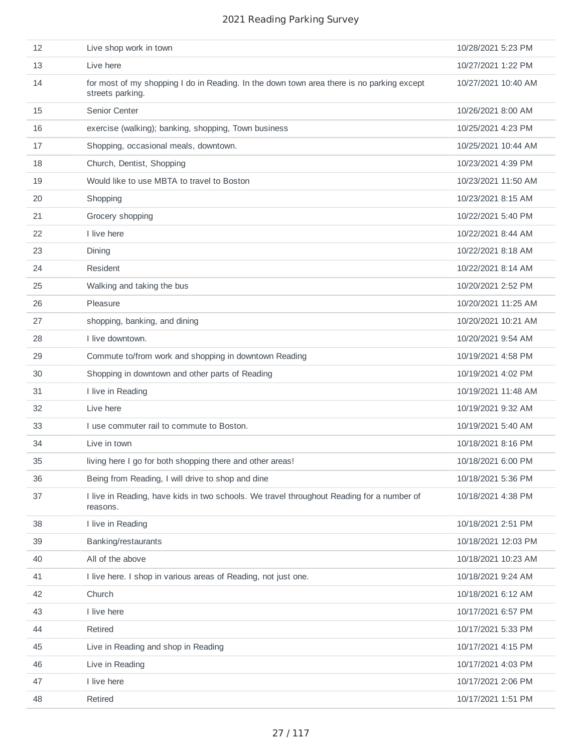| | | |
|---|---|---|
| 12 | Live shop work in town | 10/28/2021 5:23 PM |
| 13 | Live here | 10/27/2021 1:22 PM |
| 14 | for most of my shopping I do in Reading. In the down town area there is no parking except streets parking. | 10/27/2021 10:40 AM |
| 15 | Senior Center | 10/26/2021 8:00 AM |
| 16 | exercise (walking); banking, shopping, Town business | 10/25/2021 4:23 PM |
| 17 | Shopping, occasional meals, downtown. | 10/25/2021 10:44 AM |
| 18 | Church, Dentist, Shopping | 10/23/2021 4:39 PM |
| 19 | Would like to use MBTA to travel to Boston | 10/23/2021 11:50 AM |
| 20 | Shopping | 10/23/2021 8:15 AM |
| 21 | Grocery shopping | 10/22/2021 5:40 PM |
| 22 | I live here | 10/22/2021 8:44 AM |
| 23 | Dining | 10/22/2021 8:18 AM |
| 24 | Resident | 10/22/2021 8:14 AM |
| 25 | Walking and taking the bus | 10/20/2021 2:52 PM |
| 26 | Pleasure | 10/20/2021 11:25 AM |
| 27 | shopping, banking, and dining | 10/20/2021 10:21 AM |
| 28 | I live downtown. | 10/20/2021 9:54 AM |
| 29 | Commute to/from work and shopping in downtown Reading | 10/19/2021 4:58 PM |
| 30 | Shopping in downtown and other parts of Reading | 10/19/2021 4:02 PM |
| 31 | I live in Reading | 10/19/2021 11:48 AM |
| 32 | Live here | 10/19/2021 9:32 AM |
| 33 | I use commuter rail to commute to Boston. | 10/19/2021 5:40 AM |
| 34 | Live in town | 10/18/2021 8:16 PM |
| 35 | living here I go for both shopping there and other areas! | 10/18/2021 6:00 PM |
| 36 | Being from Reading, I will drive to shop and dine | 10/18/2021 5:36 PM |
| 37 | I live in Reading, have kids in two schools. We travel throughout Reading for a number of reasons. | 10/18/2021 4:38 PM |
| 38 | I live in Reading | 10/18/2021 2:51 PM |
| 39 | Banking/restaurants | 10/18/2021 12:03 PM |
| 40 | All of the above | 10/18/2021 10:23 AM |
| 41 | I live here. I shop in various areas of Reading, not just one. | 10/18/2021 9:24 AM |
| 42 | Church | 10/18/2021 6:12 AM |
| 43 | I live here | 10/17/2021 6:57 PM |
| 44 | Retired | 10/17/2021 5:33 PM |
| 45 | Live in Reading and shop in Reading | 10/17/2021 4:15 PM |
| 46 | Live in Reading | 10/17/2021 4:03 PM |
| 47 | I live here | 10/17/2021 2:06 PM |
| 48 | Retired | 10/17/2021 1:51 PM |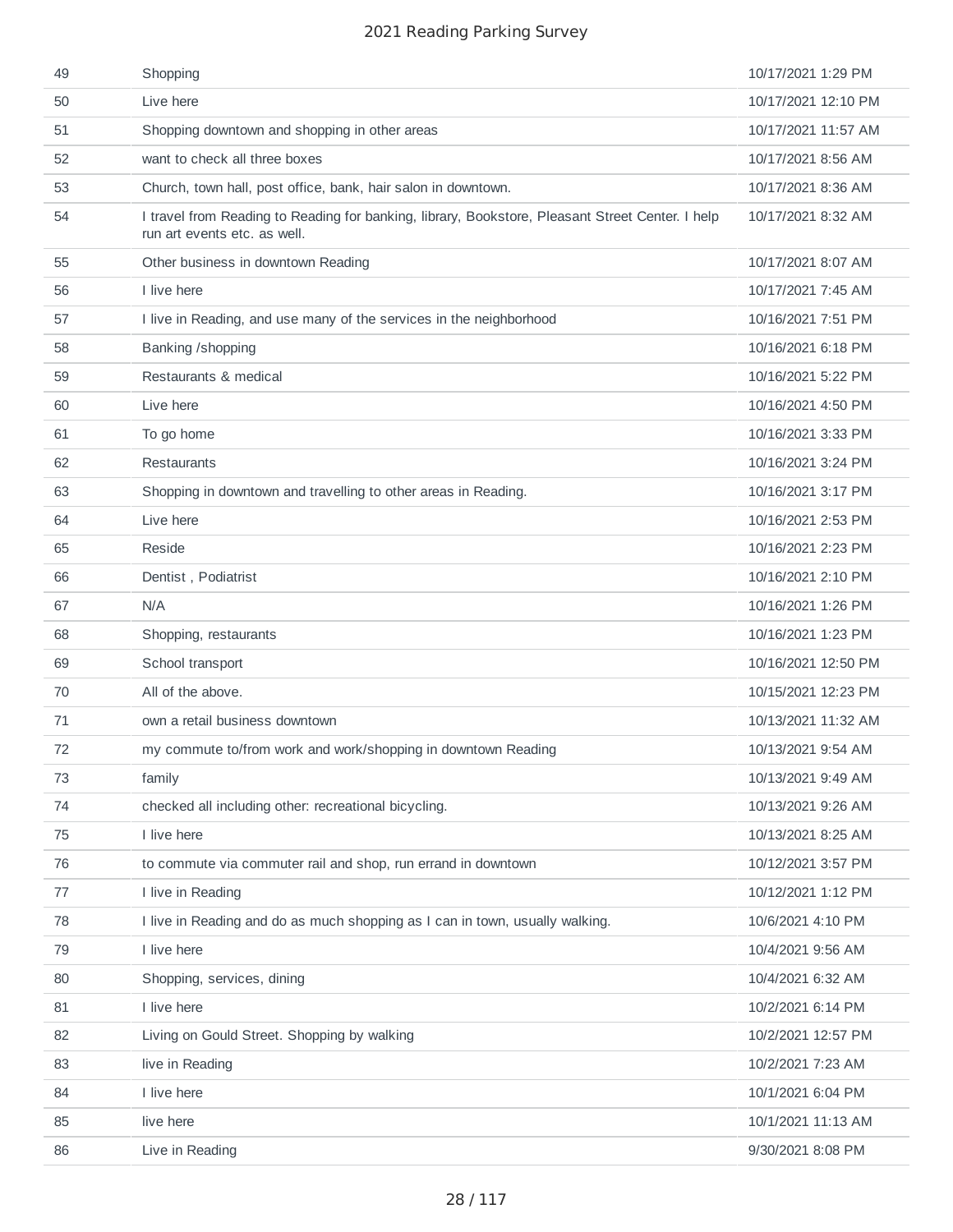| | | |
|---|---|---|
| 49 | Shopping | 10/17/2021 1:29 PM |
| 50 | Live here | 10/17/2021 12:10 PM |
| 51 | Shopping downtown and shopping in other areas | 10/17/2021 11:57 AM |
| 52 | want to check all three boxes | 10/17/2021 8:56 AM |
| 53 | Church, town hall, post office, bank, hair salon in downtown. | 10/17/2021 8:36 AM |
| 54 | I travel from Reading to Reading for banking, library, Bookstore, Pleasant Street Center. I help run art events etc. as well. | 10/17/2021 8:32 AM |
| 55 | Other business in downtown Reading | 10/17/2021 8:07 AM |
| 56 | I live here | 10/17/2021 7:45 AM |
| 57 | I live in Reading, and use many of the services in the neighborhood | 10/16/2021 7:51 PM |
| 58 | Banking /shopping | 10/16/2021 6:18 PM |
| 59 | Restaurants & medical | 10/16/2021 5:22 PM |
| 60 | Live here | 10/16/2021 4:50 PM |
| 61 | To go home | 10/16/2021 3:33 PM |
| 62 | Restaurants | 10/16/2021 3:24 PM |
| 63 | Shopping in downtown and travelling to other areas in Reading. | 10/16/2021 3:17 PM |
| 64 | Live here | 10/16/2021 2:53 PM |
| 65 | Reside | 10/16/2021 2:23 PM |
| 66 | Dentist , Podiatrist | 10/16/2021 2:10 PM |
| 67 | N/A | 10/16/2021 1:26 PM |
| 68 | Shopping, restaurants | 10/16/2021 1:23 PM |
| 69 | School transport | 10/16/2021 12:50 PM |
| 70 | All of the above. | 10/15/2021 12:23 PM |
| 71 | own a retail business downtown | 10/13/2021 11:32 AM |
| 72 | my commute to/from work and work/shopping in downtown Reading | 10/13/2021 9:54 AM |
| 73 | family | 10/13/2021 9:49 AM |
| 74 | checked all including other: recreational bicycling. | 10/13/2021 9:26 AM |
| 75 | I live here | 10/13/2021 8:25 AM |
| 76 | to commute via commuter rail and shop, run errand in downtown | 10/12/2021 3:57 PM |
| 77 | I live in Reading | 10/12/2021 1:12 PM |
| 78 | I live in Reading and do as much shopping as I can in town, usually walking. | 10/6/2021 4:10 PM |
| 79 | I live here | 10/4/2021 9:56 AM |
| 80 | Shopping, services, dining | 10/4/2021 6:32 AM |
| 81 | I live here | 10/2/2021 6:14 PM |
| 82 | Living on Gould Street. Shopping by walking | 10/2/2021 12:57 PM |
| 83 | live in Reading | 10/2/2021 7:23 AM |
| 84 | I live here | 10/1/2021 6:04 PM |
| 85 | live here | 10/1/2021 11:13 AM |
| 86 | Live in Reading | 9/30/2021 8:08 PM |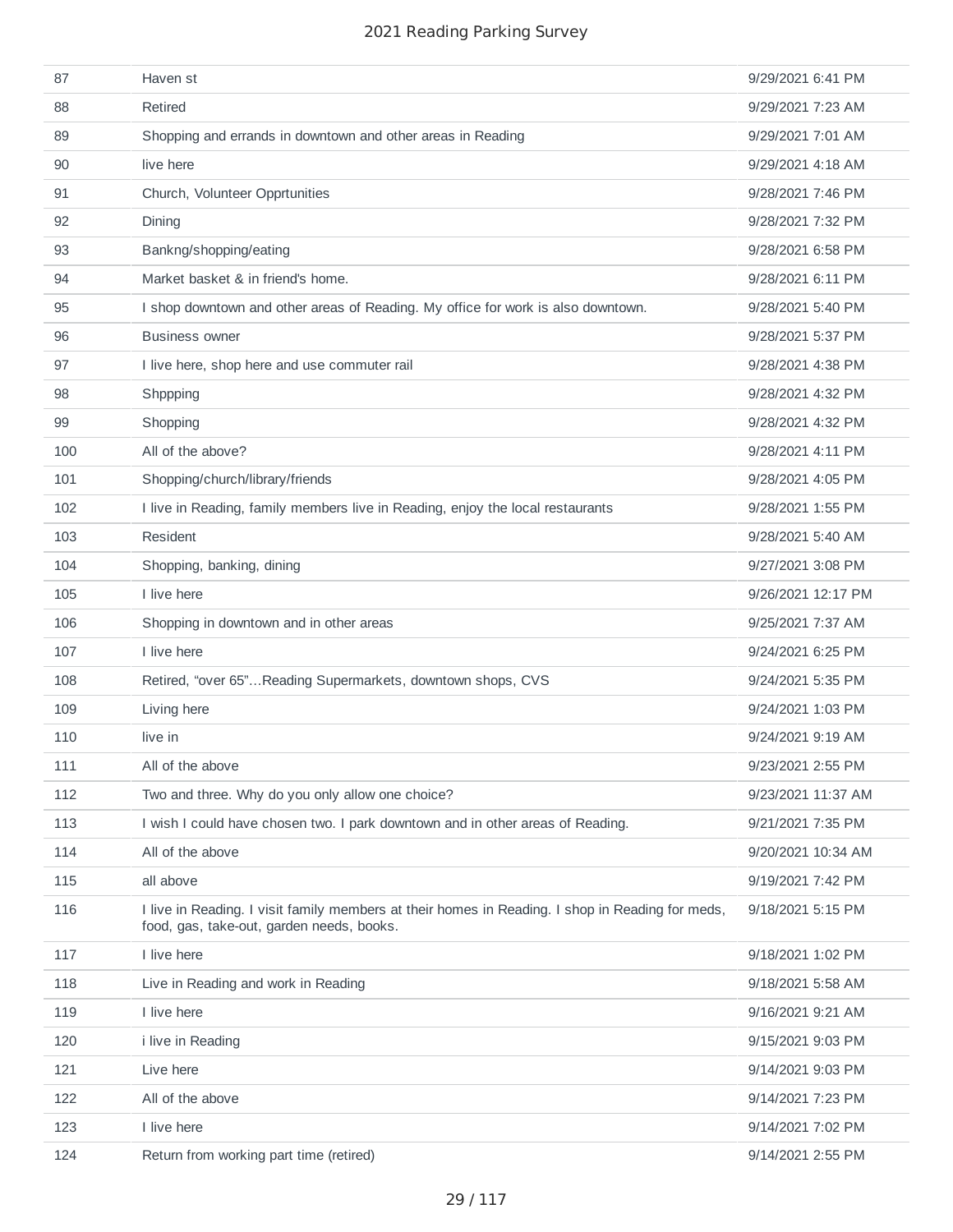| | | |
|---|---|---|
| 87 | Haven st | 9/29/2021 6:41 PM |
| 88 | Retired | 9/29/2021 7:23 AM |
| 89 | Shopping and errands in downtown and other areas in Reading | 9/29/2021 7:01 AM |
| 90 | live here | 9/29/2021 4:18 AM |
| 91 | Church, Volunteer Opprtunities | 9/28/2021 7:46 PM |
| 92 | Dining | 9/28/2021 7:32 PM |
| 93 | Bankng/shopping/eating | 9/28/2021 6:58 PM |
| 94 | Market basket & in friend's home. | 9/28/2021 6:11 PM |
| 95 | I shop downtown and other areas of Reading. My office for work is also downtown. | 9/28/2021 5:40 PM |
| 96 | Business owner | 9/28/2021 5:37 PM |
| 97 | I live here, shop here and use commuter rail | 9/28/2021 4:38 PM |
| 98 | Shppping | 9/28/2021 4:32 PM |
| 99 | Shopping | 9/28/2021 4:32 PM |
| 100 | All of the above? | 9/28/2021 4:11 PM |
| 101 | Shopping/church/library/friends | 9/28/2021 4:05 PM |
| 102 | I live in Reading, family members live in Reading, enjoy the local restaurants | 9/28/2021 1:55 PM |
| 103 | Resident | 9/28/2021 5:40 AM |
| 104 | Shopping, banking, dining | 9/27/2021 3:08 PM |
| 105 | I live here | 9/26/2021 12:17 PM |
| 106 | Shopping in downtown and in other areas | 9/25/2021 7:37 AM |
| 107 | I live here | 9/24/2021 6:25 PM |
| 108 | Retired, “over 65”…Reading Supermarkets, downtown shops, CVS | 9/24/2021 5:35 PM |
| 109 | Living here | 9/24/2021 1:03 PM |
| 110 | live in | 9/24/2021 9:19 AM |
| 111 | All of the above | 9/23/2021 2:55 PM |
| 112 | Two and three. Why do you only allow one choice? | 9/23/2021 11:37 AM |
| 113 | I wish I could have chosen two. I park downtown and in other areas of Reading. | 9/21/2021 7:35 PM |
| 114 | All of the above | 9/20/2021 10:34 AM |
| 115 | all above | 9/19/2021 7:42 PM |
| 116 | I live in Reading. I visit family members at their homes in Reading. I shop in Reading for meds, food, gas, take-out, garden needs, books. | 9/18/2021 5:15 PM |
| 117 | I live here | 9/18/2021 1:02 PM |
| 118 | Live in Reading and work in Reading | 9/18/2021 5:58 AM |
| 119 | I live here | 9/16/2021 9:21 AM |
| 120 | i live in Reading | 9/15/2021 9:03 PM |
| 121 | Live here | 9/14/2021 9:03 PM |
| 122 | All of the above | 9/14/2021 7:23 PM |
| 123 | I live here | 9/14/2021 7:02 PM |
| 124 | Return from working part time (retired) | 9/14/2021 2:55 PM |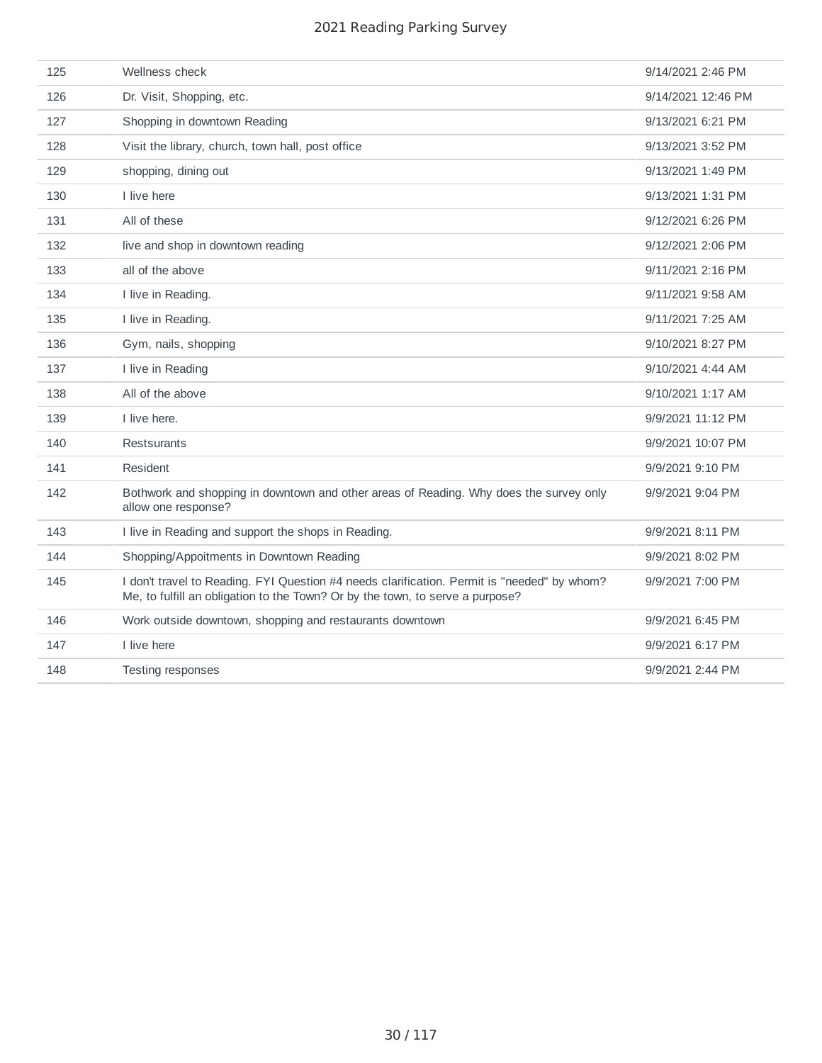| | | |
|---|---|---|
| 125 | Wellness check | 9/14/2021 2:46 PM |
| 126 | Dr. Visit, Shopping, etc. | 9/14/2021 12:46 PM |
| 127 | Shopping in downtown Reading | 9/13/2021 6:21 PM |
| 128 | Visit the library, church, town hall, post office | 9/13/2021 3:52 PM |
| 129 | shopping, dining out | 9/13/2021 1:49 PM |
| 130 | I live here | 9/13/2021 1:31 PM |
| 131 | All of these | 9/12/2021 6:26 PM |
| 132 | live and shop in downtown reading | 9/12/2021 2:06 PM |
| 133 | all of the above | 9/11/2021 2:16 PM |
| 134 | I live in Reading. | 9/11/2021 9:58 AM |
| 135 | I live in Reading. | 9/11/2021 7:25 AM |
| 136 | Gym, nails, shopping | 9/10/2021 8:27 PM |
| 137 | I live in Reading | 9/10/2021 4:44 AM |
| 138 | All of the above | 9/10/2021 1:17 AM |
| 139 | I live here. | 9/9/2021 11:12 PM |
| 140 | Restsurants | 9/9/2021 10:07 PM |
| 141 | Resident | 9/9/2021 9:10 PM |
| 142 | Bothwork and shopping in downtown and other areas of Reading. Why does the survey only allow one response? | 9/9/2021 9:04 PM |
| 143 | I live in Reading and support the shops in Reading. | 9/9/2021 8:11 PM |
| 144 | Shopping/Appoitments in Downtown Reading | 9/9/2021 8:02 PM |
| 145 | I don't travel to Reading. FYI Question #4 needs clarification. Permit is "needed" by whom? Me, to fulfill an obligation to the Town? Or by the town, to serve a purpose? | 9/9/2021 7:00 PM |
| 146 | Work outside downtown, shopping and restaurants downtown | 9/9/2021 6:45 PM |
| 147 | I live here | 9/9/2021 6:17 PM |
| 148 | Testing responses | 9/9/2021 2:44 PM |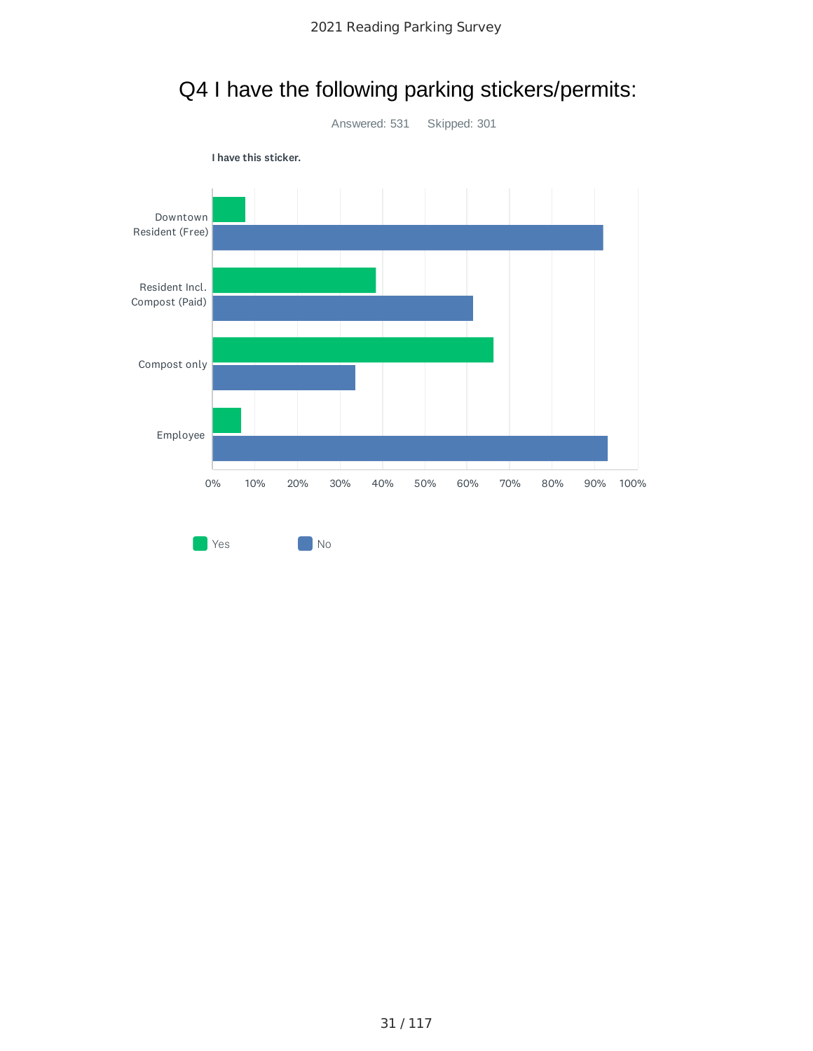# Q4 I have the following parking stickers/permits:

Answered: 531 Skipped: 301

**I have this sticker.**

Downtown Resident (Free)

Resident Incl. Compost (Paid)

Compost only

Employee

0% 10% 20% 30% 40% 50% 60% 70% 80% 90% 100%

Yes No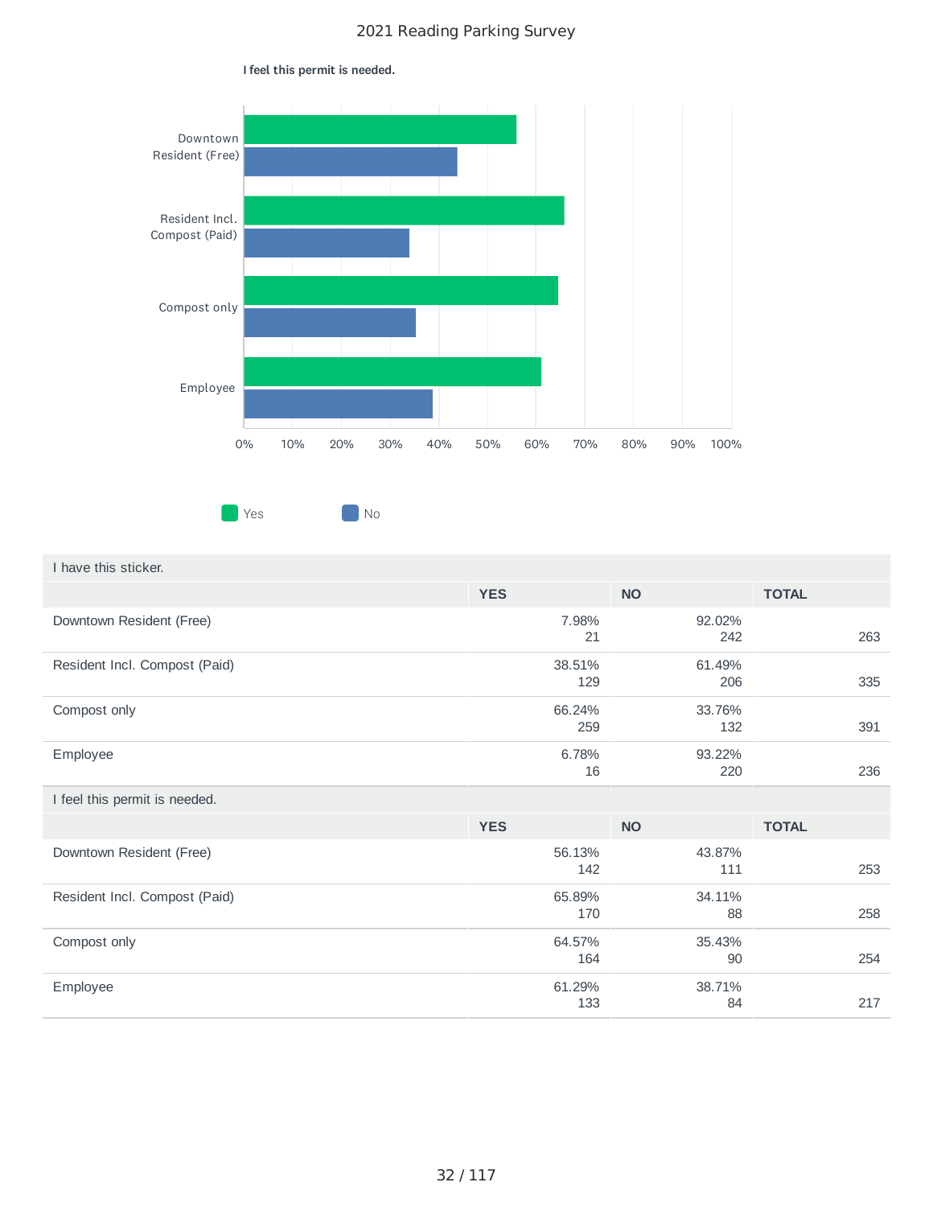# 2021 Reading Parking Survey

**I feel this permit is needed.**

Yes / No

| I have this sticker. | YES | NO | TOTAL |
|---|---|---|---|
| Downtown Resident (Free) | 7.98% 21 | 92.02% 242 | 263 |
| Resident Incl. Compost (Paid) | 38.51% 129 | 61.49% 206 | 335 |
| Compost only | 66.24% 259 | 33.76% 132 | 391 |
| Employee | 6.78% 16 | 93.22% 220 | 236 |

| I feel this permit is needed. | YES | NO | TOTAL |
|---|---|---|---|
| Downtown Resident (Free) | 56.13% 142 | 43.87% 111 | 253 |
| Resident Incl. Compost (Paid) | 65.89% 170 | 34.11% 88 | 258 |
| Compost only | 64.57% 164 | 35.43% 90 | 254 |
| Employee | 61.29% 133 | 38.71% 84 | 217 |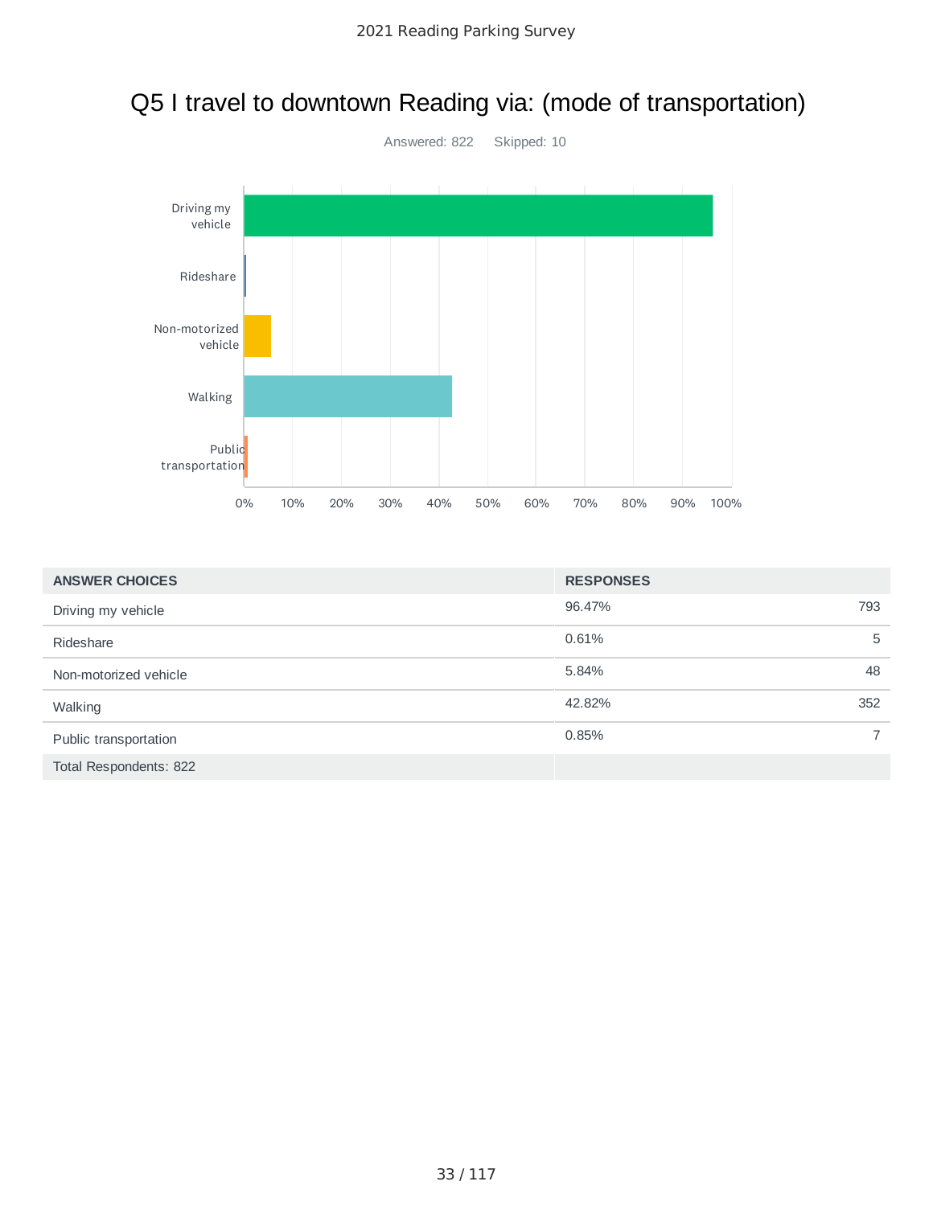# Q5 I travel to downtown Reading via: (mode of transportation)

Answered: 822    Skipped: 10

| ANSWER CHOICES | RESPONSES | |
|---|---|---|
| Driving my vehicle | 96.47% | 793 |
| Rideshare | 0.61% | 5 |
| Non-motorized vehicle | 5.84% | 48 |
| Walking | 42.82% | 352 |
| Public transportation | 0.85% | 7 |
| Total Respondents: 822 | | |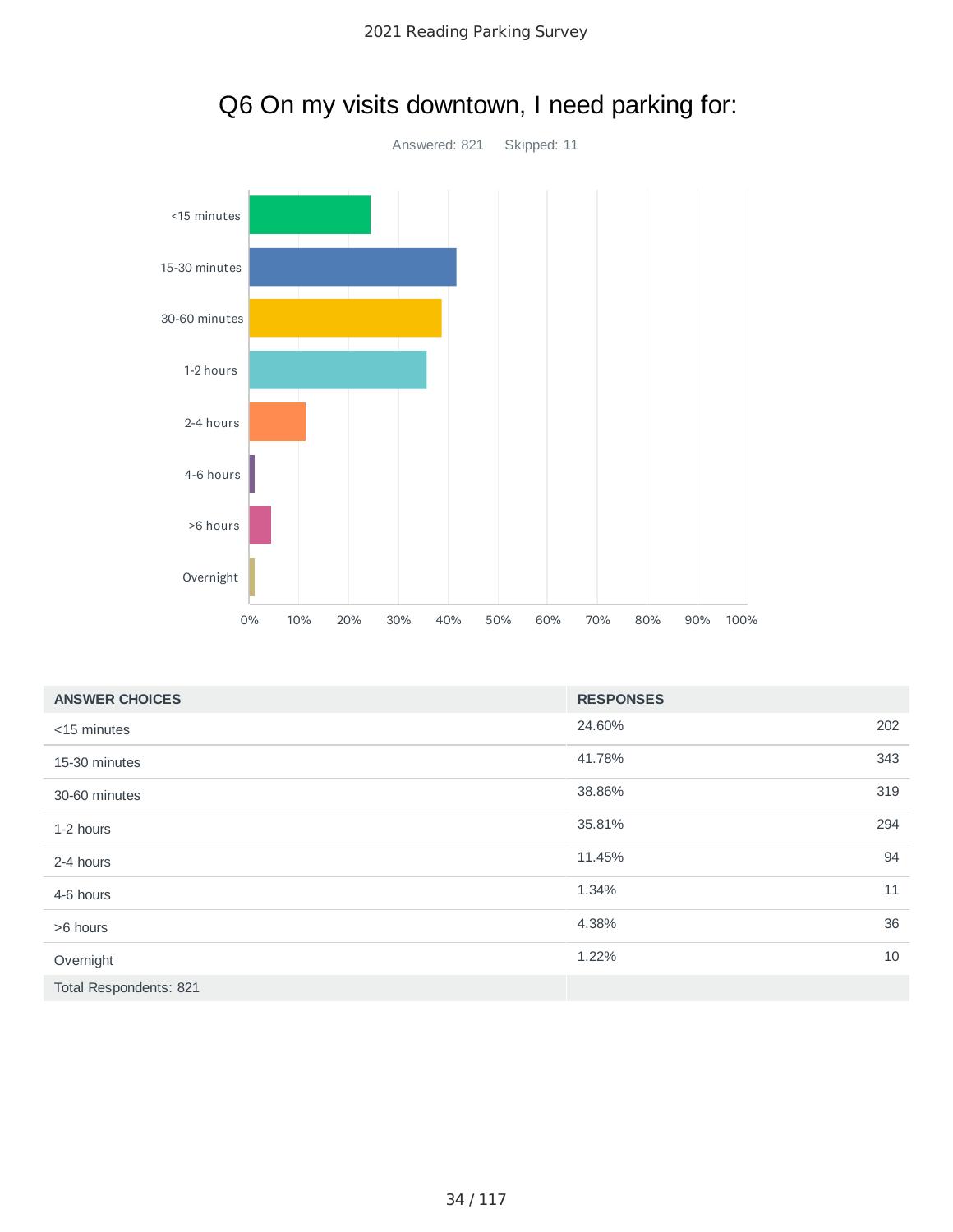# Q6 On my visits downtown, I need parking for:

Answered: 821 Skipped: 11

| ANSWER CHOICES | RESPONSES | |
|---|---|---|
| <15 minutes | 24.60% | 202 |
| 15-30 minutes | 41.78% | 343 |
| 30-60 minutes | 38.86% | 319 |
| 1-2 hours | 35.81% | 294 |
| 2-4 hours | 11.45% | 94 |
| 4-6 hours | 1.34% | 11 |
| >6 hours | 4.38% | 36 |
| Overnight | 1.22% | 10 |
| Total Respondents: 821 | | |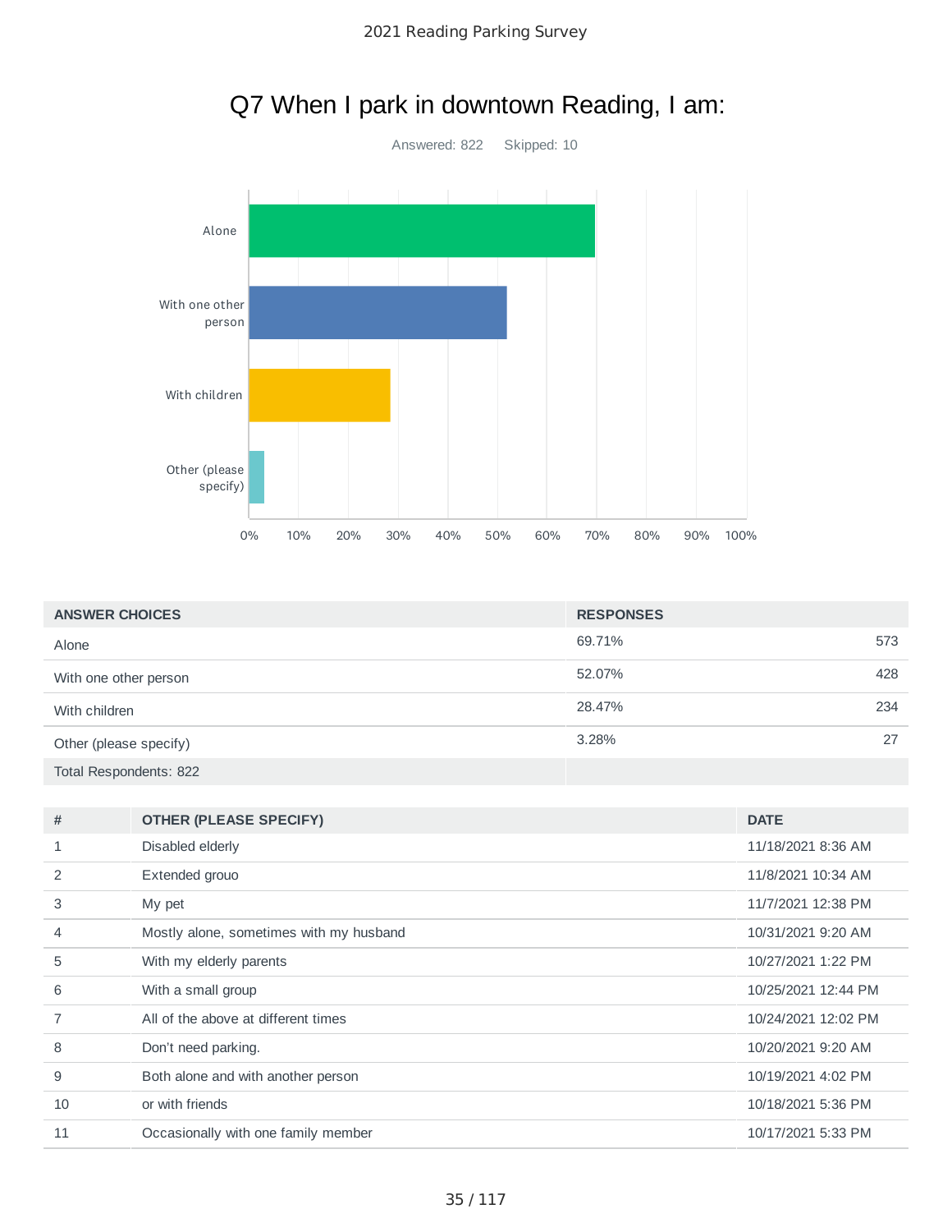# Q7 When I park in downtown Reading, I am:

Answered: 822 Skipped: 10

| ANSWER CHOICES | RESPONSES | |
|---|---|---|
| Alone | 69.71% | 573 |
| With one other person | 52.07% | 428 |
| With children | 28.47% | 234 |
| Other (please specify) | 3.28% | 27 |
| Total Respondents: 822 | | |

| # | OTHER (PLEASE SPECIFY) | DATE |
|---|---|---|
| 1 | Disabled elderly | 11/18/2021 8:36 AM |
| 2 | Extended grouo | 11/8/2021 10:34 AM |
| 3 | My pet | 11/7/2021 12:38 PM |
| 4 | Mostly alone, sometimes with my husband | 10/31/2021 9:20 AM |
| 5 | With my elderly parents | 10/27/2021 1:22 PM |
| 6 | With a small group | 10/25/2021 12:44 PM |
| 7 | All of the above at different times | 10/24/2021 12:02 PM |
| 8 | Don't need parking. | 10/20/2021 9:20 AM |
| 9 | Both alone and with another person | 10/19/2021 4:02 PM |
| 10 | or with friends | 10/18/2021 5:36 PM |
| 11 | Occasionally with one family member | 10/17/2021 5:33 PM |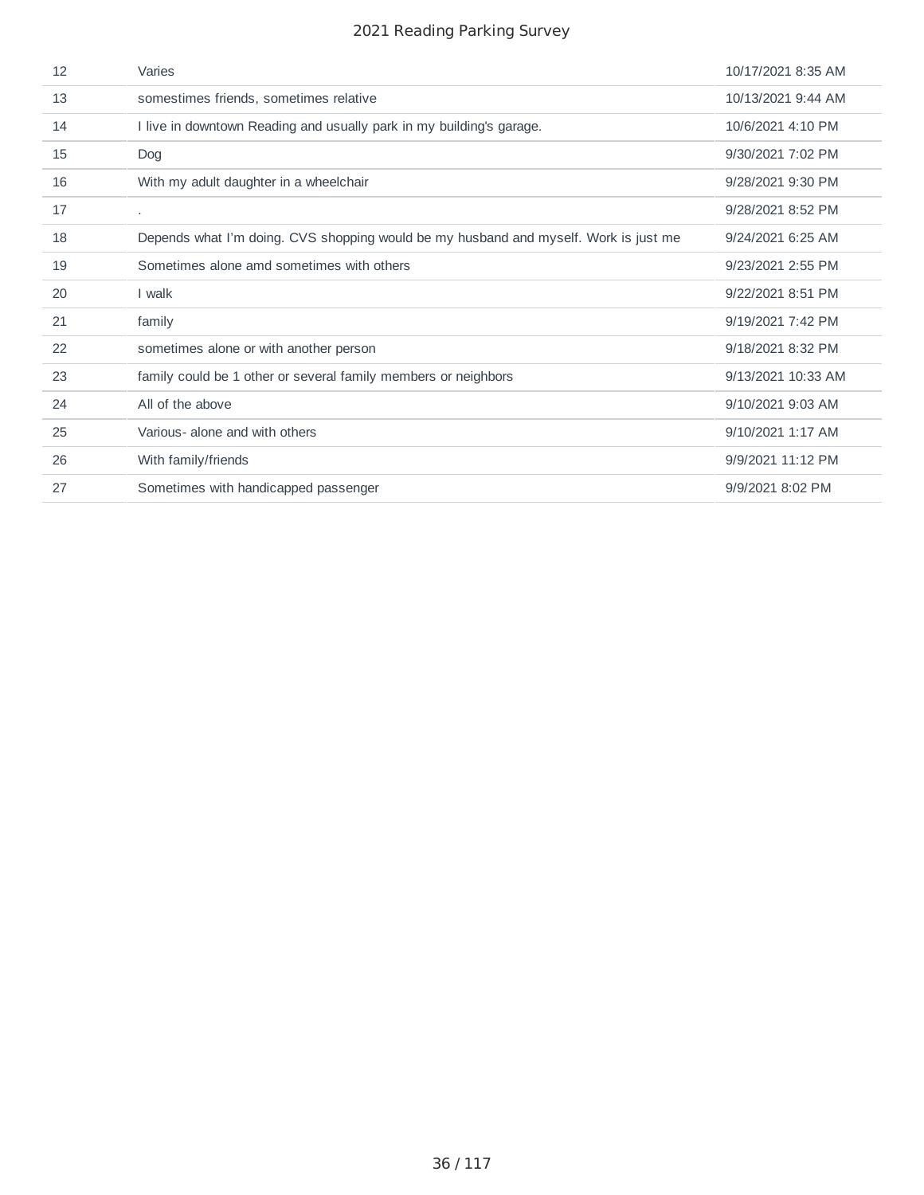| | | |
|---|---|---|
| 12 | Varies | 10/17/2021 8:35 AM |
| 13 | somestimes friends, sometimes relative | 10/13/2021 9:44 AM |
| 14 | I live in downtown Reading and usually park in my building's garage. | 10/6/2021 4:10 PM |
| 15 | Dog | 9/30/2021 7:02 PM |
| 16 | With my adult daughter in a wheelchair | 9/28/2021 9:30 PM |
| 17 | . | 9/28/2021 8:52 PM |
| 18 | Depends what I'm doing. CVS shopping would be my husband and myself. Work is just me | 9/24/2021 6:25 AM |
| 19 | Sometimes alone amd sometimes with others | 9/23/2021 2:55 PM |
| 20 | I walk | 9/22/2021 8:51 PM |
| 21 | family | 9/19/2021 7:42 PM |
| 22 | sometimes alone or with another person | 9/18/2021 8:32 PM |
| 23 | family could be 1 other or several family members or neighbors | 9/13/2021 10:33 AM |
| 24 | All of the above | 9/10/2021 9:03 AM |
| 25 | Various- alone and with others | 9/10/2021 1:17 AM |
| 26 | With family/friends | 9/9/2021 11:12 PM |
| 27 | Sometimes with handicapped passenger | 9/9/2021 8:02 PM |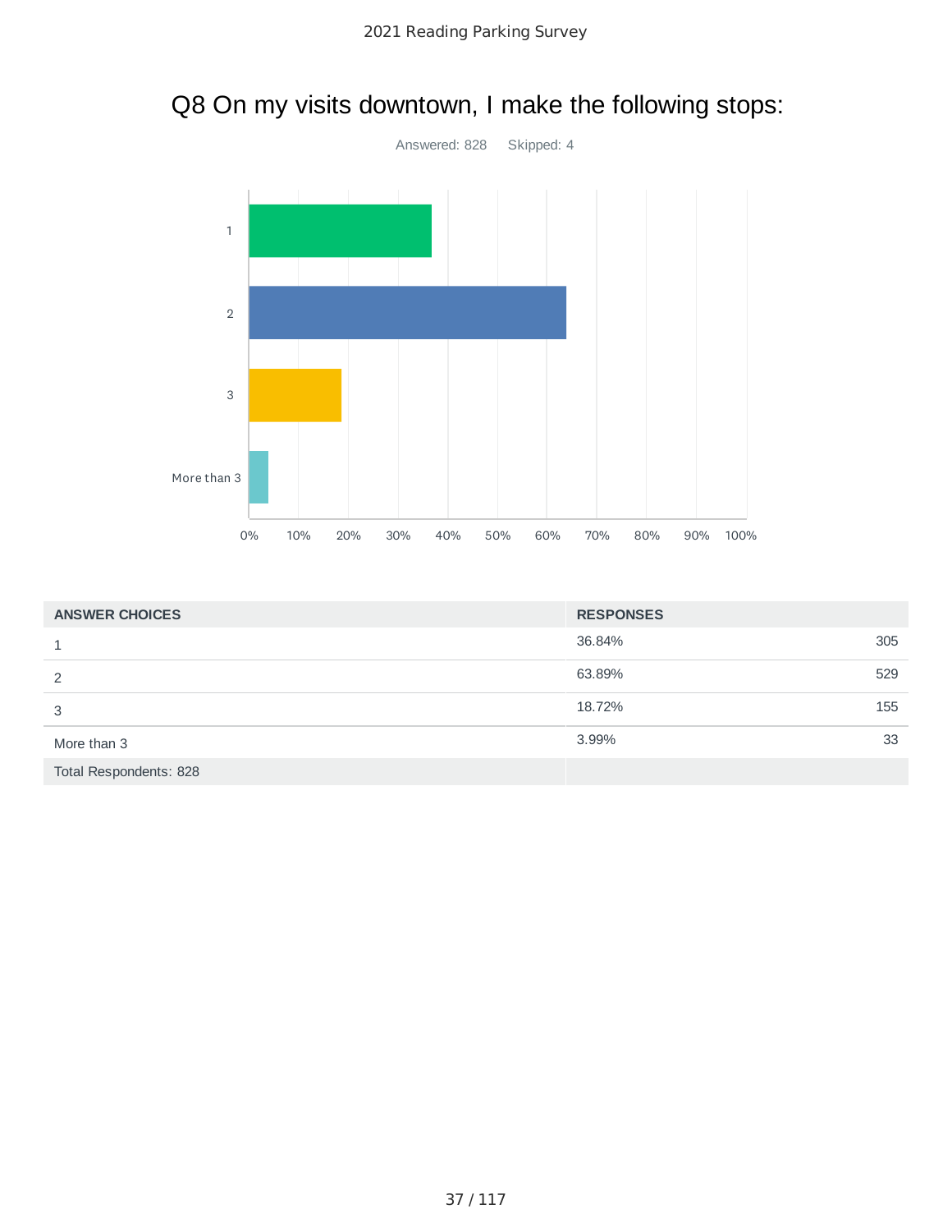# Q8 On my visits downtown, I make the following stops:

Answered: 828 Skipped: 4

| ANSWER CHOICES | RESPONSES | |
|---|---|---|
| 1 | 36.84% | 305 |
| 2 | 63.89% | 529 |
| 3 | 18.72% | 155 |
| More than 3 | 3.99% | 33 |
| Total Respondents: 828 | | |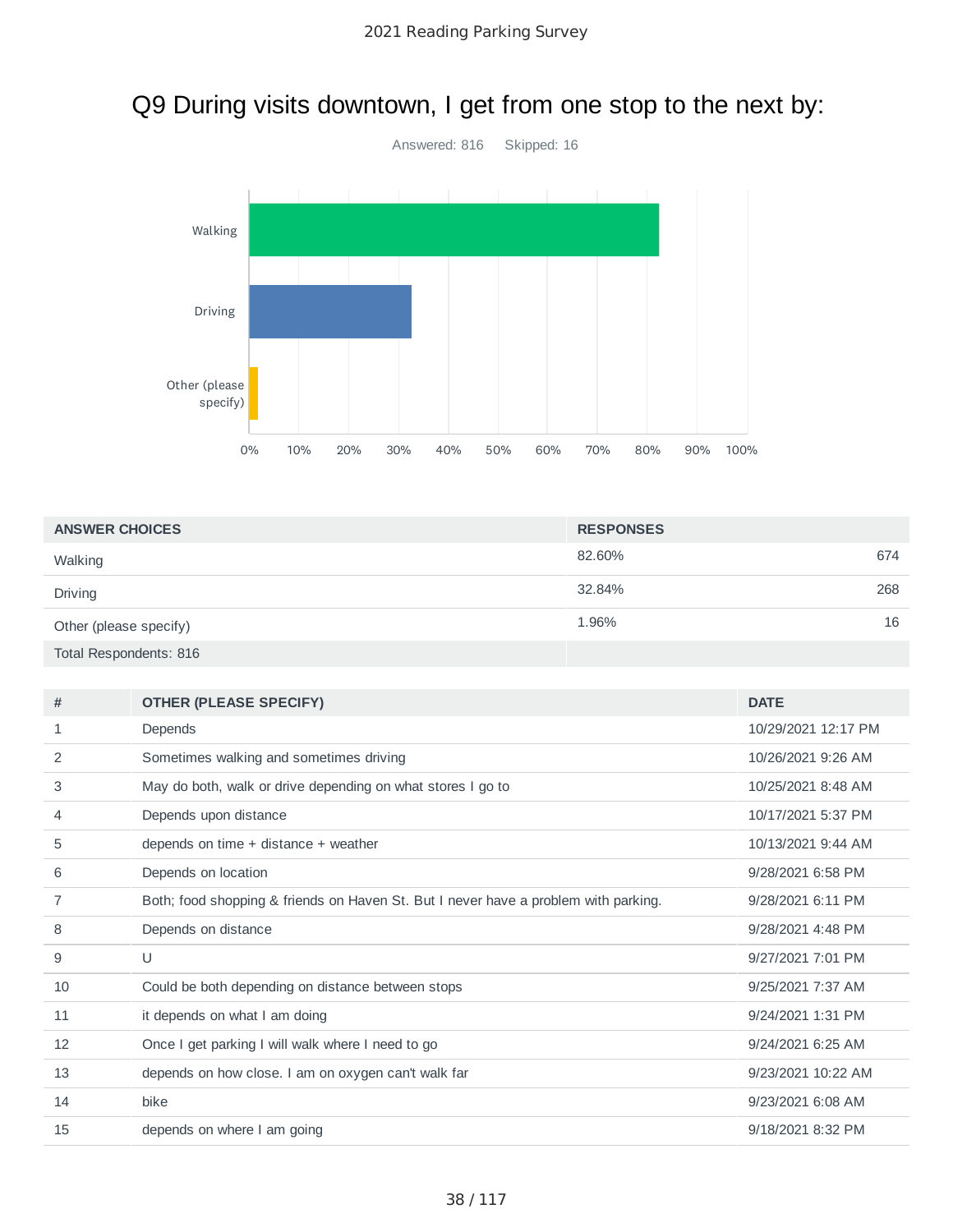# Q9 During visits downtown, I get from one stop to the next by:

Answered: 816 Skipped: 16

| ANSWER CHOICES | RESPONSES | |
|---|---|---|
| Walking | 82.60% | 674 |
| Driving | 32.84% | 268 |
| Other (please specify) | 1.96% | 16 |
| Total Respondents: 816 | | |

| # | OTHER (PLEASE SPECIFY) | DATE |
|---|---|---|
| 1 | Depends | 10/29/2021 12:17 PM |
| 2 | Sometimes walking and sometimes driving | 10/26/2021 9:26 AM |
| 3 | May do both, walk or drive depending on what stores I go to | 10/25/2021 8:48 AM |
| 4 | Depends upon distance | 10/17/2021 5:37 PM |
| 5 | depends on time + distance + weather | 10/13/2021 9:44 AM |
| 6 | Depends on location | 9/28/2021 6:58 PM |
| 7 | Both; food shopping & friends on Haven St. But I never have a problem with parking. | 9/28/2021 6:11 PM |
| 8 | Depends on distance | 9/28/2021 4:48 PM |
| 9 | U | 9/27/2021 7:01 PM |
| 10 | Could be both depending on distance between stops | 9/25/2021 7:37 AM |
| 11 | it depends on what I am doing | 9/24/2021 1:31 PM |
| 12 | Once I get parking I will walk where I need to go | 9/24/2021 6:25 AM |
| 13 | depends on how close. I am on oxygen can't walk far | 9/23/2021 10:22 AM |
| 14 | bike | 9/23/2021 6:08 AM |
| 15 | depends on where I am going | 9/18/2021 8:32 PM |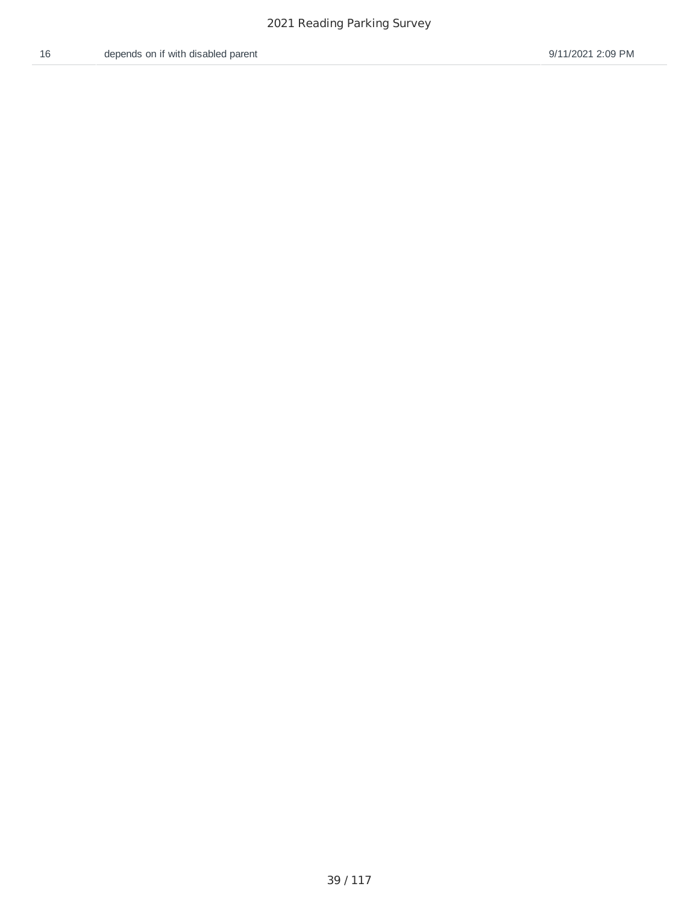| | | |
|---|---|---|
| 16 | depends on if with disabled parent | 9/11/2021 2:09 PM |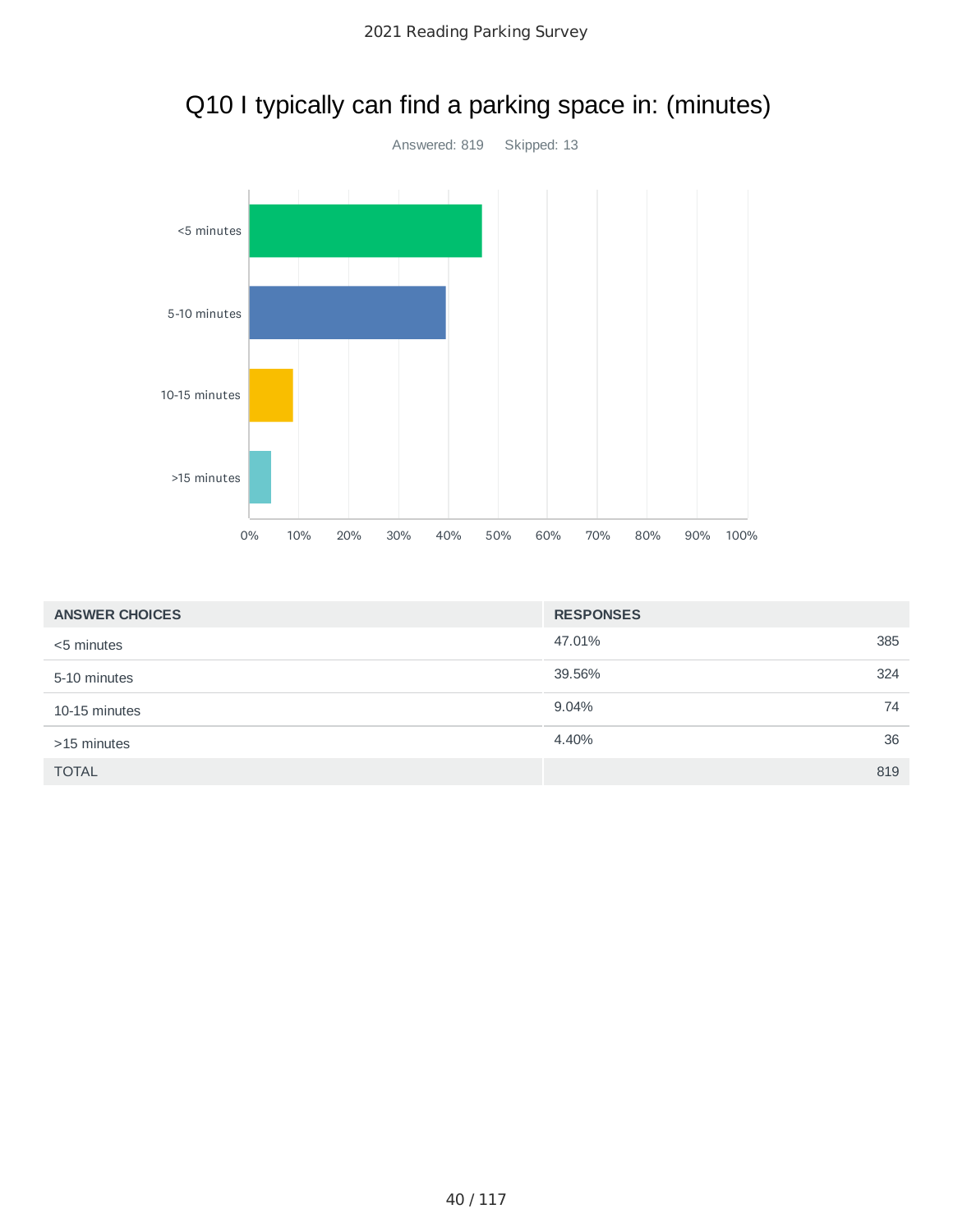# Q10 I typically can find a parking space in: (minutes)

Answered: 819 Skipped: 13

| ANSWER CHOICES | RESPONSES | |
|---|---|---|
| <5 minutes | 47.01% | 385 |
| 5-10 minutes | 39.56% | 324 |
| 10-15 minutes | 9.04% | 74 |
| >15 minutes | 4.40% | 36 |
| TOTAL | | 819 |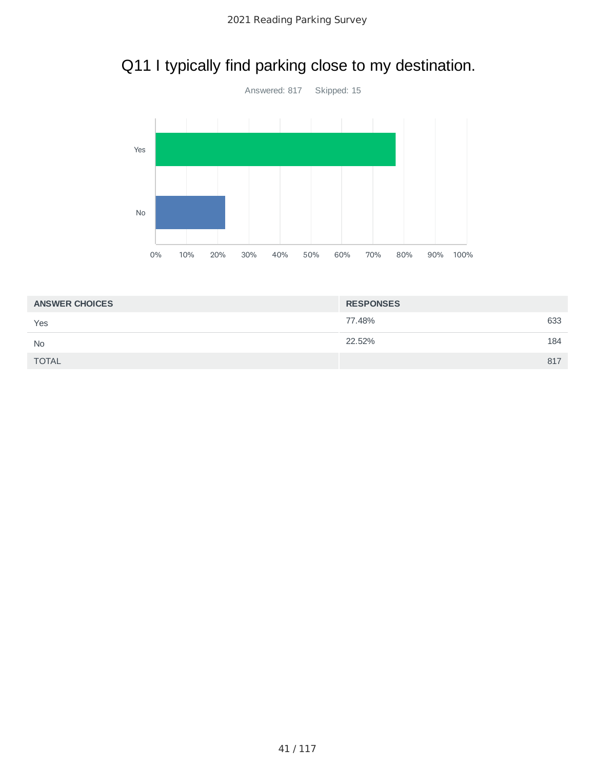# Q11 I typically find parking close to my destination.

Answered: 817    Skipped: 15

| ANSWER CHOICES | RESPONSES | |
|---|---|---|
| Yes | 77.48% | 633 |
| No | 22.52% | 184 |
| TOTAL | | 817 |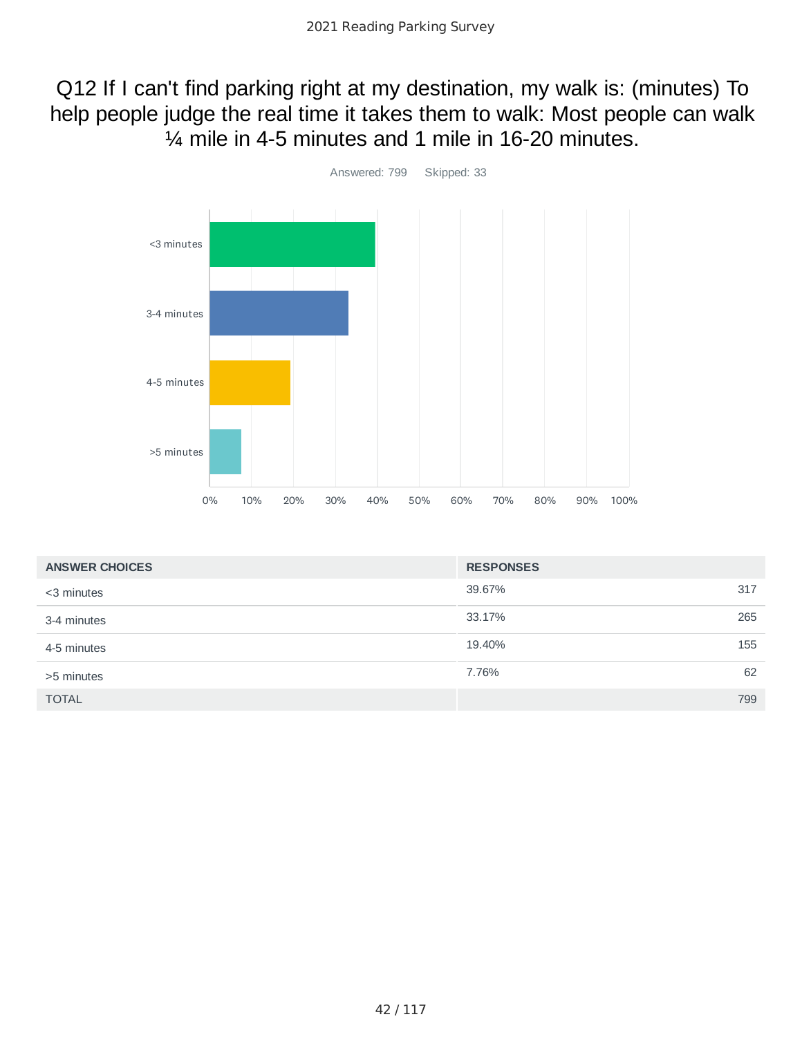# Q12 If I can't find parking right at my destination, my walk is: (minutes) To help people judge the real time it takes them to walk: Most people can walk ¼ mile in 4-5 minutes and 1 mile in 16-20 minutes.

Answered: 799 Skipped: 33

| ANSWER CHOICES | RESPONSES | |
|---|---|---|
| <3 minutes | 39.67% | 317 |
| 3-4 minutes | 33.17% | 265 |
| 4-5 minutes | 19.40% | 155 |
| >5 minutes | 7.76% | 62 |
| TOTAL | | 799 |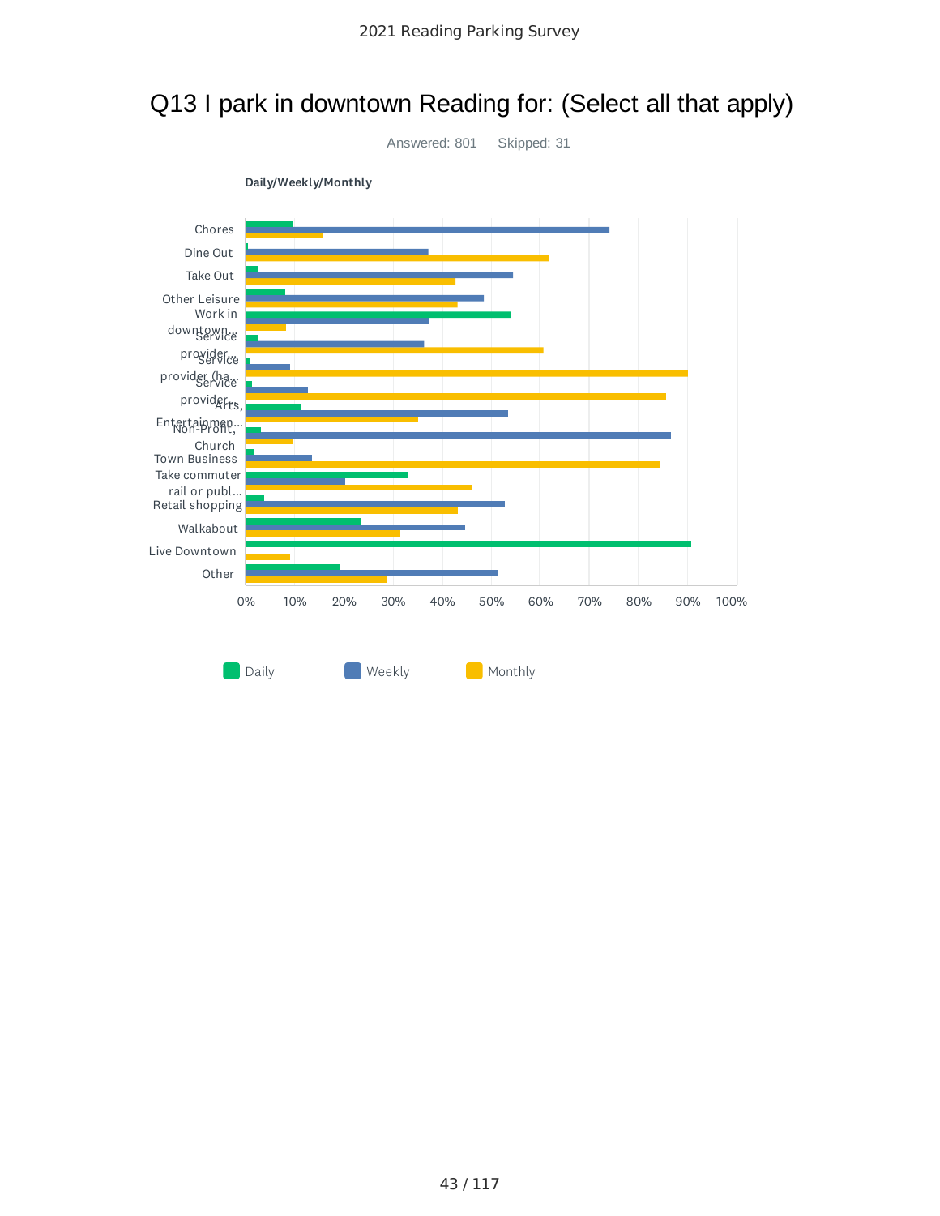# Q13 I park in downtown Reading for: (Select all that apply)

Answered: 801 Skipped: 31

**Daily/Weekly/Monthly**

Chores

Dine Out

Take Out

Other Leisure

Work in downtown...

Service provider...

Service provider (ha...

Service provider...

Arts, Entertainmen...

Non-Profit, Church

Town Business

Take commuter rail or publ...

Retail shopping

Walkabout

Live Downtown

Other

0% 10% 20% 30% 40% 50% 60% 70% 80% 90% 100%

Daily Weekly Monthly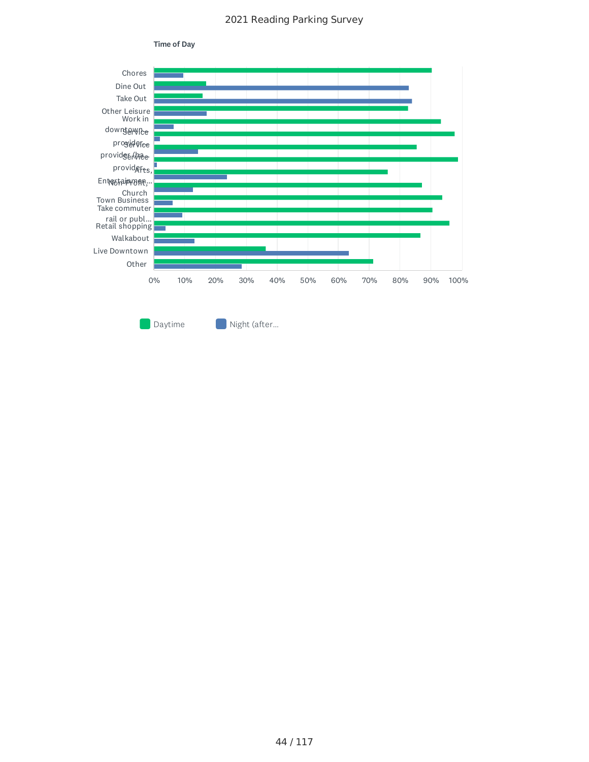## Time of Day

| Category | Daytime | Night (after... |
|---|---|---|
| Chores | ~90% | ~10% |
| Dine Out | ~17% | ~83% |
| Take Out | ~16% | ~84% |
| Other Leisure | ~83% | ~17% |
| Work in downtown... | ~93% | ~6% |
| Service provider... | ~98% | ~2% |
| Service provider (ha... | ~85% | ~14% |
| Service provider... | ~99% | ~1% |
| Arts, Entertainmen... | ~76% | ~24% |
| Non-Profit, Church | ~87% | ~13% |
| Town Business | ~94% | ~6% |
| Take commuter rail or publ... | ~91% | ~9% |
| Retail shopping | ~96% | ~4% |
| Walkabout | ~87% | ~13% |
| Live Downtown | ~36% | ~63% |
| Other | ~71% | ~29% |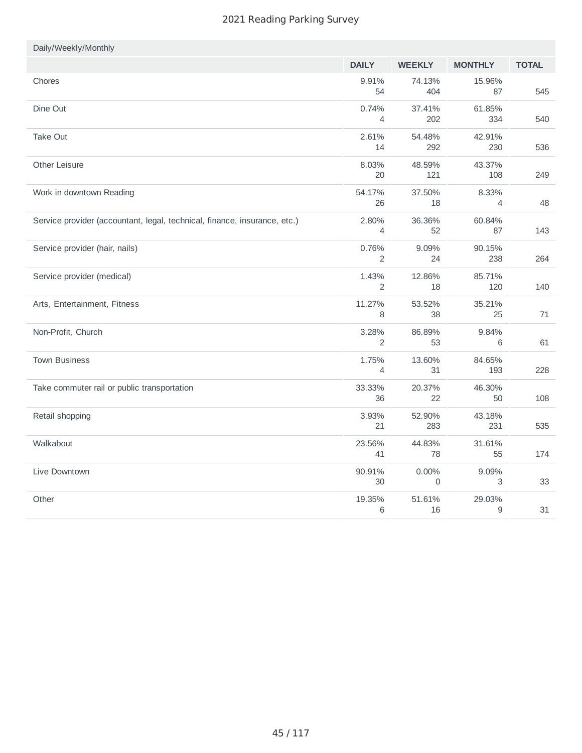## Daily/Weekly/Monthly

| | DAILY | WEEKLY | MONTHLY | TOTAL |
|---|---|---|---|---|
| Chores | 9.91% 54 | 74.13% 404 | 15.96% 87 | 545 |
| Dine Out | 0.74% 4 | 37.41% 202 | 61.85% 334 | 540 |
| Take Out | 2.61% 14 | 54.48% 292 | 42.91% 230 | 536 |
| Other Leisure | 8.03% 20 | 48.59% 121 | 43.37% 108 | 249 |
| Work in downtown Reading | 54.17% 26 | 37.50% 18 | 8.33% 4 | 48 |
| Service provider (accountant, legal, technical, finance, insurance, etc.) | 2.80% 4 | 36.36% 52 | 60.84% 87 | 143 |
| Service provider (hair, nails) | 0.76% 2 | 9.09% 24 | 90.15% 238 | 264 |
| Service provider (medical) | 1.43% 2 | 12.86% 18 | 85.71% 120 | 140 |
| Arts, Entertainment, Fitness | 11.27% 8 | 53.52% 38 | 35.21% 25 | 71 |
| Non-Profit, Church | 3.28% 2 | 86.89% 53 | 9.84% 6 | 61 |
| Town Business | 1.75% 4 | 13.60% 31 | 84.65% 193 | 228 |
| Take commuter rail or public transportation | 33.33% 36 | 20.37% 22 | 46.30% 50 | 108 |
| Retail shopping | 3.93% 21 | 52.90% 283 | 43.18% 231 | 535 |
| Walkabout | 23.56% 41 | 44.83% 78 | 31.61% 55 | 174 |
| Live Downtown | 90.91% 30 | 0.00% 0 | 9.09% 3 | 33 |
| Other | 19.35% 6 | 51.61% 16 | 29.03% 9 | 31 |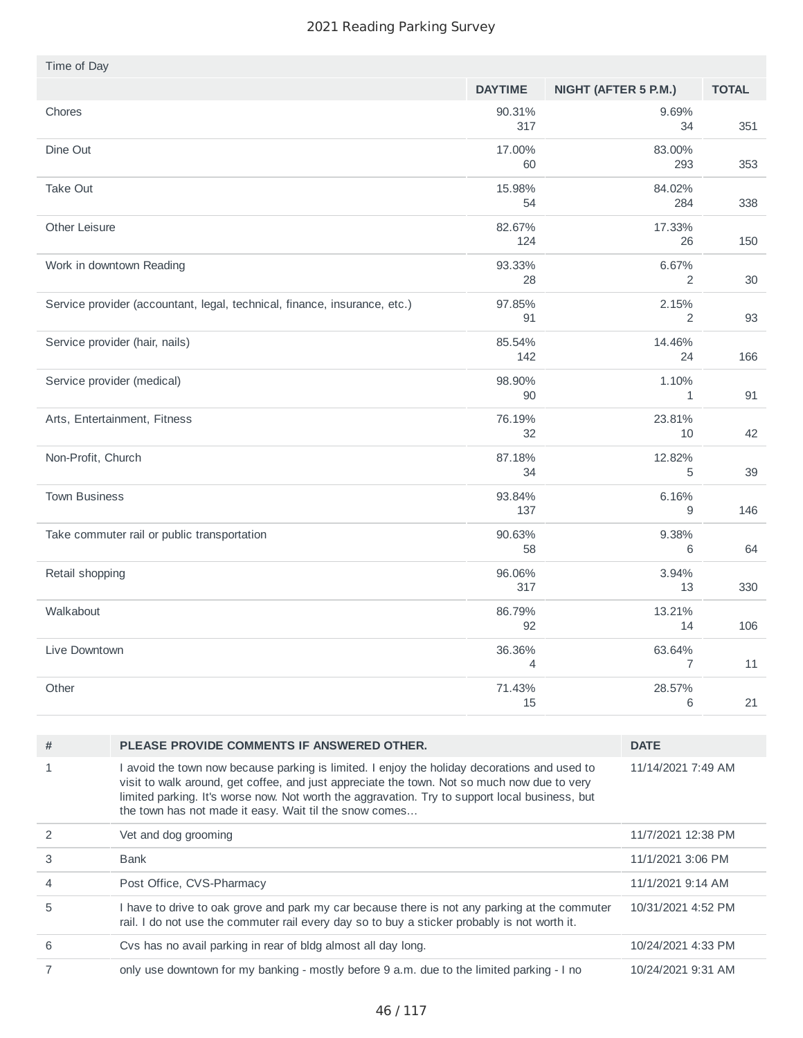2021 Reading Parking Survey

Time of Day

| | DAYTIME | NIGHT (AFTER 5 P.M.) | TOTAL |
|---|---|---|---|
| Chores | 90.31%<br>317 | 9.69%<br>34 | 351 |
| Dine Out | 17.00%<br>60 | 83.00%<br>293 | 353 |
| Take Out | 15.98%<br>54 | 84.02%<br>284 | 338 |
| Other Leisure | 82.67%<br>124 | 17.33%<br>26 | 150 |
| Work in downtown Reading | 93.33%<br>28 | 6.67%<br>2 | 30 |
| Service provider (accountant, legal, technical, finance, insurance, etc.) | 97.85%<br>91 | 2.15%<br>2 | 93 |
| Service provider (hair, nails) | 85.54%<br>142 | 14.46%<br>24 | 166 |
| Service provider (medical) | 98.90%<br>90 | 1.10%<br>1 | 91 |
| Arts, Entertainment, Fitness | 76.19%<br>32 | 23.81%<br>10 | 42 |
| Non-Profit, Church | 87.18%<br>34 | 12.82%<br>5 | 39 |
| Town Business | 93.84%<br>137 | 6.16%<br>9 | 146 |
| Take commuter rail or public transportation | 90.63%<br>58 | 9.38%<br>6 | 64 |
| Retail shopping | 96.06%<br>317 | 3.94%<br>13 | 330 |
| Walkabout | 86.79%<br>92 | 13.21%<br>14 | 106 |
| Live Downtown | 36.36%<br>4 | 63.64%<br>7 | 11 |
| Other | 71.43%<br>15 | 28.57%<br>6 | 21 |

| # | PLEASE PROVIDE COMMENTS IF ANSWERED OTHER. | DATE |
|---|---|---|
| 1 | I avoid the town now because parking is limited. I enjoy the holiday decorations and used to visit to walk around, get coffee, and just appreciate the town. Not so much now due to very limited parking. It's worse now. Not worth the aggravation. Try to support local business, but the town has not made it easy. Wait til the snow comes... | 11/14/2021 7:49 AM |
| 2 | Vet and dog grooming | 11/7/2021 12:38 PM |
| 3 | Bank | 11/1/2021 3:06 PM |
| 4 | Post Office, CVS-Pharmacy | 11/1/2021 9:14 AM |
| 5 | I have to drive to oak grove and park my car because there is not any parking at the commuter rail. I do not use the commuter rail every day so to buy a sticker probably is not worth it. | 10/31/2021 4:52 PM |
| 6 | Cvs has no avail parking in rear of bldg almost all day long. | 10/24/2021 4:33 PM |
| 7 | only use downtown for my banking - mostly before 9 a.m. due to the limited parking - I no | 10/24/2021 9:31 AM |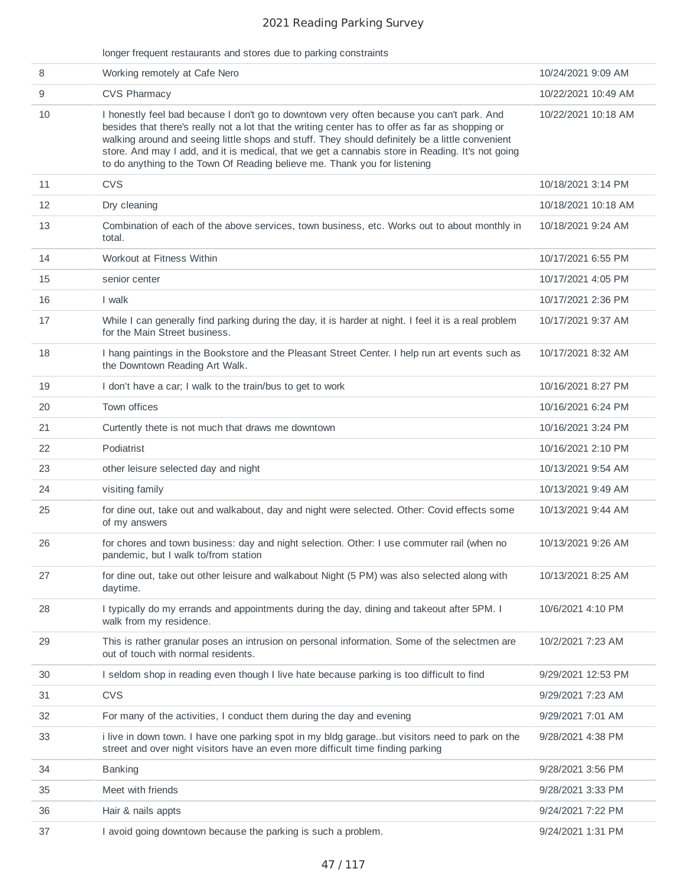| | longer frequent restaurants and stores due to parking constraints | |
|---|---|---|
| 8 | Working remotely at Cafe Nero | 10/24/2021 9:09 AM |
| 9 | CVS Pharmacy | 10/22/2021 10:49 AM |
| 10 | I honestly feel bad because I don't go to downtown very often because you can't park. And besides that there's really not a lot that the writing center has to offer as far as shopping or walking around and seeing little shops and stuff. They should definitely be a little convenient store. And may I add, and it is medical, that we get a cannabis store in Reading. It's not going to do anything to the Town Of Reading believe me. Thank you for listening | 10/22/2021 10:18 AM |
| 11 | CVS | 10/18/2021 3:14 PM |
| 12 | Dry cleaning | 10/18/2021 10:18 AM |
| 13 | Combination of each of the above services, town business, etc. Works out to about monthly in total. | 10/18/2021 9:24 AM |
| 14 | Workout at Fitness Within | 10/17/2021 6:55 PM |
| 15 | senior center | 10/17/2021 4:05 PM |
| 16 | I walk | 10/17/2021 2:36 PM |
| 17 | While I can generally find parking during the day, it is harder at night. I feel it is a real problem for the Main Street business. | 10/17/2021 9:37 AM |
| 18 | I hang paintings in the Bookstore and the Pleasant Street Center. I help run art events such as the Downtown Reading Art Walk. | 10/17/2021 8:32 AM |
| 19 | I don't have a car; I walk to the train/bus to get to work | 10/16/2021 8:27 PM |
| 20 | Town offices | 10/16/2021 6:24 PM |
| 21 | Curtently thete is not much that draws me downtown | 10/16/2021 3:24 PM |
| 22 | Podiatrist | 10/16/2021 2:10 PM |
| 23 | other leisure selected day and night | 10/13/2021 9:54 AM |
| 24 | visiting family | 10/13/2021 9:49 AM |
| 25 | for dine out, take out and walkabout, day and night were selected. Other: Covid effects some of my answers | 10/13/2021 9:44 AM |
| 26 | for chores and town business: day and night selection. Other: I use commuter rail (when no pandemic, but I walk to/from station | 10/13/2021 9:26 AM |
| 27 | for dine out, take out other leisure and walkabout Night (5 PM) was also selected along with daytime. | 10/13/2021 8:25 AM |
| 28 | I typically do my errands and appointments during the day, dining and takeout after 5PM. I walk from my residence. | 10/6/2021 4:10 PM |
| 29 | This is rather granular poses an intrusion on personal information. Some of the selectmen are out of touch with normal residents. | 10/2/2021 7:23 AM |
| 30 | I seldom shop in reading even though I live hate because parking is too difficult to find | 9/29/2021 12:53 PM |
| 31 | CVS | 9/29/2021 7:23 AM |
| 32 | For many of the activities, I conduct them during the day and evening | 9/29/2021 7:01 AM |
| 33 | i live in down town. I have one parking spot in my bldg garage..but visitors need to park on the street and over night visitors have an even more difficult time finding parking | 9/28/2021 4:38 PM |
| 34 | Banking | 9/28/2021 3:56 PM |
| 35 | Meet with friends | 9/28/2021 3:33 PM |
| 36 | Hair & nails appts | 9/24/2021 7:22 PM |
| 37 | I avoid going downtown because the parking is such a problem. | 9/24/2021 1:31 PM |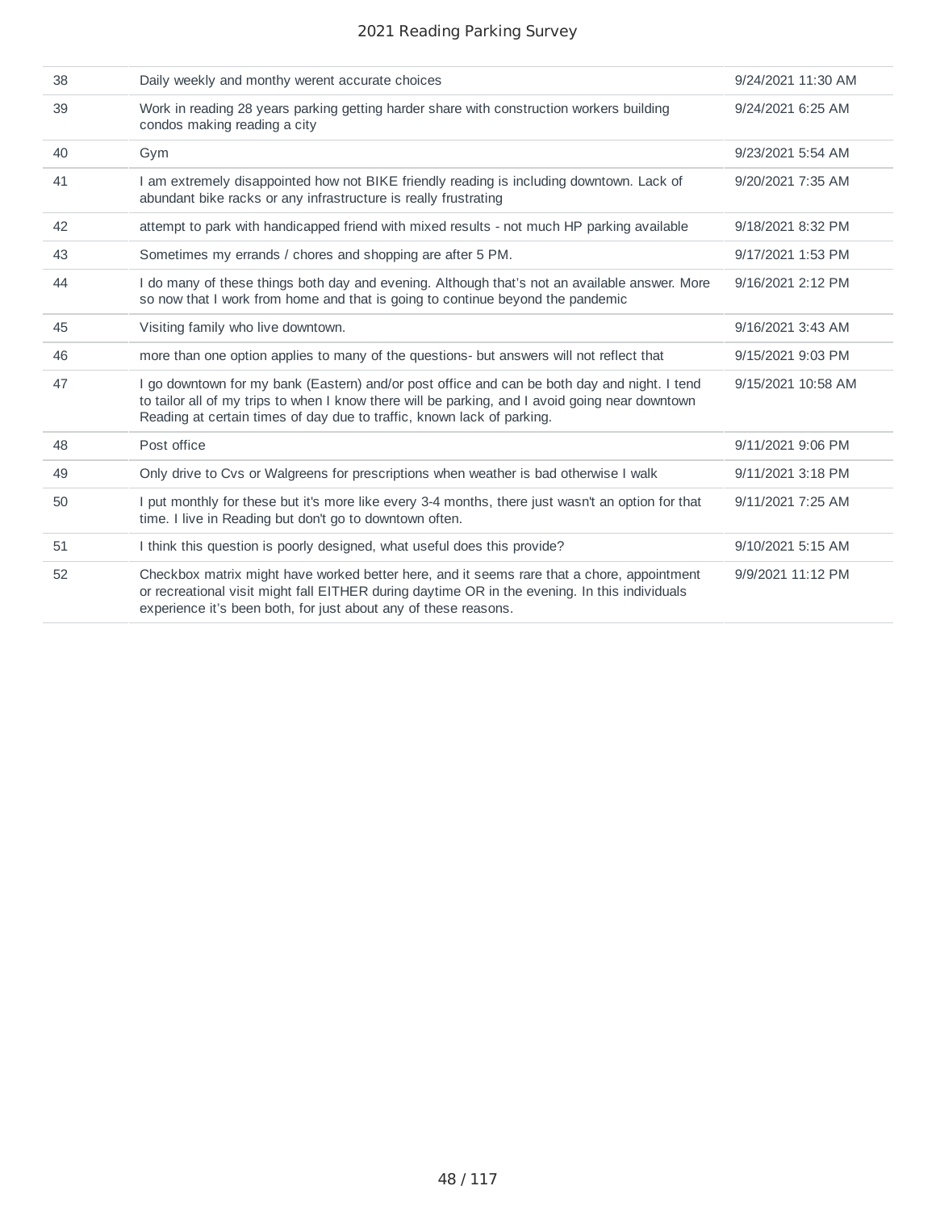| | | |
|---|---|---|
| 38 | Daily weekly and monthy werent accurate choices | 9/24/2021 11:30 AM |
| 39 | Work in reading 28 years parking getting harder share with construction workers building condos making reading a city | 9/24/2021 6:25 AM |
| 40 | Gym | 9/23/2021 5:54 AM |
| 41 | I am extremely disappointed how not BIKE friendly reading is including downtown. Lack of abundant bike racks or any infrastructure is really frustrating | 9/20/2021 7:35 AM |
| 42 | attempt to park with handicapped friend with mixed results - not much HP parking available | 9/18/2021 8:32 PM |
| 43 | Sometimes my errands / chores and shopping are after 5 PM. | 9/17/2021 1:53 PM |
| 44 | I do many of these things both day and evening. Although that's not an available answer. More so now that I work from home and that is going to continue beyond the pandemic | 9/16/2021 2:12 PM |
| 45 | Visiting family who live downtown. | 9/16/2021 3:43 AM |
| 46 | more than one option applies to many of the questions- but answers will not reflect that | 9/15/2021 9:03 PM |
| 47 | I go downtown for my bank (Eastern) and/or post office and can be both day and night. I tend to tailor all of my trips to when I know there will be parking, and I avoid going near downtown Reading at certain times of day due to traffic, known lack of parking. | 9/15/2021 10:58 AM |
| 48 | Post office | 9/11/2021 9:06 PM |
| 49 | Only drive to Cvs or Walgreens for prescriptions when weather is bad otherwise I walk | 9/11/2021 3:18 PM |
| 50 | I put monthly for these but it's more like every 3-4 months, there just wasn't an option for that time. I live in Reading but don't go to downtown often. | 9/11/2021 7:25 AM |
| 51 | I think this question is poorly designed, what useful does this provide? | 9/10/2021 5:15 AM |
| 52 | Checkbox matrix might have worked better here, and it seems rare that a chore, appointment or recreational visit might fall EITHER during daytime OR in the evening. In this individuals experience it's been both, for just about any of these reasons. | 9/9/2021 11:12 PM |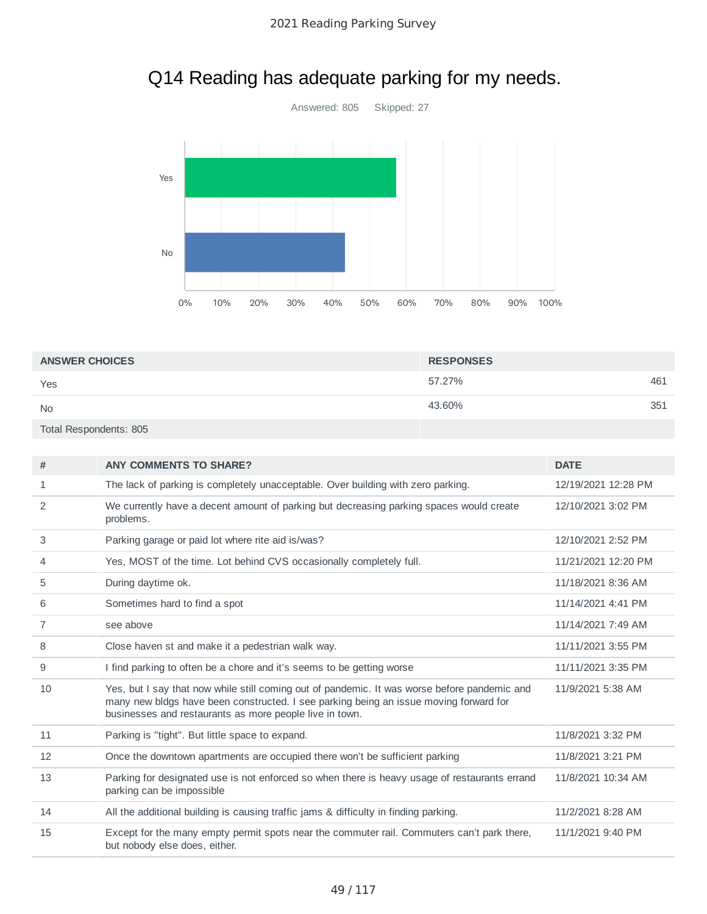# Q14 Reading has adequate parking for my needs.

Answered: 805 Skipped: 27

| ANSWER CHOICES | RESPONSES | |
|---|---|---|
| Yes | 57.27% | 461 |
| No | 43.60% | 351 |
| Total Respondents: 805 | | |

| # | ANY COMMENTS TO SHARE? | DATE |
|---|---|---|
| 1 | The lack of parking is completely unacceptable. Over building with zero parking. | 12/19/2021 12:28 PM |
| 2 | We currently have a decent amount of parking but decreasing parking spaces would create problems. | 12/10/2021 3:02 PM |
| 3 | Parking garage or paid lot where rite aid is/was? | 12/10/2021 2:52 PM |
| 4 | Yes, MOST of the time. Lot behind CVS occasionally completely full. | 11/21/2021 12:20 PM |
| 5 | During daytime ok. | 11/18/2021 8:36 AM |
| 6 | Sometimes hard to find a spot | 11/14/2021 4:41 PM |
| 7 | see above | 11/14/2021 7:49 AM |
| 8 | Close haven st and make it a pedestrian walk way. | 11/11/2021 3:55 PM |
| 9 | I find parking to often be a chore and it's seems to be getting worse | 11/11/2021 3:35 PM |
| 10 | Yes, but I say that now while still coming out of pandemic. It was worse before pandemic and many new bldgs have been constructed. I see parking being an issue moving forward for businesses and restaurants as more people live in town. | 11/9/2021 5:38 AM |
| 11 | Parking is "tight". But little space to expand. | 11/8/2021 3:32 PM |
| 12 | Once the downtown apartments are occupied there won't be sufficient parking | 11/8/2021 3:21 PM |
| 13 | Parking for designated use is not enforced so when there is heavy usage of restaurants errand parking can be impossible | 11/8/2021 10:34 AM |
| 14 | All the additional building is causing traffic jams & difficulty in finding parking. | 11/2/2021 8:28 AM |
| 15 | Except for the many empty permit spots near the commuter rail. Commuters can't park there, but nobody else does, either. | 11/1/2021 9:40 PM |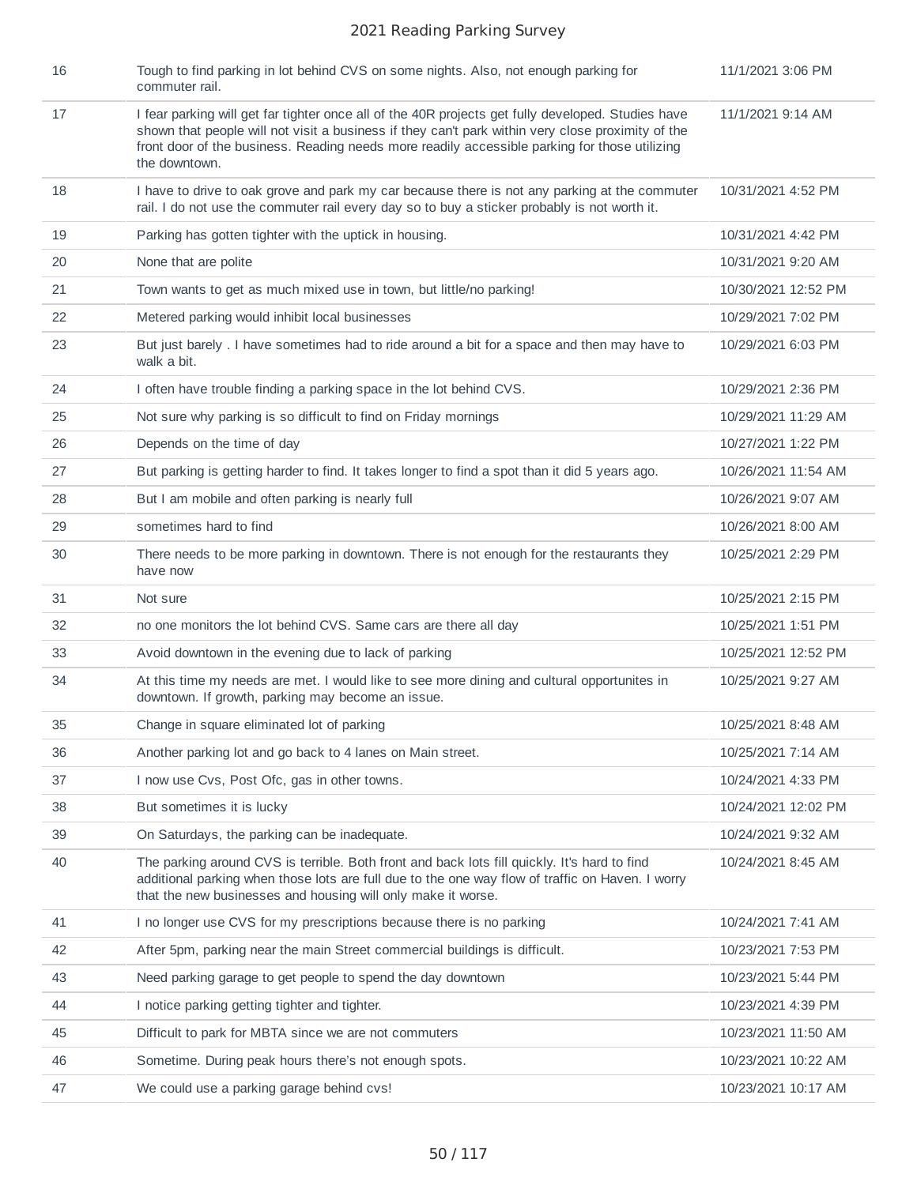| 16 | Tough to find parking in lot behind CVS on some nights. Also, not enough parking for commuter rail. | 11/1/2021 3:06 PM |
|---|---|---|
| 17 | I fear parking will get far tighter once all of the 40R projects get fully developed. Studies have shown that people will not visit a business if they can't park within very close proximity of the front door of the business. Reading needs more readily accessible parking for those utilizing the downtown. | 11/1/2021 9:14 AM |
| 18 | I have to drive to oak grove and park my car because there is not any parking at the commuter rail. I do not use the commuter rail every day so to buy a sticker probably is not worth it. | 10/31/2021 4:52 PM |
| 19 | Parking has gotten tighter with the uptick in housing. | 10/31/2021 4:42 PM |
| 20 | None that are polite | 10/31/2021 9:20 AM |
| 21 | Town wants to get as much mixed use in town, but little/no parking! | 10/30/2021 12:52 PM |
| 22 | Metered parking would inhibit local businesses | 10/29/2021 7:02 PM |
| 23 | But just barely . I have sometimes had to ride around a bit for a space and then may have to walk a bit. | 10/29/2021 6:03 PM |
| 24 | I often have trouble finding a parking space in the lot behind CVS. | 10/29/2021 2:36 PM |
| 25 | Not sure why parking is so difficult to find on Friday mornings | 10/29/2021 11:29 AM |
| 26 | Depends on the time of day | 10/27/2021 1:22 PM |
| 27 | But parking is getting harder to find. It takes longer to find a spot than it did 5 years ago. | 10/26/2021 11:54 AM |
| 28 | But I am mobile and often parking is nearly full | 10/26/2021 9:07 AM |
| 29 | sometimes hard to find | 10/26/2021 8:00 AM |
| 30 | There needs to be more parking in downtown. There is not enough for the restaurants they have now | 10/25/2021 2:29 PM |
| 31 | Not sure | 10/25/2021 2:15 PM |
| 32 | no one monitors the lot behind CVS. Same cars are there all day | 10/25/2021 1:51 PM |
| 33 | Avoid downtown in the evening due to lack of parking | 10/25/2021 12:52 PM |
| 34 | At this time my needs are met. I would like to see more dining and cultural opportunites in downtown. If growth, parking may become an issue. | 10/25/2021 9:27 AM |
| 35 | Change in square eliminated lot of parking | 10/25/2021 8:48 AM |
| 36 | Another parking lot and go back to 4 lanes on Main street. | 10/25/2021 7:14 AM |
| 37 | I now use Cvs, Post Ofc, gas in other towns. | 10/24/2021 4:33 PM |
| 38 | But sometimes it is lucky | 10/24/2021 12:02 PM |
| 39 | On Saturdays, the parking can be inadequate. | 10/24/2021 9:32 AM |
| 40 | The parking around CVS is terrible. Both front and back lots fill quickly. It's hard to find additional parking when those lots are full due to the one way flow of traffic on Haven. I worry that the new businesses and housing will only make it worse. | 10/24/2021 8:45 AM |
| 41 | I no longer use CVS for my prescriptions because there is no parking | 10/24/2021 7:41 AM |
| 42 | After 5pm, parking near the main Street commercial buildings is difficult. | 10/23/2021 7:53 PM |
| 43 | Need parking garage to get people to spend the day downtown | 10/23/2021 5:44 PM |
| 44 | I notice parking getting tighter and tighter. | 10/23/2021 4:39 PM |
| 45 | Difficult to park for MBTA since we are not commuters | 10/23/2021 11:50 AM |
| 46 | Sometime. During peak hours there's not enough spots. | 10/23/2021 10:22 AM |
| 47 | We could use a parking garage behind cvs! | 10/23/2021 10:17 AM |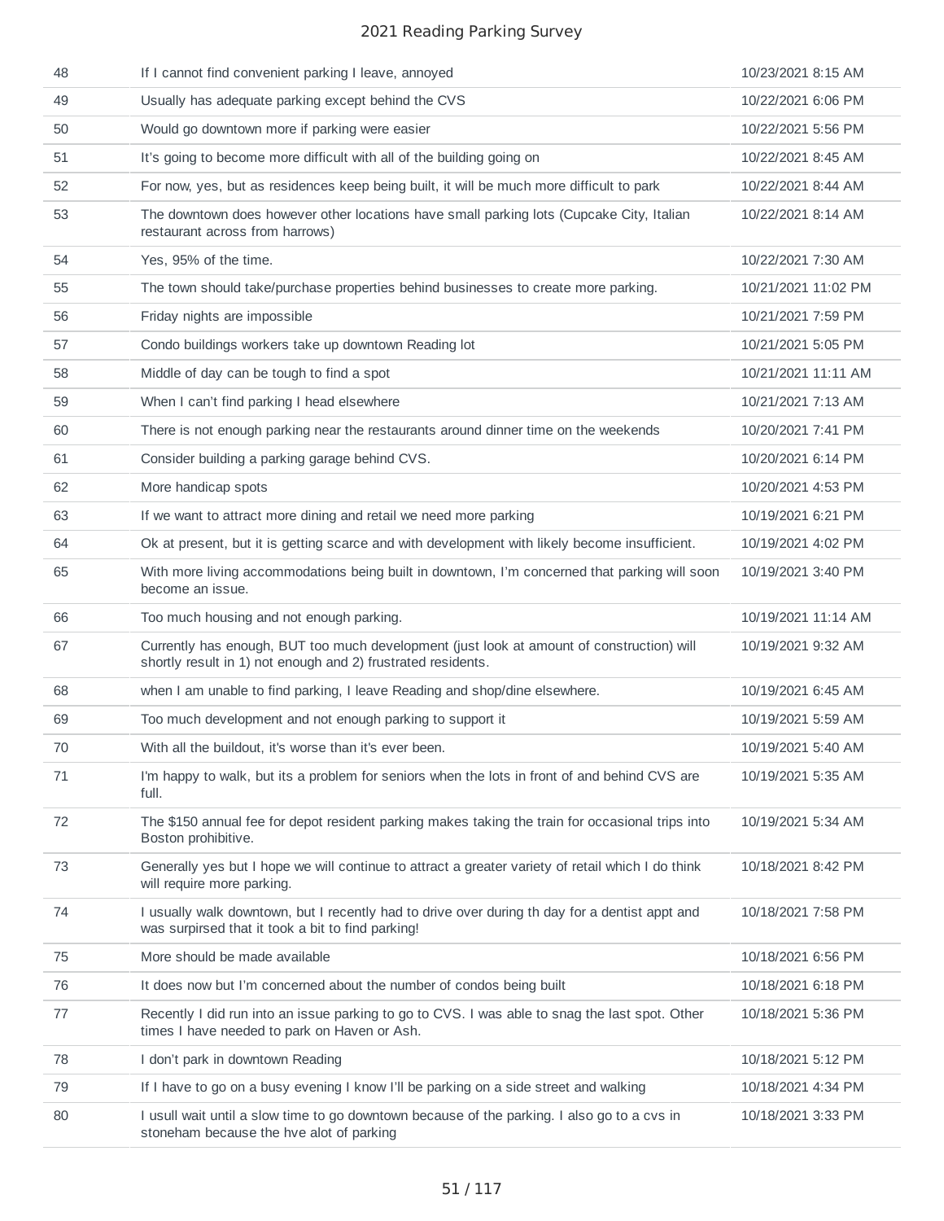| | | |
|---|---|---|
| 48 | If I cannot find convenient parking I leave, annoyed | 10/23/2021 8:15 AM |
| 49 | Usually has adequate parking except behind the CVS | 10/22/2021 6:06 PM |
| 50 | Would go downtown more if parking were easier | 10/22/2021 5:56 PM |
| 51 | It's going to become more difficult with all of the building going on | 10/22/2021 8:45 AM |
| 52 | For now, yes, but as residences keep being built, it will be much more difficult to park | 10/22/2021 8:44 AM |
| 53 | The downtown does however other locations have small parking lots (Cupcake City, Italian restaurant across from harrows) | 10/22/2021 8:14 AM |
| 54 | Yes, 95% of the time. | 10/22/2021 7:30 AM |
| 55 | The town should take/purchase properties behind businesses to create more parking. | 10/21/2021 11:02 PM |
| 56 | Friday nights are impossible | 10/21/2021 7:59 PM |
| 57 | Condo buildings workers take up downtown Reading lot | 10/21/2021 5:05 PM |
| 58 | Middle of day can be tough to find a spot | 10/21/2021 11:11 AM |
| 59 | When I can't find parking I head elsewhere | 10/21/2021 7:13 AM |
| 60 | There is not enough parking near the restaurants around dinner time on the weekends | 10/20/2021 7:41 PM |
| 61 | Consider building a parking garage behind CVS. | 10/20/2021 6:14 PM |
| 62 | More handicap spots | 10/20/2021 4:53 PM |
| 63 | If we want to attract more dining and retail we need more parking | 10/19/2021 6:21 PM |
| 64 | Ok at present, but it is getting scarce and with development with likely become insufficient. | 10/19/2021 4:02 PM |
| 65 | With more living accommodations being built in downtown, I'm concerned that parking will soon become an issue. | 10/19/2021 3:40 PM |
| 66 | Too much housing and not enough parking. | 10/19/2021 11:14 AM |
| 67 | Currently has enough, BUT too much development (just look at amount of construction) will shortly result in 1) not enough and 2) frustrated residents. | 10/19/2021 9:32 AM |
| 68 | when I am unable to find parking, I leave Reading and shop/dine elsewhere. | 10/19/2021 6:45 AM |
| 69 | Too much development and not enough parking to support it | 10/19/2021 5:59 AM |
| 70 | With all the buildout, it's worse than it's ever been. | 10/19/2021 5:40 AM |
| 71 | I'm happy to walk, but its a problem for seniors when the lots in front of and behind CVS are full. | 10/19/2021 5:35 AM |
| 72 | The $150 annual fee for depot resident parking makes taking the train for occasional trips into Boston prohibitive. | 10/19/2021 5:34 AM |
| 73 | Generally yes but I hope we will continue to attract a greater variety of retail which I do think will require more parking. | 10/18/2021 8:42 PM |
| 74 | I usually walk downtown, but I recently had to drive over during th day for a dentist appt and was surpirsed that it took a bit to find parking! | 10/18/2021 7:58 PM |
| 75 | More should be made available | 10/18/2021 6:56 PM |
| 76 | It does now but I'm concerned about the number of condos being built | 10/18/2021 6:18 PM |
| 77 | Recently I did run into an issue parking to go to CVS. I was able to snag the last spot. Other times I have needed to park on Haven or Ash. | 10/18/2021 5:36 PM |
| 78 | I don't park in downtown Reading | 10/18/2021 5:12 PM |
| 79 | If I have to go on a busy evening I know I'll be parking on a side street and walking | 10/18/2021 4:34 PM |
| 80 | I usull wait until a slow time to go downtown because of the parking. I also go to a cvs in stoneham because the hve alot of parking | 10/18/2021 3:33 PM |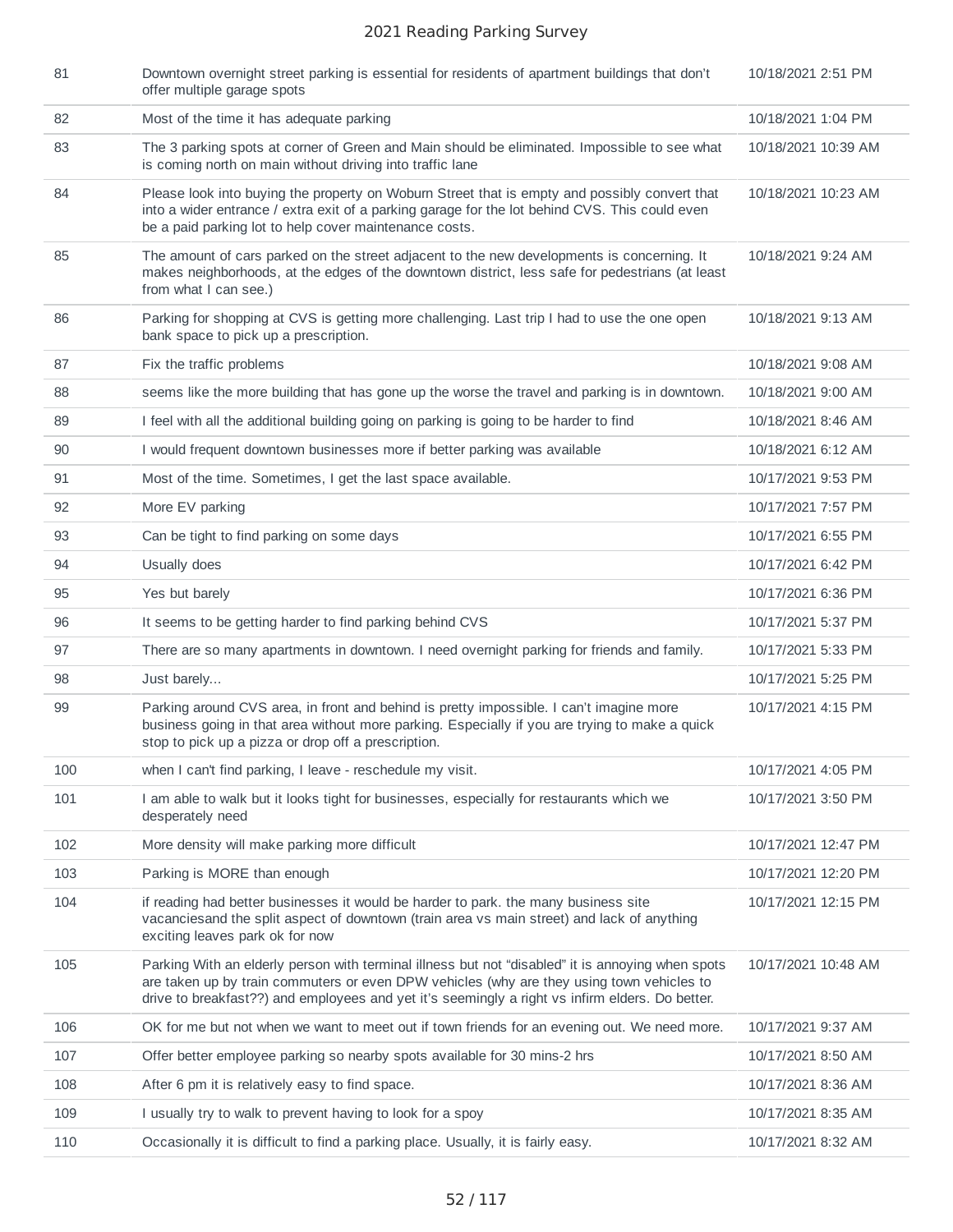| | | |
|---|---|---|
| 81 | Downtown overnight street parking is essential for residents of apartment buildings that don't offer multiple garage spots | 10/18/2021 2:51 PM |
| 82 | Most of the time it has adequate parking | 10/18/2021 1:04 PM |
| 83 | The 3 parking spots at corner of Green and Main should be eliminated. Impossible to see what is coming north on main without driving into traffic lane | 10/18/2021 10:39 AM |
| 84 | Please look into buying the property on Woburn Street that is empty and possibly convert that into a wider entrance / extra exit of a parking garage for the lot behind CVS. This could even be a paid parking lot to help cover maintenance costs. | 10/18/2021 10:23 AM |
| 85 | The amount of cars parked on the street adjacent to the new developments is concerning. It makes neighborhoods, at the edges of the downtown district, less safe for pedestrians (at least from what I can see.) | 10/18/2021 9:24 AM |
| 86 | Parking for shopping at CVS is getting more challenging. Last trip I had to use the one open bank space to pick up a prescription. | 10/18/2021 9:13 AM |
| 87 | Fix the traffic problems | 10/18/2021 9:08 AM |
| 88 | seems like the more building that has gone up the worse the travel and parking is in downtown. | 10/18/2021 9:00 AM |
| 89 | I feel with all the additional building going on parking is going to be harder to find | 10/18/2021 8:46 AM |
| 90 | I would frequent downtown businesses more if better parking was available | 10/18/2021 6:12 AM |
| 91 | Most of the time. Sometimes, I get the last space available. | 10/17/2021 9:53 PM |
| 92 | More EV parking | 10/17/2021 7:57 PM |
| 93 | Can be tight to find parking on some days | 10/17/2021 6:55 PM |
| 94 | Usually does | 10/17/2021 6:42 PM |
| 95 | Yes but barely | 10/17/2021 6:36 PM |
| 96 | It seems to be getting harder to find parking behind CVS | 10/17/2021 5:37 PM |
| 97 | There are so many apartments in downtown. I need overnight parking for friends and family. | 10/17/2021 5:33 PM |
| 98 | Just barely... | 10/17/2021 5:25 PM |
| 99 | Parking around CVS area, in front and behind is pretty impossible. I can't imagine more business going in that area without more parking. Especially if you are trying to make a quick stop to pick up a pizza or drop off a prescription. | 10/17/2021 4:15 PM |
| 100 | when I can't find parking, I leave - reschedule my visit. | 10/17/2021 4:05 PM |
| 101 | I am able to walk but it looks tight for businesses, especially for restaurants which we desperately need | 10/17/2021 3:50 PM |
| 102 | More density will make parking more difficult | 10/17/2021 12:47 PM |
| 103 | Parking is MORE than enough | 10/17/2021 12:20 PM |
| 104 | if reading had better businesses it would be harder to park. the many business site vacanciesand the split aspect of downtown (train area vs main street) and lack of anything exciting leaves park ok for now | 10/17/2021 12:15 PM |
| 105 | Parking With an elderly person with terminal illness but not "disabled" it is annoying when spots are taken up by train commuters or even DPW vehicles (why are they using town vehicles to drive to breakfast??) and employees and yet it's seemingly a right vs infirm elders. Do better. | 10/17/2021 10:48 AM |
| 106 | OK for me but not when we want to meet out if town friends for an evening out. We need more. | 10/17/2021 9:37 AM |
| 107 | Offer better employee parking so nearby spots available for 30 mins-2 hrs | 10/17/2021 8:50 AM |
| 108 | After 6 pm it is relatively easy to find space. | 10/17/2021 8:36 AM |
| 109 | I usually try to walk to prevent having to look for a spoy | 10/17/2021 8:35 AM |
| 110 | Occasionally it is difficult to find a parking place. Usually, it is fairly easy. | 10/17/2021 8:32 AM |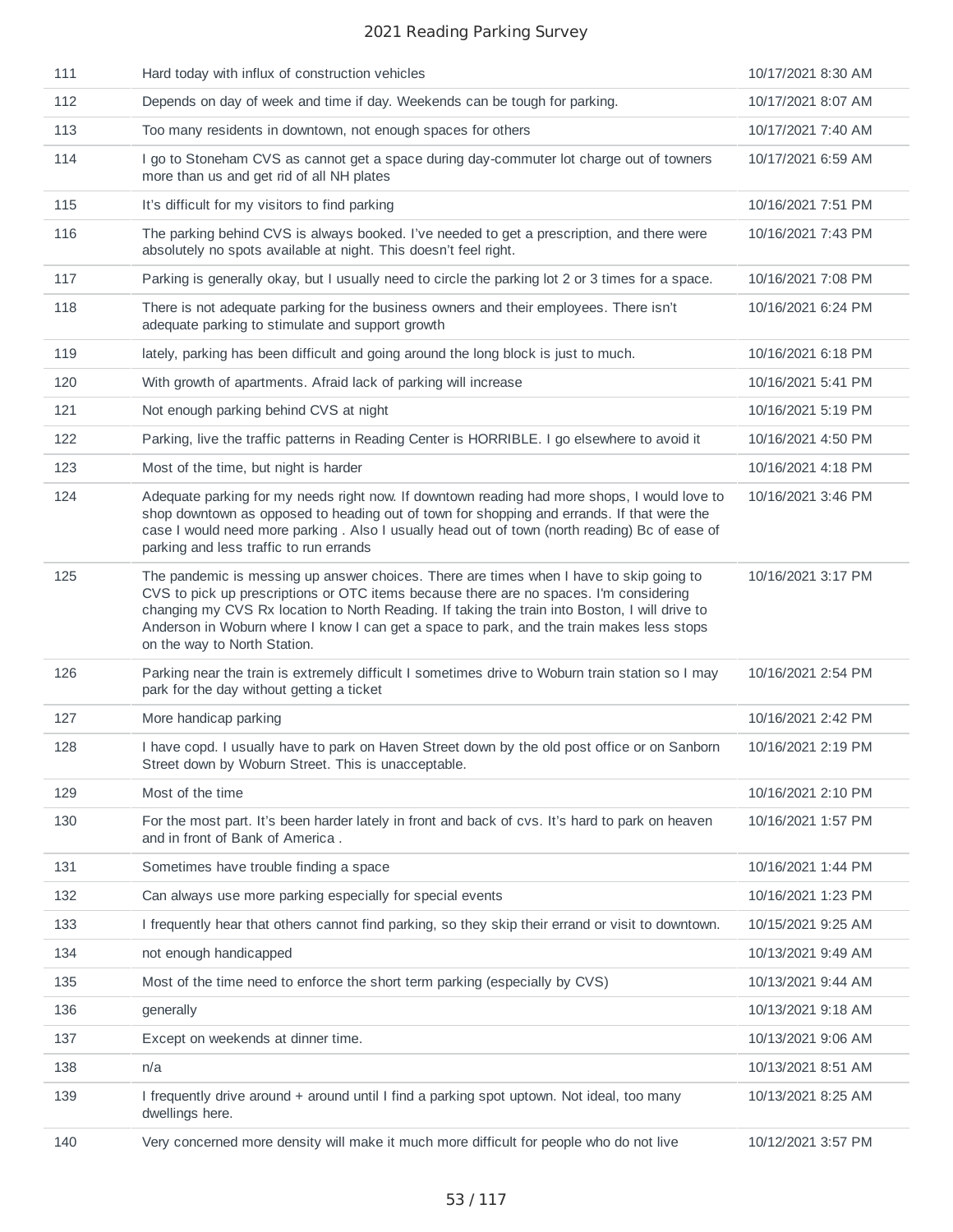| | | |
|---|---|---|
| 111 | Hard today with influx of construction vehicles | 10/17/2021 8:30 AM |
| 112 | Depends on day of week and time if day. Weekends can be tough for parking. | 10/17/2021 8:07 AM |
| 113 | Too many residents in downtown, not enough spaces for others | 10/17/2021 7:40 AM |
| 114 | I go to Stoneham CVS as cannot get a space during day-commuter lot charge out of towners more than us and get rid of all NH plates | 10/17/2021 6:59 AM |
| 115 | It's difficult for my visitors to find parking | 10/16/2021 7:51 PM |
| 116 | The parking behind CVS is always booked. I've needed to get a prescription, and there were absolutely no spots available at night. This doesn't feel right. | 10/16/2021 7:43 PM |
| 117 | Parking is generally okay, but I usually need to circle the parking lot 2 or 3 times for a space. | 10/16/2021 7:08 PM |
| 118 | There is not adequate parking for the business owners and their employees. There isn't adequate parking to stimulate and support growth | 10/16/2021 6:24 PM |
| 119 | lately, parking has been difficult and going around the long block is just to much. | 10/16/2021 6:18 PM |
| 120 | With growth of apartments. Afraid lack of parking will increase | 10/16/2021 5:41 PM |
| 121 | Not enough parking behind CVS at night | 10/16/2021 5:19 PM |
| 122 | Parking, live the traffic patterns in Reading Center is HORRIBLE. I go elsewhere to avoid it | 10/16/2021 4:50 PM |
| 123 | Most of the time, but night is harder | 10/16/2021 4:18 PM |
| 124 | Adequate parking for my needs right now. If downtown reading had more shops, I would love to shop downtown as opposed to heading out of town for shopping and errands. If that were the case I would need more parking . Also I usually head out of town (north reading) Bc of ease of parking and less traffic to run errands | 10/16/2021 3:46 PM |
| 125 | The pandemic is messing up answer choices. There are times when I have to skip going to CVS to pick up prescriptions or OTC items because there are no spaces. I'm considering changing my CVS Rx location to North Reading. If taking the train into Boston, I will drive to Anderson in Woburn where I know I can get a space to park, and the train makes less stops on the way to North Station. | 10/16/2021 3:17 PM |
| 126 | Parking near the train is extremely difficult I sometimes drive to Woburn train station so I may park for the day without getting a ticket | 10/16/2021 2:54 PM |
| 127 | More handicap parking | 10/16/2021 2:42 PM |
| 128 | I have copd. I usually have to park on Haven Street down by the old post office or on Sanborn Street down by Woburn Street. This is unacceptable. | 10/16/2021 2:19 PM |
| 129 | Most of the time | 10/16/2021 2:10 PM |
| 130 | For the most part. It's been harder lately in front and back of cvs. It's hard to park on heaven and in front of Bank of America . | 10/16/2021 1:57 PM |
| 131 | Sometimes have trouble finding a space | 10/16/2021 1:44 PM |
| 132 | Can always use more parking especially for special events | 10/16/2021 1:23 PM |
| 133 | I frequently hear that others cannot find parking, so they skip their errand or visit to downtown. | 10/15/2021 9:25 AM |
| 134 | not enough handicapped | 10/13/2021 9:49 AM |
| 135 | Most of the time need to enforce the short term parking (especially by CVS) | 10/13/2021 9:44 AM |
| 136 | generally | 10/13/2021 9:18 AM |
| 137 | Except on weekends at dinner time. | 10/13/2021 9:06 AM |
| 138 | n/a | 10/13/2021 8:51 AM |
| 139 | I frequently drive around + around until I find a parking spot uptown. Not ideal, too many dwellings here. | 10/13/2021 8:25 AM |
| 140 | Very concerned more density will make it much more difficult for people who do not live | 10/12/2021 3:57 PM |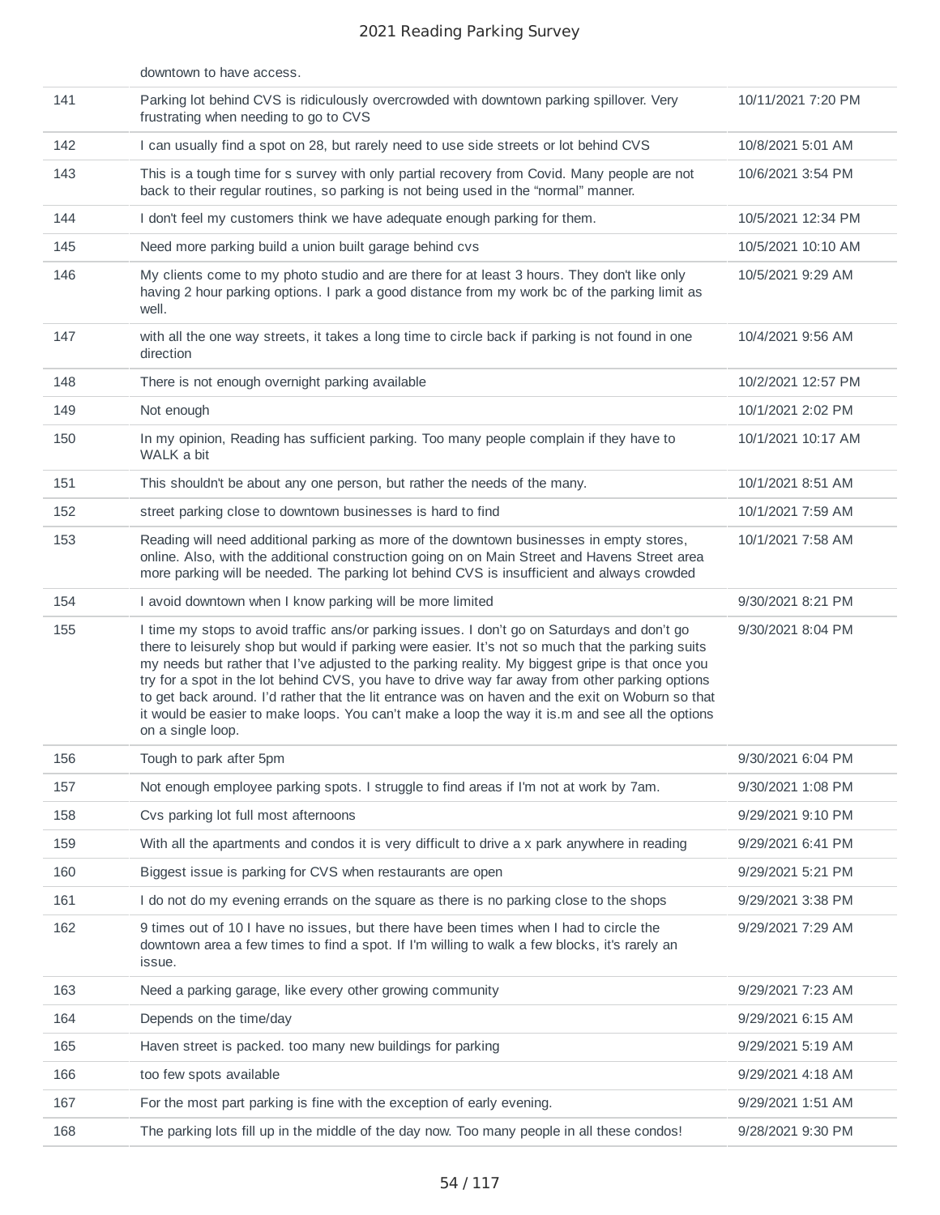| | | |
|---|---|---|
| | downtown to have access. | |
| 141 | Parking lot behind CVS is ridiculously overcrowded with downtown parking spillover. Very frustrating when needing to go to CVS | 10/11/2021 7:20 PM |
| 142 | I can usually find a spot on 28, but rarely need to use side streets or lot behind CVS | 10/8/2021 5:01 AM |
| 143 | This is a tough time for s survey with only partial recovery from Covid. Many people are not back to their regular routines, so parking is not being used in the "normal" manner. | 10/6/2021 3:54 PM |
| 144 | I don't feel my customers think we have adequate enough parking for them. | 10/5/2021 12:34 PM |
| 145 | Need more parking build a union built garage behind cvs | 10/5/2021 10:10 AM |
| 146 | My clients come to my photo studio and are there for at least 3 hours. They don't like only having 2 hour parking options. I park a good distance from my work bc of the parking limit as well. | 10/5/2021 9:29 AM |
| 147 | with all the one way streets, it takes a long time to circle back if parking is not found in one direction | 10/4/2021 9:56 AM |
| 148 | There is not enough overnight parking available | 10/2/2021 12:57 PM |
| 149 | Not enough | 10/1/2021 2:02 PM |
| 150 | In my opinion, Reading has sufficient parking. Too many people complain if they have to WALK a bit | 10/1/2021 10:17 AM |
| 151 | This shouldn't be about any one person, but rather the needs of the many. | 10/1/2021 8:51 AM |
| 152 | street parking close to downtown businesses is hard to find | 10/1/2021 7:59 AM |
| 153 | Reading will need additional parking as more of the downtown businesses in empty stores, online. Also, with the additional construction going on on Main Street and Havens Street area more parking will be needed. The parking lot behind CVS is insufficient and always crowded | 10/1/2021 7:58 AM |
| 154 | I avoid downtown when I know parking will be more limited | 9/30/2021 8:21 PM |
| 155 | I time my stops to avoid traffic ans/or parking issues. I don't go on Saturdays and don't go there to leisurely shop but would if parking were easier. It's not so much that the parking suits my needs but rather that I've adjusted to the parking reality. My biggest gripe is that once you try for a spot in the lot behind CVS, you have to drive way far away from other parking options to get back around. I'd rather that the lit entrance was on haven and the exit on Woburn so that it would be easier to make loops. You can't make a loop the way it is.m and see all the options on a single loop. | 9/30/2021 8:04 PM |
| 156 | Tough to park after 5pm | 9/30/2021 6:04 PM |
| 157 | Not enough employee parking spots. I struggle to find areas if I'm not at work by 7am. | 9/30/2021 1:08 PM |
| 158 | Cvs parking lot full most afternoons | 9/29/2021 9:10 PM |
| 159 | With all the apartments and condos it is very difficult to drive a x park anywhere in reading | 9/29/2021 6:41 PM |
| 160 | Biggest issue is parking for CVS when restaurants are open | 9/29/2021 5:21 PM |
| 161 | I do not do my evening errands on the square as there is no parking close to the shops | 9/29/2021 3:38 PM |
| 162 | 9 times out of 10 I have no issues, but there have been times when I had to circle the downtown area a few times to find a spot. If I'm willing to walk a few blocks, it's rarely an issue. | 9/29/2021 7:29 AM |
| 163 | Need a parking garage, like every other growing community | 9/29/2021 7:23 AM |
| 164 | Depends on the time/day | 9/29/2021 6:15 AM |
| 165 | Haven street is packed. too many new buildings for parking | 9/29/2021 5:19 AM |
| 166 | too few spots available | 9/29/2021 4:18 AM |
| 167 | For the most part parking is fine with the exception of early evening. | 9/29/2021 1:51 AM |
| 168 | The parking lots fill up in the middle of the day now. Too many people in all these condos! | 9/28/2021 9:30 PM |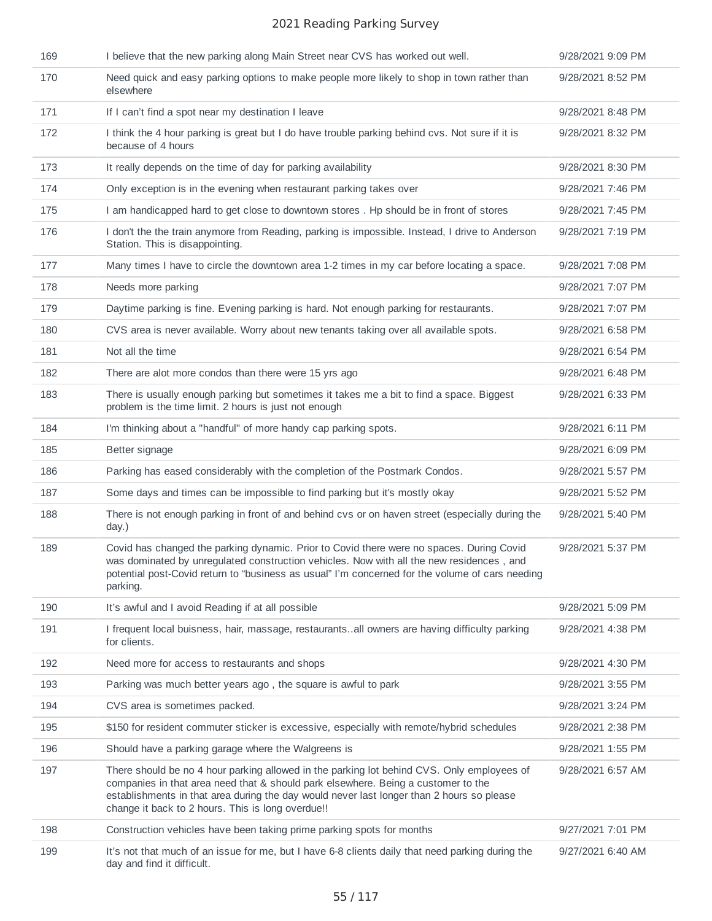| | | |
|---|---|---|
| 169 | I believe that the new parking along Main Street near CVS has worked out well. | 9/28/2021 9:09 PM |
| 170 | Need quick and easy parking options to make people more likely to shop in town rather than elsewhere | 9/28/2021 8:52 PM |
| 171 | If I can't find a spot near my destination I leave | 9/28/2021 8:48 PM |
| 172 | I think the 4 hour parking is great but I do have trouble parking behind cvs. Not sure if it is because of 4 hours | 9/28/2021 8:32 PM |
| 173 | It really depends on the time of day for parking availability | 9/28/2021 8:30 PM |
| 174 | Only exception is in the evening when restaurant parking takes over | 9/28/2021 7:46 PM |
| 175 | I am handicapped hard to get close to downtown stores . Hp should be in front of stores | 9/28/2021 7:45 PM |
| 176 | I don't the the train anymore from Reading, parking is impossible. Instead, I drive to Anderson Station. This is disappointing. | 9/28/2021 7:19 PM |
| 177 | Many times I have to circle the downtown area 1-2 times in my car before locating a space. | 9/28/2021 7:08 PM |
| 178 | Needs more parking | 9/28/2021 7:07 PM |
| 179 | Daytime parking is fine. Evening parking is hard. Not enough parking for restaurants. | 9/28/2021 7:07 PM |
| 180 | CVS area is never available. Worry about new tenants taking over all available spots. | 9/28/2021 6:58 PM |
| 181 | Not all the time | 9/28/2021 6:54 PM |
| 182 | There are alot more condos than there were 15 yrs ago | 9/28/2021 6:48 PM |
| 183 | There is usually enough parking but sometimes it takes me a bit to find a space. Biggest problem is the time limit. 2 hours is just not enough | 9/28/2021 6:33 PM |
| 184 | I'm thinking about a "handful" of more handy cap parking spots. | 9/28/2021 6:11 PM |
| 185 | Better signage | 9/28/2021 6:09 PM |
| 186 | Parking has eased considerably with the completion of the Postmark Condos. | 9/28/2021 5:57 PM |
| 187 | Some days and times can be impossible to find parking but it's mostly okay | 9/28/2021 5:52 PM |
| 188 | There is not enough parking in front of and behind cvs or on haven street (especially during the day.) | 9/28/2021 5:40 PM |
| 189 | Covid has changed the parking dynamic. Prior to Covid there were no spaces. During Covid was dominated by unregulated construction vehicles. Now with all the new residences , and potential post-Covid return to "business as usual" I'm concerned for the volume of cars needing parking. | 9/28/2021 5:37 PM |
| 190 | It's awful and I avoid Reading if at all possible | 9/28/2021 5:09 PM |
| 191 | I frequent local buisness, hair, massage, restaurants..all owners are having difficulty parking for clients. | 9/28/2021 4:38 PM |
| 192 | Need more for access to restaurants and shops | 9/28/2021 4:30 PM |
| 193 | Parking was much better years ago , the square is awful to park | 9/28/2021 3:55 PM |
| 194 | CVS area is sometimes packed. | 9/28/2021 3:24 PM |
| 195 | $150 for resident commuter sticker is excessive, especially with remote/hybrid schedules | 9/28/2021 2:38 PM |
| 196 | Should have a parking garage where the Walgreens is | 9/28/2021 1:55 PM |
| 197 | There should be no 4 hour parking allowed in the parking lot behind CVS. Only employees of companies in that area need that & should park elsewhere. Being a customer to the establishments in that area during the day would never last longer than 2 hours so please change it back to 2 hours. This is long overdue!! | 9/28/2021 6:57 AM |
| 198 | Construction vehicles have been taking prime parking spots for months | 9/27/2021 7:01 PM |
| 199 | It's not that much of an issue for me, but I have 6-8 clients daily that need parking during the day and find it difficult. | 9/27/2021 6:40 AM |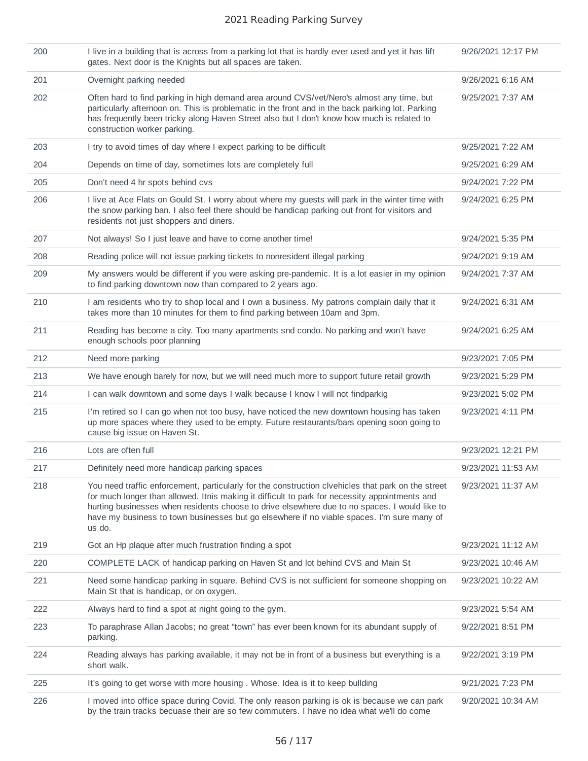| | | |
|---|---|---|
| 200 | I live in a building that is across from a parking lot that is hardly ever used and yet it has lift gates. Next door is the Knights but all spaces are taken. | 9/26/2021 12:17 PM |
| 201 | Overnight parking needed | 9/26/2021 6:16 AM |
| 202 | Often hard to find parking in high demand area around CVS/vet/Nero's almost any time, but particularly afternoon on. This is problematic in the front and in the back parking lot. Parking has frequently been tricky along Haven Street also but I don't know how much is related to construction worker parking. | 9/25/2021 7:37 AM |
| 203 | I try to avoid times of day where I expect parking to be difficult | 9/25/2021 7:22 AM |
| 204 | Depends on time of day, sometimes lots are completely full | 9/25/2021 6:29 AM |
| 205 | Don't need 4 hr spots behind cvs | 9/24/2021 7:22 PM |
| 206 | I live at Ace Flats on Gould St. I worry about where my guests will park in the winter time with the snow parking ban. I also feel there should be handicap parking out front for visitors and residents not just shoppers and diners. | 9/24/2021 6:25 PM |
| 207 | Not always! So I just leave and have to come another time! | 9/24/2021 5:35 PM |
| 208 | Reading police will not issue parking tickets to nonresident illegal parking | 9/24/2021 9:19 AM |
| 209 | My answers would be different if you were asking pre-pandemic. It is a lot easier in my opinion to find parking downtown now than compared to 2 years ago. | 9/24/2021 7:37 AM |
| 210 | I am residents who try to shop local and I own a business. My patrons complain daily that it takes more than 10 minutes for them to find parking between 10am and 3pm. | 9/24/2021 6:31 AM |
| 211 | Reading has become a city. Too many apartments snd condo. No parking and won't have enough schools poor planning | 9/24/2021 6:25 AM |
| 212 | Need more parking | 9/23/2021 7:05 PM |
| 213 | We have enough barely for now, but we will need much more to support future retail growth | 9/23/2021 5:29 PM |
| 214 | I can walk downtown and some days I walk because I know I will not findparkig | 9/23/2021 5:02 PM |
| 215 | I'm retired so I can go when not too busy, have noticed the new downtown housing has taken up more spaces where they used to be empty. Future restaurants/bars opening soon going to cause big issue on Haven St. | 9/23/2021 4:11 PM |
| 216 | Lots are often full | 9/23/2021 12:21 PM |
| 217 | Definitely need more handicap parking spaces | 9/23/2021 11:53 AM |
| 218 | You need traffic enforcement, particularly for the construction clvehicles that park on the street for much longer than allowed. Itnis making it difficult to park for necessity appointments and hurting businesses when residents choose to drive elsewhere due to no spaces. I would like to have my business to town businesses but go elsewhere if no viable spaces. I'm sure many of us do. | 9/23/2021 11:37 AM |
| 219 | Got an Hp plaque after much frustration finding a spot | 9/23/2021 11:12 AM |
| 220 | COMPLETE LACK of handicap parking on Haven St and lot behind CVS and Main St | 9/23/2021 10:46 AM |
| 221 | Need some handicap parking in square. Behind CVS is not sufficient for someone shopping on Main St that is handicap, or on oxygen. | 9/23/2021 10:22 AM |
| 222 | Always hard to find a spot at night going to the gym. | 9/23/2021 5:54 AM |
| 223 | To paraphrase Allan Jacobs; no great "town" has ever been known for its abundant supply of parking. | 9/22/2021 8:51 PM |
| 224 | Reading always has parking available, it may not be in front of a business but everything is a short walk. | 9/22/2021 3:19 PM |
| 225 | It's going to get worse with more housing . Whose. Idea is it to keep bullding | 9/21/2021 7:23 PM |
| 226 | I moved into office space during Covid. The only reason parking is ok is because we can park by the train tracks becuase their are so few commuters. I have no idea what we'll do come | 9/20/2021 10:34 AM |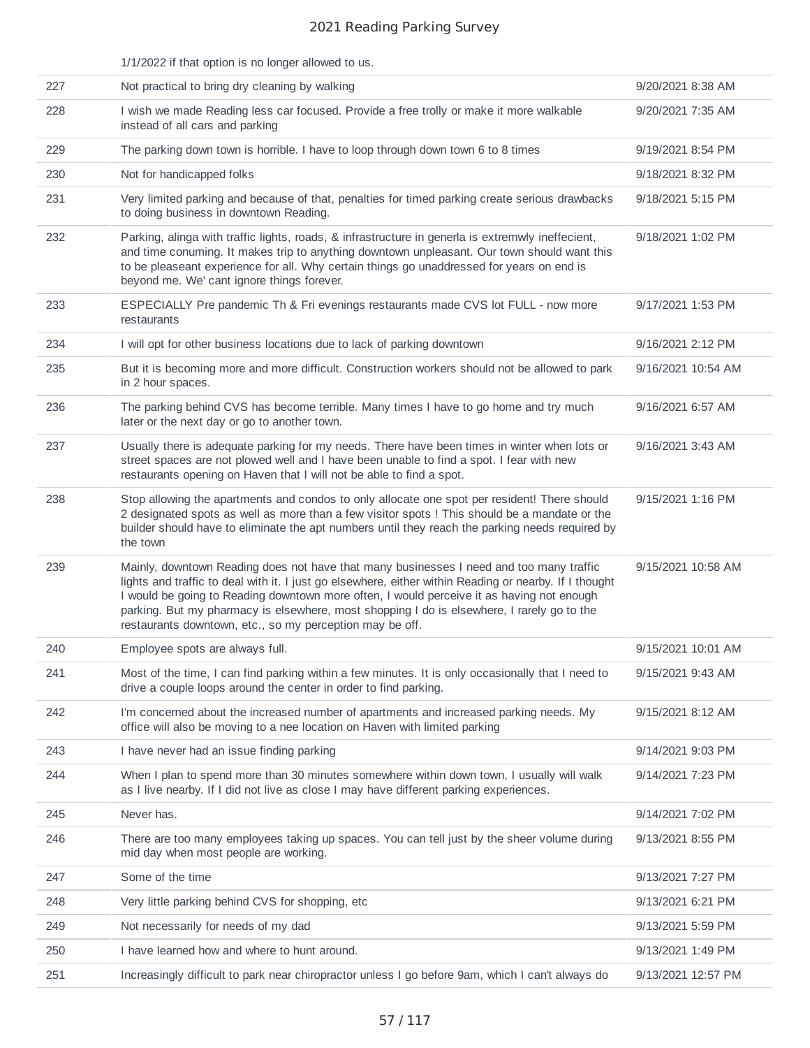| | 1/1/2022 if that option is no longer allowed to us. | |
|---|---|---|
| 227 | Not practical to bring dry cleaning by walking | 9/20/2021 8:38 AM |
| 228 | I wish we made Reading less car focused. Provide a free trolly or make it more walkable instead of all cars and parking | 9/20/2021 7:35 AM |
| 229 | The parking down town is horrible. I have to loop through down town 6 to 8 times | 9/19/2021 8:54 PM |
| 230 | Not for handicapped folks | 9/18/2021 8:32 PM |
| 231 | Very limited parking and because of that, penalties for timed parking create serious drawbacks to doing business in downtown Reading. | 9/18/2021 5:15 PM |
| 232 | Parking, alinga with traffic lights, roads, & infrastructure in generla is extremwly ineffecient, and time conuming. It makes trip to anything downtown unpleasant. Our town should want this to be pleaseant experience for all. Why certain things go unaddressed for years on end is beyond me. We' cant ignore things forever. | 9/18/2021 1:02 PM |
| 233 | ESPECIALLY Pre pandemic Th & Fri evenings restaurants made CVS lot FULL - now more restaurants | 9/17/2021 1:53 PM |
| 234 | I will opt for other business locations due to lack of parking downtown | 9/16/2021 2:12 PM |
| 235 | But it is becoming more and more difficult. Construction workers should not be allowed to park in 2 hour spaces. | 9/16/2021 10:54 AM |
| 236 | The parking behind CVS has become terrible. Many times I have to go home and try much later or the next day or go to another town. | 9/16/2021 6:57 AM |
| 237 | Usually there is adequate parking for my needs. There have been times in winter when lots or street spaces are not plowed well and I have been unable to find a spot. I fear with new restaurants opening on Haven that I will not be able to find a spot. | 9/16/2021 3:43 AM |
| 238 | Stop allowing the apartments and condos to only allocate one spot per resident! There should 2 designated spots as well as more than a few visitor spots ! This should be a mandate or the builder should have to eliminate the apt numbers until they reach the parking needs required by the town | 9/15/2021 1:16 PM |
| 239 | Mainly, downtown Reading does not have that many businesses I need and too many traffic lights and traffic to deal with it. I just go elsewhere, either within Reading or nearby. If I thought I would be going to Reading downtown more often, I would perceive it as having not enough parking. But my pharmacy is elsewhere, most shopping I do is elsewhere, I rarely go to the restaurants downtown, etc., so my perception may be off. | 9/15/2021 10:58 AM |
| 240 | Employee spots are always full. | 9/15/2021 10:01 AM |
| 241 | Most of the time, I can find parking within a few minutes. It is only occasionally that I need to drive a couple loops around the center in order to find parking. | 9/15/2021 9:43 AM |
| 242 | I'm concerned about the increased number of apartments and increased parking needs. My office will also be moving to a nee location on Haven with limited parking | 9/15/2021 8:12 AM |
| 243 | I have never had an issue finding parking | 9/14/2021 9:03 PM |
| 244 | When I plan to spend more than 30 minutes somewhere within down town, I usually will walk as I live nearby. If I did not live as close I may have different parking experiences. | 9/14/2021 7:23 PM |
| 245 | Never has. | 9/14/2021 7:02 PM |
| 246 | There are too many employees taking up spaces. You can tell just by the sheer volume during mid day when most people are working. | 9/13/2021 8:55 PM |
| 247 | Some of the time | 9/13/2021 7:27 PM |
| 248 | Very little parking behind CVS for shopping, etc | 9/13/2021 6:21 PM |
| 249 | Not necessarily for needs of my dad | 9/13/2021 5:59 PM |
| 250 | I have learned how and where to hunt around. | 9/13/2021 1:49 PM |
| 251 | Increasingly difficult to park near chiropractor unless I go before 9am, which I can't always do | 9/13/2021 12:57 PM |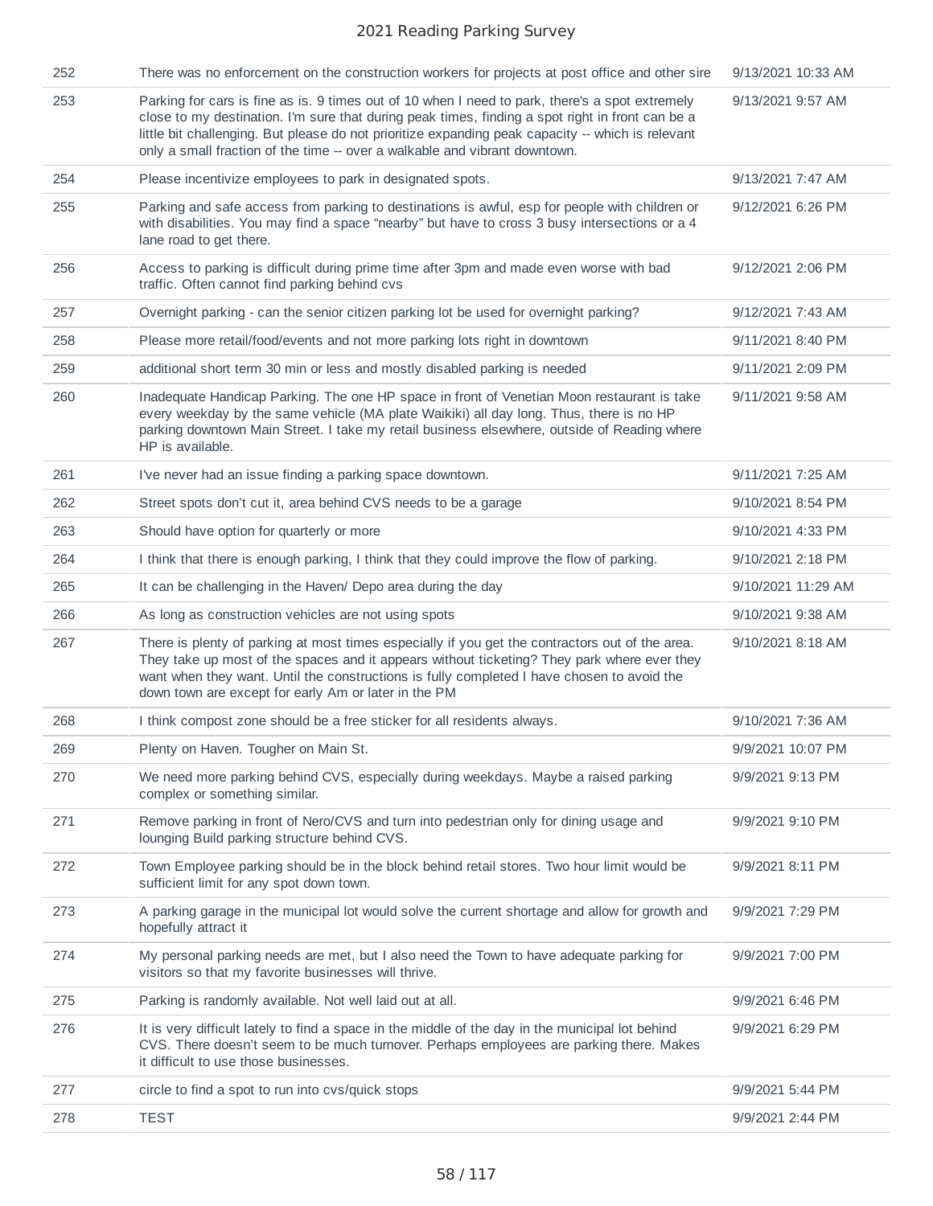| | | |
|---|---|---|
| 252 | There was no enforcement on the construction workers for projects at post office and other sire | 9/13/2021 10:33 AM |
| 253 | Parking for cars is fine as is. 9 times out of 10 when I need to park, there's a spot extremely close to my destination. I'm sure that during peak times, finding a spot right in front can be a little bit challenging. But please do not prioritize expanding peak capacity -- which is relevant only a small fraction of the time -- over a walkable and vibrant downtown. | 9/13/2021 9:57 AM |
| 254 | Please incentivize employees to park in designated spots. | 9/13/2021 7:47 AM |
| 255 | Parking and safe access from parking to destinations is awful, esp for people with children or with disabilities. You may find a space "nearby" but have to cross 3 busy intersections or a 4 lane road to get there. | 9/12/2021 6:26 PM |
| 256 | Access to parking is difficult during prime time after 3pm and made even worse with bad traffic. Often cannot find parking behind cvs | 9/12/2021 2:06 PM |
| 257 | Overnight parking - can the senior citizen parking lot be used for overnight parking? | 9/12/2021 7:43 AM |
| 258 | Please more retail/food/events and not more parking lots right in downtown | 9/11/2021 8:40 PM |
| 259 | additional short term 30 min or less and mostly disabled parking is needed | 9/11/2021 2:09 PM |
| 260 | Inadequate Handicap Parking. The one HP space in front of Venetian Moon restaurant is take every weekday by the same vehicle (MA plate Waikiki) all day long. Thus, there is no HP parking downtown Main Street. I take my retail business elsewhere, outside of Reading where HP is available. | 9/11/2021 9:58 AM |
| 261 | I've never had an issue finding a parking space downtown. | 9/11/2021 7:25 AM |
| 262 | Street spots don't cut it, area behind CVS needs to be a garage | 9/10/2021 8:54 PM |
| 263 | Should have option for quarterly or more | 9/10/2021 4:33 PM |
| 264 | I think that there is enough parking, I think that they could improve the flow of parking. | 9/10/2021 2:18 PM |
| 265 | It can be challenging in the Haven/ Depo area during the day | 9/10/2021 11:29 AM |
| 266 | As long as construction vehicles are not using spots | 9/10/2021 9:38 AM |
| 267 | There is plenty of parking at most times especially if you get the contractors out of the area. They take up most of the spaces and it appears without ticketing? They park where ever they want when they want. Until the constructions is fully completed I have chosen to avoid the down town are except for early Am or later in the PM | 9/10/2021 8:18 AM |
| 268 | I think compost zone should be a free sticker for all residents always. | 9/10/2021 7:36 AM |
| 269 | Plenty on Haven. Tougher on Main St. | 9/9/2021 10:07 PM |
| 270 | We need more parking behind CVS, especially during weekdays. Maybe a raised parking complex or something similar. | 9/9/2021 9:13 PM |
| 271 | Remove parking in front of Nero/CVS and turn into pedestrian only for dining usage and lounging Build parking structure behind CVS. | 9/9/2021 9:10 PM |
| 272 | Town Employee parking should be in the block behind retail stores. Two hour limit would be sufficient limit for any spot down town. | 9/9/2021 8:11 PM |
| 273 | A parking garage in the municipal lot would solve the current shortage and allow for growth and hopefully attract it | 9/9/2021 7:29 PM |
| 274 | My personal parking needs are met, but I also need the Town to have adequate parking for visitors so that my favorite businesses will thrive. | 9/9/2021 7:00 PM |
| 275 | Parking is randomly available. Not well laid out at all. | 9/9/2021 6:46 PM |
| 276 | It is very difficult lately to find a space in the middle of the day in the municipal lot behind CVS. There doesn't seem to be much turnover. Perhaps employees are parking there. Makes it difficult to use those businesses. | 9/9/2021 6:29 PM |
| 277 | circle to find a spot to run into cvs/quick stops | 9/9/2021 5:44 PM |
| 278 | TEST | 9/9/2021 2:44 PM |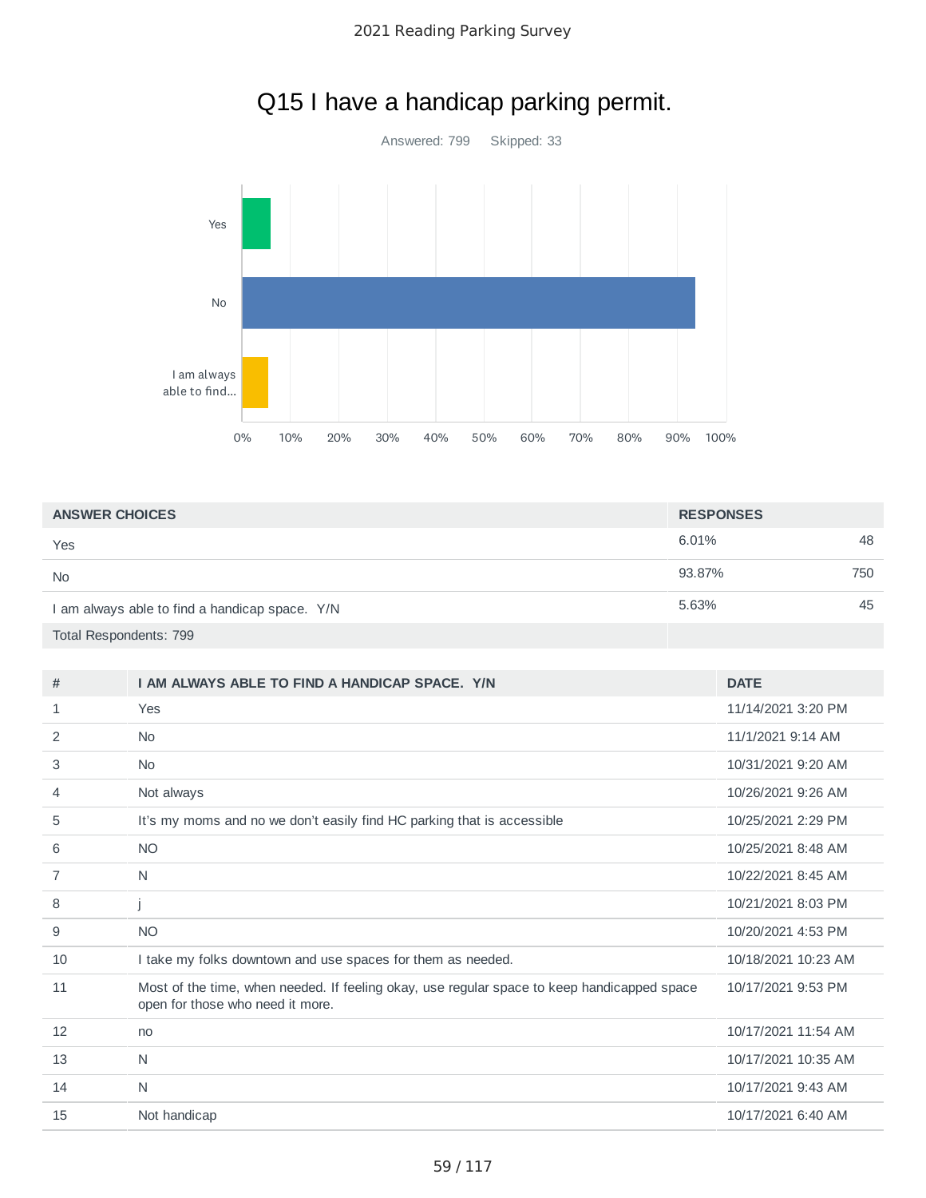# Q15 I have a handicap parking permit.

Answered: 799 Skipped: 33

| ANSWER CHOICES | RESPONSES | |
|---|---|---|
| Yes | 6.01% | 48 |
| No | 93.87% | 750 |
| I am always able to find a handicap space. Y/N | 5.63% | 45 |
| Total Respondents: 799 | | |

| # | I AM ALWAYS ABLE TO FIND A HANDICAP SPACE. Y/N | DATE |
|---|---|---|
| 1 | Yes | 11/14/2021 3:20 PM |
| 2 | No | 11/1/2021 9:14 AM |
| 3 | No | 10/31/2021 9:20 AM |
| 4 | Not always | 10/26/2021 9:26 AM |
| 5 | It's my moms and no we don't easily find HC parking that is accessible | 10/25/2021 2:29 PM |
| 6 | NO | 10/25/2021 8:48 AM |
| 7 | N | 10/22/2021 8:45 AM |
| 8 | j | 10/21/2021 8:03 PM |
| 9 | NO | 10/20/2021 4:53 PM |
| 10 | I take my folks downtown and use spaces for them as needed. | 10/18/2021 10:23 AM |
| 11 | Most of the time, when needed. If feeling okay, use regular space to keep handicapped space open for those who need it more. | 10/17/2021 9:53 PM |
| 12 | no | 10/17/2021 11:54 AM |
| 13 | N | 10/17/2021 10:35 AM |
| 14 | N | 10/17/2021 9:43 AM |
| 15 | Not handicap | 10/17/2021 6:40 AM |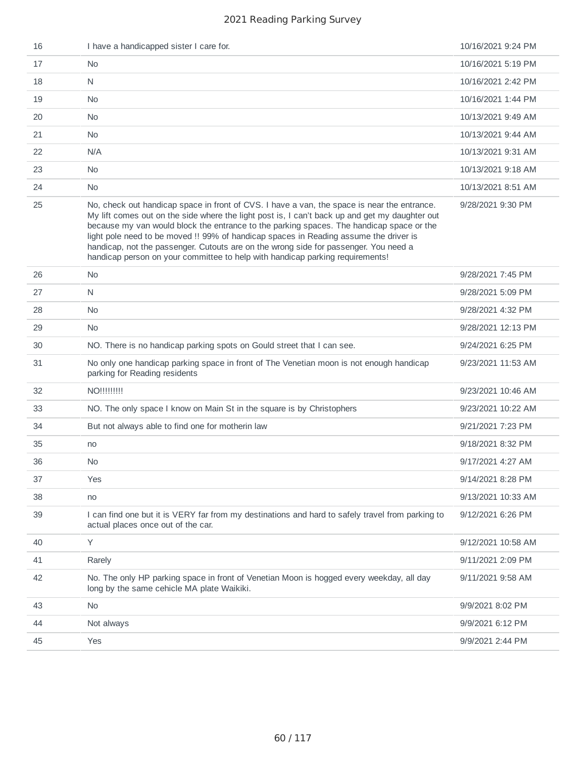| | | |
|---|---|---|
| 16 | I have a handicapped sister I care for. | 10/16/2021 9:24 PM |
| 17 | No | 10/16/2021 5:19 PM |
| 18 | N | 10/16/2021 2:42 PM |
| 19 | No | 10/16/2021 1:44 PM |
| 20 | No | 10/13/2021 9:49 AM |
| 21 | No | 10/13/2021 9:44 AM |
| 22 | N/A | 10/13/2021 9:31 AM |
| 23 | No | 10/13/2021 9:18 AM |
| 24 | No | 10/13/2021 8:51 AM |
| 25 | No, check out handicap space in front of CVS. I have a van, the space is near the entrance. My lift comes out on the side where the light post is, I can't back up and get my daughter out because my van would block the entrance to the parking spaces. The handicap space or the light pole need to be moved !! 99% of handicap spaces in Reading assume the driver is handicap, not the passenger. Cutouts are on the wrong side for passenger. You need a handicap person on your committee to help with handicap parking requirements! | 9/28/2021 9:30 PM |
| 26 | No | 9/28/2021 7:45 PM |
| 27 | N | 9/28/2021 5:09 PM |
| 28 | No | 9/28/2021 4:32 PM |
| 29 | No | 9/28/2021 12:13 PM |
| 30 | NO. There is no handicap parking spots on Gould street that I can see. | 9/24/2021 6:25 PM |
| 31 | No only one handicap parking space in front of The Venetian moon is not enough handicap parking for Reading residents | 9/23/2021 11:53 AM |
| 32 | NO!!!!!!!!! | 9/23/2021 10:46 AM |
| 33 | NO. The only space I know on Main St in the square is by Christophers | 9/23/2021 10:22 AM |
| 34 | But not always able to find one for motherin law | 9/21/2021 7:23 PM |
| 35 | no | 9/18/2021 8:32 PM |
| 36 | No | 9/17/2021 4:27 AM |
| 37 | Yes | 9/14/2021 8:28 PM |
| 38 | no | 9/13/2021 10:33 AM |
| 39 | I can find one but it is VERY far from my destinations and hard to safely travel from parking to actual places once out of the car. | 9/12/2021 6:26 PM |
| 40 | Y | 9/12/2021 10:58 AM |
| 41 | Rarely | 9/11/2021 2:09 PM |
| 42 | No. The only HP parking space in front of Venetian Moon is hogged every weekday, all day long by the same cehicle MA plate Waikiki. | 9/11/2021 9:58 AM |
| 43 | No | 9/9/2021 8:02 PM |
| 44 | Not always | 9/9/2021 6:12 PM |
| 45 | Yes | 9/9/2021 2:44 PM |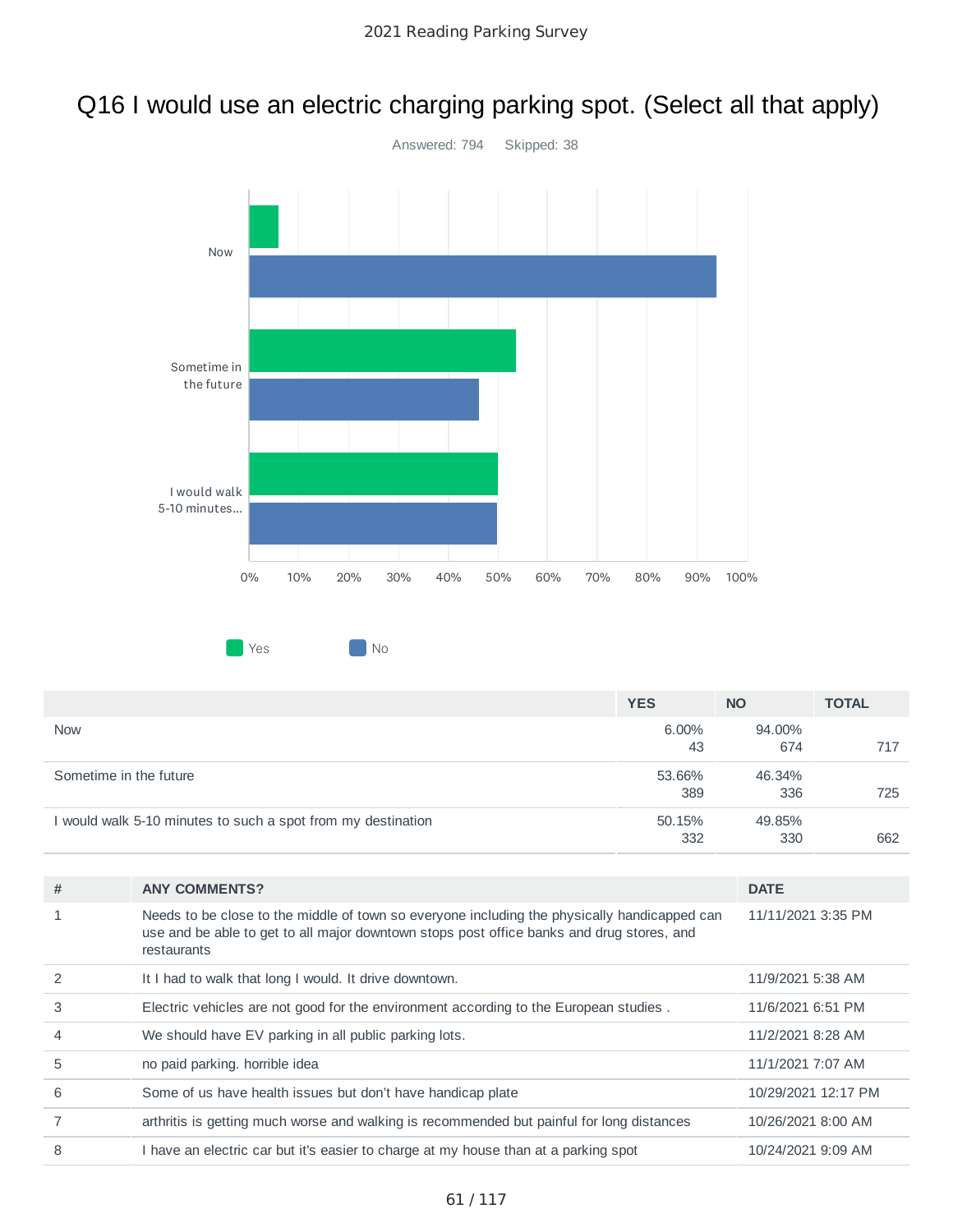# Q16 I would use an electric charging parking spot. (Select all that apply)

Answered: 794 Skipped: 38

|  | YES | NO | TOTAL |
|---|---|---|---|
| Now | 6.00% 43 | 94.00% 674 | 717 |
| Sometime in the future | 53.66% 389 | 46.34% 336 | 725 |
| I would walk 5-10 minutes to such a spot from my destination | 50.15% 332 | 49.85% 330 | 662 |

| # | ANY COMMENTS? | DATE |
|---|---|---|
| 1 | Needs to be close to the middle of town so everyone including the physically handicapped can use and be able to get to all major downtown stops post office banks and drug stores, and restaurants | 11/11/2021 3:35 PM |
| 2 | It I had to walk that long I would. It drive downtown. | 11/9/2021 5:38 AM |
| 3 | Electric vehicles are not good for the environment according to the European studies . | 11/6/2021 6:51 PM |
| 4 | We should have EV parking in all public parking lots. | 11/2/2021 8:28 AM |
| 5 | no paid parking. horrible idea | 11/1/2021 7:07 AM |
| 6 | Some of us have health issues but don't have handicap plate | 10/29/2021 12:17 PM |
| 7 | arthritis is getting much worse and walking is recommended but painful for long distances | 10/26/2021 8:00 AM |
| 8 | I have an electric car but it's easier to charge at my house than at a parking spot | 10/24/2021 9:09 AM |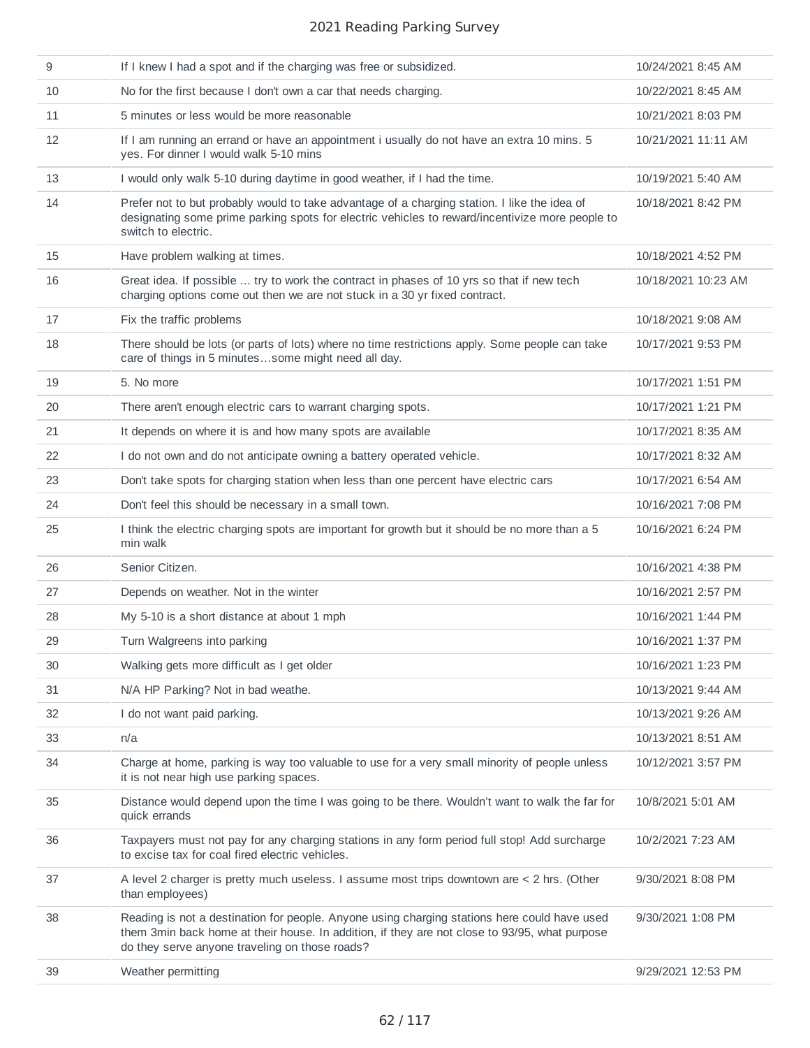| | | |
|---|---|---|
| 9 | If I knew I had a spot and if the charging was free or subsidized. | 10/24/2021 8:45 AM |
| 10 | No for the first because I don't own a car that needs charging. | 10/22/2021 8:45 AM |
| 11 | 5 minutes or less would be more reasonable | 10/21/2021 8:03 PM |
| 12 | If I am running an errand or have an appointment i usually do not have an extra 10 mins. 5 yes. For dinner I would walk 5-10 mins | 10/21/2021 11:11 AM |
| 13 | I would only walk 5-10 during daytime in good weather, if I had the time. | 10/19/2021 5:40 AM |
| 14 | Prefer not to but probably would to take advantage of a charging station. I like the idea of designating some prime parking spots for electric vehicles to reward/incentivize more people to switch to electric. | 10/18/2021 8:42 PM |
| 15 | Have problem walking at times. | 10/18/2021 4:52 PM |
| 16 | Great idea. If possible ... try to work the contract in phases of 10 yrs so that if new tech charging options come out then we are not stuck in a 30 yr fixed contract. | 10/18/2021 10:23 AM |
| 17 | Fix the traffic problems | 10/18/2021 9:08 AM |
| 18 | There should be lots (or parts of lots) where no time restrictions apply. Some people can take care of things in 5 minutes…some might need all day. | 10/17/2021 9:53 PM |
| 19 | 5. No more | 10/17/2021 1:51 PM |
| 20 | There aren't enough electric cars to warrant charging spots. | 10/17/2021 1:21 PM |
| 21 | It depends on where it is and how many spots are available | 10/17/2021 8:35 AM |
| 22 | I do not own and do not anticipate owning a battery operated vehicle. | 10/17/2021 8:32 AM |
| 23 | Don't take spots for charging station when less than one percent have electric cars | 10/17/2021 6:54 AM |
| 24 | Don't feel this should be necessary in a small town. | 10/16/2021 7:08 PM |
| 25 | I think the electric charging spots are important for growth but it should be no more than a 5 min walk | 10/16/2021 6:24 PM |
| 26 | Senior Citizen. | 10/16/2021 4:38 PM |
| 27 | Depends on weather. Not in the winter | 10/16/2021 2:57 PM |
| 28 | My 5-10 is a short distance at about 1 mph | 10/16/2021 1:44 PM |
| 29 | Turn Walgreens into parking | 10/16/2021 1:37 PM |
| 30 | Walking gets more difficult as I get older | 10/16/2021 1:23 PM |
| 31 | N/A HP Parking? Not in bad weathe. | 10/13/2021 9:44 AM |
| 32 | I do not want paid parking. | 10/13/2021 9:26 AM |
| 33 | n/a | 10/13/2021 8:51 AM |
| 34 | Charge at home, parking is way too valuable to use for a very small minority of people unless it is not near high use parking spaces. | 10/12/2021 3:57 PM |
| 35 | Distance would depend upon the time I was going to be there. Wouldn't want to walk the far for quick errands | 10/8/2021 5:01 AM |
| 36 | Taxpayers must not pay for any charging stations in any form period full stop! Add surcharge to excise tax for coal fired electric vehicles. | 10/2/2021 7:23 AM |
| 37 | A level 2 charger is pretty much useless. I assume most trips downtown are < 2 hrs. (Other than employees) | 9/30/2021 8:08 PM |
| 38 | Reading is not a destination for people. Anyone using charging stations here could have used them 3min back home at their house. In addition, if they are not close to 93/95, what purpose do they serve anyone traveling on those roads? | 9/30/2021 1:08 PM |
| 39 | Weather permitting | 9/29/2021 12:53 PM |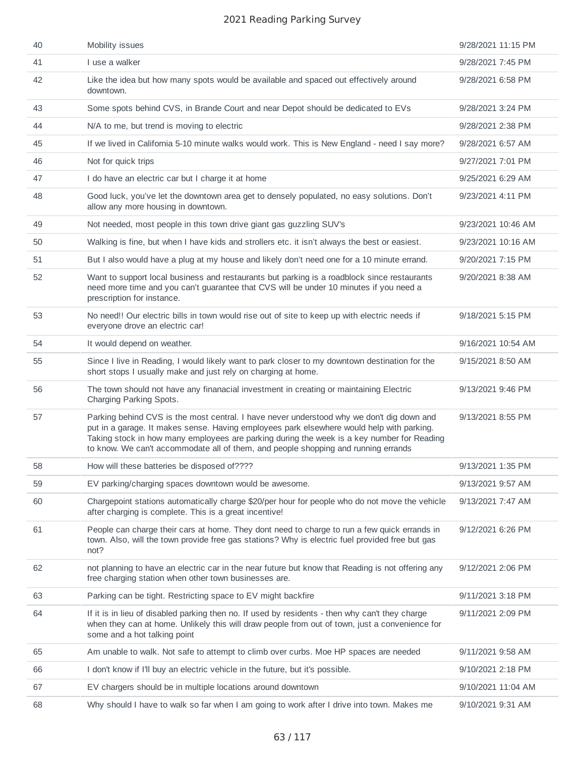| | | |
|---|---|---|
| 40 | Mobility issues | 9/28/2021 11:15 PM |
| 41 | I use a walker | 9/28/2021 7:45 PM |
| 42 | Like the idea but how many spots would be available and spaced out effectively around downtown. | 9/28/2021 6:58 PM |
| 43 | Some spots behind CVS, in Brande Court and near Depot should be dedicated to EVs | 9/28/2021 3:24 PM |
| 44 | N/A to me, but trend is moving to electric | 9/28/2021 2:38 PM |
| 45 | If we lived in California 5-10 minute walks would work. This is New England - need I say more? | 9/28/2021 6:57 AM |
| 46 | Not for quick trips | 9/27/2021 7:01 PM |
| 47 | I do have an electric car but I charge it at home | 9/25/2021 6:29 AM |
| 48 | Good luck, you've let the downtown area get to densely populated, no easy solutions. Don't allow any more housing in downtown. | 9/23/2021 4:11 PM |
| 49 | Not needed, most people in this town drive giant gas guzzling SUV's | 9/23/2021 10:46 AM |
| 50 | Walking is fine, but when I have kids and strollers etc. it isn't always the best or easiest. | 9/23/2021 10:16 AM |
| 51 | But I also would have a plug at my house and likely don't need one for a 10 minute errand. | 9/20/2021 7:15 PM |
| 52 | Want to support local business and restaurants but parking is a roadblock since restaurants need more time and you can't guarantee that CVS will be under 10 minutes if you need a prescription for instance. | 9/20/2021 8:38 AM |
| 53 | No need!! Our electric bills in town would rise out of site to keep up with electric needs if everyone drove an electric car! | 9/18/2021 5:15 PM |
| 54 | It would depend on weather. | 9/16/2021 10:54 AM |
| 55 | Since I live in Reading, I would likely want to park closer to my downtown destination for the short stops I usually make and just rely on charging at home. | 9/15/2021 8:50 AM |
| 56 | The town should not have any finanacial investment in creating or maintaining Electric Charging Parking Spots. | 9/13/2021 9:46 PM |
| 57 | Parking behind CVS is the most central. I have never understood why we don't dig down and put in a garage. It makes sense. Having employees park elsewhere would help with parking. Taking stock in how many employees are parking during the week is a key number for Reading to know. We can't accommodate all of them, and people shopping and running errands | 9/13/2021 8:55 PM |
| 58 | How will these batteries be disposed of???? | 9/13/2021 1:35 PM |
| 59 | EV parking/charging spaces downtown would be awesome. | 9/13/2021 9:57 AM |
| 60 | Chargepoint stations automatically charge $20/per hour for people who do not move the vehicle after charging is complete. This is a great incentive! | 9/13/2021 7:47 AM |
| 61 | People can charge their cars at home. They dont need to charge to run a few quick errands in town. Also, will the town provide free gas stations? Why is electric fuel provided free but gas not? | 9/12/2021 6:26 PM |
| 62 | not planning to have an electric car in the near future but know that Reading is not offering any free charging station when other town businesses are. | 9/12/2021 2:06 PM |
| 63 | Parking can be tight. Restricting space to EV might backfire | 9/11/2021 3:18 PM |
| 64 | If it is in lieu of disabled parking then no. If used by residents - then why can't they charge when they can at home. Unlikely this will draw people from out of town, just a convenience for some and a hot talking point | 9/11/2021 2:09 PM |
| 65 | Am unable to walk. Not safe to attempt to climb over curbs. Moe HP spaces are needed | 9/11/2021 9:58 AM |
| 66 | I don't know if I'll buy an electric vehicle in the future, but it's possible. | 9/10/2021 2:18 PM |
| 67 | EV chargers should be in multiple locations around downtown | 9/10/2021 11:04 AM |
| 68 | Why should I have to walk so far when I am going to work after I drive into town. Makes me | 9/10/2021 9:31 AM |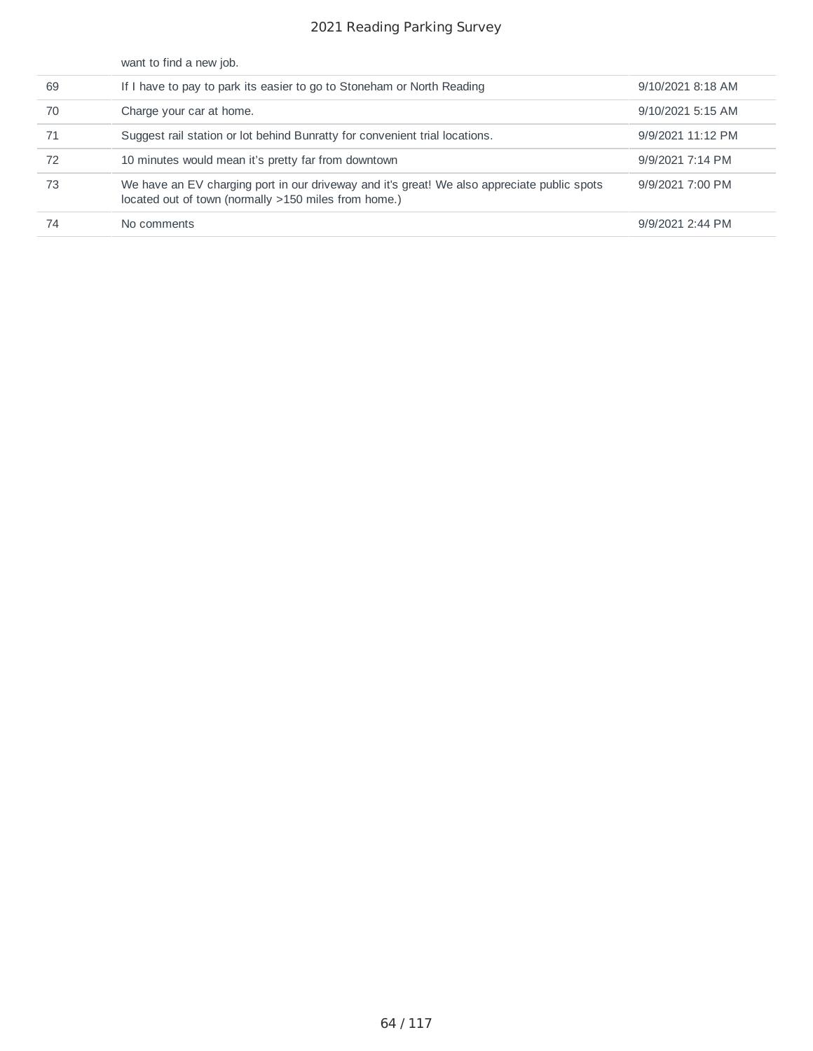| | | |
|---|---|---|
| | want to find a new job. | |
| 69 | If I have to pay to park its easier to go to Stoneham or North Reading | 9/10/2021 8:18 AM |
| 70 | Charge your car at home. | 9/10/2021 5:15 AM |
| 71 | Suggest rail station or lot behind Bunratty for convenient trial locations. | 9/9/2021 11:12 PM |
| 72 | 10 minutes would mean it's pretty far from downtown | 9/9/2021 7:14 PM |
| 73 | We have an EV charging port in our driveway and it's great! We also appreciate public spots located out of town (normally >150 miles from home.) | 9/9/2021 7:00 PM |
| 74 | No comments | 9/9/2021 2:44 PM |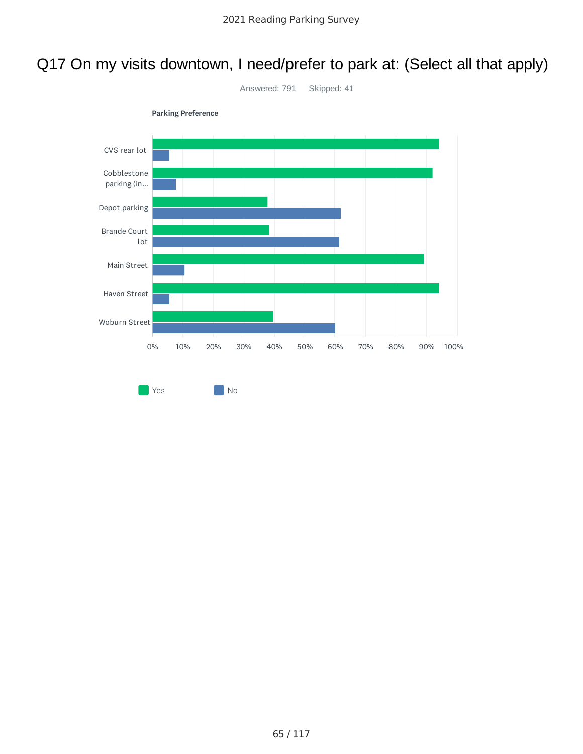# Q17 On my visits downtown, I need/prefer to park at: (Select all that apply)

Answered: 791 Skipped: 41

**Parking Preference**

| | Yes | No |
|---|---|---|
| CVS rear lot | | |
| Cobblestone parking (in... | | |
| Depot parking | | |
| Brande Court lot | | |
| Main Street | | |
| Haven Street | | |
| Woburn Street | | |

0% 10% 20% 30% 40% 50% 60% 70% 80% 90% 100%

Yes No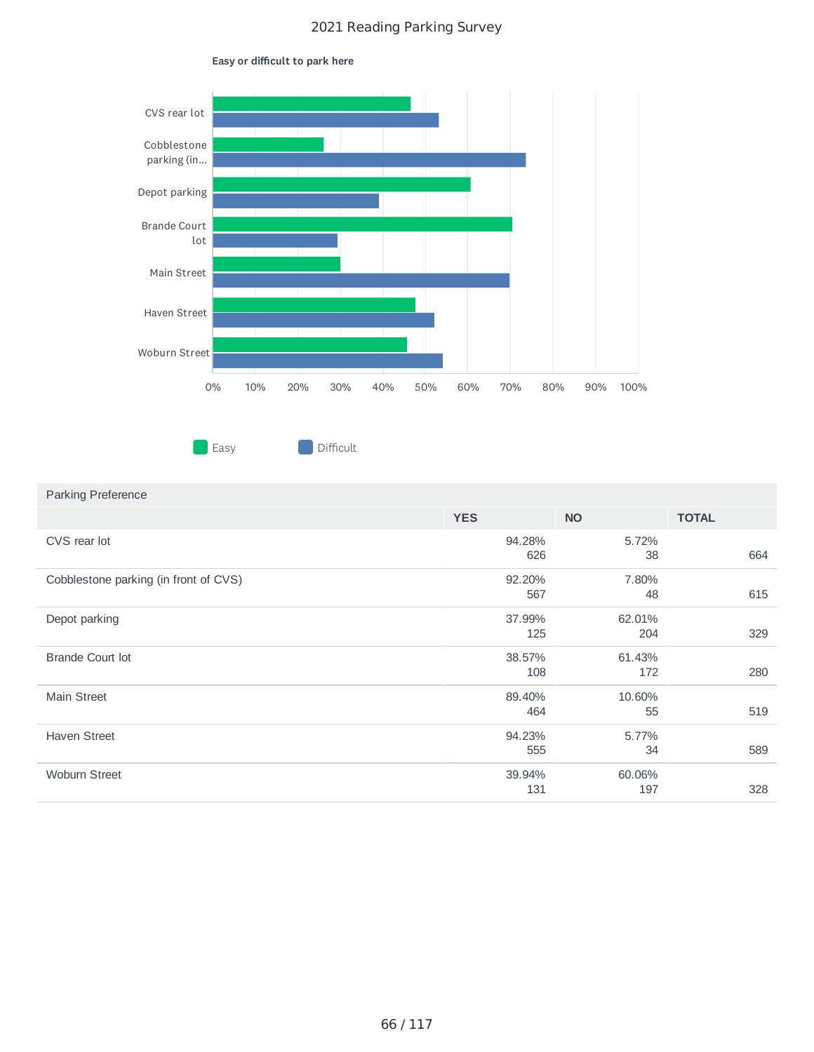# 2021 Reading Parking Survey

**Easy or difficult to park here**

| Location | Easy | Difficult |
|---|---|---|
| CVS rear lot | ~46% | ~53% |
| Cobblestone parking (in... | ~26% | ~74% |
| Depot parking | ~61% | ~39% |
| Brande Court lot | ~70% | ~29% |
| Main Street | ~30% | ~70% |
| Haven Street | ~48% | ~52% |
| Woburn Street | ~46% | ~54% |

Legend: Easy, Difficult

| Parking Preference | YES | NO | TOTAL |
|---|---|---|---|
| CVS rear lot | 94.28%<br>626 | 5.72%<br>38 | 664 |
| Cobblestone parking (in front of CVS) | 92.20%<br>567 | 7.80%<br>48 | 615 |
| Depot parking | 37.99%<br>125 | 62.01%<br>204 | 329 |
| Brande Court lot | 38.57%<br>108 | 61.43%<br>172 | 280 |
| Main Street | 89.40%<br>464 | 10.60%<br>55 | 519 |
| Haven Street | 94.23%<br>555 | 5.77%<br>34 | 589 |
| Woburn Street | 39.94%<br>131 | 60.06%<br>197 | 328 |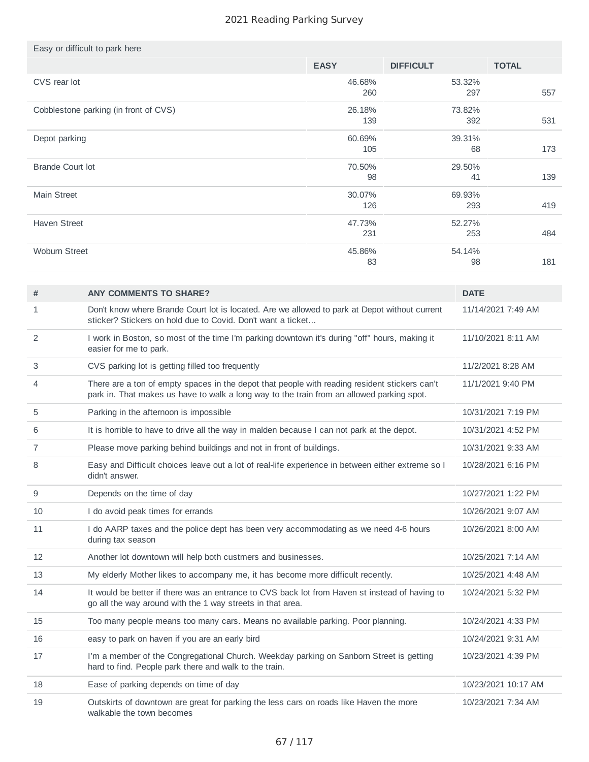# 2021 Reading Parking Survey

| Easy or difficult to park here | | | |
|---|---|---|---|
| | EASY | DIFFICULT | TOTAL |
| CVS rear lot | 46.68% 260 | 53.32% 297 | 557 |
| Cobblestone parking (in front of CVS) | 26.18% 139 | 73.82% 392 | 531 |
| Depot parking | 60.69% 105 | 39.31% 68 | 173 |
| Brande Court lot | 70.50% 98 | 29.50% 41 | 139 |
| Main Street | 30.07% 126 | 69.93% 293 | 419 |
| Haven Street | 47.73% 231 | 52.27% 253 | 484 |
| Woburn Street | 45.86% 83 | 54.14% 98 | 181 |

| # | ANY COMMENTS TO SHARE? | DATE |
|---|---|---|
| 1 | Don't know where Brande Court lot is located. Are we allowed to park at Depot without current sticker? Stickers on hold due to Covid. Don't want a ticket... | 11/14/2021 7:49 AM |
| 2 | I work in Boston, so most of the time I'm parking downtown it's during "off" hours, making it easier for me to park. | 11/10/2021 8:11 AM |
| 3 | CVS parking lot is getting filled too frequently | 11/2/2021 8:28 AM |
| 4 | There are a ton of empty spaces in the depot that people with reading resident stickers can't park in. That makes us have to walk a long way to the train from an allowed parking spot. | 11/1/2021 9:40 PM |
| 5 | Parking in the afternoon is impossible | 10/31/2021 7:19 PM |
| 6 | It is horrible to have to drive all the way in malden because I can not park at the depot. | 10/31/2021 4:52 PM |
| 7 | Please move parking behind buildings and not in front of buildings. | 10/31/2021 9:33 AM |
| 8 | Easy and Difficult choices leave out a lot of real-life experience in between either extreme so I didn't answer. | 10/28/2021 6:16 PM |
| 9 | Depends on the time of day | 10/27/2021 1:22 PM |
| 10 | I do avoid peak times for errands | 10/26/2021 9:07 AM |
| 11 | I do AARP taxes and the police dept has been very accommodating as we need 4-6 hours during tax season | 10/26/2021 8:00 AM |
| 12 | Another lot downtown will help both custmers and businesses. | 10/25/2021 7:14 AM |
| 13 | My elderly Mother likes to accompany me, it has become more difficult recently. | 10/25/2021 4:48 AM |
| 14 | It would be better if there was an entrance to CVS back lot from Haven st instead of having to go all the way around with the 1 way streets in that area. | 10/24/2021 5:32 PM |
| 15 | Too many people means too many cars. Means no available parking. Poor planning. | 10/24/2021 4:33 PM |
| 16 | easy to park on haven if you are an early bird | 10/24/2021 9:31 AM |
| 17 | I'm a member of the Congregational Church. Weekday parking on Sanborn Street is getting hard to find. People park there and walk to the train. | 10/23/2021 4:39 PM |
| 18 | Ease of parking depends on time of day | 10/23/2021 10:17 AM |
| 19 | Outskirts of downtown are great for parking the less cars on roads like Haven the more walkable the town becomes | 10/23/2021 7:34 AM |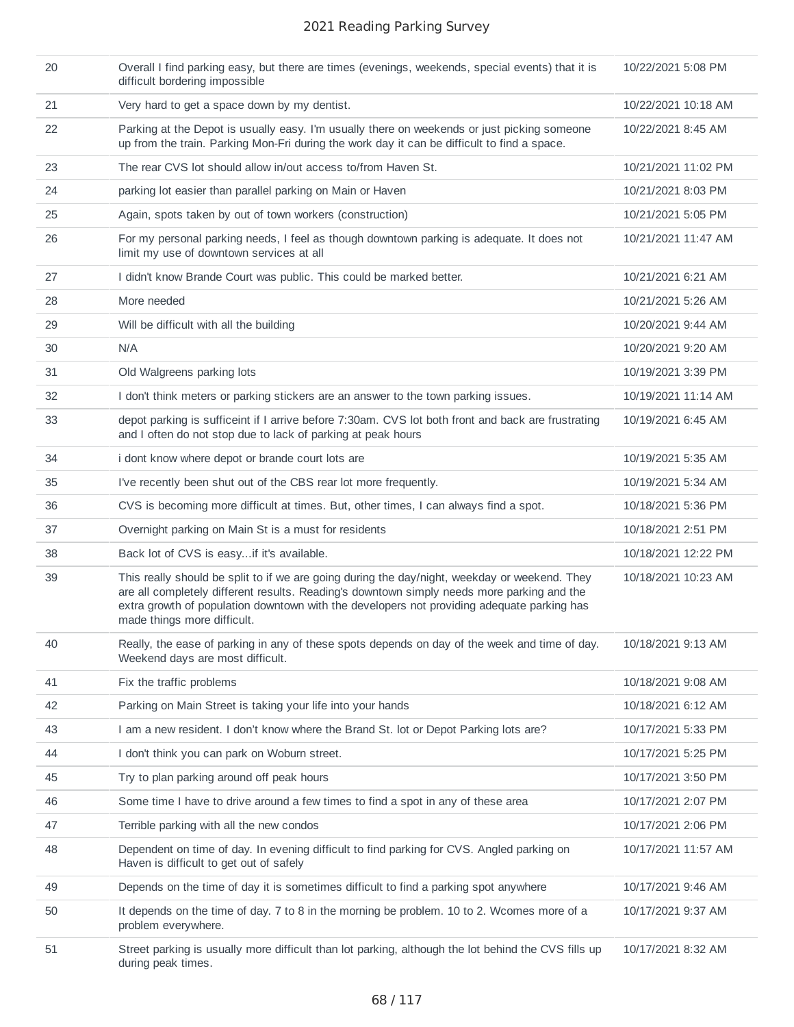| | | |
|---|---|---|
| 20 | Overall I find parking easy, but there are times (evenings, weekends, special events) that it is difficult bordering impossible | 10/22/2021 5:08 PM |
| 21 | Very hard to get a space down by my dentist. | 10/22/2021 10:18 AM |
| 22 | Parking at the Depot is usually easy. I'm usually there on weekends or just picking someone up from the train. Parking Mon-Fri during the work day it can be difficult to find a space. | 10/22/2021 8:45 AM |
| 23 | The rear CVS lot should allow in/out access to/from Haven St. | 10/21/2021 11:02 PM |
| 24 | parking lot easier than parallel parking on Main or Haven | 10/21/2021 8:03 PM |
| 25 | Again, spots taken by out of town workers (construction) | 10/21/2021 5:05 PM |
| 26 | For my personal parking needs, I feel as though downtown parking is adequate. It does not limit my use of downtown services at all | 10/21/2021 11:47 AM |
| 27 | I didn't know Brande Court was public. This could be marked better. | 10/21/2021 6:21 AM |
| 28 | More needed | 10/21/2021 5:26 AM |
| 29 | Will be difficult with all the building | 10/20/2021 9:44 AM |
| 30 | N/A | 10/20/2021 9:20 AM |
| 31 | Old Walgreens parking lots | 10/19/2021 3:39 PM |
| 32 | I don't think meters or parking stickers are an answer to the town parking issues. | 10/19/2021 11:14 AM |
| 33 | depot parking is sufficeint if I arrive before 7:30am. CVS lot both front and back are frustrating and I often do not stop due to lack of parking at peak hours | 10/19/2021 6:45 AM |
| 34 | i dont know where depot or brande court lots are | 10/19/2021 5:35 AM |
| 35 | I've recently been shut out of the CBS rear lot more frequently. | 10/19/2021 5:34 AM |
| 36 | CVS is becoming more difficult at times. But, other times, I can always find a spot. | 10/18/2021 5:36 PM |
| 37 | Overnight parking on Main St is a must for residents | 10/18/2021 2:51 PM |
| 38 | Back lot of CVS is easy...if it's available. | 10/18/2021 12:22 PM |
| 39 | This really should be split to if we are going during the day/night, weekday or weekend. They are all completely different results. Reading's downtown simply needs more parking and the extra growth of population downtown with the developers not providing adequate parking has made things more difficult. | 10/18/2021 10:23 AM |
| 40 | Really, the ease of parking in any of these spots depends on day of the week and time of day. Weekend days are most difficult. | 10/18/2021 9:13 AM |
| 41 | Fix the traffic problems | 10/18/2021 9:08 AM |
| 42 | Parking on Main Street is taking your life into your hands | 10/18/2021 6:12 AM |
| 43 | I am a new resident. I don't know where the Brand St. lot or Depot Parking lots are? | 10/17/2021 5:33 PM |
| 44 | I don't think you can park on Woburn street. | 10/17/2021 5:25 PM |
| 45 | Try to plan parking around off peak hours | 10/17/2021 3:50 PM |
| 46 | Some time I have to drive around a few times to find a spot in any of these area | 10/17/2021 2:07 PM |
| 47 | Terrible parking with all the new condos | 10/17/2021 2:06 PM |
| 48 | Dependent on time of day. In evening difficult to find parking for CVS. Angled parking on Haven is difficult to get out of safely | 10/17/2021 11:57 AM |
| 49 | Depends on the time of day it is sometimes difficult to find a parking spot anywhere | 10/17/2021 9:46 AM |
| 50 | It depends on the time of day. 7 to 8 in the morning be problem. 10 to 2. Wcomes more of a problem everywhere. | 10/17/2021 9:37 AM |
| 51 | Street parking is usually more difficult than lot parking, although the lot behind the CVS fills up during peak times. | 10/17/2021 8:32 AM |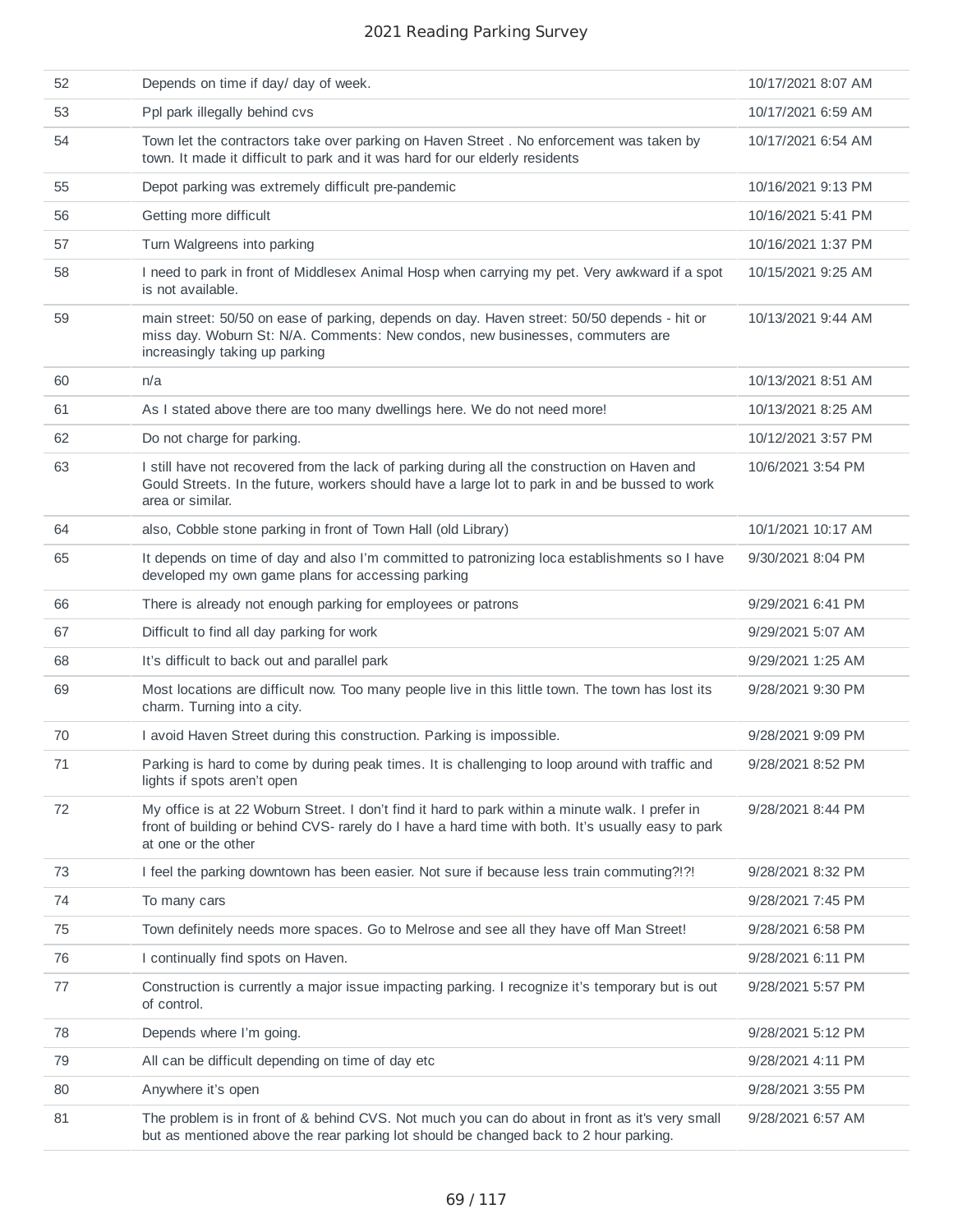| | | |
|---|---|---|
| 52 | Depends on time if day/ day of week. | 10/17/2021 8:07 AM |
| 53 | Ppl park illegally behind cvs | 10/17/2021 6:59 AM |
| 54 | Town let the contractors take over parking on Haven Street . No enforcement was taken by town. It made it difficult to park and it was hard for our elderly residents | 10/17/2021 6:54 AM |
| 55 | Depot parking was extremely difficult pre-pandemic | 10/16/2021 9:13 PM |
| 56 | Getting more difficult | 10/16/2021 5:41 PM |
| 57 | Turn Walgreens into parking | 10/16/2021 1:37 PM |
| 58 | I need to park in front of Middlesex Animal Hosp when carrying my pet. Very awkward if a spot is not available. | 10/15/2021 9:25 AM |
| 59 | main street: 50/50 on ease of parking, depends on day. Haven street: 50/50 depends - hit or miss day. Woburn St: N/A. Comments: New condos, new businesses, commuters are increasingly taking up parking | 10/13/2021 9:44 AM |
| 60 | n/a | 10/13/2021 8:51 AM |
| 61 | As I stated above there are too many dwellings here. We do not need more! | 10/13/2021 8:25 AM |
| 62 | Do not charge for parking. | 10/12/2021 3:57 PM |
| 63 | I still have not recovered from the lack of parking during all the construction on Haven and Gould Streets. In the future, workers should have a large lot to park in and be bussed to work area or similar. | 10/6/2021 3:54 PM |
| 64 | also, Cobble stone parking in front of Town Hall (old Library) | 10/1/2021 10:17 AM |
| 65 | It depends on time of day and also I'm committed to patronizing loca establishments so I have developed my own game plans for accessing parking | 9/30/2021 8:04 PM |
| 66 | There is already not enough parking for employees or patrons | 9/29/2021 6:41 PM |
| 67 | Difficult to find all day parking for work | 9/29/2021 5:07 AM |
| 68 | It's difficult to back out and parallel park | 9/29/2021 1:25 AM |
| 69 | Most locations are difficult now. Too many people live in this little town. The town has lost its charm. Turning into a city. | 9/28/2021 9:30 PM |
| 70 | I avoid Haven Street during this construction. Parking is impossible. | 9/28/2021 9:09 PM |
| 71 | Parking is hard to come by during peak times. It is challenging to loop around with traffic and lights if spots aren't open | 9/28/2021 8:52 PM |
| 72 | My office is at 22 Woburn Street. I don't find it hard to park within a minute walk. I prefer in front of building or behind CVS- rarely do I have a hard time with both. It's usually easy to park at one or the other | 9/28/2021 8:44 PM |
| 73 | I feel the parking downtown has been easier. Not sure if because less train commuting?!?! | 9/28/2021 8:32 PM |
| 74 | To many cars | 9/28/2021 7:45 PM |
| 75 | Town definitely needs more spaces. Go to Melrose and see all they have off Man Street! | 9/28/2021 6:58 PM |
| 76 | I continually find spots on Haven. | 9/28/2021 6:11 PM |
| 77 | Construction is currently a major issue impacting parking. I recognize it's temporary but is out of control. | 9/28/2021 5:57 PM |
| 78 | Depends where I'm going. | 9/28/2021 5:12 PM |
| 79 | All can be difficult depending on time of day etc | 9/28/2021 4:11 PM |
| 80 | Anywhere it's open | 9/28/2021 3:55 PM |
| 81 | The problem is in front of & behind CVS. Not much you can do about in front as it's very small but as mentioned above the rear parking lot should be changed back to 2 hour parking. | 9/28/2021 6:57 AM |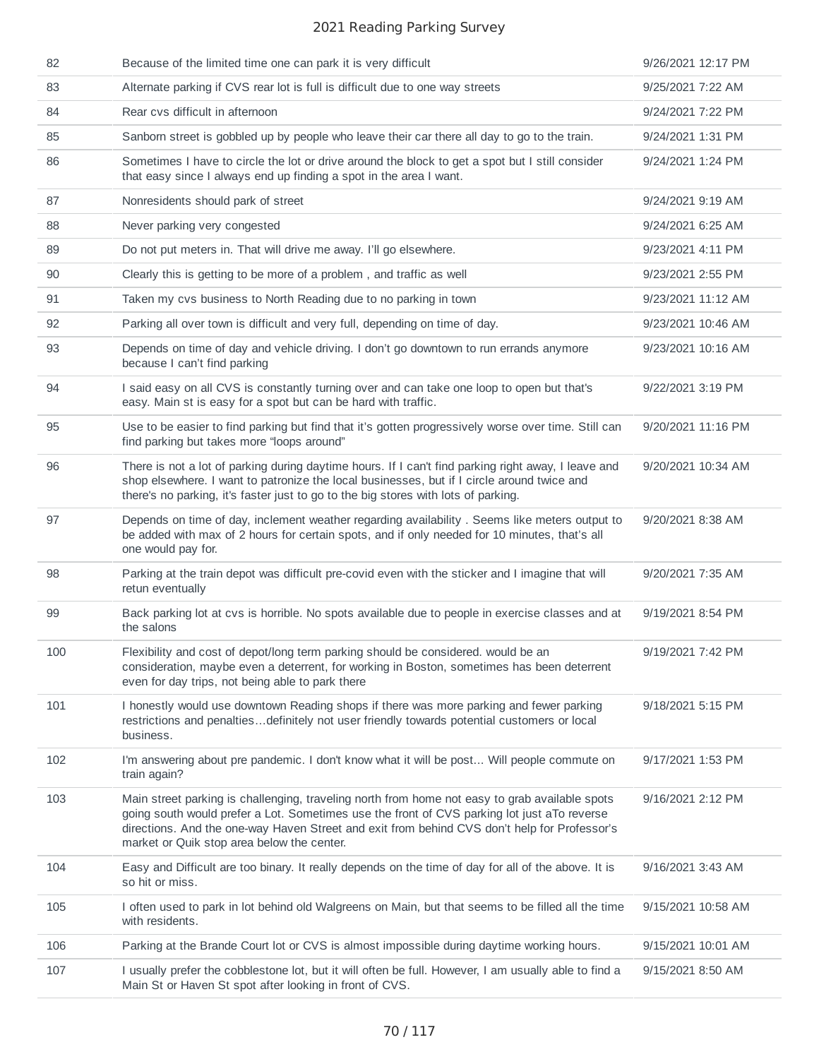| | | |
|---|---|---|
| 82 | Because of the limited time one can park it is very difficult | 9/26/2021 12:17 PM |
| 83 | Alternate parking if CVS rear lot is full is difficult due to one way streets | 9/25/2021 7:22 AM |
| 84 | Rear cvs difficult in afternoon | 9/24/2021 7:22 PM |
| 85 | Sanborn street is gobbled up by people who leave their car there all day to go to the train. | 9/24/2021 1:31 PM |
| 86 | Sometimes I have to circle the lot or drive around the block to get a spot but I still consider that easy since I always end up finding a spot in the area I want. | 9/24/2021 1:24 PM |
| 87 | Nonresidents should park of street | 9/24/2021 9:19 AM |
| 88 | Never parking very congested | 9/24/2021 6:25 AM |
| 89 | Do not put meters in. That will drive me away. I'll go elsewhere. | 9/23/2021 4:11 PM |
| 90 | Clearly this is getting to be more of a problem , and traffic as well | 9/23/2021 2:55 PM |
| 91 | Taken my cvs business to North Reading due to no parking in town | 9/23/2021 11:12 AM |
| 92 | Parking all over town is difficult and very full, depending on time of day. | 9/23/2021 10:46 AM |
| 93 | Depends on time of day and vehicle driving. I don't go downtown to run errands anymore because I can't find parking | 9/23/2021 10:16 AM |
| 94 | I said easy on all CVS is constantly turning over and can take one loop to open but that's easy. Main st is easy for a spot but can be hard with traffic. | 9/22/2021 3:19 PM |
| 95 | Use to be easier to find parking but find that it's gotten progressively worse over time. Still can find parking but takes more "loops around" | 9/20/2021 11:16 PM |
| 96 | There is not a lot of parking during daytime hours. If I can't find parking right away, I leave and shop elsewhere. I want to patronize the local businesses, but if I circle around twice and there's no parking, it's faster just to go to the big stores with lots of parking. | 9/20/2021 10:34 AM |
| 97 | Depends on time of day, inclement weather regarding availability . Seems like meters output to be added with max of 2 hours for certain spots, and if only needed for 10 minutes, that's all one would pay for. | 9/20/2021 8:38 AM |
| 98 | Parking at the train depot was difficult pre-covid even with the sticker and I imagine that will retun eventually | 9/20/2021 7:35 AM |
| 99 | Back parking lot at cvs is horrible. No spots available due to people in exercise classes and at the salons | 9/19/2021 8:54 PM |
| 100 | Flexibility and cost of depot/long term parking should be considered. would be an consideration, maybe even a deterrent, for working in Boston, sometimes has been deterrent even for day trips, not being able to park there | 9/19/2021 7:42 PM |
| 101 | I honestly would use downtown Reading shops if there was more parking and fewer parking restrictions and penalties…definitely not user friendly towards potential customers or local business. | 9/18/2021 5:15 PM |
| 102 | I'm answering about pre pandemic. I don't know what it will be post... Will people commute on train again? | 9/17/2021 1:53 PM |
| 103 | Main street parking is challenging, traveling north from home not easy to grab available spots going south would prefer a Lot. Sometimes use the front of CVS parking lot just aTo reverse directions. And the one-way Haven Street and exit from behind CVS don't help for Professor's market or Quik stop area below the center. | 9/16/2021 2:12 PM |
| 104 | Easy and Difficult are too binary. It really depends on the time of day for all of the above. It is so hit or miss. | 9/16/2021 3:43 AM |
| 105 | I often used to park in lot behind old Walgreens on Main, but that seems to be filled all the time with residents. | 9/15/2021 10:58 AM |
| 106 | Parking at the Brande Court lot or CVS is almost impossible during daytime working hours. | 9/15/2021 10:01 AM |
| 107 | I usually prefer the cobblestone lot, but it will often be full. However, I am usually able to find a Main St or Haven St spot after looking in front of CVS. | 9/15/2021 8:50 AM |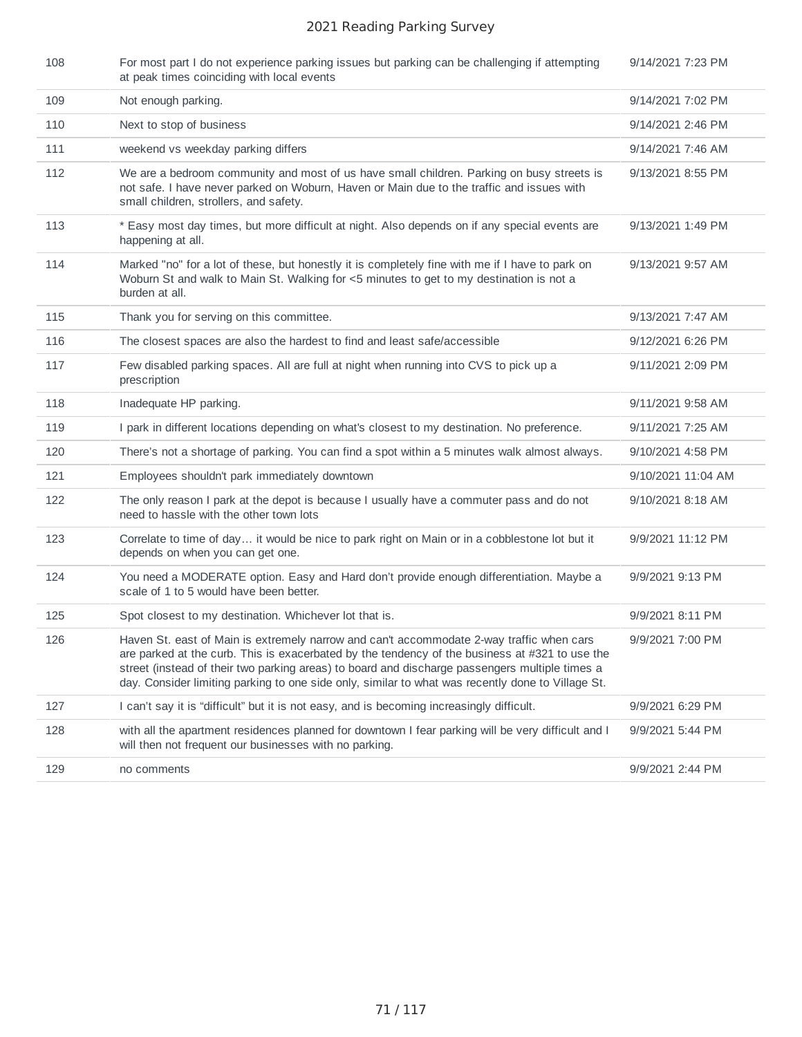| | | |
|---|---|---|
| 108 | For most part I do not experience parking issues but parking can be challenging if attempting at peak times coinciding with local events | 9/14/2021 7:23 PM |
| 109 | Not enough parking. | 9/14/2021 7:02 PM |
| 110 | Next to stop of business | 9/14/2021 2:46 PM |
| 111 | weekend vs weekday parking differs | 9/14/2021 7:46 AM |
| 112 | We are a bedroom community and most of us have small children. Parking on busy streets is not safe. I have never parked on Woburn, Haven or Main due to the traffic and issues with small children, strollers, and safety. | 9/13/2021 8:55 PM |
| 113 | * Easy most day times, but more difficult at night. Also depends on if any special events are happening at all. | 9/13/2021 1:49 PM |
| 114 | Marked "no" for a lot of these, but honestly it is completely fine with me if I have to park on Woburn St and walk to Main St. Walking for <5 minutes to get to my destination is not a burden at all. | 9/13/2021 9:57 AM |
| 115 | Thank you for serving on this committee. | 9/13/2021 7:47 AM |
| 116 | The closest spaces are also the hardest to find and least safe/accessible | 9/12/2021 6:26 PM |
| 117 | Few disabled parking spaces. All are full at night when running into CVS to pick up a prescription | 9/11/2021 2:09 PM |
| 118 | Inadequate HP parking. | 9/11/2021 9:58 AM |
| 119 | I park in different locations depending on what's closest to my destination. No preference. | 9/11/2021 7:25 AM |
| 120 | There's not a shortage of parking. You can find a spot within a 5 minutes walk almost always. | 9/10/2021 4:58 PM |
| 121 | Employees shouldn't park immediately downtown | 9/10/2021 11:04 AM |
| 122 | The only reason I park at the depot is because I usually have a commuter pass and do not need to hassle with the other town lots | 9/10/2021 8:18 AM |
| 123 | Correlate to time of day… it would be nice to park right on Main or in a cobblestone lot but it depends on when you can get one. | 9/9/2021 11:12 PM |
| 124 | You need a MODERATE option. Easy and Hard don't provide enough differentiation. Maybe a scale of 1 to 5 would have been better. | 9/9/2021 9:13 PM |
| 125 | Spot closest to my destination. Whichever lot that is. | 9/9/2021 8:11 PM |
| 126 | Haven St. east of Main is extremely narrow and can't accommodate 2-way traffic when cars are parked at the curb. This is exacerbated by the tendency of the business at #321 to use the street (instead of their two parking areas) to board and discharge passengers multiple times a day. Consider limiting parking to one side only, similar to what was recently done to Village St. | 9/9/2021 7:00 PM |
| 127 | I can't say it is "difficult" but it is not easy, and is becoming increasingly difficult. | 9/9/2021 6:29 PM |
| 128 | with all the apartment residences planned for downtown I fear parking will be very difficult and I will then not frequent our businesses with no parking. | 9/9/2021 5:44 PM |
| 129 | no comments | 9/9/2021 2:44 PM |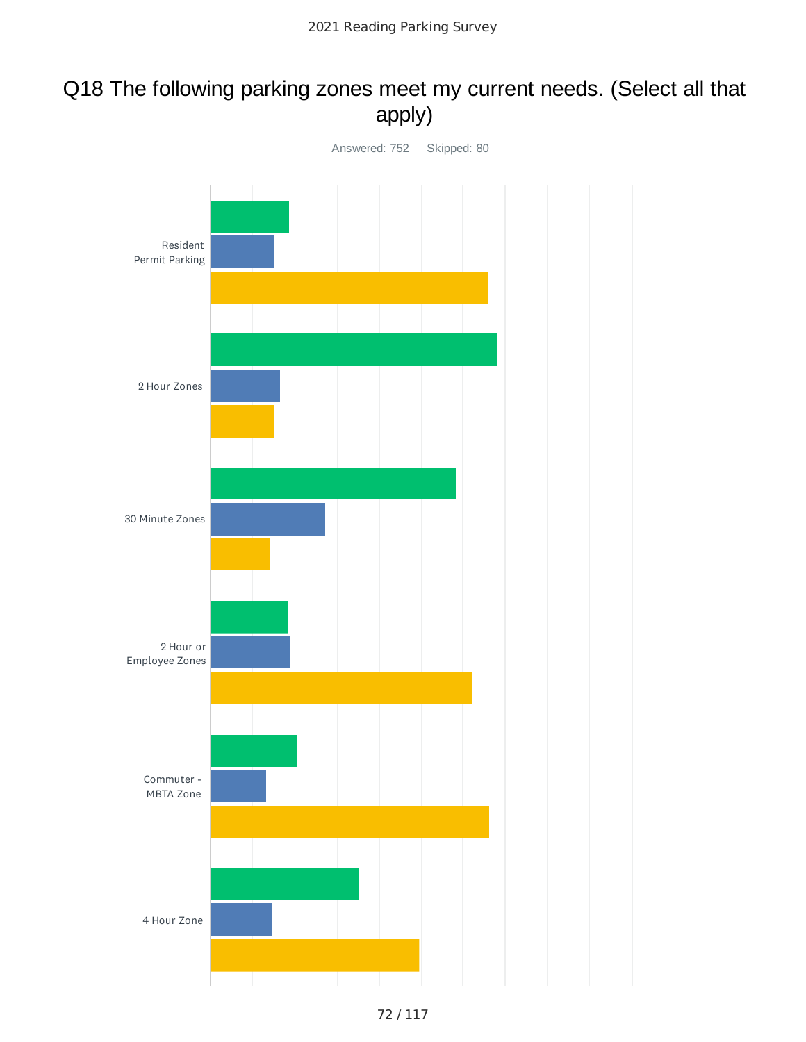# Q18 The following parking zones meet my current needs. (Select all that apply)

Answered: 752 Skipped: 80

Resident Permit Parking

2 Hour Zones

30 Minute Zones

2 Hour or Employee Zones

Commuter - MBTA Zone

4 Hour Zone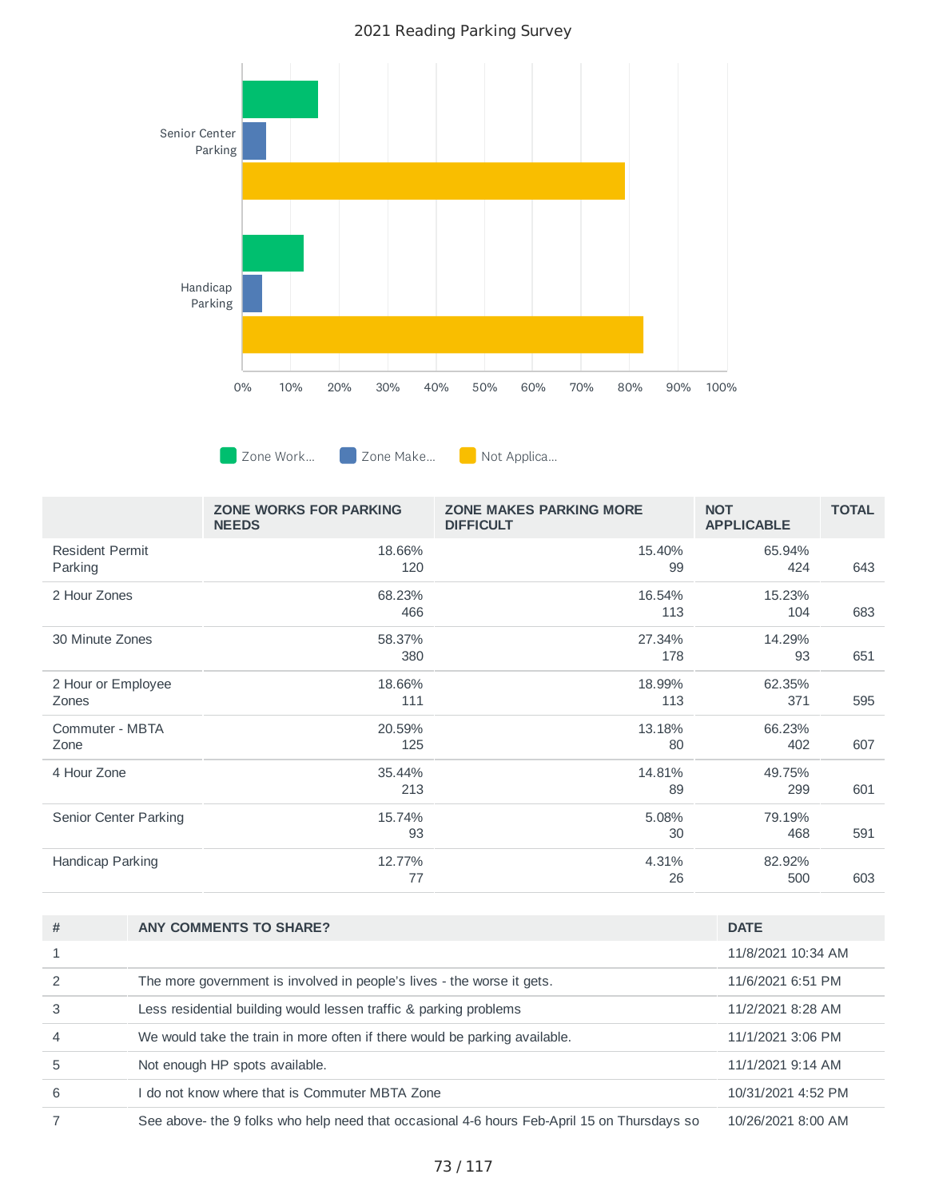2021 Reading Parking Survey

Senior Center Parking

Handicap Parking

0% 10% 20% 30% 40% 50% 60% 70% 80% 90% 100%

Zone Work... Zone Make... Not Applica...

| | ZONE WORKS FOR PARKING NEEDS | ZONE MAKES PARKING MORE DIFFICULT | NOT APPLICABLE | TOTAL |
|---|---|---|---|---|
| Resident Permit Parking | 18.66% 120 | 15.40% 99 | 65.94% 424 | 643 |
| 2 Hour Zones | 68.23% 466 | 16.54% 113 | 15.23% 104 | 683 |
| 30 Minute Zones | 58.37% 380 | 27.34% 178 | 14.29% 93 | 651 |
| 2 Hour or Employee Zones | 18.66% 111 | 18.99% 113 | 62.35% 371 | 595 |
| Commuter - MBTA Zone | 20.59% 125 | 13.18% 80 | 66.23% 402 | 607 |
| 4 Hour Zone | 35.44% 213 | 14.81% 89 | 49.75% 299 | 601 |
| Senior Center Parking | 15.74% 93 | 5.08% 30 | 79.19% 468 | 591 |
| Handicap Parking | 12.77% 77 | 4.31% 26 | 82.92% 500 | 603 |

| # | ANY COMMENTS TO SHARE? | DATE |
|---|---|---|
| 1 | | 11/8/2021 10:34 AM |
| 2 | The more government is involved in people's lives - the worse it gets. | 11/6/2021 6:51 PM |
| 3 | Less residential building would lessen traffic & parking problems | 11/2/2021 8:28 AM |
| 4 | We would take the train in more often if there would be parking available. | 11/1/2021 3:06 PM |
| 5 | Not enough HP spots available. | 11/1/2021 9:14 AM |
| 6 | I do not know where that is Commuter MBTA Zone | 10/31/2021 4:52 PM |
| 7 | See above- the 9 folks who help need that occasional 4-6 hours Feb-April 15 on Thursdays so | 10/26/2021 8:00 AM |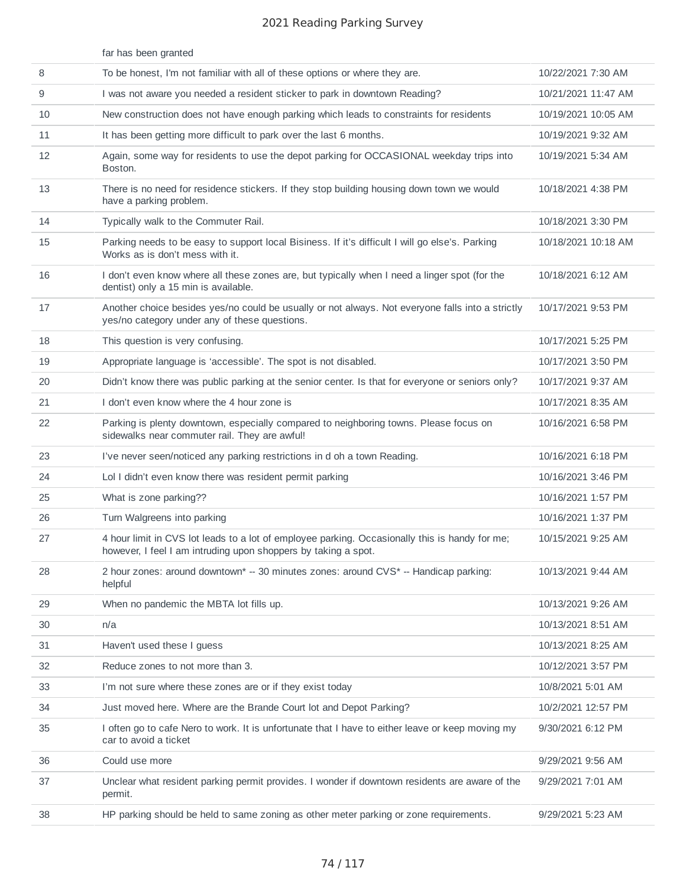| | far has been granted | |
|---|---|---|
| 8 | To be honest, I'm not familiar with all of these options or where they are. | 10/22/2021 7:30 AM |
| 9 | I was not aware you needed a resident sticker to park in downtown Reading? | 10/21/2021 11:47 AM |
| 10 | New construction does not have enough parking which leads to constraints for residents | 10/19/2021 10:05 AM |
| 11 | It has been getting more difficult to park over the last 6 months. | 10/19/2021 9:32 AM |
| 12 | Again, some way for residents to use the depot parking for OCCASIONAL weekday trips into Boston. | 10/19/2021 5:34 AM |
| 13 | There is no need for residence stickers. If they stop building housing down town we would have a parking problem. | 10/18/2021 4:38 PM |
| 14 | Typically walk to the Commuter Rail. | 10/18/2021 3:30 PM |
| 15 | Parking needs to be easy to support local Bisiness. If it's difficult I will go else's. Parking Works as is don't mess with it. | 10/18/2021 10:18 AM |
| 16 | I don't even know where all these zones are, but typically when I need a linger spot (for the dentist) only a 15 min is available. | 10/18/2021 6:12 AM |
| 17 | Another choice besides yes/no could be usually or not always. Not everyone falls into a strictly yes/no category under any of these questions. | 10/17/2021 9:53 PM |
| 18 | This question is very confusing. | 10/17/2021 5:25 PM |
| 19 | Appropriate language is 'accessible'. The spot is not disabled. | 10/17/2021 3:50 PM |
| 20 | Didn't know there was public parking at the senior center. Is that for everyone or seniors only? | 10/17/2021 9:37 AM |
| 21 | I don't even know where the 4 hour zone is | 10/17/2021 8:35 AM |
| 22 | Parking is plenty downtown, especially compared to neighboring towns. Please focus on sidewalks near commuter rail. They are awful! | 10/16/2021 6:58 PM |
| 23 | I've never seen/noticed any parking restrictions in d oh a town Reading. | 10/16/2021 6:18 PM |
| 24 | Lol I didn't even know there was resident permit parking | 10/16/2021 3:46 PM |
| 25 | What is zone parking?? | 10/16/2021 1:57 PM |
| 26 | Turn Walgreens into parking | 10/16/2021 1:37 PM |
| 27 | 4 hour limit in CVS lot leads to a lot of employee parking. Occasionally this is handy for me; however, I feel I am intruding upon shoppers by taking a spot. | 10/15/2021 9:25 AM |
| 28 | 2 hour zones: around downtown* -- 30 minutes zones: around CVS* -- Handicap parking: helpful | 10/13/2021 9:44 AM |
| 29 | When no pandemic the MBTA lot fills up. | 10/13/2021 9:26 AM |
| 30 | n/a | 10/13/2021 8:51 AM |
| 31 | Haven't used these I guess | 10/13/2021 8:25 AM |
| 32 | Reduce zones to not more than 3. | 10/12/2021 3:57 PM |
| 33 | I'm not sure where these zones are or if they exist today | 10/8/2021 5:01 AM |
| 34 | Just moved here. Where are the Brande Court lot and Depot Parking? | 10/2/2021 12:57 PM |
| 35 | I often go to cafe Nero to work. It is unfortunate that I have to either leave or keep moving my car to avoid a ticket | 9/30/2021 6:12 PM |
| 36 | Could use more | 9/29/2021 9:56 AM |
| 37 | Unclear what resident parking permit provides. I wonder if downtown residents are aware of the permit. | 9/29/2021 7:01 AM |
| 38 | HP parking should be held to same zoning as other meter parking or zone requirements. | 9/29/2021 5:23 AM |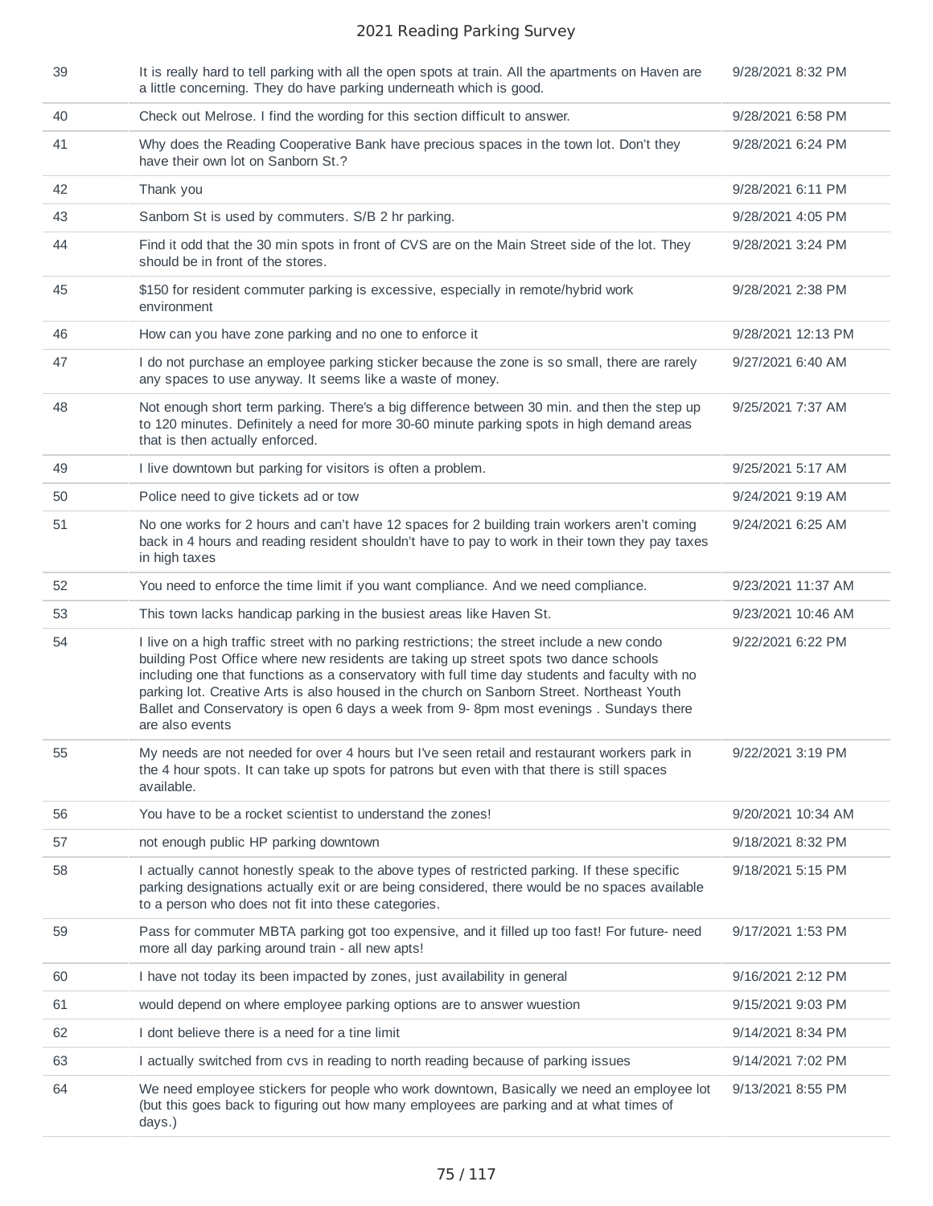| | | |
|---|---|---|
| 39 | It is really hard to tell parking with all the open spots at train. All the apartments on Haven are a little concerning. They do have parking underneath which is good. | 9/28/2021 8:32 PM |
| 40 | Check out Melrose. I find the wording for this section difficult to answer. | 9/28/2021 6:58 PM |
| 41 | Why does the Reading Cooperative Bank have precious spaces in the town lot. Don't they have their own lot on Sanborn St.? | 9/28/2021 6:24 PM |
| 42 | Thank you | 9/28/2021 6:11 PM |
| 43 | Sanborn St is used by commuters. S/B 2 hr parking. | 9/28/2021 4:05 PM |
| 44 | Find it odd that the 30 min spots in front of CVS are on the Main Street side of the lot. They should be in front of the stores. | 9/28/2021 3:24 PM |
| 45 | $150 for resident commuter parking is excessive, especially in remote/hybrid work environment | 9/28/2021 2:38 PM |
| 46 | How can you have zone parking and no one to enforce it | 9/28/2021 12:13 PM |
| 47 | I do not purchase an employee parking sticker because the zone is so small, there are rarely any spaces to use anyway. It seems like a waste of money. | 9/27/2021 6:40 AM |
| 48 | Not enough short term parking. There's a big difference between 30 min. and then the step up to 120 minutes. Definitely a need for more 30-60 minute parking spots in high demand areas that is then actually enforced. | 9/25/2021 7:37 AM |
| 49 | I live downtown but parking for visitors is often a problem. | 9/25/2021 5:17 AM |
| 50 | Police need to give tickets ad or tow | 9/24/2021 9:19 AM |
| 51 | No one works for 2 hours and can't have 12 spaces for 2 building train workers aren't coming back in 4 hours and reading resident shouldn't have to pay to work in their town they pay taxes in high taxes | 9/24/2021 6:25 AM |
| 52 | You need to enforce the time limit if you want compliance. And we need compliance. | 9/23/2021 11:37 AM |
| 53 | This town lacks handicap parking in the busiest areas like Haven St. | 9/23/2021 10:46 AM |
| 54 | I live on a high traffic street with no parking restrictions; the street include a new condo building Post Office where new residents are taking up street spots two dance schools including one that functions as a conservatory with full time day students and faculty with no parking lot. Creative Arts is also housed in the church on Sanborn Street. Northeast Youth Ballet and Conservatory is open 6 days a week from 9- 8pm most evenings . Sundays there are also events | 9/22/2021 6:22 PM |
| 55 | My needs are not needed for over 4 hours but I've seen retail and restaurant workers park in the 4 hour spots. It can take up spots for patrons but even with that there is still spaces available. | 9/22/2021 3:19 PM |
| 56 | You have to be a rocket scientist to understand the zones! | 9/20/2021 10:34 AM |
| 57 | not enough public HP parking downtown | 9/18/2021 8:32 PM |
| 58 | I actually cannot honestly speak to the above types of restricted parking. If these specific parking designations actually exit or are being considered, there would be no spaces available to a person who does not fit into these categories. | 9/18/2021 5:15 PM |
| 59 | Pass for commuter MBTA parking got too expensive, and it filled up too fast! For future- need more all day parking around train - all new apts! | 9/17/2021 1:53 PM |
| 60 | I have not today its been impacted by zones, just availability in general | 9/16/2021 2:12 PM |
| 61 | would depend on where employee parking options are to answer wuestion | 9/15/2021 9:03 PM |
| 62 | I dont believe there is a need for a tine limit | 9/14/2021 8:34 PM |
| 63 | I actually switched from cvs in reading to north reading because of parking issues | 9/14/2021 7:02 PM |
| 64 | We need employee stickers for people who work downtown, Basically we need an employee lot (but this goes back to figuring out how many employees are parking and at what times of days.) | 9/13/2021 8:55 PM |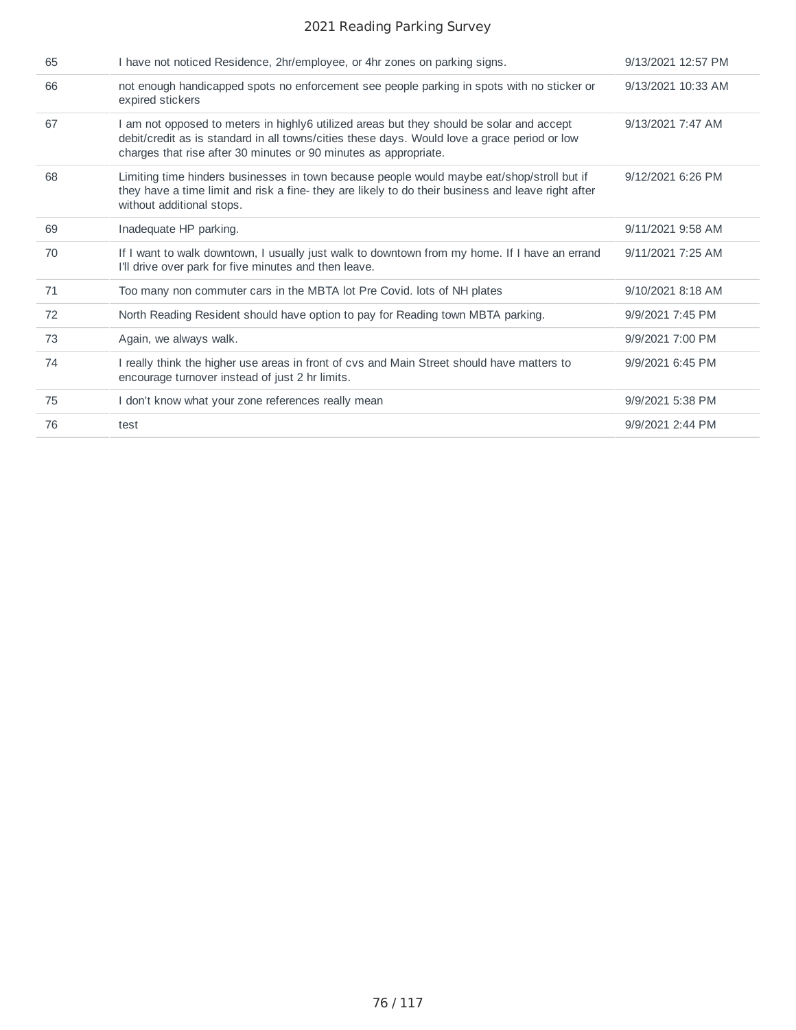| | | |
|---|---|---|
| 65 | I have not noticed Residence, 2hr/employee, or 4hr zones on parking signs. | 9/13/2021 12:57 PM |
| 66 | not enough handicapped spots no enforcement see people parking in spots with no sticker or expired stickers | 9/13/2021 10:33 AM |
| 67 | I am not opposed to meters in highly6 utilized areas but they should be solar and accept debit/credit as is standard in all towns/cities these days. Would love a grace period or low charges that rise after 30 minutes or 90 minutes as appropriate. | 9/13/2021 7:47 AM |
| 68 | Limiting time hinders businesses in town because people would maybe eat/shop/stroll but if they have a time limit and risk a fine- they are likely to do their business and leave right after without additional stops. | 9/12/2021 6:26 PM |
| 69 | Inadequate HP parking. | 9/11/2021 9:58 AM |
| 70 | If I want to walk downtown, I usually just walk to downtown from my home. If I have an errand I'll drive over park for five minutes and then leave. | 9/11/2021 7:25 AM |
| 71 | Too many non commuter cars in the MBTA lot Pre Covid. lots of NH plates | 9/10/2021 8:18 AM |
| 72 | North Reading Resident should have option to pay for Reading town MBTA parking. | 9/9/2021 7:45 PM |
| 73 | Again, we always walk. | 9/9/2021 7:00 PM |
| 74 | I really think the higher use areas in front of cvs and Main Street should have matters to encourage turnover instead of just 2 hr limits. | 9/9/2021 6:45 PM |
| 75 | I don't know what your zone references really mean | 9/9/2021 5:38 PM |
| 76 | test | 9/9/2021 2:44 PM |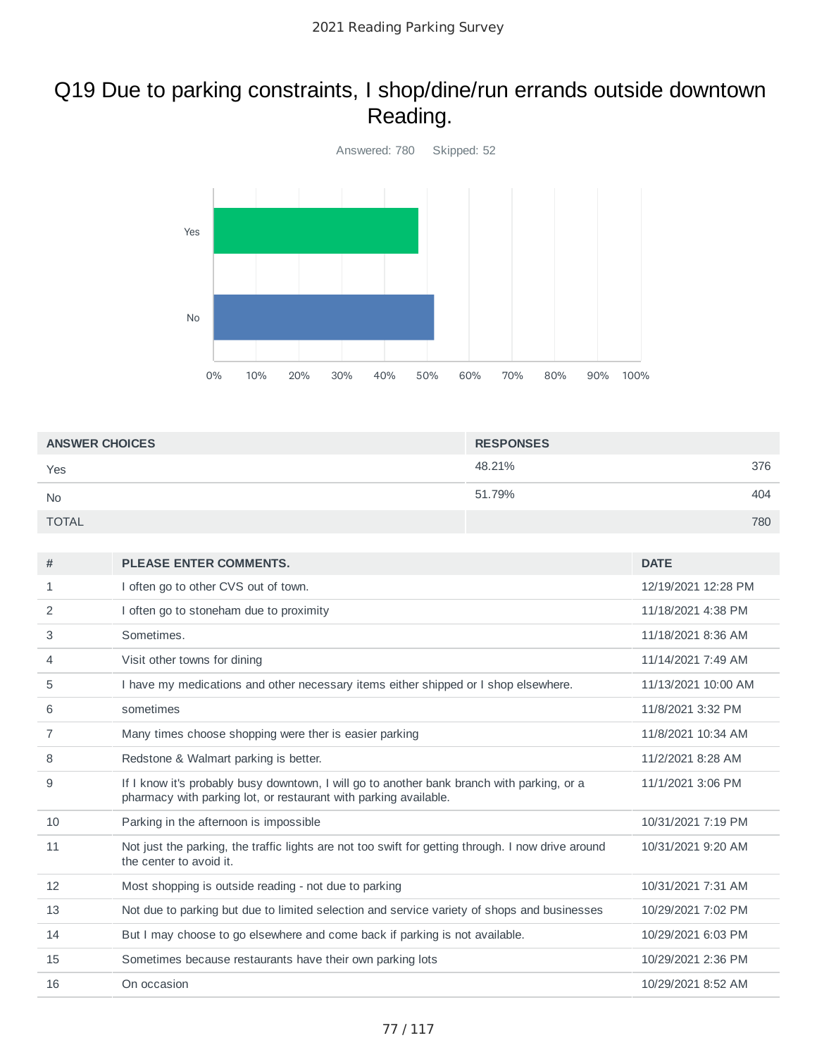# Q19 Due to parking constraints, I shop/dine/run errands outside downtown Reading.

Answered: 780 Skipped: 52

| ANSWER CHOICES | RESPONSES | |
|---|---|---|
| Yes | 48.21% | 376 |
| No | 51.79% | 404 |
| TOTAL | | 780 |

| # | PLEASE ENTER COMMENTS. | DATE |
|---|---|---|
| 1 | I often go to other CVS out of town. | 12/19/2021 12:28 PM |
| 2 | I often go to stoneham due to proximity | 11/18/2021 4:38 PM |
| 3 | Sometimes. | 11/18/2021 8:36 AM |
| 4 | Visit other towns for dining | 11/14/2021 7:49 AM |
| 5 | I have my medications and other necessary items either shipped or I shop elsewhere. | 11/13/2021 10:00 AM |
| 6 | sometimes | 11/8/2021 3:32 PM |
| 7 | Many times choose shopping were ther is easier parking | 11/8/2021 10:34 AM |
| 8 | Redstone & Walmart parking is better. | 11/2/2021 8:28 AM |
| 9 | If I know it's probably busy downtown, I will go to another bank branch with parking, or a pharmacy with parking lot, or restaurant with parking available. | 11/1/2021 3:06 PM |
| 10 | Parking in the afternoon is impossible | 10/31/2021 7:19 PM |
| 11 | Not just the parking, the traffic lights are not too swift for getting through. I now drive around the center to avoid it. | 10/31/2021 9:20 AM |
| 12 | Most shopping is outside reading - not due to parking | 10/31/2021 7:31 AM |
| 13 | Not due to parking but due to limited selection and service variety of shops and businesses | 10/29/2021 7:02 PM |
| 14 | But I may choose to go elsewhere and come back if parking is not available. | 10/29/2021 6:03 PM |
| 15 | Sometimes because restaurants have their own parking lots | 10/29/2021 2:36 PM |
| 16 | On occasion | 10/29/2021 8:52 AM |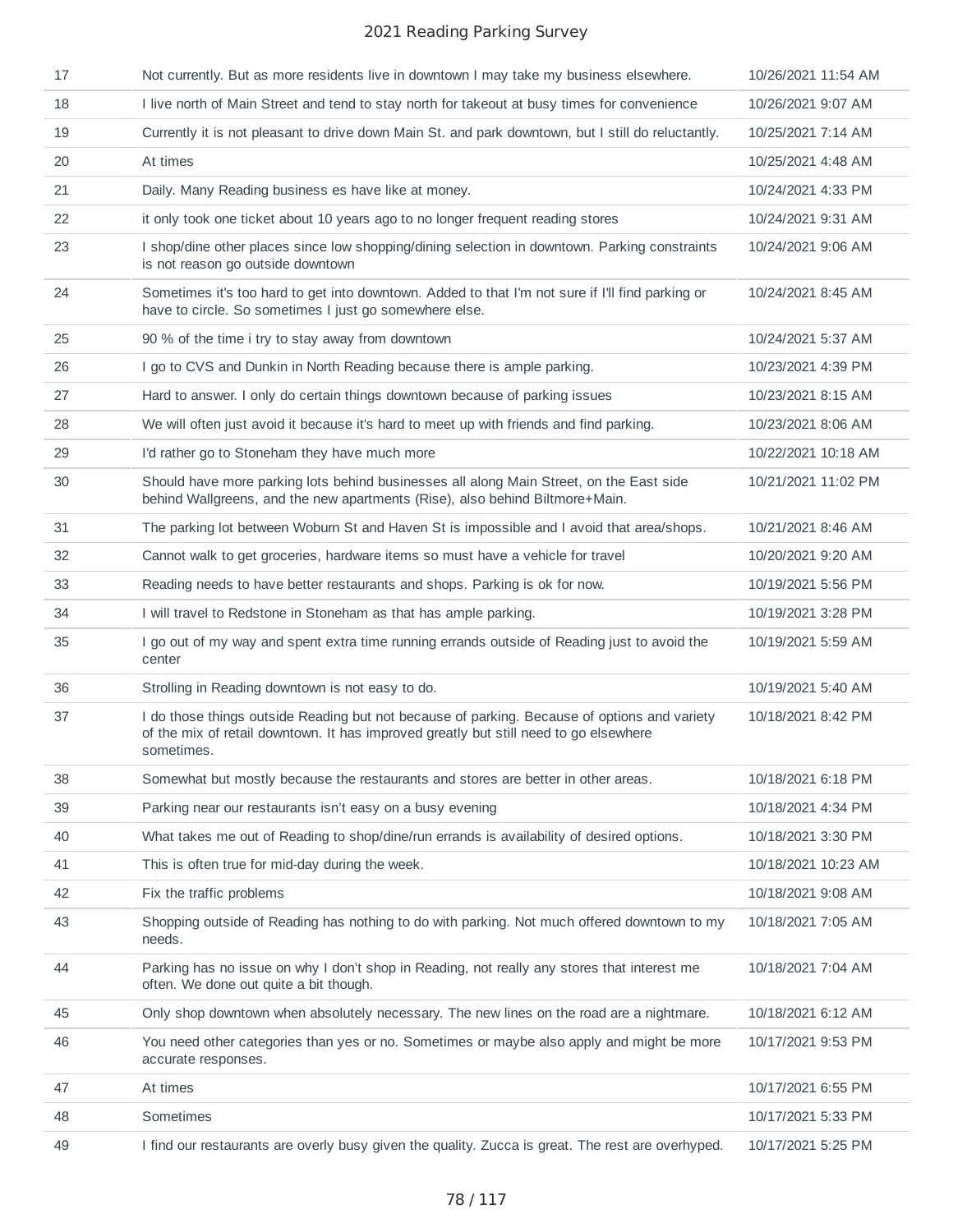| | | |
|---|---|---|
| 17 | Not currently. But as more residents live in downtown I may take my business elsewhere. | 10/26/2021 11:54 AM |
| 18 | I live north of Main Street and tend to stay north for takeout at busy times for convenience | 10/26/2021 9:07 AM |
| 19 | Currently it is not pleasant to drive down Main St. and park downtown, but I still do reluctantly. | 10/25/2021 7:14 AM |
| 20 | At times | 10/25/2021 4:48 AM |
| 21 | Daily. Many Reading business es have like at money. | 10/24/2021 4:33 PM |
| 22 | it only took one ticket about 10 years ago to no longer frequent reading stores | 10/24/2021 9:31 AM |
| 23 | I shop/dine other places since low shopping/dining selection in downtown. Parking constraints is not reason go outside downtown | 10/24/2021 9:06 AM |
| 24 | Sometimes it's too hard to get into downtown. Added to that I'm not sure if I'll find parking or have to circle. So sometimes I just go somewhere else. | 10/24/2021 8:45 AM |
| 25 | 90 % of the time i try to stay away from downtown | 10/24/2021 5:37 AM |
| 26 | I go to CVS and Dunkin in North Reading because there is ample parking. | 10/23/2021 4:39 PM |
| 27 | Hard to answer. I only do certain things downtown because of parking issues | 10/23/2021 8:15 AM |
| 28 | We will often just avoid it because it's hard to meet up with friends and find parking. | 10/23/2021 8:06 AM |
| 29 | I'd rather go to Stoneham they have much more | 10/22/2021 10:18 AM |
| 30 | Should have more parking lots behind businesses all along Main Street, on the East side behind Wallgreens, and the new apartments (Rise), also behind Biltmore+Main. | 10/21/2021 11:02 PM |
| 31 | The parking lot between Woburn St and Haven St is impossible and I avoid that area/shops. | 10/21/2021 8:46 AM |
| 32 | Cannot walk to get groceries, hardware items so must have a vehicle for travel | 10/20/2021 9:20 AM |
| 33 | Reading needs to have better restaurants and shops. Parking is ok for now. | 10/19/2021 5:56 PM |
| 34 | I will travel to Redstone in Stoneham as that has ample parking. | 10/19/2021 3:28 PM |
| 35 | I go out of my way and spent extra time running errands outside of Reading just to avoid the center | 10/19/2021 5:59 AM |
| 36 | Strolling in Reading downtown is not easy to do. | 10/19/2021 5:40 AM |
| 37 | I do those things outside Reading but not because of parking. Because of options and variety of the mix of retail downtown. It has improved greatly but still need to go elsewhere sometimes. | 10/18/2021 8:42 PM |
| 38 | Somewhat but mostly because the restaurants and stores are better in other areas. | 10/18/2021 6:18 PM |
| 39 | Parking near our restaurants isn't easy on a busy evening | 10/18/2021 4:34 PM |
| 40 | What takes me out of Reading to shop/dine/run errands is availability of desired options. | 10/18/2021 3:30 PM |
| 41 | This is often true for mid-day during the week. | 10/18/2021 10:23 AM |
| 42 | Fix the traffic problems | 10/18/2021 9:08 AM |
| 43 | Shopping outside of Reading has nothing to do with parking. Not much offered downtown to my needs. | 10/18/2021 7:05 AM |
| 44 | Parking has no issue on why I don't shop in Reading, not really any stores that interest me often. We done out quite a bit though. | 10/18/2021 7:04 AM |
| 45 | Only shop downtown when absolutely necessary. The new lines on the road are a nightmare. | 10/18/2021 6:12 AM |
| 46 | You need other categories than yes or no. Sometimes or maybe also apply and might be more accurate responses. | 10/17/2021 9:53 PM |
| 47 | At times | 10/17/2021 6:55 PM |
| 48 | Sometimes | 10/17/2021 5:33 PM |
| 49 | I find our restaurants are overly busy given the quality. Zucca is great. The rest are overhyped. | 10/17/2021 5:25 PM |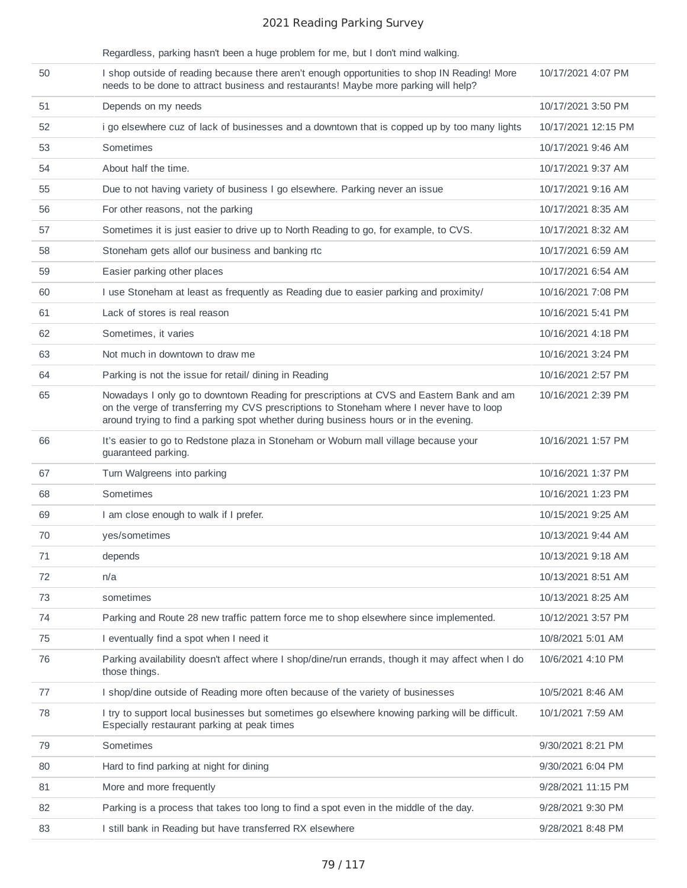| | Regardless, parking hasn't been a huge problem for me, but I don't mind walking. | |
|---|---|---|
| 50 | I shop outside of reading because there aren't enough opportunities to shop IN Reading! More needs to be done to attract business and restaurants! Maybe more parking will help? | 10/17/2021 4:07 PM |
| 51 | Depends on my needs | 10/17/2021 3:50 PM |
| 52 | i go elsewhere cuz of lack of businesses and a downtown that is copped up by too many lights | 10/17/2021 12:15 PM |
| 53 | Sometimes | 10/17/2021 9:46 AM |
| 54 | About half the time. | 10/17/2021 9:37 AM |
| 55 | Due to not having variety of business I go elsewhere. Parking never an issue | 10/17/2021 9:16 AM |
| 56 | For other reasons, not the parking | 10/17/2021 8:35 AM |
| 57 | Sometimes it is just easier to drive up to North Reading to go, for example, to CVS. | 10/17/2021 8:32 AM |
| 58 | Stoneham gets allof our business and banking rtc | 10/17/2021 6:59 AM |
| 59 | Easier parking other places | 10/17/2021 6:54 AM |
| 60 | I use Stoneham at least as frequently as Reading due to easier parking and proximity/ | 10/16/2021 7:08 PM |
| 61 | Lack of stores is real reason | 10/16/2021 5:41 PM |
| 62 | Sometimes, it varies | 10/16/2021 4:18 PM |
| 63 | Not much in downtown to draw me | 10/16/2021 3:24 PM |
| 64 | Parking is not the issue for retail/ dining in Reading | 10/16/2021 2:57 PM |
| 65 | Nowadays I only go to downtown Reading for prescriptions at CVS and Eastern Bank and am on the verge of transferring my CVS prescriptions to Stoneham where I never have to loop around trying to find a parking spot whether during business hours or in the evening. | 10/16/2021 2:39 PM |
| 66 | It's easier to go to Redstone plaza in Stoneham or Woburn mall village because your guaranteed parking. | 10/16/2021 1:57 PM |
| 67 | Turn Walgreens into parking | 10/16/2021 1:37 PM |
| 68 | Sometimes | 10/16/2021 1:23 PM |
| 69 | I am close enough to walk if I prefer. | 10/15/2021 9:25 AM |
| 70 | yes/sometimes | 10/13/2021 9:44 AM |
| 71 | depends | 10/13/2021 9:18 AM |
| 72 | n/a | 10/13/2021 8:51 AM |
| 73 | sometimes | 10/13/2021 8:25 AM |
| 74 | Parking and Route 28 new traffic pattern force me to shop elsewhere since implemented. | 10/12/2021 3:57 PM |
| 75 | I eventually find a spot when I need it | 10/8/2021 5:01 AM |
| 76 | Parking availability doesn't affect where I shop/dine/run errands, though it may affect when I do those things. | 10/6/2021 4:10 PM |
| 77 | I shop/dine outside of Reading more often because of the variety of businesses | 10/5/2021 8:46 AM |
| 78 | I try to support local businesses but sometimes go elsewhere knowing parking will be difficult. Especially restaurant parking at peak times | 10/1/2021 7:59 AM |
| 79 | Sometimes | 9/30/2021 8:21 PM |
| 80 | Hard to find parking at night for dining | 9/30/2021 6:04 PM |
| 81 | More and more frequently | 9/28/2021 11:15 PM |
| 82 | Parking is a process that takes too long to find a spot even in the middle of the day. | 9/28/2021 9:30 PM |
| 83 | I still bank in Reading but have transferred RX elsewhere | 9/28/2021 8:48 PM |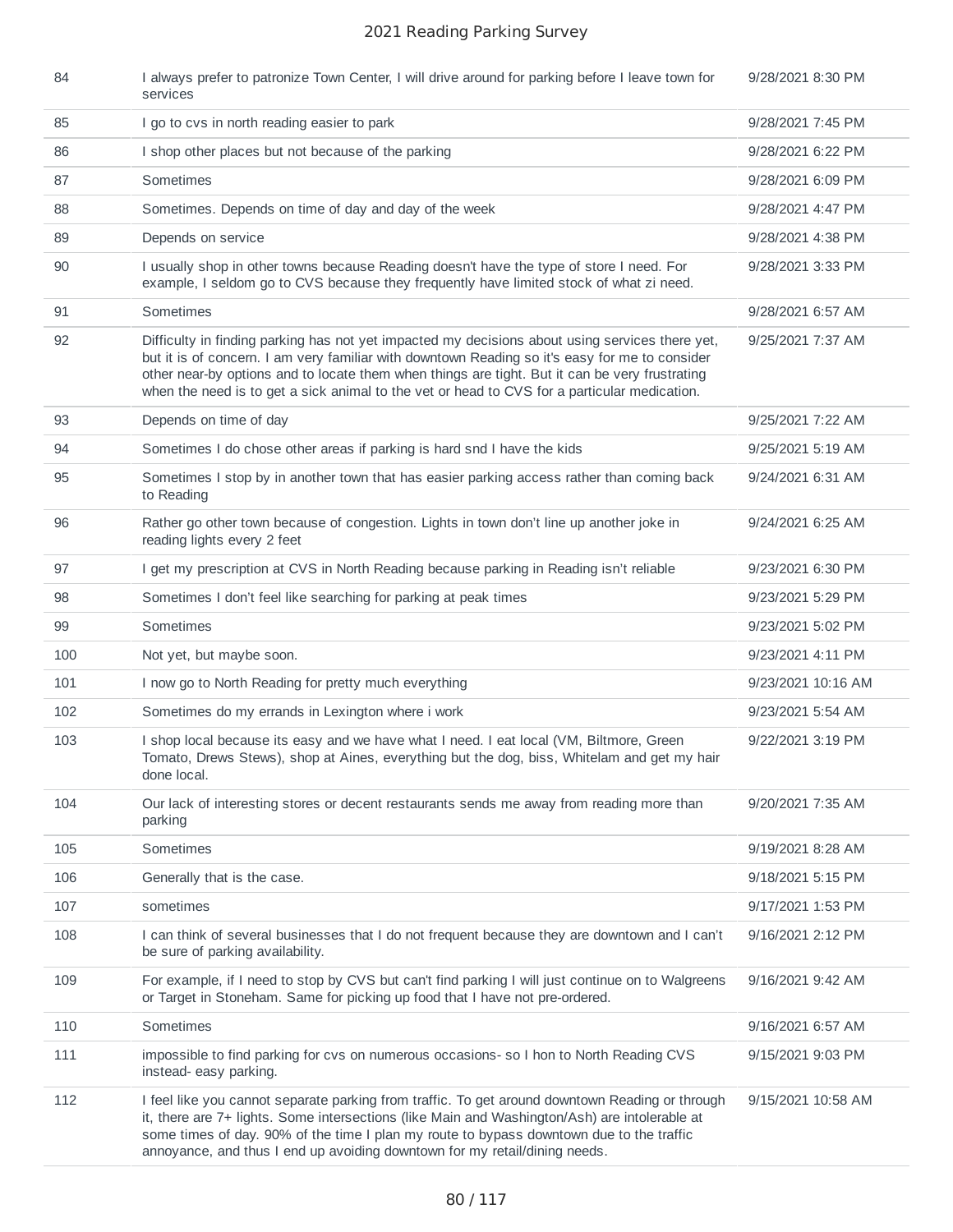| | | |
|---|---|---|
| 84 | I always prefer to patronize Town Center, I will drive around for parking before I leave town for services | 9/28/2021 8:30 PM |
| 85 | I go to cvs in north reading easier to park | 9/28/2021 7:45 PM |
| 86 | I shop other places but not because of the parking | 9/28/2021 6:22 PM |
| 87 | Sometimes | 9/28/2021 6:09 PM |
| 88 | Sometimes. Depends on time of day and day of the week | 9/28/2021 4:47 PM |
| 89 | Depends on service | 9/28/2021 4:38 PM |
| 90 | I usually shop in other towns because Reading doesn't have the type of store I need. For example, I seldom go to CVS because they frequently have limited stock of what zi need. | 9/28/2021 3:33 PM |
| 91 | Sometimes | 9/28/2021 6:57 AM |
| 92 | Difficulty in finding parking has not yet impacted my decisions about using services there yet, but it is of concern. I am very familiar with downtown Reading so it's easy for me to consider other near-by options and to locate them when things are tight. But it can be very frustrating when the need is to get a sick animal to the vet or head to CVS for a particular medication. | 9/25/2021 7:37 AM |
| 93 | Depends on time of day | 9/25/2021 7:22 AM |
| 94 | Sometimes I do chose other areas if parking is hard snd I have the kids | 9/25/2021 5:19 AM |
| 95 | Sometimes I stop by in another town that has easier parking access rather than coming back to Reading | 9/24/2021 6:31 AM |
| 96 | Rather go other town because of congestion. Lights in town don't line up another joke in reading lights every 2 feet | 9/24/2021 6:25 AM |
| 97 | I get my prescription at CVS in North Reading because parking in Reading isn't reliable | 9/23/2021 6:30 PM |
| 98 | Sometimes I don't feel like searching for parking at peak times | 9/23/2021 5:29 PM |
| 99 | Sometimes | 9/23/2021 5:02 PM |
| 100 | Not yet, but maybe soon. | 9/23/2021 4:11 PM |
| 101 | I now go to North Reading for pretty much everything | 9/23/2021 10:16 AM |
| 102 | Sometimes do my errands in Lexington where i work | 9/23/2021 5:54 AM |
| 103 | I shop local because its easy and we have what I need. I eat local (VM, Biltmore, Green Tomato, Drews Stews), shop at Aines, everything but the dog, biss, Whitelam and get my hair done local. | 9/22/2021 3:19 PM |
| 104 | Our lack of interesting stores or decent restaurants sends me away from reading more than parking | 9/20/2021 7:35 AM |
| 105 | Sometimes | 9/19/2021 8:28 AM |
| 106 | Generally that is the case. | 9/18/2021 5:15 PM |
| 107 | sometimes | 9/17/2021 1:53 PM |
| 108 | I can think of several businesses that I do not frequent because they are downtown and I can't be sure of parking availability. | 9/16/2021 2:12 PM |
| 109 | For example, if I need to stop by CVS but can't find parking I will just continue on to Walgreens or Target in Stoneham. Same for picking up food that I have not pre-ordered. | 9/16/2021 9:42 AM |
| 110 | Sometimes | 9/16/2021 6:57 AM |
| 111 | impossible to find parking for cvs on numerous occasions- so I hon to North Reading CVS instead- easy parking. | 9/15/2021 9:03 PM |
| 112 | I feel like you cannot separate parking from traffic. To get around downtown Reading or through it, there are 7+ lights. Some intersections (like Main and Washington/Ash) are intolerable at some times of day. 90% of the time I plan my route to bypass downtown due to the traffic annoyance, and thus I end up avoiding downtown for my retail/dining needs. | 9/15/2021 10:58 AM |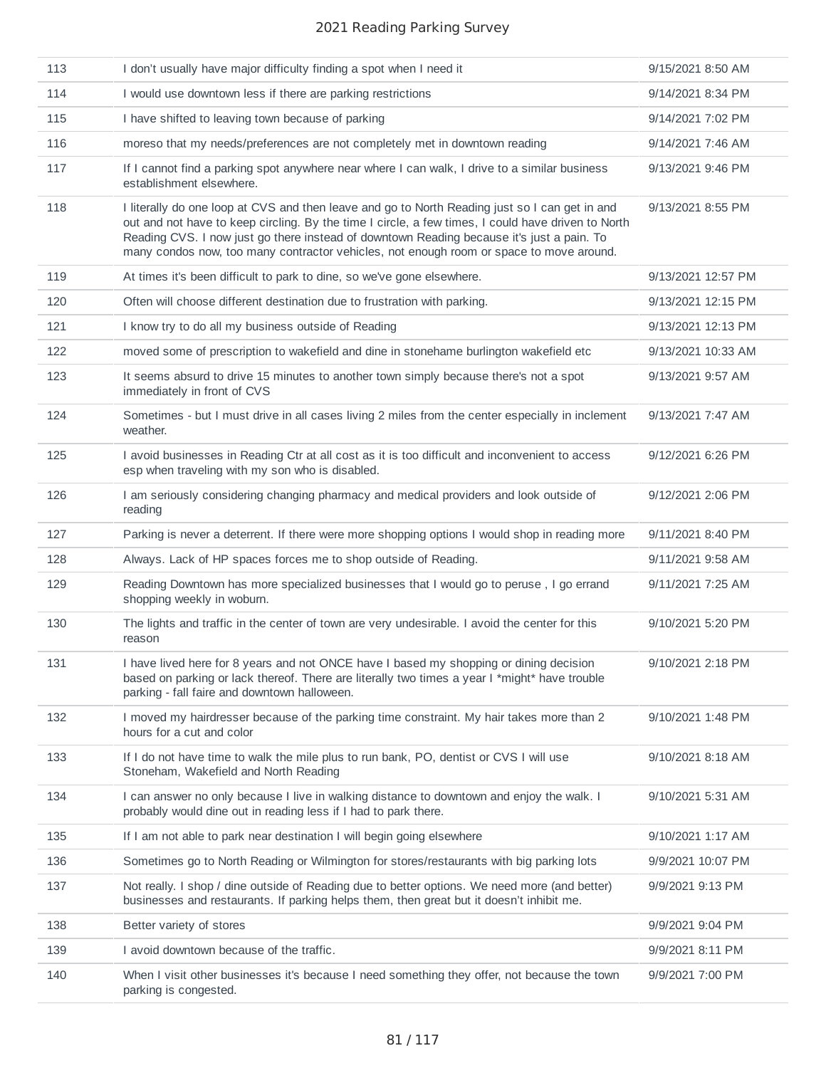| 113 | I don't usually have major difficulty finding a spot when I need it | 9/15/2021 8:50 AM |
|---|---|---|
| 114 | I would use downtown less if there are parking restrictions | 9/14/2021 8:34 PM |
| 115 | I have shifted to leaving town because of parking | 9/14/2021 7:02 PM |
| 116 | moreso that my needs/preferences are not completely met in downtown reading | 9/14/2021 7:46 AM |
| 117 | If I cannot find a parking spot anywhere near where I can walk, I drive to a similar business establishment elsewhere. | 9/13/2021 9:46 PM |
| 118 | I literally do one loop at CVS and then leave and go to North Reading just so I can get in and out and not have to keep circling. By the time I circle, a few times, I could have driven to North Reading CVS. I now just go there instead of downtown Reading because it's just a pain. To many condos now, too many contractor vehicles, not enough room or space to move around. | 9/13/2021 8:55 PM |
| 119 | At times it's been difficult to park to dine, so we've gone elsewhere. | 9/13/2021 12:57 PM |
| 120 | Often will choose different destination due to frustration with parking. | 9/13/2021 12:15 PM |
| 121 | I know try to do all my business outside of Reading | 9/13/2021 12:13 PM |
| 122 | moved some of prescription to wakefield and dine in stonehame burlington wakefield etc | 9/13/2021 10:33 AM |
| 123 | It seems absurd to drive 15 minutes to another town simply because there's not a spot immediately in front of CVS | 9/13/2021 9:57 AM |
| 124 | Sometimes - but I must drive in all cases living 2 miles from the center especially in inclement weather. | 9/13/2021 7:47 AM |
| 125 | I avoid businesses in Reading Ctr at all cost as it is too difficult and inconvenient to access esp when traveling with my son who is disabled. | 9/12/2021 6:26 PM |
| 126 | I am seriously considering changing pharmacy and medical providers and look outside of reading | 9/12/2021 2:06 PM |
| 127 | Parking is never a deterrent. If there were more shopping options I would shop in reading more | 9/11/2021 8:40 PM |
| 128 | Always. Lack of HP spaces forces me to shop outside of Reading. | 9/11/2021 9:58 AM |
| 129 | Reading Downtown has more specialized businesses that I would go to peruse , I go errand shopping weekly in woburn. | 9/11/2021 7:25 AM |
| 130 | The lights and traffic in the center of town are very undesirable. I avoid the center for this reason | 9/10/2021 5:20 PM |
| 131 | I have lived here for 8 years and not ONCE have I based my shopping or dining decision based on parking or lack thereof. There are literally two times a year I *might* have trouble parking - fall faire and downtown halloween. | 9/10/2021 2:18 PM |
| 132 | I moved my hairdresser because of the parking time constraint. My hair takes more than 2 hours for a cut and color | 9/10/2021 1:48 PM |
| 133 | If I do not have time to walk the mile plus to run bank, PO, dentist or CVS I will use Stoneham, Wakefield and North Reading | 9/10/2021 8:18 AM |
| 134 | I can answer no only because I live in walking distance to downtown and enjoy the walk. I probably would dine out in reading less if I had to park there. | 9/10/2021 5:31 AM |
| 135 | If I am not able to park near destination I will begin going elsewhere | 9/10/2021 1:17 AM |
| 136 | Sometimes go to North Reading or Wilmington for stores/restaurants with big parking lots | 9/9/2021 10:07 PM |
| 137 | Not really. I shop / dine outside of Reading due to better options. We need more (and better) businesses and restaurants. If parking helps them, then great but it doesn't inhibit me. | 9/9/2021 9:13 PM |
| 138 | Better variety of stores | 9/9/2021 9:04 PM |
| 139 | I avoid downtown because of the traffic. | 9/9/2021 8:11 PM |
| 140 | When I visit other businesses it's because I need something they offer, not because the town parking is congested. | 9/9/2021 7:00 PM |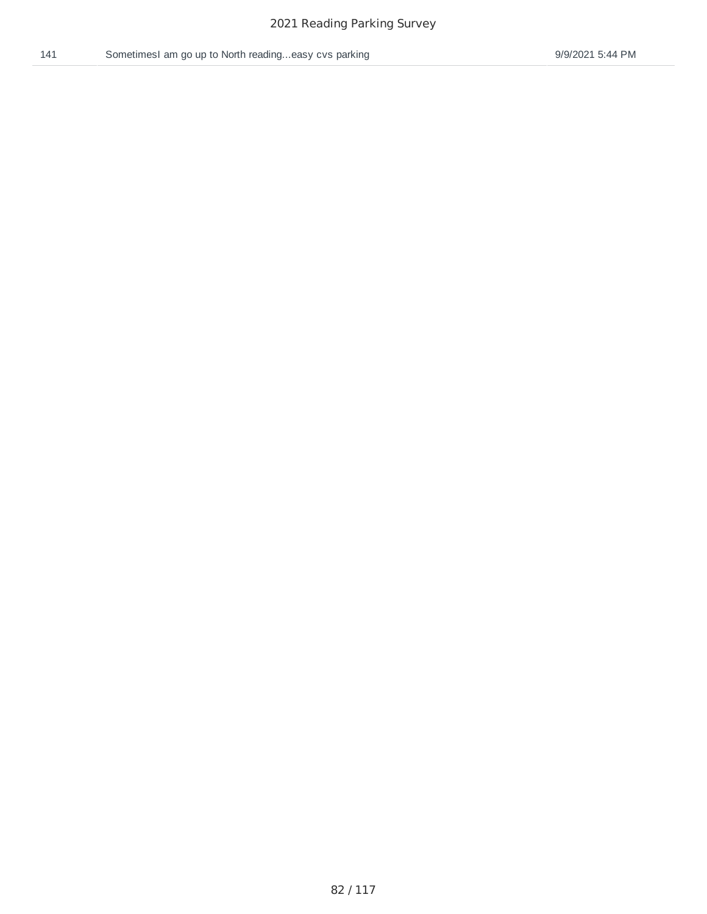| 141 | SometimesI am go up to North reading...easy cvs parking | 9/9/2021 5:44 PM |
|---|---|---|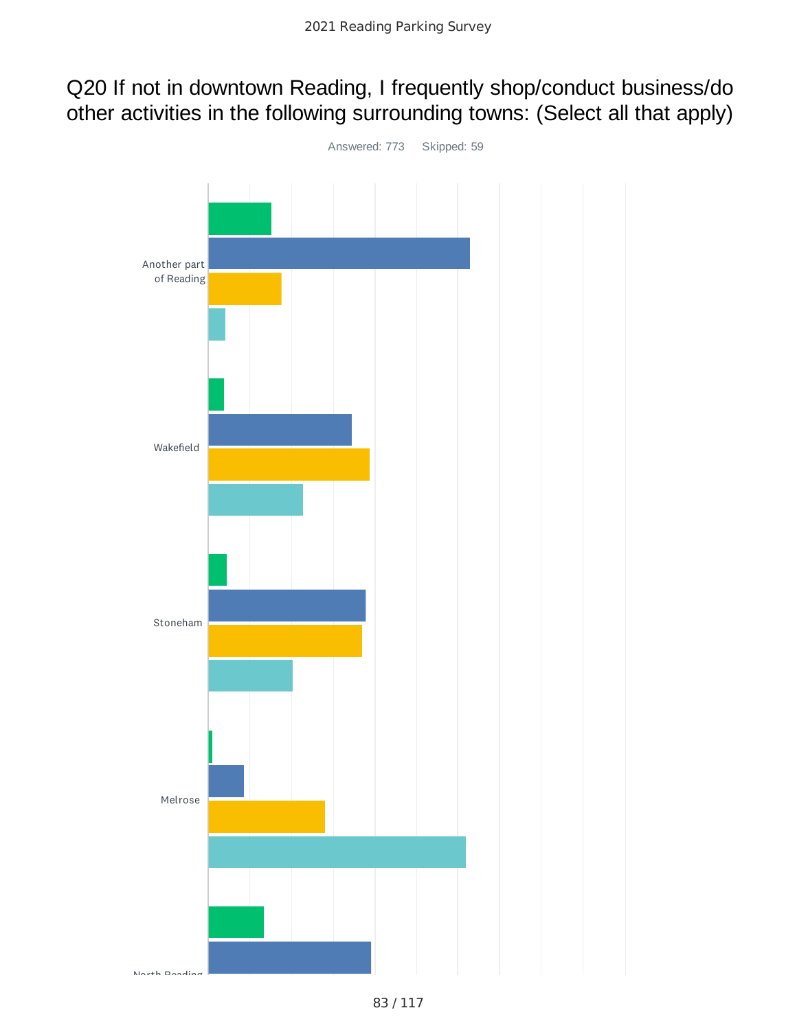# Q20 If not in downtown Reading, I frequently shop/conduct business/do other activities in the following surrounding towns: (Select all that apply)

Answered: 773 Skipped: 59

Another part of Reading

Wakefield

Stoneham

Melrose

North Reading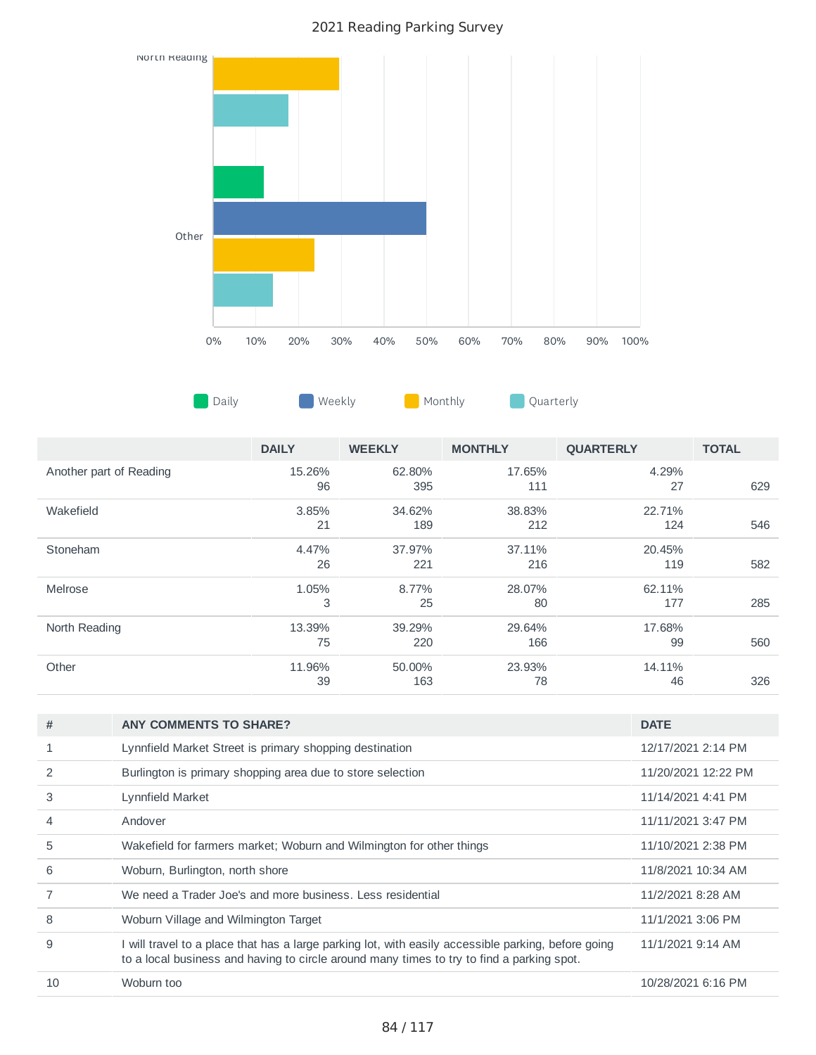2021 Reading Parking Survey

North Reading

Other

0% 10% 20% 30% 40% 50% 60% 70% 80% 90% 100%

Daily Weekly Monthly Quarterly

| | DAILY | WEEKLY | MONTHLY | QUARTERLY | TOTAL |
|---|---|---|---|---|---|
| Another part of Reading | 15.26%<br>96 | 62.80%<br>395 | 17.65%<br>111 | 4.29%<br>27 | 629 |
| Wakefield | 3.85%<br>21 | 34.62%<br>189 | 38.83%<br>212 | 22.71%<br>124 | 546 |
| Stoneham | 4.47%<br>26 | 37.97%<br>221 | 37.11%<br>216 | 20.45%<br>119 | 582 |
| Melrose | 1.05%<br>3 | 8.77%<br>25 | 28.07%<br>80 | 62.11%<br>177 | 285 |
| North Reading | 13.39%<br>75 | 39.29%<br>220 | 29.64%<br>166 | 17.68%<br>99 | 560 |
| Other | 11.96%<br>39 | 50.00%<br>163 | 23.93%<br>78 | 14.11%<br>46 | 326 |

| # | ANY COMMENTS TO SHARE? | DATE |
|---|---|---|
| 1 | Lynnfield Market Street is primary shopping destination | 12/17/2021 2:14 PM |
| 2 | Burlington is primary shopping area due to store selection | 11/20/2021 12:22 PM |
| 3 | Lynnfield Market | 11/14/2021 4:41 PM |
| 4 | Andover | 11/11/2021 3:47 PM |
| 5 | Wakefield for farmers market; Woburn and Wilmington for other things | 11/10/2021 2:38 PM |
| 6 | Woburn, Burlington, north shore | 11/8/2021 10:34 AM |
| 7 | We need a Trader Joe's and more business. Less residential | 11/2/2021 8:28 AM |
| 8 | Woburn Village and Wilmington Target | 11/1/2021 3:06 PM |
| 9 | I will travel to a place that has a large parking lot, with easily accessible parking, before going to a local business and having to circle around many times to try to find a parking spot. | 11/1/2021 9:14 AM |
| 10 | Woburn too | 10/28/2021 6:16 PM |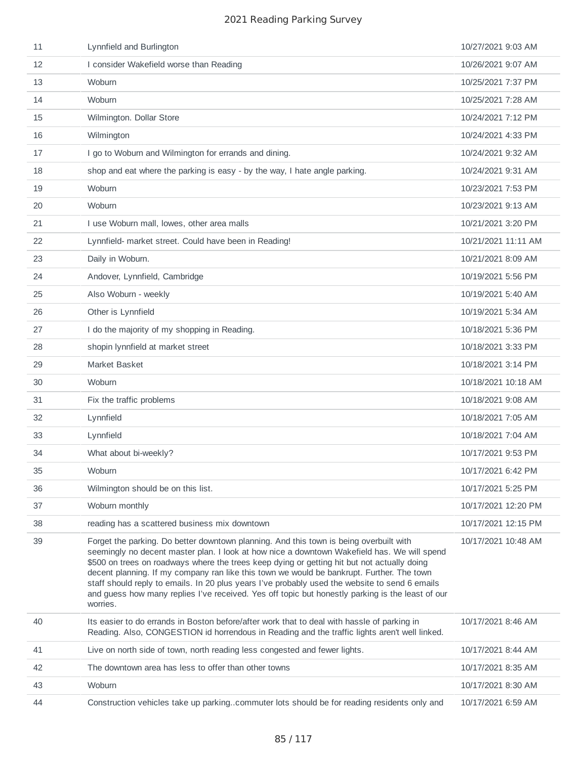| | | |
|---|---|---|
| 11 | Lynnfield and Burlington | 10/27/2021 9:03 AM |
| 12 | I consider Wakefield worse than Reading | 10/26/2021 9:07 AM |
| 13 | Woburn | 10/25/2021 7:37 PM |
| 14 | Woburn | 10/25/2021 7:28 AM |
| 15 | Wilmington. Dollar Store | 10/24/2021 7:12 PM |
| 16 | Wilmington | 10/24/2021 4:33 PM |
| 17 | I go to Woburn and Wilmington for errands and dining. | 10/24/2021 9:32 AM |
| 18 | shop and eat where the parking is easy - by the way, I hate angle parking. | 10/24/2021 9:31 AM |
| 19 | Woburn | 10/23/2021 7:53 PM |
| 20 | Woburn | 10/23/2021 9:13 AM |
| 21 | I use Woburn mall, lowes, other area malls | 10/21/2021 3:20 PM |
| 22 | Lynnfield- market street. Could have been in Reading! | 10/21/2021 11:11 AM |
| 23 | Daily in Woburn. | 10/21/2021 8:09 AM |
| 24 | Andover, Lynnfield, Cambridge | 10/19/2021 5:56 PM |
| 25 | Also Woburn - weekly | 10/19/2021 5:40 AM |
| 26 | Other is Lynnfield | 10/19/2021 5:34 AM |
| 27 | I do the majority of my shopping in Reading. | 10/18/2021 5:36 PM |
| 28 | shopin lynnfield at market street | 10/18/2021 3:33 PM |
| 29 | Market Basket | 10/18/2021 3:14 PM |
| 30 | Woburn | 10/18/2021 10:18 AM |
| 31 | Fix the traffic problems | 10/18/2021 9:08 AM |
| 32 | Lynnfield | 10/18/2021 7:05 AM |
| 33 | Lynnfield | 10/18/2021 7:04 AM |
| 34 | What about bi-weekly? | 10/17/2021 9:53 PM |
| 35 | Woburn | 10/17/2021 6:42 PM |
| 36 | Wilmington should be on this list. | 10/17/2021 5:25 PM |
| 37 | Woburn monthly | 10/17/2021 12:20 PM |
| 38 | reading has a scattered business mix downtown | 10/17/2021 12:15 PM |
| 39 | Forget the parking. Do better downtown planning. And this town is being overbuilt with seemingly no decent master plan. I look at how nice a downtown Wakefield has. We will spend $500 on trees on roadways where the trees keep dying or getting hit but not actually doing decent planning. If my company ran like this town we would be bankrupt. Further. The town staff should reply to emails. In 20 plus years I've probably used the website to send 6 emails and guess how many replies I've received. Yes off topic but honestly parking is the least of our worries. | 10/17/2021 10:48 AM |
| 40 | Its easier to do errands in Boston before/after work that to deal with hassle of parking in Reading. Also, CONGESTION id horrendous in Reading and the traffic lights aren't well linked. | 10/17/2021 8:46 AM |
| 41 | Live on north side of town, north reading less congested and fewer lights. | 10/17/2021 8:44 AM |
| 42 | The downtown area has less to offer than other towns | 10/17/2021 8:35 AM |
| 43 | Woburn | 10/17/2021 8:30 AM |
| 44 | Construction vehicles take up parking..commuter lots should be for reading residents only and | 10/17/2021 6:59 AM |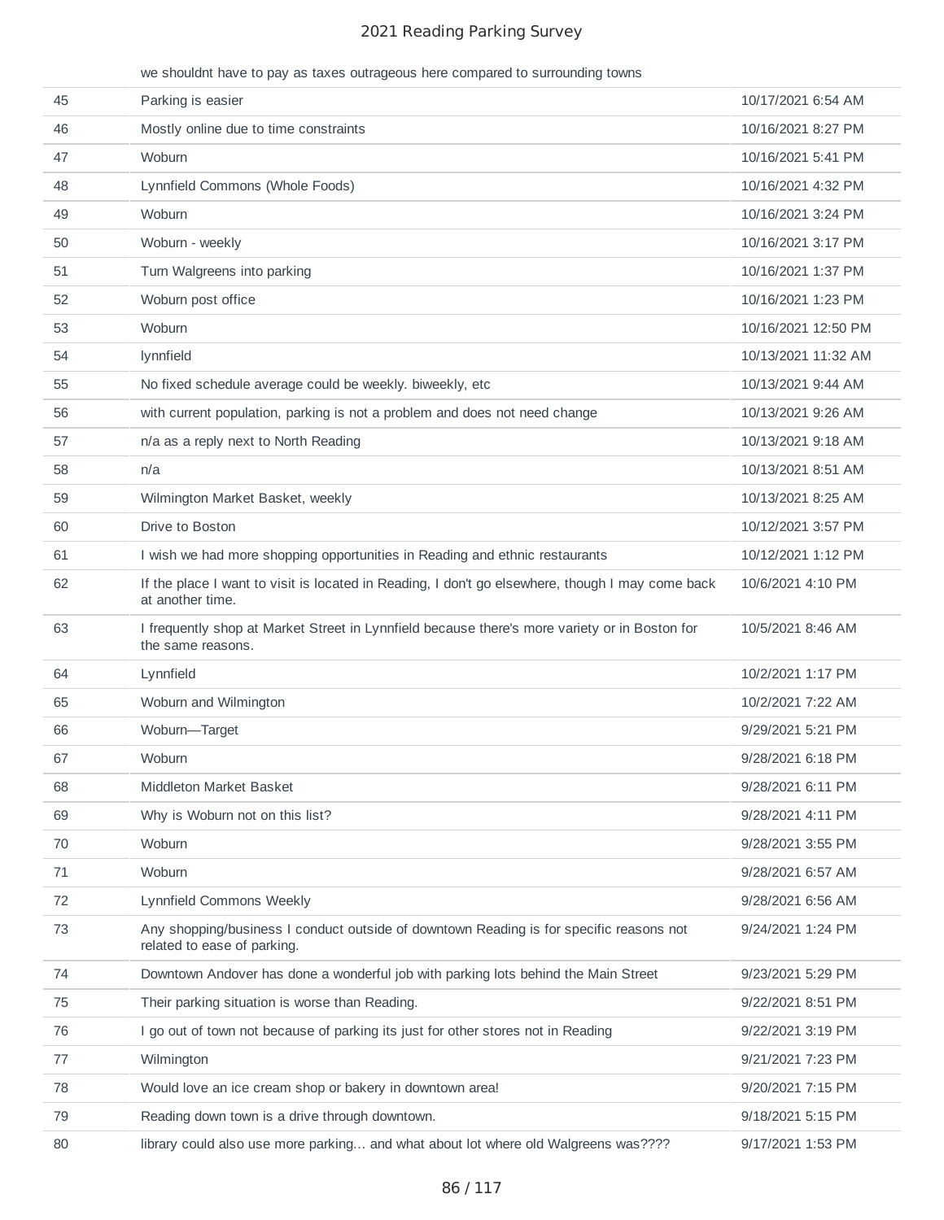| | we shouldnt have to pay as taxes outrageous here compared to surrounding towns | |
|---|---|---|
| 45 | Parking is easier | 10/17/2021 6:54 AM |
| 46 | Mostly online due to time constraints | 10/16/2021 8:27 PM |
| 47 | Woburn | 10/16/2021 5:41 PM |
| 48 | Lynnfield Commons (Whole Foods) | 10/16/2021 4:32 PM |
| 49 | Woburn | 10/16/2021 3:24 PM |
| 50 | Woburn - weekly | 10/16/2021 3:17 PM |
| 51 | Turn Walgreens into parking | 10/16/2021 1:37 PM |
| 52 | Woburn post office | 10/16/2021 1:23 PM |
| 53 | Woburn | 10/16/2021 12:50 PM |
| 54 | lynnfield | 10/13/2021 11:32 AM |
| 55 | No fixed schedule average could be weekly. biweekly, etc | 10/13/2021 9:44 AM |
| 56 | with current population, parking is not a problem and does not need change | 10/13/2021 9:26 AM |
| 57 | n/a as a reply next to North Reading | 10/13/2021 9:18 AM |
| 58 | n/a | 10/13/2021 8:51 AM |
| 59 | Wilmington Market Basket, weekly | 10/13/2021 8:25 AM |
| 60 | Drive to Boston | 10/12/2021 3:57 PM |
| 61 | I wish we had more shopping opportunities in Reading and ethnic restaurants | 10/12/2021 1:12 PM |
| 62 | If the place I want to visit is located in Reading, I don't go elsewhere, though I may come back at another time. | 10/6/2021 4:10 PM |
| 63 | I frequently shop at Market Street in Lynnfield because there's more variety or in Boston for the same reasons. | 10/5/2021 8:46 AM |
| 64 | Lynnfield | 10/2/2021 1:17 PM |
| 65 | Woburn and Wilmington | 10/2/2021 7:22 AM |
| 66 | Woburn—Target | 9/29/2021 5:21 PM |
| 67 | Woburn | 9/28/2021 6:18 PM |
| 68 | Middleton Market Basket | 9/28/2021 6:11 PM |
| 69 | Why is Woburn not on this list? | 9/28/2021 4:11 PM |
| 70 | Woburn | 9/28/2021 3:55 PM |
| 71 | Woburn | 9/28/2021 6:57 AM |
| 72 | Lynnfield Commons Weekly | 9/28/2021 6:56 AM |
| 73 | Any shopping/business I conduct outside of downtown Reading is for specific reasons not related to ease of parking. | 9/24/2021 1:24 PM |
| 74 | Downtown Andover has done a wonderful job with parking lots behind the Main Street | 9/23/2021 5:29 PM |
| 75 | Their parking situation is worse than Reading. | 9/22/2021 8:51 PM |
| 76 | I go out of town not because of parking its just for other stores not in Reading | 9/22/2021 3:19 PM |
| 77 | Wilmington | 9/21/2021 7:23 PM |
| 78 | Would love an ice cream shop or bakery in downtown area! | 9/20/2021 7:15 PM |
| 79 | Reading down town is a drive through downtown. | 9/18/2021 5:15 PM |
| 80 | library could also use more parking... and what about lot where old Walgreens was???? | 9/17/2021 1:53 PM |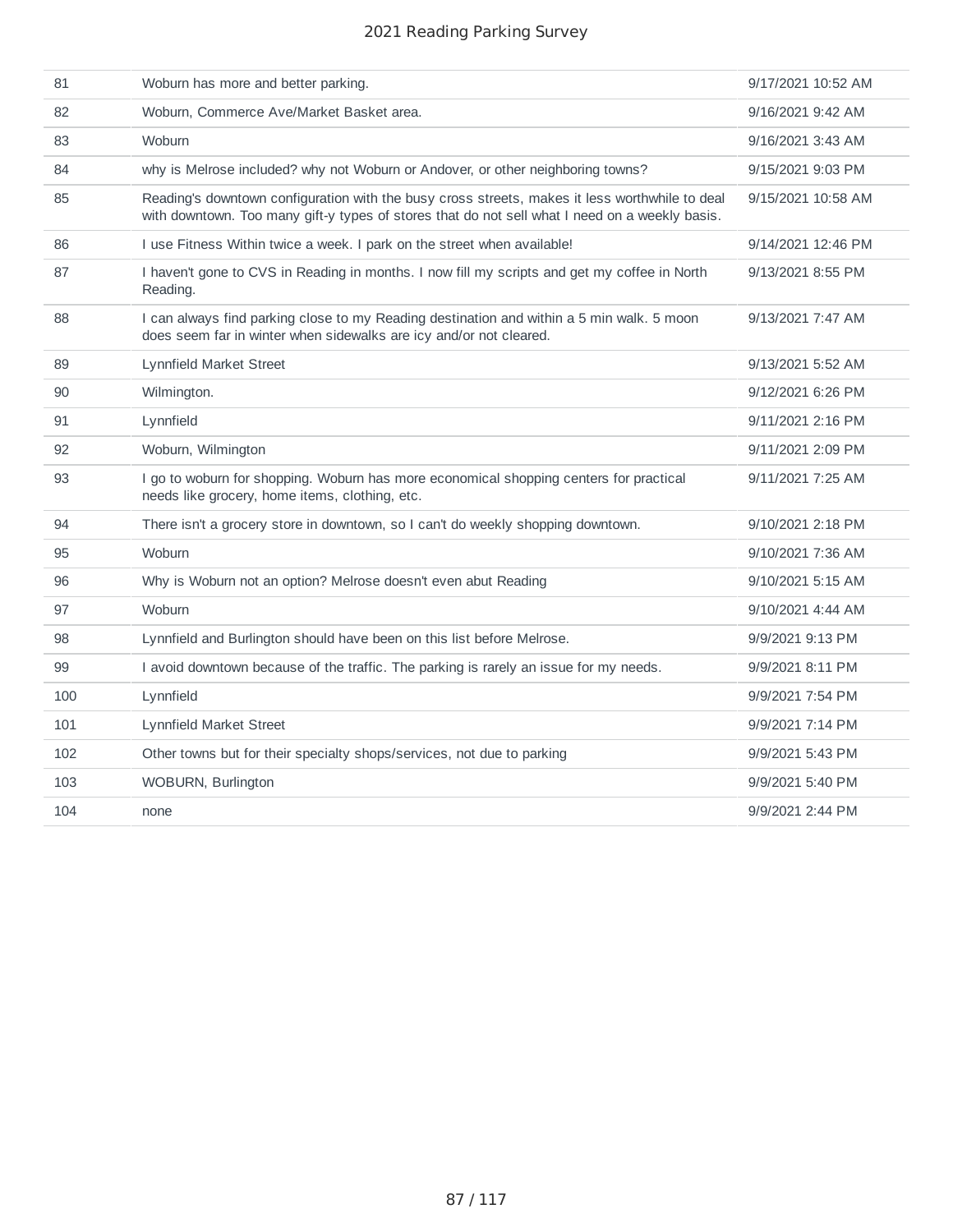| 81 | Woburn has more and better parking. | 9/17/2021 10:52 AM |
|---|---|---|
| 82 | Woburn, Commerce Ave/Market Basket area. | 9/16/2021 9:42 AM |
| 83 | Woburn | 9/16/2021 3:43 AM |
| 84 | why is Melrose included? why not Woburn or Andover, or other neighboring towns? | 9/15/2021 9:03 PM |
| 85 | Reading's downtown configuration with the busy cross streets, makes it less worthwhile to deal with downtown. Too many gift-y types of stores that do not sell what I need on a weekly basis. | 9/15/2021 10:58 AM |
| 86 | I use Fitness Within twice a week. I park on the street when available! | 9/14/2021 12:46 PM |
| 87 | I haven't gone to CVS in Reading in months. I now fill my scripts and get my coffee in North Reading. | 9/13/2021 8:55 PM |
| 88 | I can always find parking close to my Reading destination and within a 5 min walk. 5 moon does seem far in winter when sidewalks are icy and/or not cleared. | 9/13/2021 7:47 AM |
| 89 | Lynnfield Market Street | 9/13/2021 5:52 AM |
| 90 | Wilmington. | 9/12/2021 6:26 PM |
| 91 | Lynnfield | 9/11/2021 2:16 PM |
| 92 | Woburn, Wilmington | 9/11/2021 2:09 PM |
| 93 | I go to woburn for shopping. Woburn has more economical shopping centers for practical needs like grocery, home items, clothing, etc. | 9/11/2021 7:25 AM |
| 94 | There isn't a grocery store in downtown, so I can't do weekly shopping downtown. | 9/10/2021 2:18 PM |
| 95 | Woburn | 9/10/2021 7:36 AM |
| 96 | Why is Woburn not an option? Melrose doesn't even abut Reading | 9/10/2021 5:15 AM |
| 97 | Woburn | 9/10/2021 4:44 AM |
| 98 | Lynnfield and Burlington should have been on this list before Melrose. | 9/9/2021 9:13 PM |
| 99 | I avoid downtown because of the traffic. The parking is rarely an issue for my needs. | 9/9/2021 8:11 PM |
| 100 | Lynnfield | 9/9/2021 7:54 PM |
| 101 | Lynnfield Market Street | 9/9/2021 7:14 PM |
| 102 | Other towns but for their specialty shops/services, not due to parking | 9/9/2021 5:43 PM |
| 103 | WOBURN, Burlington | 9/9/2021 5:40 PM |
| 104 | none | 9/9/2021 2:44 PM |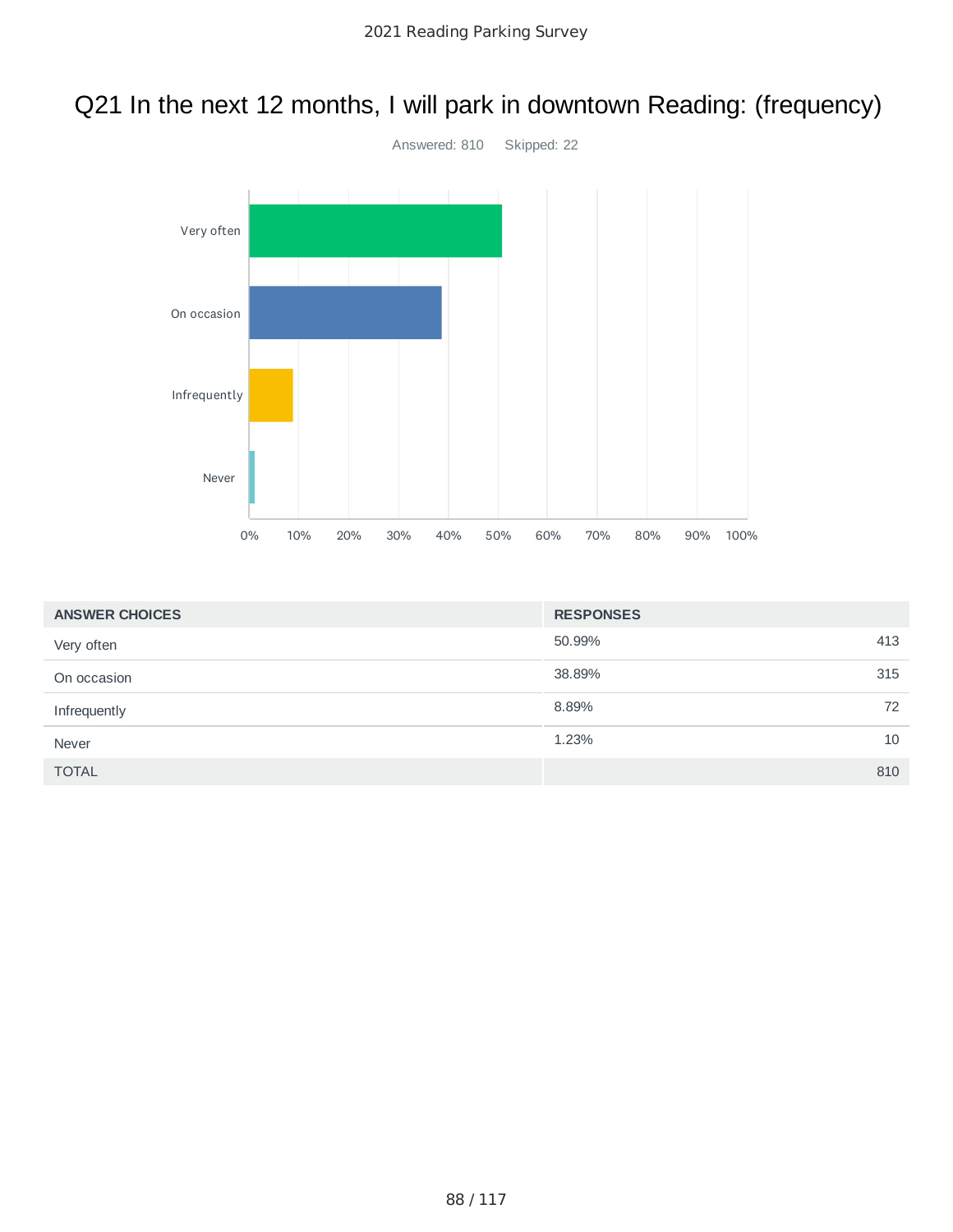# Q21 In the next 12 months, I will park in downtown Reading: (frequency)

Answered: 810 Skipped: 22

| ANSWER CHOICES | RESPONSES | |
|---|---|---|
| Very often | 50.99% | 413 |
| On occasion | 38.89% | 315 |
| Infrequently | 8.89% | 72 |
| Never | 1.23% | 10 |
| TOTAL | | 810 |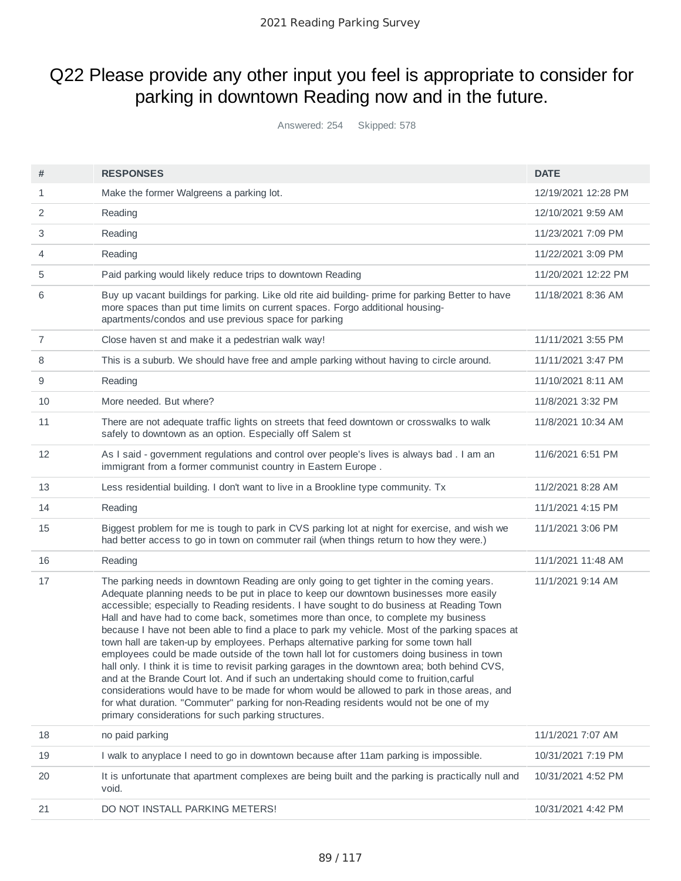# Q22 Please provide any other input you feel is appropriate to consider for parking in downtown Reading now and in the future.

Answered: 254 Skipped: 578

| # | RESPONSES | DATE |
|---|---|---|
| 1 | Make the former Walgreens a parking lot. | 12/19/2021 12:28 PM |
| 2 | Reading | 12/10/2021 9:59 AM |
| 3 | Reading | 11/23/2021 7:09 PM |
| 4 | Reading | 11/22/2021 3:09 PM |
| 5 | Paid parking would likely reduce trips to downtown Reading | 11/20/2021 12:22 PM |
| 6 | Buy up vacant buildings for parking. Like old rite aid building- prime for parking Better to have more spaces than put time limits on current spaces. Forgo additional housing- apartments/condos and use previous space for parking | 11/18/2021 8:36 AM |
| 7 | Close haven st and make it a pedestrian walk way! | 11/11/2021 3:55 PM |
| 8 | This is a suburb. We should have free and ample parking without having to circle around. | 11/11/2021 3:47 PM |
| 9 | Reading | 11/10/2021 8:11 AM |
| 10 | More needed. But where? | 11/8/2021 3:32 PM |
| 11 | There are not adequate traffic lights on streets that feed downtown or crosswalks to walk safely to downtown as an option. Especially off Salem st | 11/8/2021 10:34 AM |
| 12 | As I said - government regulations and control over people's lives is always bad . I am an immigrant from a former communist country in Eastern Europe . | 11/6/2021 6:51 PM |
| 13 | Less residential building. I don't want to live in a Brookline type community. Tx | 11/2/2021 8:28 AM |
| 14 | Reading | 11/1/2021 4:15 PM |
| 15 | Biggest problem for me is tough to park in CVS parking lot at night for exercise, and wish we had better access to go in town on commuter rail (when things return to how they were.) | 11/1/2021 3:06 PM |
| 16 | Reading | 11/1/2021 11:48 AM |
| 17 | The parking needs in downtown Reading are only going to get tighter in the coming years. Adequate planning needs to be put in place to keep our downtown businesses more easily accessible; especially to Reading residents. I have sought to do business at Reading Town Hall and have had to come back, sometimes more than once, to complete my business because I have not been able to find a place to park my vehicle. Most of the parking spaces at town hall are taken-up by employees. Perhaps alternative parking for some town hall employees could be made outside of the town hall lot for customers doing business in town hall only. I think it is time to revisit parking garages in the downtown area; both behind CVS, and at the Brande Court lot. And if such an undertaking should come to fruition,carful considerations would have to be made for whom would be allowed to park in those areas, and for what duration. "Commuter" parking for non-Reading residents would not be one of my primary considerations for such parking structures. | 11/1/2021 9:14 AM |
| 18 | no paid parking | 11/1/2021 7:07 AM |
| 19 | I walk to anyplace I need to go in downtown because after 11am parking is impossible. | 10/31/2021 7:19 PM |
| 20 | It is unfortunate that apartment complexes are being built and the parking is practically null and void. | 10/31/2021 4:52 PM |
| 21 | DO NOT INSTALL PARKING METERS! | 10/31/2021 4:42 PM |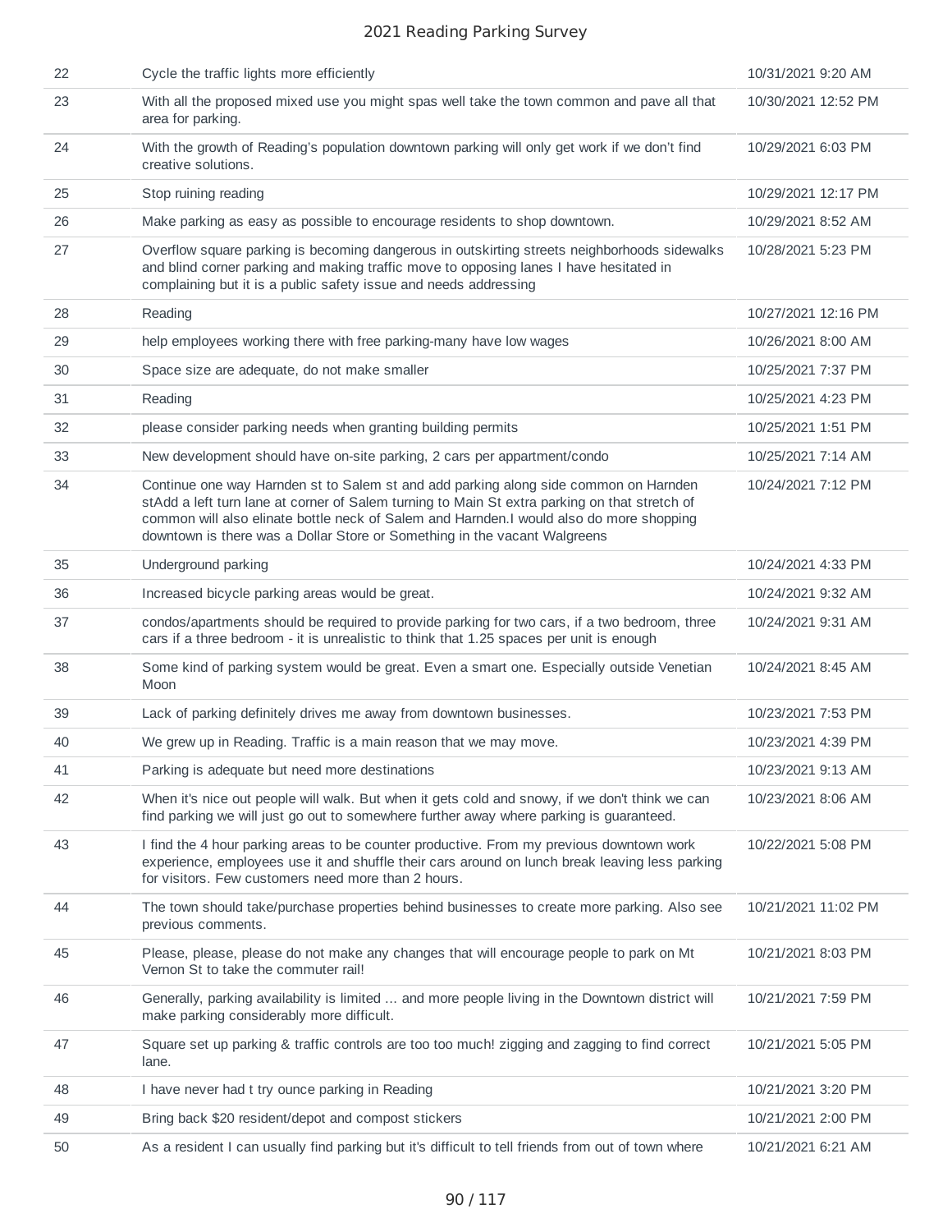| | | |
|---|---|---|
| 22 | Cycle the traffic lights more efficiently | 10/31/2021 9:20 AM |
| 23 | With all the proposed mixed use you might spas well take the town common and pave all that area for parking. | 10/30/2021 12:52 PM |
| 24 | With the growth of Reading's population downtown parking will only get work if we don't find creative solutions. | 10/29/2021 6:03 PM |
| 25 | Stop ruining reading | 10/29/2021 12:17 PM |
| 26 | Make parking as easy as possible to encourage residents to shop downtown. | 10/29/2021 8:52 AM |
| 27 | Overflow square parking is becoming dangerous in outskirting streets neighborhoods sidewalks and blind corner parking and making traffic move to opposing lanes I have hesitated in complaining but it is a public safety issue and needs addressing | 10/28/2021 5:23 PM |
| 28 | Reading | 10/27/2021 12:16 PM |
| 29 | help employees working there with free parking-many have low wages | 10/26/2021 8:00 AM |
| 30 | Space size are adequate, do not make smaller | 10/25/2021 7:37 PM |
| 31 | Reading | 10/25/2021 4:23 PM |
| 32 | please consider parking needs when granting building permits | 10/25/2021 1:51 PM |
| 33 | New development should have on-site parking, 2 cars per appartment/condo | 10/25/2021 7:14 AM |
| 34 | Continue one way Harnden st to Salem st and add parking along side common on Harnden stAdd a left turn lane at corner of Salem turning to Main St extra parking on that stretch of common will also elinate bottle neck of Salem and Harnden.I would also do more shopping downtown is there was a Dollar Store or Something in the vacant Walgreens | 10/24/2021 7:12 PM |
| 35 | Underground parking | 10/24/2021 4:33 PM |
| 36 | Increased bicycle parking areas would be great. | 10/24/2021 9:32 AM |
| 37 | condos/apartments should be required to provide parking for two cars, if a two bedroom, three cars if a three bedroom - it is unrealistic to think that 1.25 spaces per unit is enough | 10/24/2021 9:31 AM |
| 38 | Some kind of parking system would be great. Even a smart one. Especially outside Venetian Moon | 10/24/2021 8:45 AM |
| 39 | Lack of parking definitely drives me away from downtown businesses. | 10/23/2021 7:53 PM |
| 40 | We grew up in Reading. Traffic is a main reason that we may move. | 10/23/2021 4:39 PM |
| 41 | Parking is adequate but need more destinations | 10/23/2021 9:13 AM |
| 42 | When it's nice out people will walk. But when it gets cold and snowy, if we don't think we can find parking we will just go out to somewhere further away where parking is guaranteed. | 10/23/2021 8:06 AM |
| 43 | I find the 4 hour parking areas to be counter productive. From my previous downtown work experience, employees use it and shuffle their cars around on lunch break leaving less parking for visitors. Few customers need more than 2 hours. | 10/22/2021 5:08 PM |
| 44 | The town should take/purchase properties behind businesses to create more parking. Also see previous comments. | 10/21/2021 11:02 PM |
| 45 | Please, please, please do not make any changes that will encourage people to park on Mt Vernon St to take the commuter rail! | 10/21/2021 8:03 PM |
| 46 | Generally, parking availability is limited ... and more people living in the Downtown district will make parking considerably more difficult. | 10/21/2021 7:59 PM |
| 47 | Square set up parking & traffic controls are too too much! zigging and zagging to find correct lane. | 10/21/2021 5:05 PM |
| 48 | I have never had t try ounce parking in Reading | 10/21/2021 3:20 PM |
| 49 | Bring back $20 resident/depot and compost stickers | 10/21/2021 2:00 PM |
| 50 | As a resident I can usually find parking but it's difficult to tell friends from out of town where | 10/21/2021 6:21 AM |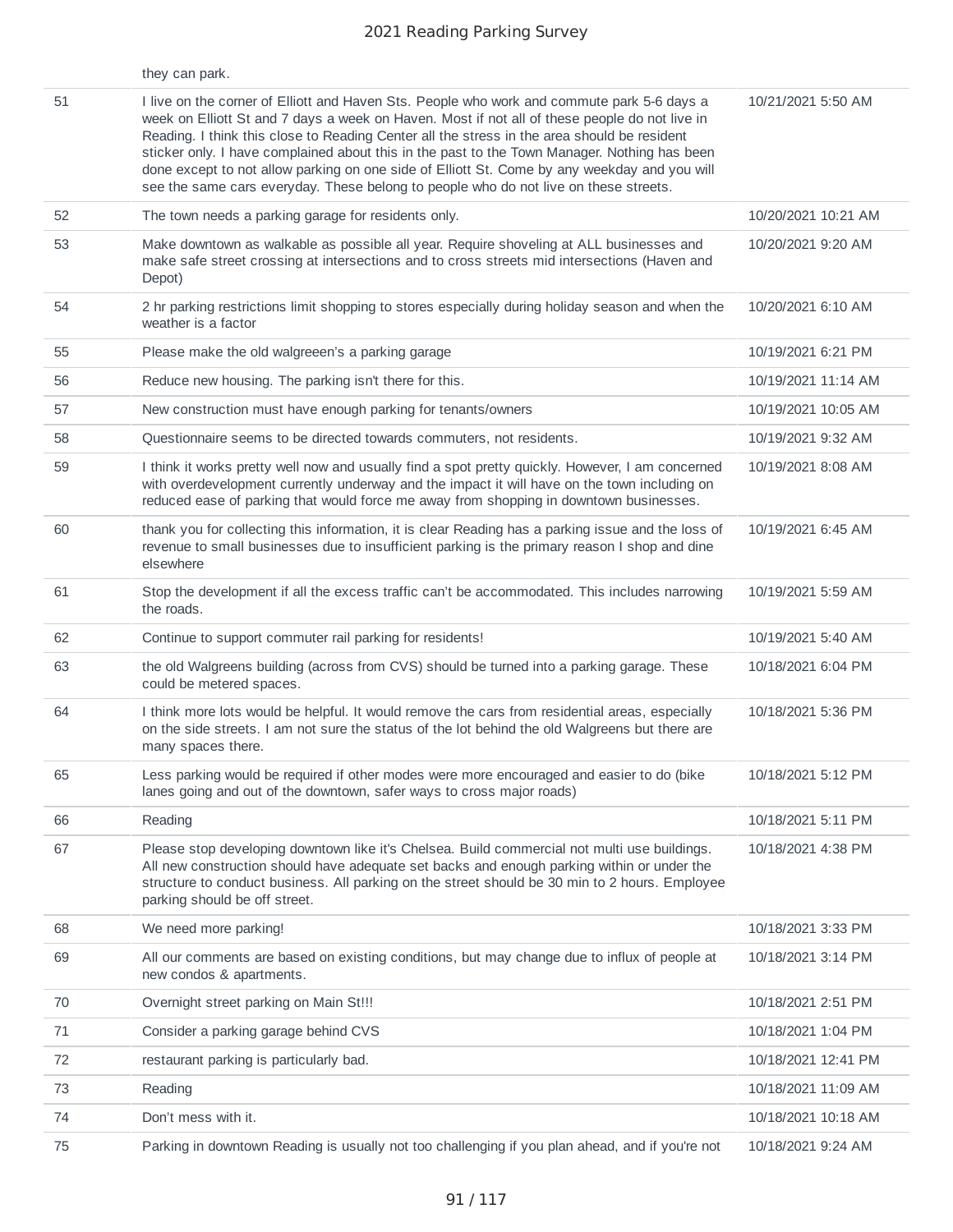| | they can park. | |
|---|---|---|
| 51 | I live on the corner of Elliott and Haven Sts. People who work and commute park 5-6 days a week on Elliott St and 7 days a week on Haven. Most if not all of these people do not live in Reading. I think this close to Reading Center all the stress in the area should be resident sticker only. I have complained about this in the past to the Town Manager. Nothing has been done except to not allow parking on one side of Elliott St. Come by any weekday and you will see the same cars everyday. These belong to people who do not live on these streets. | 10/21/2021 5:50 AM |
| 52 | The town needs a parking garage for residents only. | 10/20/2021 10:21 AM |
| 53 | Make downtown as walkable as possible all year. Require shoveling at ALL businesses and make safe street crossing at intersections and to cross streets mid intersections (Haven and Depot) | 10/20/2021 9:20 AM |
| 54 | 2 hr parking restrictions limit shopping to stores especially during holiday season and when the weather is a factor | 10/20/2021 6:10 AM |
| 55 | Please make the old walgreeen's a parking garage | 10/19/2021 6:21 PM |
| 56 | Reduce new housing. The parking isn't there for this. | 10/19/2021 11:14 AM |
| 57 | New construction must have enough parking for tenants/owners | 10/19/2021 10:05 AM |
| 58 | Questionnaire seems to be directed towards commuters, not residents. | 10/19/2021 9:32 AM |
| 59 | I think it works pretty well now and usually find a spot pretty quickly. However, I am concerned with overdevelopment currently underway and the impact it will have on the town including on reduced ease of parking that would force me away from shopping in downtown businesses. | 10/19/2021 8:08 AM |
| 60 | thank you for collecting this information, it is clear Reading has a parking issue and the loss of revenue to small businesses due to insufficient parking is the primary reason I shop and dine elsewhere | 10/19/2021 6:45 AM |
| 61 | Stop the development if all the excess traffic can't be accommodated. This includes narrowing the roads. | 10/19/2021 5:59 AM |
| 62 | Continue to support commuter rail parking for residents! | 10/19/2021 5:40 AM |
| 63 | the old Walgreens building (across from CVS) should be turned into a parking garage. These could be metered spaces. | 10/18/2021 6:04 PM |
| 64 | I think more lots would be helpful. It would remove the cars from residential areas, especially on the side streets. I am not sure the status of the lot behind the old Walgreens but there are many spaces there. | 10/18/2021 5:36 PM |
| 65 | Less parking would be required if other modes were more encouraged and easier to do (bike lanes going and out of the downtown, safer ways to cross major roads) | 10/18/2021 5:12 PM |
| 66 | Reading | 10/18/2021 5:11 PM |
| 67 | Please stop developing downtown like it's Chelsea. Build commercial not multi use buildings. All new construction should have adequate set backs and enough parking within or under the structure to conduct business. All parking on the street should be 30 min to 2 hours. Employee parking should be off street. | 10/18/2021 4:38 PM |
| 68 | We need more parking! | 10/18/2021 3:33 PM |
| 69 | All our comments are based on existing conditions, but may change due to influx of people at new condos & apartments. | 10/18/2021 3:14 PM |
| 70 | Overnight street parking on Main St!!! | 10/18/2021 2:51 PM |
| 71 | Consider a parking garage behind CVS | 10/18/2021 1:04 PM |
| 72 | restaurant parking is particularly bad. | 10/18/2021 12:41 PM |
| 73 | Reading | 10/18/2021 11:09 AM |
| 74 | Don't mess with it. | 10/18/2021 10:18 AM |
| 75 | Parking in downtown Reading is usually not too challenging if you plan ahead, and if you're not | 10/18/2021 9:24 AM |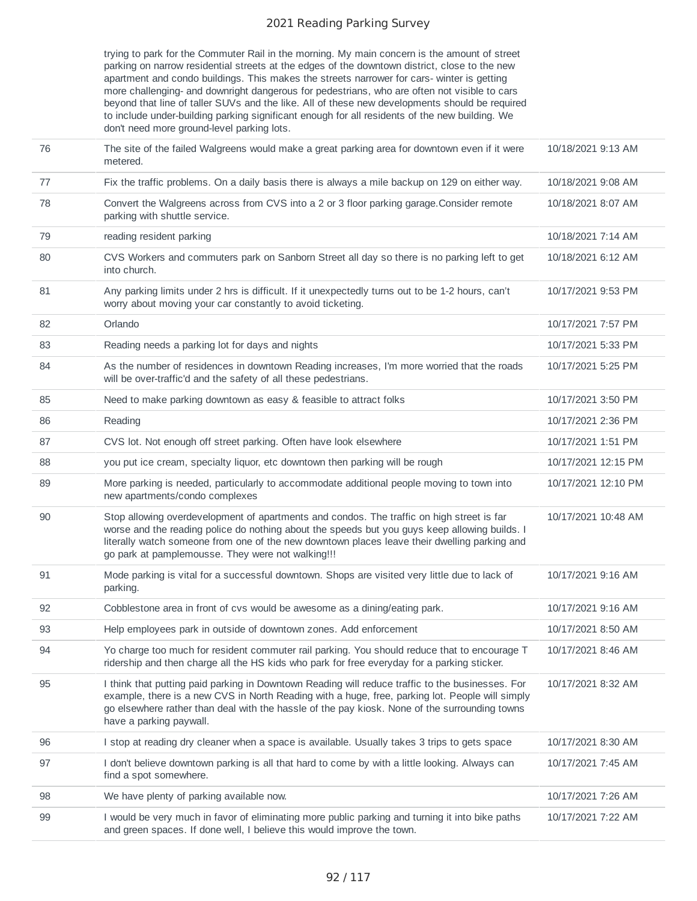| | | |
|---|---|---|
| | trying to park for the Commuter Rail in the morning. My main concern is the amount of street parking on narrow residential streets at the edges of the downtown district, close to the new apartment and condo buildings. This makes the streets narrower for cars- winter is getting more challenging- and downright dangerous for pedestrians, who are often not visible to cars beyond that line of taller SUVs and the like. All of these new developments should be required to include under-building parking significant enough for all residents of the new building. We don't need more ground-level parking lots. | |
| 76 | The site of the failed Walgreens would make a great parking area for downtown even if it were metered. | 10/18/2021 9:13 AM |
| 77 | Fix the traffic problems. On a daily basis there is always a mile backup on 129 on either way. | 10/18/2021 9:08 AM |
| 78 | Convert the Walgreens across from CVS into a 2 or 3 floor parking garage.Consider remote parking with shuttle service. | 10/18/2021 8:07 AM |
| 79 | reading resident parking | 10/18/2021 7:14 AM |
| 80 | CVS Workers and commuters park on Sanborn Street all day so there is no parking left to get into church. | 10/18/2021 6:12 AM |
| 81 | Any parking limits under 2 hrs is difficult. If it unexpectedly turns out to be 1-2 hours, can't worry about moving your car constantly to avoid ticketing. | 10/17/2021 9:53 PM |
| 82 | Orlando | 10/17/2021 7:57 PM |
| 83 | Reading needs a parking lot for days and nights | 10/17/2021 5:33 PM |
| 84 | As the number of residences in downtown Reading increases, I'm more worried that the roads will be over-traffic'd and the safety of all these pedestrians. | 10/17/2021 5:25 PM |
| 85 | Need to make parking downtown as easy & feasible to attract folks | 10/17/2021 3:50 PM |
| 86 | Reading | 10/17/2021 2:36 PM |
| 87 | CVS lot. Not enough off street parking. Often have look elsewhere | 10/17/2021 1:51 PM |
| 88 | you put ice cream, specialty liquor, etc downtown then parking will be rough | 10/17/2021 12:15 PM |
| 89 | More parking is needed, particularly to accommodate additional people moving to town into new apartments/condo complexes | 10/17/2021 12:10 PM |
| 90 | Stop allowing overdevelopment of apartments and condos. The traffic on high street is far worse and the reading police do nothing about the speeds but you guys keep allowing builds. I literally watch someone from one of the new downtown places leave their dwelling parking and go park at pamplemousse. They were not walking!!! | 10/17/2021 10:48 AM |
| 91 | Mode parking is vital for a successful downtown. Shops are visited very little due to lack of parking. | 10/17/2021 9:16 AM |
| 92 | Cobblestone area in front of cvs would be awesome as a dining/eating park. | 10/17/2021 9:16 AM |
| 93 | Help employees park in outside of downtown zones. Add enforcement | 10/17/2021 8:50 AM |
| 94 | Yo charge too much for resident commuter rail parking. You should reduce that to encourage T ridership and then charge all the HS kids who park for free everyday for a parking sticker. | 10/17/2021 8:46 AM |
| 95 | I think that putting paid parking in Downtown Reading will reduce traffic to the businesses. For example, there is a new CVS in North Reading with a huge, free, parking lot. People will simply go elsewhere rather than deal with the hassle of the pay kiosk. None of the surrounding towns have a parking paywall. | 10/17/2021 8:32 AM |
| 96 | I stop at reading dry cleaner when a space is available. Usually takes 3 trips to gets space | 10/17/2021 8:30 AM |
| 97 | I don't believe downtown parking is all that hard to come by with a little looking. Always can find a spot somewhere. | 10/17/2021 7:45 AM |
| 98 | We have plenty of parking available now. | 10/17/2021 7:26 AM |
| 99 | I would be very much in favor of eliminating more public parking and turning it into bike paths and green spaces. If done well, I believe this would improve the town. | 10/17/2021 7:22 AM |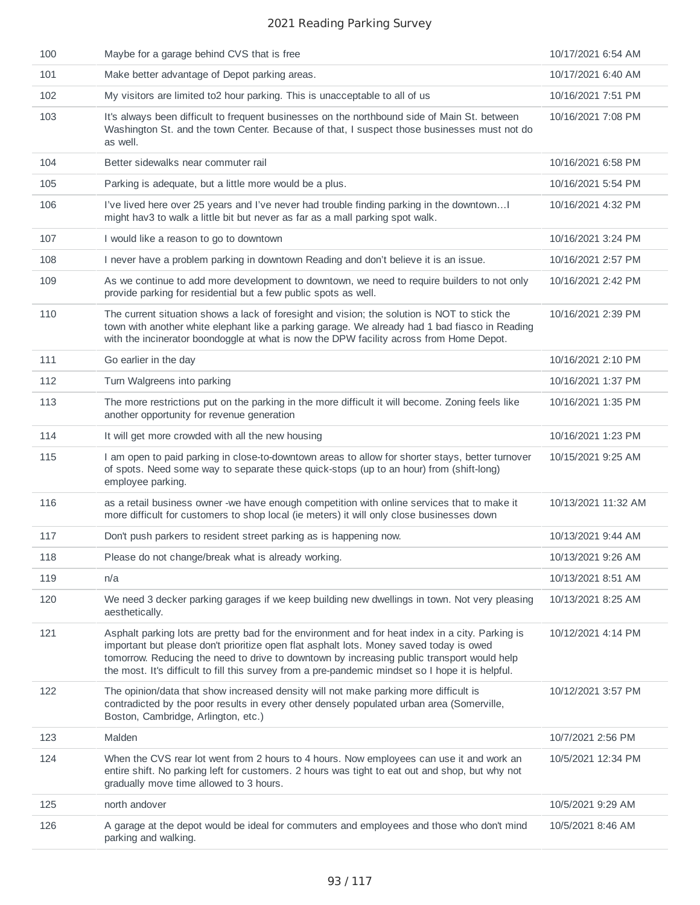| | | |
|---|---|---|
| 100 | Maybe for a garage behind CVS that is free | 10/17/2021 6:54 AM |
| 101 | Make better advantage of Depot parking areas. | 10/17/2021 6:40 AM |
| 102 | My visitors are limited to2 hour parking. This is unacceptable to all of us | 10/16/2021 7:51 PM |
| 103 | It's always been difficult to frequent businesses on the northbound side of Main St. between Washington St. and the town Center. Because of that, I suspect those businesses must not do as well. | 10/16/2021 7:08 PM |
| 104 | Better sidewalks near commuter rail | 10/16/2021 6:58 PM |
| 105 | Parking is adequate, but a little more would be a plus. | 10/16/2021 5:54 PM |
| 106 | I've lived here over 25 years and I've never had trouble finding parking in the downtown…I might hav3 to walk a little bit but never as far as a mall parking spot walk. | 10/16/2021 4:32 PM |
| 107 | I would like a reason to go to downtown | 10/16/2021 3:24 PM |
| 108 | I never have a problem parking in downtown Reading and don't believe it is an issue. | 10/16/2021 2:57 PM |
| 109 | As we continue to add more development to downtown, we need to require builders to not only provide parking for residential but a few public spots as well. | 10/16/2021 2:42 PM |
| 110 | The current situation shows a lack of foresight and vision; the solution is NOT to stick the town with another white elephant like a parking garage. We already had 1 bad fiasco in Reading with the incinerator boondoggle at what is now the DPW facility across from Home Depot. | 10/16/2021 2:39 PM |
| 111 | Go earlier in the day | 10/16/2021 2:10 PM |
| 112 | Turn Walgreens into parking | 10/16/2021 1:37 PM |
| 113 | The more restrictions put on the parking in the more difficult it will become. Zoning feels like another opportunity for revenue generation | 10/16/2021 1:35 PM |
| 114 | It will get more crowded with all the new housing | 10/16/2021 1:23 PM |
| 115 | I am open to paid parking in close-to-downtown areas to allow for shorter stays, better turnover of spots. Need some way to separate these quick-stops (up to an hour) from (shift-long) employee parking. | 10/15/2021 9:25 AM |
| 116 | as a retail business owner -we have enough competition with online services that to make it more difficult for customers to shop local (ie meters) it will only close businesses down | 10/13/2021 11:32 AM |
| 117 | Don't push parkers to resident street parking as is happening now. | 10/13/2021 9:44 AM |
| 118 | Please do not change/break what is already working. | 10/13/2021 9:26 AM |
| 119 | n/a | 10/13/2021 8:51 AM |
| 120 | We need 3 decker parking garages if we keep building new dwellings in town. Not very pleasing aesthetically. | 10/13/2021 8:25 AM |
| 121 | Asphalt parking lots are pretty bad for the environment and for heat index in a city. Parking is important but please don't prioritize open flat asphalt lots. Money saved today is owed tomorrow. Reducing the need to drive to downtown by increasing public transport would help the most. It's difficult to fill this survey from a pre-pandemic mindset so I hope it is helpful. | 10/12/2021 4:14 PM |
| 122 | The opinion/data that show increased density will not make parking more difficult is contradicted by the poor results in every other densely populated urban area (Somerville, Boston, Cambridge, Arlington, etc.) | 10/12/2021 3:57 PM |
| 123 | Malden | 10/7/2021 2:56 PM |
| 124 | When the CVS rear lot went from 2 hours to 4 hours. Now employees can use it and work an entire shift. No parking left for customers. 2 hours was tight to eat out and shop, but why not gradually move time allowed to 3 hours. | 10/5/2021 12:34 PM |
| 125 | north andover | 10/5/2021 9:29 AM |
| 126 | A garage at the depot would be ideal for commuters and employees and those who don't mind parking and walking. | 10/5/2021 8:46 AM |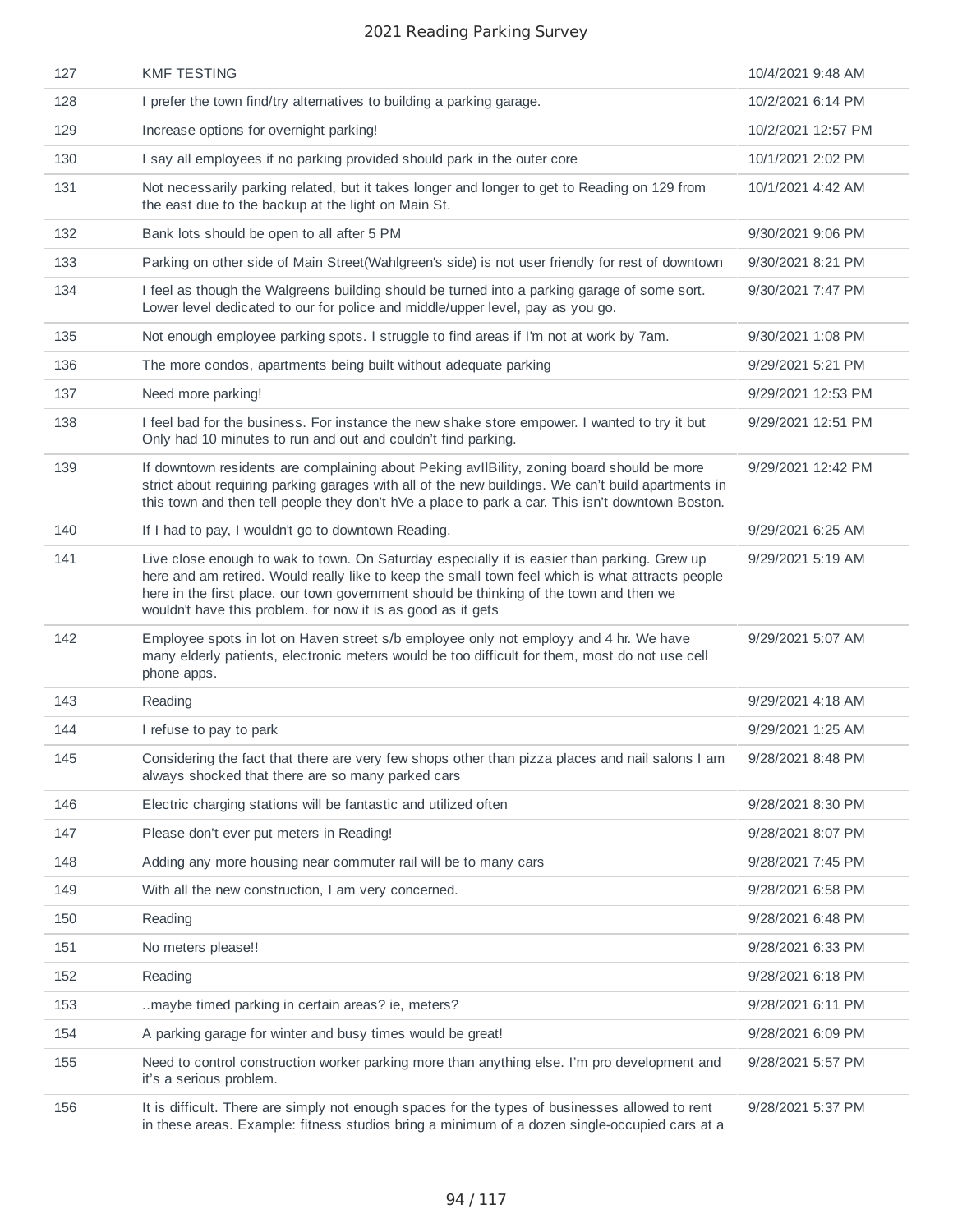| 127 | KMF TESTING | 10/4/2021 9:48 AM |
|---|---|---|
| 128 | I prefer the town find/try alternatives to building a parking garage. | 10/2/2021 6:14 PM |
| 129 | Increase options for overnight parking! | 10/2/2021 12:57 PM |
| 130 | I say all employees if no parking provided should park in the outer core | 10/1/2021 2:02 PM |
| 131 | Not necessarily parking related, but it takes longer and longer to get to Reading on 129 from the east due to the backup at the light on Main St. | 10/1/2021 4:42 AM |
| 132 | Bank lots should be open to all after 5 PM | 9/30/2021 9:06 PM |
| 133 | Parking on other side of Main Street(Wahlgreen's side) is not user friendly for rest of downtown | 9/30/2021 8:21 PM |
| 134 | I feel as though the Walgreens building should be turned into a parking garage of some sort. Lower level dedicated to our for police and middle/upper level, pay as you go. | 9/30/2021 7:47 PM |
| 135 | Not enough employee parking spots. I struggle to find areas if I'm not at work by 7am. | 9/30/2021 1:08 PM |
| 136 | The more condos, apartments being built without adequate parking | 9/29/2021 5:21 PM |
| 137 | Need more parking! | 9/29/2021 12:53 PM |
| 138 | I feel bad for the business. For instance the new shake store empower. I wanted to try it but Only had 10 minutes to run and out and couldn't find parking. | 9/29/2021 12:51 PM |
| 139 | If downtown residents are complaining about Peking avIlBility, zoning board should be more strict about requiring parking garages with all of the new buildings. We can't build apartments in this town and then tell people they don't hVe a place to park a car. This isn't downtown Boston. | 9/29/2021 12:42 PM |
| 140 | If I had to pay, I wouldn't go to downtown Reading. | 9/29/2021 6:25 AM |
| 141 | Live close enough to wak to town. On Saturday especially it is easier than parking. Grew up here and am retired. Would really like to keep the small town feel which is what attracts people here in the first place. our town government should be thinking of the town and then we wouldn't have this problem. for now it is as good as it gets | 9/29/2021 5:19 AM |
| 142 | Employee spots in lot on Haven street s/b employee only not employy and 4 hr. We have many elderly patients, electronic meters would be too difficult for them, most do not use cell phone apps. | 9/29/2021 5:07 AM |
| 143 | Reading | 9/29/2021 4:18 AM |
| 144 | I refuse to pay to park | 9/29/2021 1:25 AM |
| 145 | Considering the fact that there are very few shops other than pizza places and nail salons I am always shocked that there are so many parked cars | 9/28/2021 8:48 PM |
| 146 | Electric charging stations will be fantastic and utilized often | 9/28/2021 8:30 PM |
| 147 | Please don't ever put meters in Reading! | 9/28/2021 8:07 PM |
| 148 | Adding any more housing near commuter rail will be to many cars | 9/28/2021 7:45 PM |
| 149 | With all the new construction, I am very concerned. | 9/28/2021 6:58 PM |
| 150 | Reading | 9/28/2021 6:48 PM |
| 151 | No meters please!! | 9/28/2021 6:33 PM |
| 152 | Reading | 9/28/2021 6:18 PM |
| 153 | ..maybe timed parking in certain areas? ie, meters? | 9/28/2021 6:11 PM |
| 154 | A parking garage for winter and busy times would be great! | 9/28/2021 6:09 PM |
| 155 | Need to control construction worker parking more than anything else. I'm pro development and it's a serious problem. | 9/28/2021 5:57 PM |
| 156 | It is difficult. There are simply not enough spaces for the types of businesses allowed to rent in these areas. Example: fitness studios bring a minimum of a dozen single-occupied cars at a | 9/28/2021 5:37 PM |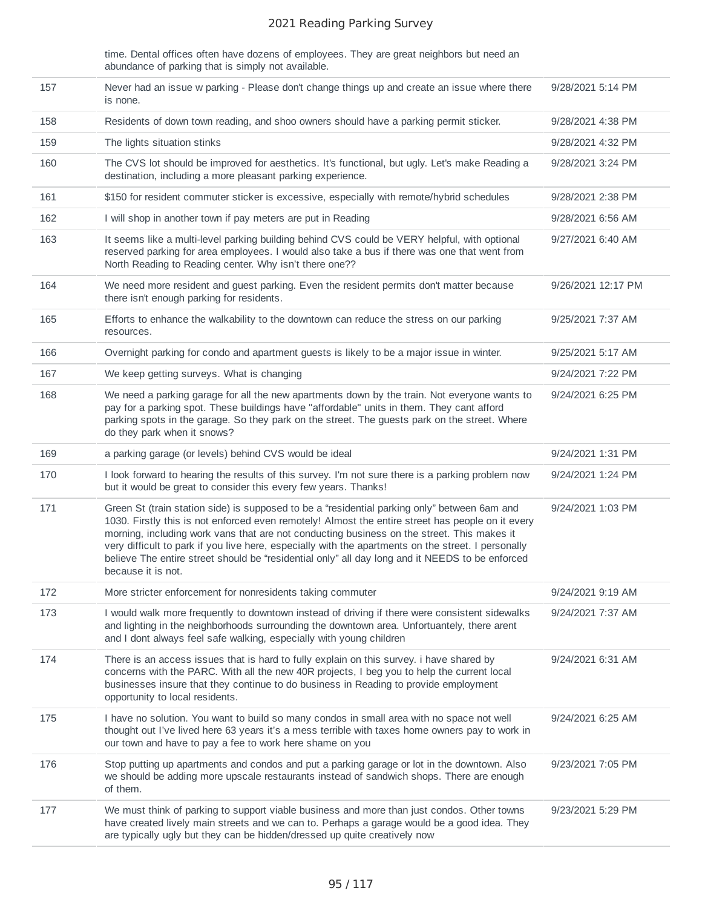| | | |
|---|---|---|
| | time. Dental offices often have dozens of employees. They are great neighbors but need an abundance of parking that is simply not available. | |
| 157 | Never had an issue w parking - Please don't change things up and create an issue where there is none. | 9/28/2021 5:14 PM |
| 158 | Residents of down town reading, and shoo owners should have a parking permit sticker. | 9/28/2021 4:38 PM |
| 159 | The lights situation stinks | 9/28/2021 4:32 PM |
| 160 | The CVS lot should be improved for aesthetics. It's functional, but ugly. Let's make Reading a destination, including a more pleasant parking experience. | 9/28/2021 3:24 PM |
| 161 | $150 for resident commuter sticker is excessive, especially with remote/hybrid schedules | 9/28/2021 2:38 PM |
| 162 | I will shop in another town if pay meters are put in Reading | 9/28/2021 6:56 AM |
| 163 | It seems like a multi-level parking building behind CVS could be VERY helpful, with optional reserved parking for area employees. I would also take a bus if there was one that went from North Reading to Reading center. Why isn't there one?? | 9/27/2021 6:40 AM |
| 164 | We need more resident and guest parking. Even the resident permits don't matter because there isn't enough parking for residents. | 9/26/2021 12:17 PM |
| 165 | Efforts to enhance the walkability to the downtown can reduce the stress on our parking resources. | 9/25/2021 7:37 AM |
| 166 | Overnight parking for condo and apartment guests is likely to be a major issue in winter. | 9/25/2021 5:17 AM |
| 167 | We keep getting surveys. What is changing | 9/24/2021 7:22 PM |
| 168 | We need a parking garage for all the new apartments down by the train. Not everyone wants to pay for a parking spot. These buildings have "affordable" units in them. They cant afford parking spots in the garage. So they park on the street. The guests park on the street. Where do they park when it snows? | 9/24/2021 6:25 PM |
| 169 | a parking garage (or levels) behind CVS would be ideal | 9/24/2021 1:31 PM |
| 170 | I look forward to hearing the results of this survey. I'm not sure there is a parking problem now but it would be great to consider this every few years. Thanks! | 9/24/2021 1:24 PM |
| 171 | Green St (train station side) is supposed to be a "residential parking only" between 6am and 1030. Firstly this is not enforced even remotely! Almost the entire street has people on it every morning, including work vans that are not conducting business on the street. This makes it very difficult to park if you live here, especially with the apartments on the street. I personally believe The entire street should be "residential only" all day long and it NEEDS to be enforced because it is not. | 9/24/2021 1:03 PM |
| 172 | More stricter enforcement for nonresidents taking commuter | 9/24/2021 9:19 AM |
| 173 | I would walk more frequently to downtown instead of driving if there were consistent sidewalks and lighting in the neighborhoods surrounding the downtown area. Unfortiuantely, there arent and I dont always feel safe walking, especially with young children | 9/24/2021 7:37 AM |
| 174 | There is an access issues that is hard to fully explain on this survey. i have shared by concerns with the PARC. With all the new 40R projects, I beg you to help the current local businesses insure that they continue to do business in Reading to provide employment opportunity to local residents. | 9/24/2021 6:31 AM |
| 175 | I have no solution. You want to build so many condos in small area with no space not well thought out I've lived here 63 years it's a mess terrible with taxes home owners pay to work in our town and have to pay a fee to work here shame on you | 9/24/2021 6:25 AM |
| 176 | Stop putting up apartments and condos and put a parking garage or lot in the downtown. Also we should be adding more upscale restaurants instead of sandwich shops. There are enough of them. | 9/23/2021 7:05 PM |
| 177 | We must think of parking to support viable business and more than just condos. Other towns have created lively main streets and we can to. Perhaps a garage would be a good idea. They are typically ugly but they can be hidden/dressed up quite creatively now | 9/23/2021 5:29 PM |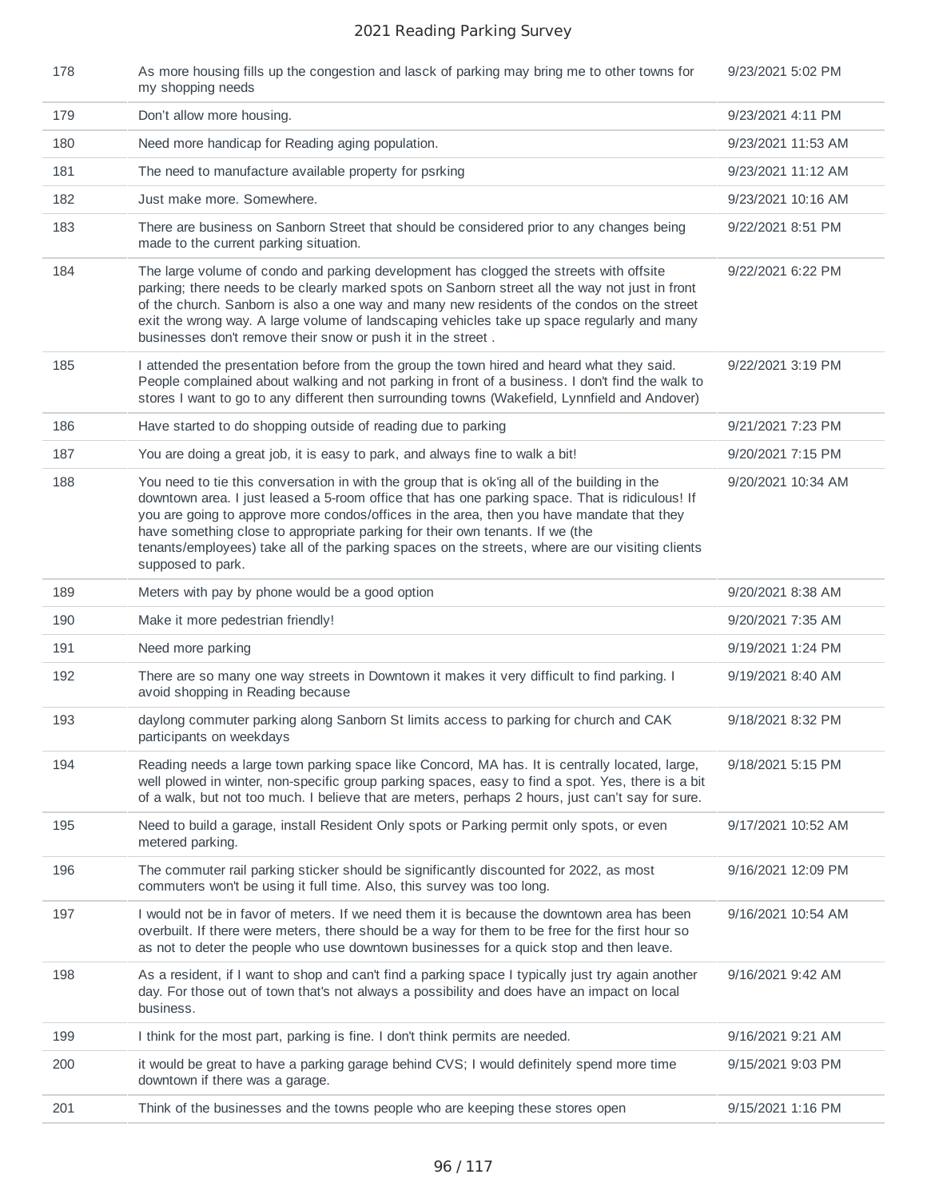| | | |
|---|---|---|
| 178 | As more housing fills up the congestion and lasck of parking may bring me to other towns for my shopping needs | 9/23/2021 5:02 PM |
| 179 | Don't allow more housing. | 9/23/2021 4:11 PM |
| 180 | Need more handicap for Reading aging population. | 9/23/2021 11:53 AM |
| 181 | The need to manufacture available property for psrking | 9/23/2021 11:12 AM |
| 182 | Just make more. Somewhere. | 9/23/2021 10:16 AM |
| 183 | There are business on Sanborn Street that should be considered prior to any changes being made to the current parking situation. | 9/22/2021 8:51 PM |
| 184 | The large volume of condo and parking development has clogged the streets with offsite parking; there needs to be clearly marked spots on Sanborn street all the way not just in front of the church. Sanborn is also a one way and many new residents of the condos on the street exit the wrong way. A large volume of landscaping vehicles take up space regularly and many businesses don't remove their snow or push it in the street . | 9/22/2021 6:22 PM |
| 185 | I attended the presentation before from the group the town hired and heard what they said. People complained about walking and not parking in front of a business. I don't find the walk to stores I want to go to any different then surrounding towns (Wakefield, Lynnfield and Andover) | 9/22/2021 3:19 PM |
| 186 | Have started to do shopping outside of reading due to parking | 9/21/2021 7:23 PM |
| 187 | You are doing a great job, it is easy to park, and always fine to walk a bit! | 9/20/2021 7:15 PM |
| 188 | You need to tie this conversation in with the group that is ok'ing all of the building in the downtown area. I just leased a 5-room office that has one parking space. That is ridiculous! If you are going to approve more condos/offices in the area, then you have mandate that they have something close to appropriate parking for their own tenants. If we (the tenants/employees) take all of the parking spaces on the streets, where are our visiting clients supposed to park. | 9/20/2021 10:34 AM |
| 189 | Meters with pay by phone would be a good option | 9/20/2021 8:38 AM |
| 190 | Make it more pedestrian friendly! | 9/20/2021 7:35 AM |
| 191 | Need more parking | 9/19/2021 1:24 PM |
| 192 | There are so many one way streets in Downtown it makes it very difficult to find parking. I avoid shopping in Reading because | 9/19/2021 8:40 AM |
| 193 | daylong commuter parking along Sanborn St limits access to parking for church and CAK participants on weekdays | 9/18/2021 8:32 PM |
| 194 | Reading needs a large town parking space like Concord, MA has. It is centrally located, large, well plowed in winter, non-specific group parking spaces, easy to find a spot. Yes, there is a bit of a walk, but not too much. I believe that are meters, perhaps 2 hours, just can't say for sure. | 9/18/2021 5:15 PM |
| 195 | Need to build a garage, install Resident Only spots or Parking permit only spots, or even metered parking. | 9/17/2021 10:52 AM |
| 196 | The commuter rail parking sticker should be significantly discounted for 2022, as most commuters won't be using it full time. Also, this survey was too long. | 9/16/2021 12:09 PM |
| 197 | I would not be in favor of meters. If we need them it is because the downtown area has been overbuilt. If there were meters, there should be a way for them to be free for the first hour so as not to deter the people who use downtown businesses for a quick stop and then leave. | 9/16/2021 10:54 AM |
| 198 | As a resident, if I want to shop and can't find a parking space I typically just try again another day. For those out of town that's not always a possibility and does have an impact on local business. | 9/16/2021 9:42 AM |
| 199 | I think for the most part, parking is fine. I don't think permits are needed. | 9/16/2021 9:21 AM |
| 200 | it would be great to have a parking garage behind CVS; I would definitely spend more time downtown if there was a garage. | 9/15/2021 9:03 PM |
| 201 | Think of the businesses and the towns people who are keeping these stores open | 9/15/2021 1:16 PM |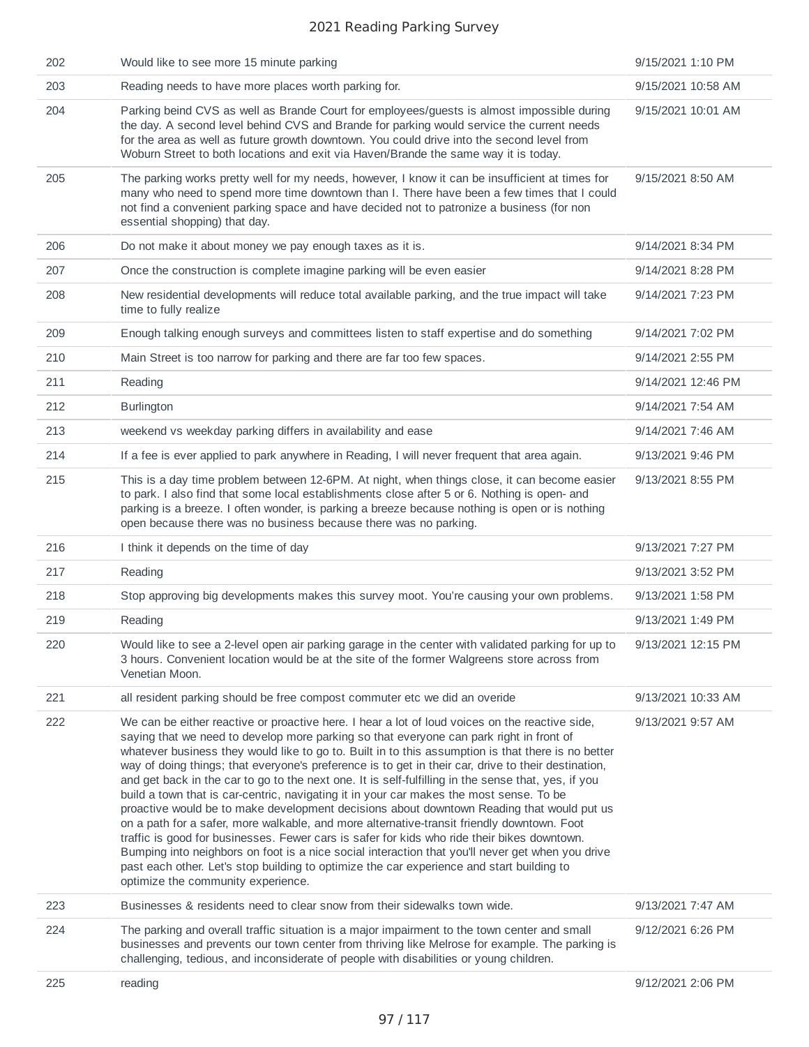| | | |
|---|---|---|
| 202 | Would like to see more 15 minute parking | 9/15/2021 1:10 PM |
| 203 | Reading needs to have more places worth parking for. | 9/15/2021 10:58 AM |
| 204 | Parking beind CVS as well as Brande Court for employees/guests is almost impossible during the day. A second level behind CVS and Brande for parking would service the current needs for the area as well as future growth downtown. You could drive into the second level from Woburn Street to both locations and exit via Haven/Brande the same way it is today. | 9/15/2021 10:01 AM |
| 205 | The parking works pretty well for my needs, however, I know it can be insufficient at times for many who need to spend more time downtown than I. There have been a few times that I could not find a convenient parking space and have decided not to patronize a business (for non essential shopping) that day. | 9/15/2021 8:50 AM |
| 206 | Do not make it about money we pay enough taxes as it is. | 9/14/2021 8:34 PM |
| 207 | Once the construction is complete imagine parking will be even easier | 9/14/2021 8:28 PM |
| 208 | New residential developments will reduce total available parking, and the true impact will take time to fully realize | 9/14/2021 7:23 PM |
| 209 | Enough talking enough surveys and committees listen to staff expertise and do something | 9/14/2021 7:02 PM |
| 210 | Main Street is too narrow for parking and there are far too few spaces. | 9/14/2021 2:55 PM |
| 211 | Reading | 9/14/2021 12:46 PM |
| 212 | Burlington | 9/14/2021 7:54 AM |
| 213 | weekend vs weekday parking differs in availability and ease | 9/14/2021 7:46 AM |
| 214 | If a fee is ever applied to park anywhere in Reading, I will never frequent that area again. | 9/13/2021 9:46 PM |
| 215 | This is a day time problem between 12-6PM. At night, when things close, it can become easier to park. I also find that some local establishments close after 5 or 6. Nothing is open- and parking is a breeze. I often wonder, is parking a breeze because nothing is open or is nothing open because there was no business because there was no parking. | 9/13/2021 8:55 PM |
| 216 | I think it depends on the time of day | 9/13/2021 7:27 PM |
| 217 | Reading | 9/13/2021 3:52 PM |
| 218 | Stop approving big developments makes this survey moot. You're causing your own problems. | 9/13/2021 1:58 PM |
| 219 | Reading | 9/13/2021 1:49 PM |
| 220 | Would like to see a 2-level open air parking garage in the center with validated parking for up to 3 hours. Convenient location would be at the site of the former Walgreens store across from Venetian Moon. | 9/13/2021 12:15 PM |
| 221 | all resident parking should be free compost commuter etc we did an overide | 9/13/2021 10:33 AM |
| 222 | We can be either reactive or proactive here. I hear a lot of loud voices on the reactive side, saying that we need to develop more parking so that everyone can park right in front of whatever business they would like to go to. Built in to this assumption is that there is no better way of doing things; that everyone's preference is to get in their car, drive to their destination, and get back in the car to go to the next one. It is self-fulfilling in the sense that, yes, if you build a town that is car-centric, navigating it in your car makes the most sense. To be proactive would be to make development decisions about downtown Reading that would put us on a path for a safer, more walkable, and more alternative-transit friendly downtown. Foot traffic is good for businesses. Fewer cars is safer for kids who ride their bikes downtown. Bumping into neighbors on foot is a nice social interaction that you'll never get when you drive past each other. Let's stop building to optimize the car experience and start building to optimize the community experience. | 9/13/2021 9:57 AM |
| 223 | Businesses & residents need to clear snow from their sidewalks town wide. | 9/13/2021 7:47 AM |
| 224 | The parking and overall traffic situation is a major impairment to the town center and small businesses and prevents our town center from thriving like Melrose for example. The parking is challenging, tedious, and inconsiderate of people with disabilities or young children. | 9/12/2021 6:26 PM |
| 225 | reading | 9/12/2021 2:06 PM |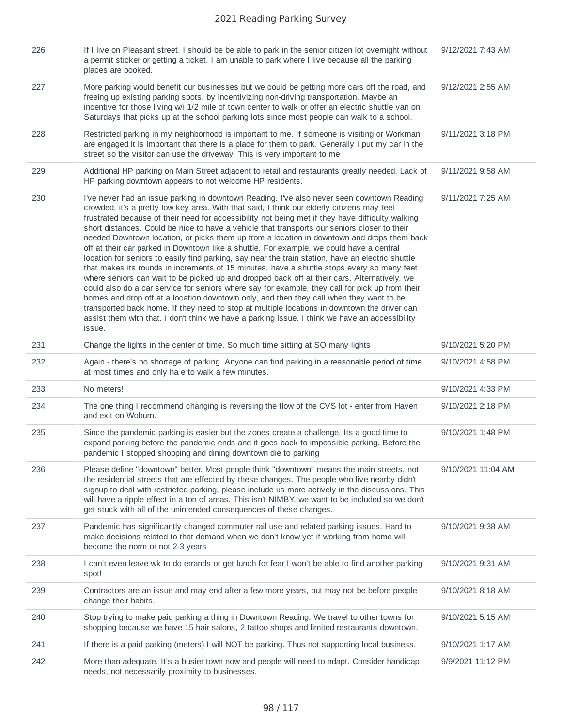| | | |
|---|---|---|
| 226 | If I live on Pleasant street, I should be be able to park in the senior citizen lot overnight without a permit sticker or getting a ticket. I am unable to park where I live because all the parking places are booked. | 9/12/2021 7:43 AM |
| 227 | More parking would benefit our businesses but we could be getting more cars off the road, and freeing up existing parking spots, by incentivizing non-driving transportation. Maybe an incentive for those living w/i 1/2 mile of town center to walk or offer an electric shuttle van on Saturdays that picks up at the school parking lots since most people can walk to a school. | 9/12/2021 2:55 AM |
| 228 | Restricted parking in my neighborhood is important to me. If someone is visiting or Workman are engaged it is important that there is a place for them to park. Generally I put my car in the street so the visitor can use the driveway. This is very important to me | 9/11/2021 3:18 PM |
| 229 | Additional HP parking on Main Street adjacent to retail and restaurants greatly needed. Lack of HP parking downtown appears to not welcome HP residents. | 9/11/2021 9:58 AM |
| 230 | I've never had an issue parking in downtown Reading. I've also never seen downtown Reading crowded, it's a pretty low key area. With that said, I think our elderly citizens may feel frustrated because of their need for accessibility not being met if they have difficulty walking short distances. Could be nice to have a vehicle that transports our seniors closer to their needed Downtown location, or picks them up from a location in downtown and drops them back off at their car parked in Downtown like a shuttle. For example, we could have a central location for seniors to easily find parking, say near the train station, have an electric shuttle that makes its rounds in increments of 15 minutes, have a shuttle stops every so many feet where seniors can wait to be picked up and dropped back off at their cars. Alternatively, we could also do a car service for seniors where say for example, they call for pick up from their homes and drop off at a location downtown only, and then they call when they want to be transported back home. If they need to stop at multiple locations in downtown the driver can assist them with that. I don't think we have a parking issue. I think we have an accessibility issue. | 9/11/2021 7:25 AM |
| 231 | Change the lights in the center of time. So much time sitting at SO many lights | 9/10/2021 5:20 PM |
| 232 | Again - there's no shortage of parking. Anyone can find parking in a reasonable period of time at most times and only ha e to walk a few minutes. | 9/10/2021 4:58 PM |
| 233 | No meters! | 9/10/2021 4:33 PM |
| 234 | The one thing I recommend changing is reversing the flow of the CVS lot - enter from Haven and exit on Woburn. | 9/10/2021 2:18 PM |
| 235 | Since the pandemic parking is easier but the zones create a challenge. Its a good time to expand parking before the pandemic ends and it goes back to impossible parking. Before the pandemic I stopped shopping and dining downtown die to parking | 9/10/2021 1:48 PM |
| 236 | Please define "downtown" better. Most people think "downtown" means the main streets, not the residential streets that are effected by these changes. The people who live nearby didn't signup to deal with restricted parking, please include us more actively in the discussions. This will have a ripple effect in a ton of areas. This isn't NIMBY, we want to be included so we don't get stuck with all of the unintended consequences of these changes. | 9/10/2021 11:04 AM |
| 237 | Pandemic has significantly changed commuter rail use and related parking issues. Hard to make decisions related to that demand when we don't know yet if working from home will become the norm or not 2-3 years | 9/10/2021 9:38 AM |
| 238 | I can't even leave wk to do errands or get lunch for fear I won't be able to find another parking spot! | 9/10/2021 9:31 AM |
| 239 | Contractors are an issue and may end after a few more years, but may not be before people change their habits. | 9/10/2021 8:18 AM |
| 240 | Stop trying to make paid parking a thing in Downtown Reading. We travel to other towns for shopping because we have 15 hair salons, 2 tattoo shops and limited restaurants downtown. | 9/10/2021 5:15 AM |
| 241 | If there is a paid parking (meters) I will NOT be parking. Thus not supporting local business. | 9/10/2021 1:17 AM |
| 242 | More than adequate. It's a busier town now and people will need to adapt. Consider handicap needs, not necessarily proximity to businesses. | 9/9/2021 11:12 PM |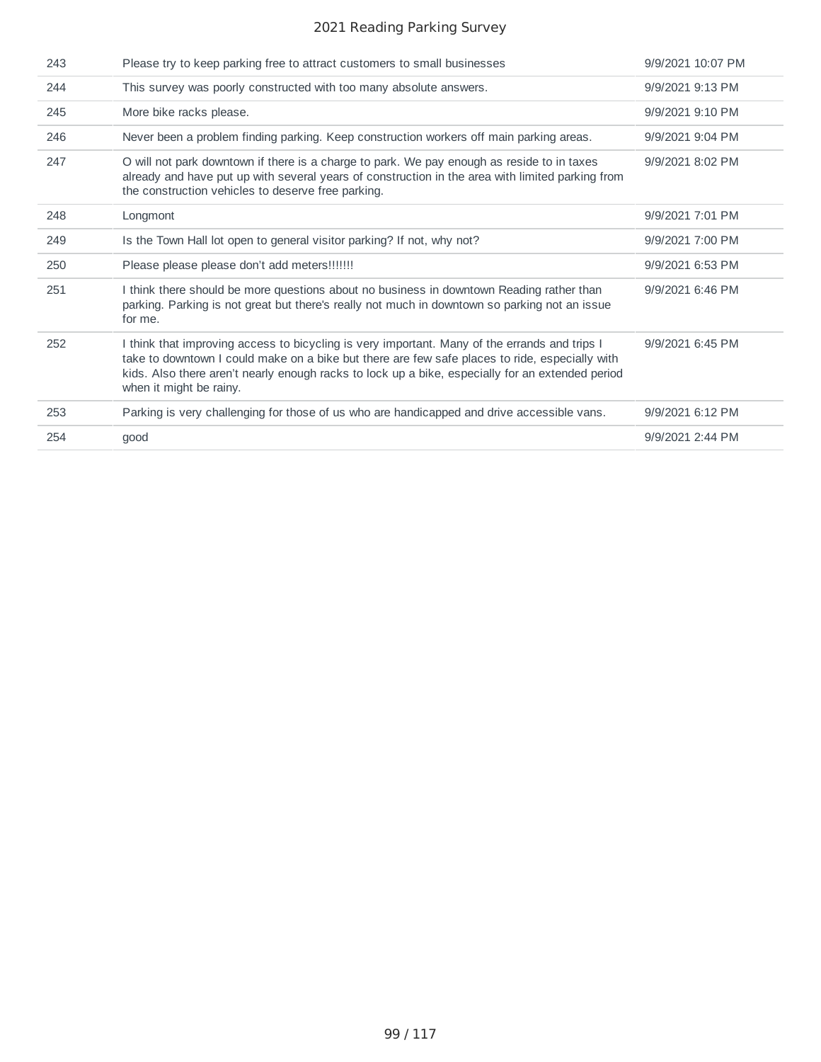| | | |
|---|---|---|
| 243 | Please try to keep parking free to attract customers to small businesses | 9/9/2021 10:07 PM |
| 244 | This survey was poorly constructed with too many absolute answers. | 9/9/2021 9:13 PM |
| 245 | More bike racks please. | 9/9/2021 9:10 PM |
| 246 | Never been a problem finding parking. Keep construction workers off main parking areas. | 9/9/2021 9:04 PM |
| 247 | O will not park downtown if there is a charge to park. We pay enough as reside to in taxes already and have put up with several years of construction in the area with limited parking from the construction vehicles to deserve free parking. | 9/9/2021 8:02 PM |
| 248 | Longmont | 9/9/2021 7:01 PM |
| 249 | Is the Town Hall lot open to general visitor parking? If not, why not? | 9/9/2021 7:00 PM |
| 250 | Please please please don't add meters!!!!!!! | 9/9/2021 6:53 PM |
| 251 | I think there should be more questions about no business in downtown Reading rather than parking. Parking is not great but there's really not much in downtown so parking not an issue for me. | 9/9/2021 6:46 PM |
| 252 | I think that improving access to bicycling is very important. Many of the errands and trips I take to downtown I could make on a bike but there are few safe places to ride, especially with kids. Also there aren't nearly enough racks to lock up a bike, especially for an extended period when it might be rainy. | 9/9/2021 6:45 PM |
| 253 | Parking is very challenging for those of us who are handicapped and drive accessible vans. | 9/9/2021 6:12 PM |
| 254 | good | 9/9/2021 2:44 PM |